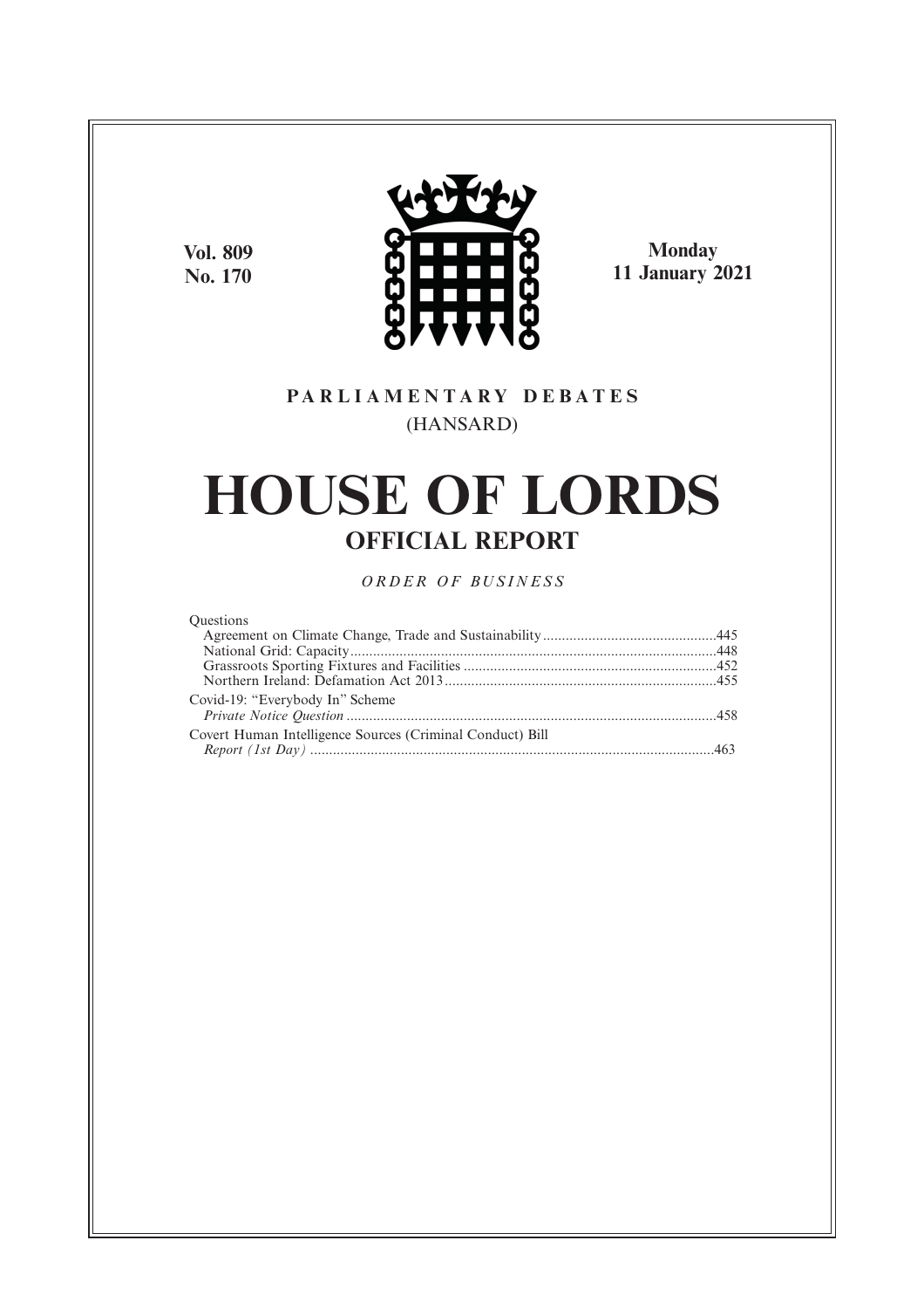Vol. 809
No. 170

Monday
11 January 2021

**PARLIAMENTARY DEBATES**
(HANSARD)

# HOUSE OF LORDS

## OFFICIAL REPORT

*ORDER OF BUSINESS*

Questions
- Agreement on Climate Change, Trade and Sustainability .......... 445
- National Grid: Capacity .......... 448
- Grassroots Sporting Fixtures and Facilities .......... 452
- Northern Ireland: Defamation Act 2013 .......... 455

Covid-19: "Everybody In" Scheme
- *Private Notice Question* .......... 458

Covert Human Intelligence Sources (Criminal Conduct) Bill
- *Report (1st Day)* .......... 463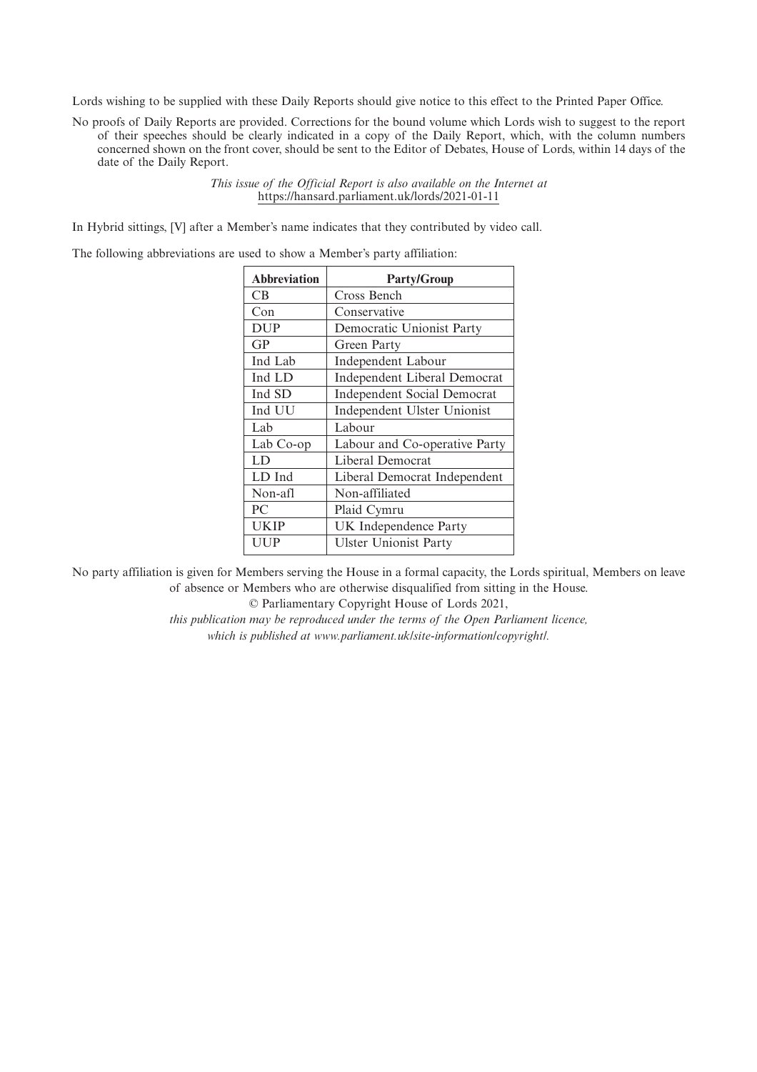Lords wishing to be supplied with these Daily Reports should give notice to this effect to the Printed Paper Office.

No proofs of Daily Reports are provided. Corrections for the bound volume which Lords wish to suggest to the report of their speeches should be clearly indicated in a copy of the Daily Report, which, with the column numbers concerned shown on the front cover, should be sent to the Editor of Debates, House of Lords, within 14 days of the date of the Daily Report.

*This issue of the Official Report is also available on the Internet at* https://hansard.parliament.uk/lords/2021-01-11

In Hybrid sittings, [V] after a Member's name indicates that they contributed by video call.

The following abbreviations are used to show a Member's party affiliation:

| Abbreviation | Party/Group |
|---|---|
| CB | Cross Bench |
| Con | Conservative |
| DUP | Democratic Unionist Party |
| GP | Green Party |
| Ind Lab | Independent Labour |
| Ind LD | Independent Liberal Democrat |
| Ind SD | Independent Social Democrat |
| Ind UU | Independent Ulster Unionist |
| Lab | Labour |
| Lab Co-op | Labour and Co-operative Party |
| LD | Liberal Democrat |
| LD Ind | Liberal Democrat Independent |
| Non-afl | Non-affiliated |
| PC | Plaid Cymru |
| UKIP | UK Independence Party |
| UUP | Ulster Unionist Party |

No party affiliation is given for Members serving the House in a formal capacity, the Lords spiritual, Members on leave of absence or Members who are otherwise disqualified from sitting in the House.

© Parliamentary Copyright House of Lords 2021,

*this publication may be reproduced under the terms of the Open Parliament licence, which is published at www.parliament.uk/site-information/copyright/.*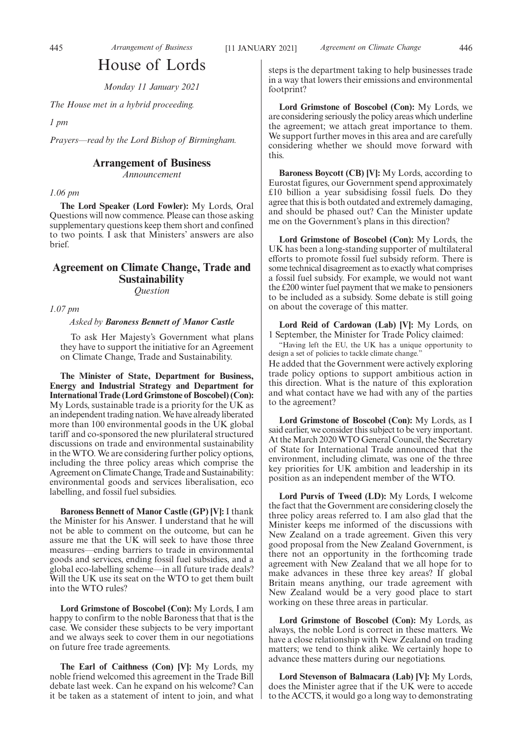# House of Lords

*Monday 11 January 2021*

*The House met in a hybrid proceeding.*

*1 pm*

*Prayers—read by the Lord Bishop of Birmingham.*

## Arrangement of Business

*Announcement*

*1.06 pm*

**The Lord Speaker (Lord Fowler):** My Lords, Oral Questions will now commence. Please can those asking supplementary questions keep them short and confined to two points. I ask that Ministers' answers are also brief.

## Agreement on Climate Change, Trade and Sustainability

*Question*

*1.07 pm*

*Asked by* ***Baroness Bennett of Manor Castle***

To ask Her Majesty's Government what plans they have to support the initiative for an Agreement on Climate Change, Trade and Sustainability.

**The Minister of State, Department for Business, Energy and Industrial Strategy and Department for International Trade (Lord Grimstone of Boscobel) (Con):** My Lords, sustainable trade is a priority for the UK as an independent trading nation. We have already liberated more than 100 environmental goods in the UK global tariff and co-sponsored the new plurilateral structured discussions on trade and environmental sustainability in the WTO. We are considering further policy options, including the three policy areas which comprise the Agreement on Climate Change, Trade and Sustainability: environmental goods and services liberalisation, eco labelling, and fossil fuel subsidies.

**Baroness Bennett of Manor Castle (GP) [V]:** I thank the Minister for his Answer. I understand that he will not be able to comment on the outcome, but can he assure me that the UK will seek to have those three measures—ending barriers to trade in environmental goods and services, ending fossil fuel subsidies, and a global eco-labelling scheme—in all future trade deals? Will the UK use its seat on the WTO to get them built into the WTO rules?

**Lord Grimstone of Boscobel (Con):** My Lords, I am happy to confirm to the noble Baroness that that is the case. We consider these subjects to be very important and we always seek to cover them in our negotiations on future free trade agreements.

**The Earl of Caithness (Con) [V]:** My Lords, my noble friend welcomed this agreement in the Trade Bill debate last week. Can he expand on his welcome? Can it be taken as a statement of intent to join, and what steps is the department taking to help businesses trade in a way that lowers their emissions and environmental footprint?

**Lord Grimstone of Boscobel (Con):** My Lords, we are considering seriously the policy areas which underline the agreement; we attach great importance to them. We support further moves in this area and are carefully considering whether we should move forward with this.

**Baroness Boycott (CB) [V]:** My Lords, according to Eurostat figures, our Government spend approximately £10 billion a year subsidising fossil fuels. Do they agree that this is both outdated and extremely damaging, and should be phased out? Can the Minister update me on the Government's plans in this direction?

**Lord Grimstone of Boscobel (Con):** My Lords, the UK has been a long-standing supporter of multilateral efforts to promote fossil fuel subsidy reform. There is some technical disagreement as to exactly what comprises a fossil fuel subsidy. For example, we would not want the £200 winter fuel payment that we make to pensioners to be included as a subsidy. Some debate is still going on about the coverage of this matter.

**Lord Reid of Cardowan (Lab) [V]:** My Lords, on 1 September, the Minister for Trade Policy claimed:

"Having left the EU, the UK has a unique opportunity to design a set of policies to tackle climate change."

He added that the Government were actively exploring trade policy options to support ambitious action in this direction. What is the nature of this exploration and what contact have we had with any of the parties to the agreement?

**Lord Grimstone of Boscobel (Con):** My Lords, as I said earlier, we consider this subject to be very important. At the March 2020 WTO General Council, the Secretary of State for International Trade announced that the environment, including climate, was one of the three key priorities for UK ambition and leadership in its position as an independent member of the WTO.

**Lord Purvis of Tweed (LD):** My Lords, I welcome the fact that the Government are considering closely the three policy areas referred to. I am also glad that the Minister keeps me informed of the discussions with New Zealand on a trade agreement. Given this very good proposal from the New Zealand Government, is there not an opportunity in the forthcoming trade agreement with New Zealand that we all hope for to make advances in these three key areas? If global Britain means anything, our trade agreement with New Zealand would be a very good place to start working on these three areas in particular.

**Lord Grimstone of Boscobel (Con):** My Lords, as always, the noble Lord is correct in these matters. We have a close relationship with New Zealand on trading matters; we tend to think alike. We certainly hope to advance these matters during our negotiations.

**Lord Stevenson of Balmacara (Lab) [V]:** My Lords, does the Minister agree that if the UK were to accede to the ACCTS, it would go a long way to demonstrating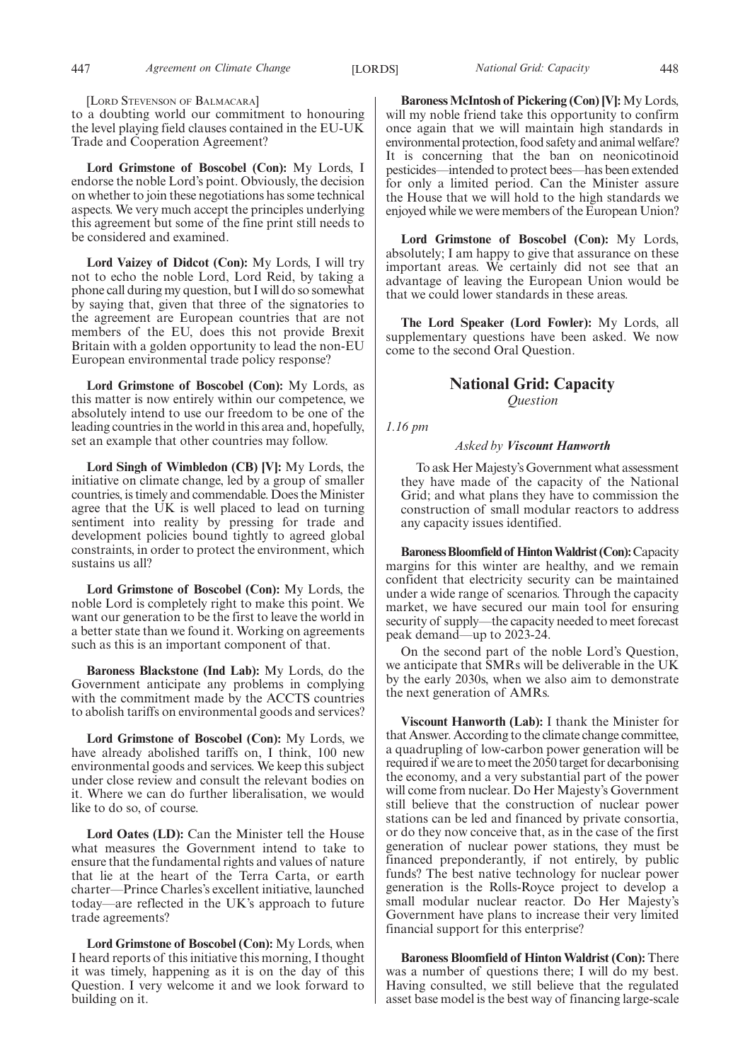[LORD STEVENSON OF BALMACARA]

to a doubting world our commitment to honouring the level playing field clauses contained in the EU-UK Trade and Cooperation Agreement?

**Lord Grimstone of Boscobel (Con):** My Lords, I endorse the noble Lord's point. Obviously, the decision on whether to join these negotiations has some technical aspects. We very much accept the principles underlying this agreement but some of the fine print still needs to be considered and examined.

**Lord Vaizey of Didcot (Con):** My Lords, I will try not to echo the noble Lord, Lord Reid, by taking a phone call during my question, but I will do so somewhat by saying that, given that three of the signatories to the agreement are European countries that are not members of the EU, does this not provide Brexit Britain with a golden opportunity to lead the non-EU European environmental trade policy response?

**Lord Grimstone of Boscobel (Con):** My Lords, as this matter is now entirely within our competence, we absolutely intend to use our freedom to be one of the leading countries in the world in this area and, hopefully, set an example that other countries may follow.

**Lord Singh of Wimbledon (CB) [V]:** My Lords, the initiative on climate change, led by a group of smaller countries, is timely and commendable. Does the Minister agree that the UK is well placed to lead on turning sentiment into reality by pressing for trade and development policies bound tightly to agreed global constraints, in order to protect the environment, which sustains us all?

**Lord Grimstone of Boscobel (Con):** My Lords, the noble Lord is completely right to make this point. We want our generation to be the first to leave the world in a better state than we found it. Working on agreements such as this is an important component of that.

**Baroness Blackstone (Ind Lab):** My Lords, do the Government anticipate any problems in complying with the commitment made by the ACCTS countries to abolish tariffs on environmental goods and services?

**Lord Grimstone of Boscobel (Con):** My Lords, we have already abolished tariffs on, I think, 100 new environmental goods and services. We keep this subject under close review and consult the relevant bodies on it. Where we can do further liberalisation, we would like to do so, of course.

**Lord Oates (LD):** Can the Minister tell the House what measures the Government intend to take to ensure that the fundamental rights and values of nature that lie at the heart of the Terra Carta, or earth charter—Prince Charles's excellent initiative, launched today—are reflected in the UK's approach to future trade agreements?

**Lord Grimstone of Boscobel (Con):** My Lords, when I heard reports of this initiative this morning, I thought it was timely, happening as it is on the day of this Question. I very welcome it and we look forward to building on it.

**Baroness McIntosh of Pickering (Con) [V]:** My Lords, will my noble friend take this opportunity to confirm once again that we will maintain high standards in environmental protection, food safety and animal welfare? It is concerning that the ban on neonicotinoid pesticides—intended to protect bees—has been extended for only a limited period. Can the Minister assure the House that we will hold to the high standards we enjoyed while we were members of the European Union?

**Lord Grimstone of Boscobel (Con):** My Lords, absolutely; I am happy to give that assurance on these important areas. We certainly did not see that an advantage of leaving the European Union would be that we could lower standards in these areas.

**The Lord Speaker (Lord Fowler):** My Lords, all supplementary questions have been asked. We now come to the second Oral Question.

## National Grid: Capacity

*Question*

*1.16 pm*

*Asked by* ***Viscount Hanworth***

To ask Her Majesty's Government what assessment they have made of the capacity of the National Grid; and what plans they have to commission the construction of small modular reactors to address any capacity issues identified.

**Baroness Bloomfield of Hinton Waldrist (Con):** Capacity margins for this winter are healthy, and we remain confident that electricity security can be maintained under a wide range of scenarios. Through the capacity market, we have secured our main tool for ensuring security of supply—the capacity needed to meet forecast peak demand—up to 2023-24.

On the second part of the noble Lord's Question, we anticipate that SMRs will be deliverable in the UK by the early 2030s, when we also aim to demonstrate the next generation of AMRs.

**Viscount Hanworth (Lab):** I thank the Minister for that Answer. According to the climate change committee, a quadrupling of low-carbon power generation will be required if we are to meet the 2050 target for decarbonising the economy, and a very substantial part of the power will come from nuclear. Do Her Majesty's Government still believe that the construction of nuclear power stations can be led and financed by private consortia, or do they now conceive that, as in the case of the first generation of nuclear power stations, they must be financed preponderantly, if not entirely, by public funds? The best native technology for nuclear power generation is the Rolls-Royce project to develop a small modular nuclear reactor. Do Her Majesty's Government have plans to increase their very limited financial support for this enterprise?

**Baroness Bloomfield of Hinton Waldrist (Con):** There was a number of questions there; I will do my best. Having consulted, we still believe that the regulated asset base model is the best way of financing large-scale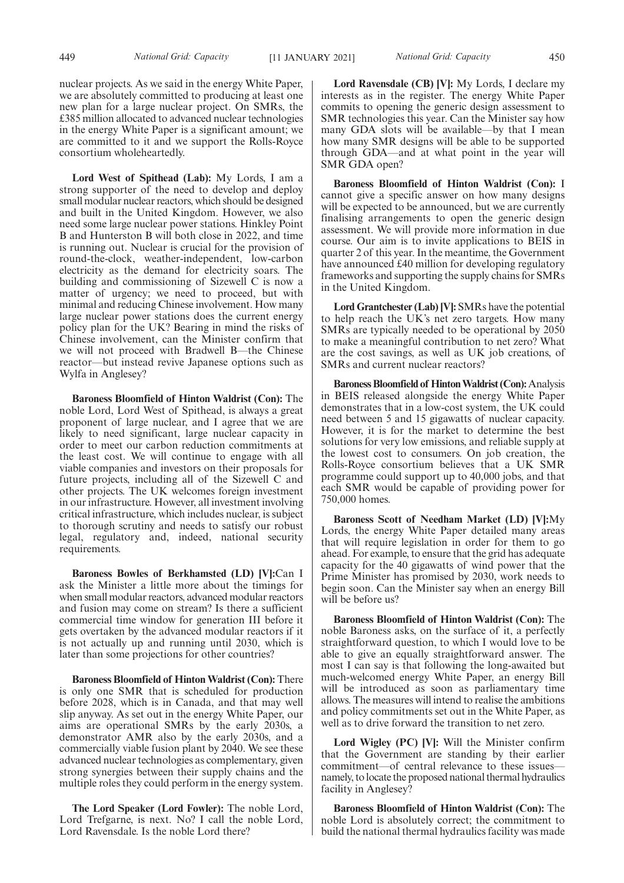nuclear projects. As we said in the energy White Paper, we are absolutely committed to producing at least one new plan for a large nuclear project. On SMRs, the £385 million allocated to advanced nuclear technologies in the energy White Paper is a significant amount; we are committed to it and we support the Rolls-Royce consortium wholeheartedly.

**Lord West of Spithead (Lab):** My Lords, I am a strong supporter of the need to develop and deploy small modular nuclear reactors, which should be designed and built in the United Kingdom. However, we also need some large nuclear power stations. Hinkley Point B and Hunterston B will both close in 2022, and time is running out. Nuclear is crucial for the provision of round-the-clock, weather-independent, low-carbon electricity as the demand for electricity soars. The building and commissioning of Sizewell C is now a matter of urgency; we need to proceed, but with minimal and reducing Chinese involvement. How many large nuclear power stations does the current energy policy plan for the UK? Bearing in mind the risks of Chinese involvement, can the Minister confirm that we will not proceed with Bradwell B—the Chinese reactor—but instead revive Japanese options such as Wylfa in Anglesey?

**Baroness Bloomfield of Hinton Waldrist (Con):** The noble Lord, Lord West of Spithead, is always a great proponent of large nuclear, and I agree that we are likely to need significant, large nuclear capacity in order to meet our carbon reduction commitments at the least cost. We will continue to engage with all viable companies and investors on their proposals for future projects, including all of the Sizewell C and other projects. The UK welcomes foreign investment in our infrastructure. However, all investment involving critical infrastructure, which includes nuclear, is subject to thorough scrutiny and needs to satisfy our robust legal, regulatory and, indeed, national security requirements.

**Baroness Bowles of Berkhamsted (LD) [V]:** Can I ask the Minister a little more about the timings for when small modular reactors, advanced modular reactors and fusion may come on stream? Is there a sufficient commercial time window for generation III before it gets overtaken by the advanced modular reactors if it is not actually up and running until 2030, which is later than some projections for other countries?

**Baroness Bloomfield of Hinton Waldrist (Con):** There is only one SMR that is scheduled for production before 2028, which is in Canada, and that may well slip anyway. As set out in the energy White Paper, our aims are operational SMRs by the early 2030s, a demonstrator AMR also by the early 2030s, and a commercially viable fusion plant by 2040. We see these advanced nuclear technologies as complementary, given strong synergies between their supply chains and the multiple roles they could perform in the energy system.

**The Lord Speaker (Lord Fowler):** The noble Lord, Lord Trefgarne, is next. No? I call the noble Lord, Lord Ravensdale. Is the noble Lord there?

**Lord Ravensdale (CB) [V]:** My Lords, I declare my interests as in the register. The energy White Paper commits to opening the generic design assessment to SMR technologies this year. Can the Minister say how many GDA slots will be available—by that I mean how many SMR designs will be able to be supported through GDA—and at what point in the year will SMR GDA open?

**Baroness Bloomfield of Hinton Waldrist (Con):** I cannot give a specific answer on how many designs will be expected to be announced, but we are currently finalising arrangements to open the generic design assessment. We will provide more information in due course. Our aim is to invite applications to BEIS in quarter 2 of this year. In the meantime, the Government have announced £40 million for developing regulatory frameworks and supporting the supply chains for SMRs in the United Kingdom.

**Lord Grantchester (Lab) [V]:** SMRs have the potential to help reach the UK's net zero targets. How many SMRs are typically needed to be operational by 2050 to make a meaningful contribution to net zero? What are the cost savings, as well as UK job creations, of SMRs and current nuclear reactors?

**Baroness Bloomfield of Hinton Waldrist (Con):** Analysis in BEIS released alongside the energy White Paper demonstrates that in a low-cost system, the UK could need between 5 and 15 gigawatts of nuclear capacity. However, it is for the market to determine the best solutions for very low emissions, and reliable supply at the lowest cost to consumers. On job creation, the Rolls-Royce consortium believes that a UK SMR programme could support up to 40,000 jobs, and that each SMR would be capable of providing power for 750,000 homes.

**Baroness Scott of Needham Market (LD) [V]:** My Lords, the energy White Paper detailed many areas that will require legislation in order for them to go ahead. For example, to ensure that the grid has adequate capacity for the 40 gigawatts of wind power that the Prime Minister has promised by 2030, work needs to begin soon. Can the Minister say when an energy Bill will be before us?

**Baroness Bloomfield of Hinton Waldrist (Con):** The noble Baroness asks, on the surface of it, a perfectly straightforward question, to which I would love to be able to give an equally straightforward answer. The most I can say is that following the long-awaited but much-welcomed energy White Paper, an energy Bill will be introduced as soon as parliamentary time allows. The measures will intend to realise the ambitions and policy commitments set out in the White Paper, as well as to drive forward the transition to net zero.

**Lord Wigley (PC) [V]:** Will the Minister confirm that the Government are standing by their earlier commitment—of central relevance to these issues—namely, to locate the proposed national thermal hydraulics facility in Anglesey?

**Baroness Bloomfield of Hinton Waldrist (Con):** The noble Lord is absolutely correct; the commitment to build the national thermal hydraulics facility was made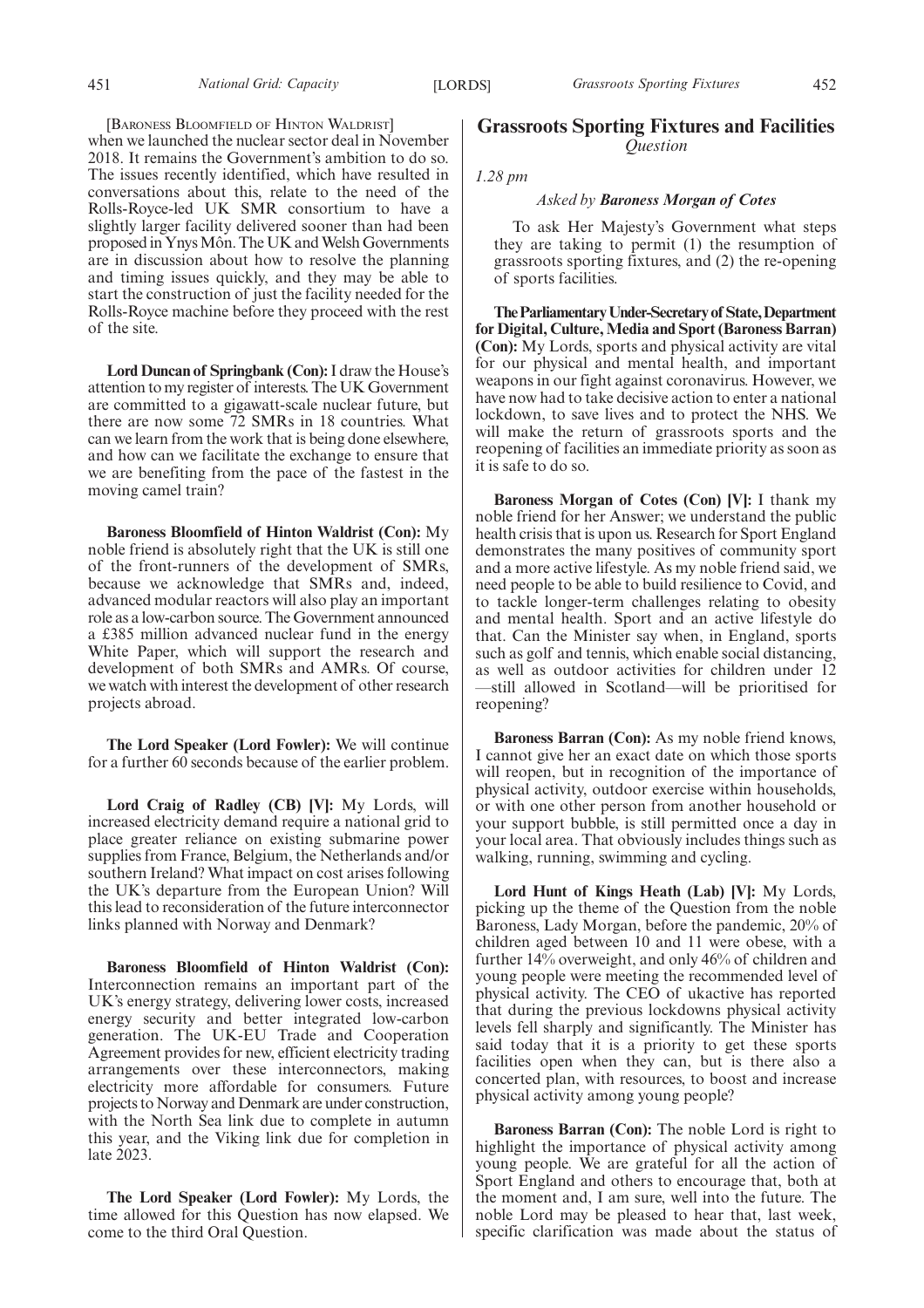[Baroness Bloomfield of Hinton Waldrist]

when we launched the nuclear sector deal in November 2018. It remains the Government's ambition to do so. The issues recently identified, which have resulted in conversations about this, relate to the need of the Rolls-Royce-led UK SMR consortium to have a slightly larger facility delivered sooner than had been proposed in Ynys Môn. The UK and Welsh Governments are in discussion about how to resolve the planning and timing issues quickly, and they may be able to start the construction of just the facility needed for the Rolls-Royce machine before they proceed with the rest of the site.

**Lord Duncan of Springbank (Con):** I draw the House's attention to my register of interests. The UK Government are committed to a gigawatt-scale nuclear future, but there are now some 72 SMRs in 18 countries. What can we learn from the work that is being done elsewhere, and how can we facilitate the exchange to ensure that we are benefiting from the pace of the fastest in the moving camel train?

**Baroness Bloomfield of Hinton Waldrist (Con):** My noble friend is absolutely right that the UK is still one of the front-runners of the development of SMRs, because we acknowledge that SMRs and, indeed, advanced modular reactors will also play an important role as a low-carbon source. The Government announced a £385 million advanced nuclear fund in the energy White Paper, which will support the research and development of both SMRs and AMRs. Of course, we watch with interest the development of other research projects abroad.

**The Lord Speaker (Lord Fowler):** We will continue for a further 60 seconds because of the earlier problem.

**Lord Craig of Radley (CB) [V]:** My Lords, will increased electricity demand require a national grid to place greater reliance on existing submarine power supplies from France, Belgium, the Netherlands and/or southern Ireland? What impact on cost arises following the UK's departure from the European Union? Will this lead to reconsideration of the future interconnector links planned with Norway and Denmark?

**Baroness Bloomfield of Hinton Waldrist (Con):** Interconnection remains an important part of the UK's energy strategy, delivering lower costs, increased energy security and better integrated low-carbon generation. The UK-EU Trade and Cooperation Agreement provides for new, efficient electricity trading arrangements over these interconnectors, making electricity more affordable for consumers. Future projects to Norway and Denmark are under construction, with the North Sea link due to complete in autumn this year, and the Viking link due for completion in late 2023.

**The Lord Speaker (Lord Fowler):** My Lords, the time allowed for this Question has now elapsed. We come to the third Oral Question.

## Grassroots Sporting Fixtures and Facilities

*Question*

*1.28 pm*

*Asked by **Baroness Morgan of Cotes***

To ask Her Majesty's Government what steps they are taking to permit (1) the resumption of grassroots sporting fixtures, and (2) the re-opening of sports facilities.

**The Parliamentary Under-Secretary of State, Department for Digital, Culture, Media and Sport (Baroness Barran) (Con):** My Lords, sports and physical activity are vital for our physical and mental health, and important weapons in our fight against coronavirus. However, we have now had to take decisive action to enter a national lockdown, to save lives and to protect the NHS. We will make the return of grassroots sports and the reopening of facilities an immediate priority as soon as it is safe to do so.

**Baroness Morgan of Cotes (Con) [V]:** I thank my noble friend for her Answer; we understand the public health crisis that is upon us. Research for Sport England demonstrates the many positives of community sport and a more active lifestyle. As my noble friend said, we need people to be able to build resilience to Covid, and to tackle longer-term challenges relating to obesity and mental health. Sport and an active lifestyle do that. Can the Minister say when, in England, sports such as golf and tennis, which enable social distancing, as well as outdoor activities for children under 12—still allowed in Scotland—will be prioritised for reopening?

**Baroness Barran (Con):** As my noble friend knows, I cannot give her an exact date on which those sports will reopen, but in recognition of the importance of physical activity, outdoor exercise within households, or with one other person from another household or your support bubble, is still permitted once a day in your local area. That obviously includes things such as walking, running, swimming and cycling.

**Lord Hunt of Kings Heath (Lab) [V]:** My Lords, picking up the theme of the Question from the noble Baroness, Lady Morgan, before the pandemic, 20% of children aged between 10 and 11 were obese, with a further 14% overweight, and only 46% of children and young people were meeting the recommended level of physical activity. The CEO of ukactive has reported that during the previous lockdowns physical activity levels fell sharply and significantly. The Minister has said today that it is a priority to get these sports facilities open when they can, but is there also a concerted plan, with resources, to boost and increase physical activity among young people?

**Baroness Barran (Con):** The noble Lord is right to highlight the importance of physical activity among young people. We are grateful for all the action of Sport England and others to encourage that, both at the moment and, I am sure, well into the future. The noble Lord may be pleased to hear that, last week, specific clarification was made about the status of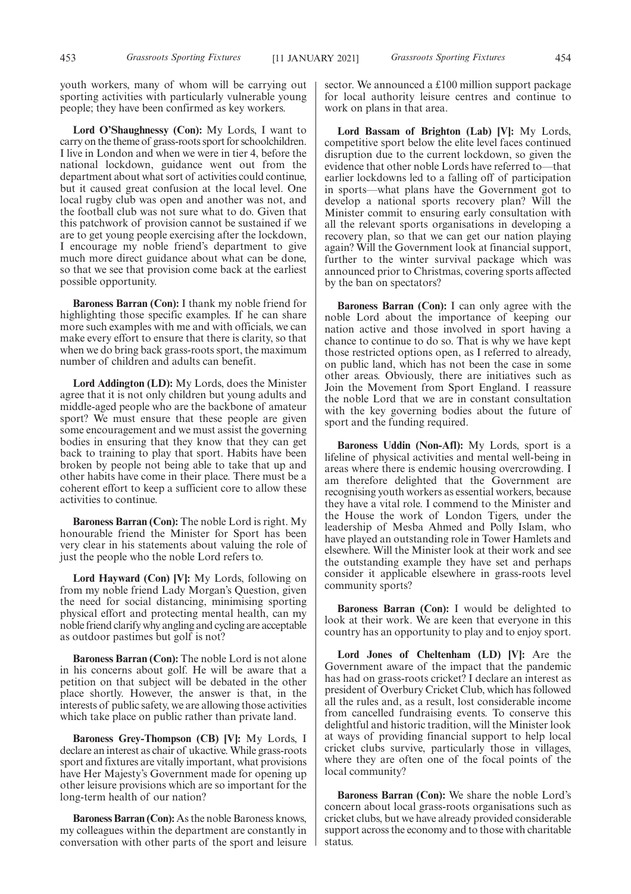youth workers, many of whom will be carrying out sporting activities with particularly vulnerable young people; they have been confirmed as key workers.

**Lord O'Shaughnessy (Con):** My Lords, I want to carry on the theme of grass-roots sport for schoolchildren. I live in London and when we were in tier 4, before the national lockdown, guidance went out from the department about what sort of activities could continue, but it caused great confusion at the local level. One local rugby club was open and another was not, and the football club was not sure what to do. Given that this patchwork of provision cannot be sustained if we are to get young people exercising after the lockdown, I encourage my noble friend's department to give much more direct guidance about what can be done, so that we see that provision come back at the earliest possible opportunity.

**Baroness Barran (Con):** I thank my noble friend for highlighting those specific examples. If he can share more such examples with me and with officials, we can make every effort to ensure that there is clarity, so that when we do bring back grass-roots sport, the maximum number of children and adults can benefit.

**Lord Addington (LD):** My Lords, does the Minister agree that it is not only children but young adults and middle-aged people who are the backbone of amateur sport? We must ensure that these people are given some encouragement and we must assist the governing bodies in ensuring that they know that they can get back to training to play that sport. Habits have been broken by people not being able to take that up and other habits have come in their place. There must be a coherent effort to keep a sufficient core to allow these activities to continue.

**Baroness Barran (Con):** The noble Lord is right. My honourable friend the Minister for Sport has been very clear in his statements about valuing the role of just the people who the noble Lord refers to.

**Lord Hayward (Con) [V]:** My Lords, following on from my noble friend Lady Morgan's Question, given the need for social distancing, minimising sporting physical effort and protecting mental health, can my noble friend clarify why angling and cycling are acceptable as outdoor pastimes but golf is not?

**Baroness Barran (Con):** The noble Lord is not alone in his concerns about golf. He will be aware that a petition on that subject will be debated in the other place shortly. However, the answer is that, in the interests of public safety, we are allowing those activities which take place on public rather than private land.

**Baroness Grey-Thompson (CB) [V]:** My Lords, I declare an interest as chair of ukactive. While grass-roots sport and fixtures are vitally important, what provisions have Her Majesty's Government made for opening up other leisure provisions which are so important for the long-term health of our nation?

**Baroness Barran (Con):** As the noble Baroness knows, my colleagues within the department are constantly in conversation with other parts of the sport and leisure sector. We announced a £100 million support package for local authority leisure centres and continue to work on plans in that area.

**Lord Bassam of Brighton (Lab) [V]:** My Lords, competitive sport below the elite level faces continued disruption due to the current lockdown, so given the evidence that other noble Lords have referred to—that earlier lockdowns led to a falling off of participation in sports—what plans have the Government got to develop a national sports recovery plan? Will the Minister commit to ensuring early consultation with all the relevant sports organisations in developing a recovery plan, so that we can get our nation playing again? Will the Government look at financial support, further to the winter survival package which was announced prior to Christmas, covering sports affected by the ban on spectators?

**Baroness Barran (Con):** I can only agree with the noble Lord about the importance of keeping our nation active and those involved in sport having a chance to continue to do so. That is why we have kept those restricted options open, as I referred to already, on public land, which has not been the case in some other areas. Obviously, there are initiatives such as Join the Movement from Sport England. I reassure the noble Lord that we are in constant consultation with the key governing bodies about the future of sport and the funding required.

**Baroness Uddin (Non-Afl):** My Lords, sport is a lifeline of physical activities and mental well-being in areas where there is endemic housing overcrowding. I am therefore delighted that the Government are recognising youth workers as essential workers, because they have a vital role. I commend to the Minister and the House the work of London Tigers, under the leadership of Mesba Ahmed and Polly Islam, who have played an outstanding role in Tower Hamlets and elsewhere. Will the Minister look at their work and see the outstanding example they have set and perhaps consider it applicable elsewhere in grass-roots level community sports?

**Baroness Barran (Con):** I would be delighted to look at their work. We are keen that everyone in this country has an opportunity to play and to enjoy sport.

**Lord Jones of Cheltenham (LD) [V]:** Are the Government aware of the impact that the pandemic has had on grass-roots cricket? I declare an interest as president of Overbury Cricket Club, which has followed all the rules and, as a result, lost considerable income from cancelled fundraising events. To conserve this delightful and historic tradition, will the Minister look at ways of providing financial support to help local cricket clubs survive, particularly those in villages, where they are often one of the focal points of the local community?

**Baroness Barran (Con):** We share the noble Lord's concern about local grass-roots organisations such as cricket clubs, but we have already provided considerable support across the economy and to those with charitable status.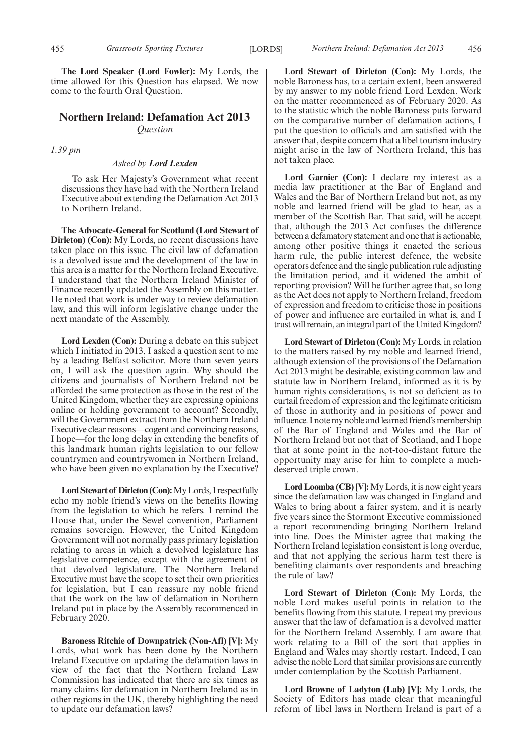**The Lord Speaker (Lord Fowler):** My Lords, the time allowed for this Question has elapsed. We now come to the fourth Oral Question.

## Northern Ireland: Defamation Act 2013

*Question*

*1.39 pm*

*Asked by* ***Lord Lexden***

To ask Her Majesty's Government what recent discussions they have had with the Northern Ireland Executive about extending the Defamation Act 2013 to Northern Ireland.

**The Advocate-General for Scotland (Lord Stewart of Dirleton) (Con):** My Lords, no recent discussions have taken place on this issue. The civil law of defamation is a devolved issue and the development of the law in this area is a matter for the Northern Ireland Executive. I understand that the Northern Ireland Minister of Finance recently updated the Assembly on this matter. He noted that work is under way to review defamation law, and this will inform legislative change under the next mandate of the Assembly.

**Lord Lexden (Con):** During a debate on this subject which I initiated in 2013, I asked a question sent to me by a leading Belfast solicitor. More than seven years on, I will ask the question again. Why should the citizens and journalists of Northern Ireland not be afforded the same protection as those in the rest of the United Kingdom, whether they are expressing opinions online or holding government to account? Secondly, will the Government extract from the Northern Ireland Executive clear reasons—cogent and convincing reasons, I hope—for the long delay in extending the benefits of this landmark human rights legislation to our fellow countrymen and countrywomen in Northern Ireland, who have been given no explanation by the Executive?

**Lord Stewart of Dirleton (Con):** My Lords, I respectfully echo my noble friend's views on the benefits flowing from the legislation to which he refers. I remind the House that, under the Sewel convention, Parliament remains sovereign. However, the United Kingdom Government will not normally pass primary legislation relating to areas in which a devolved legislature has legislative competence, except with the agreement of that devolved legislature. The Northern Ireland Executive must have the scope to set their own priorities for legislation, but I can reassure my noble friend that the work on the law of defamation in Northern Ireland put in place by the Assembly recommenced in February 2020.

**Baroness Ritchie of Downpatrick (Non-Afl) [V]:** My Lords, what work has been done by the Northern Ireland Executive on updating the defamation laws in view of the fact that the Northern Ireland Law Commission has indicated that there are six times as many claims for defamation in Northern Ireland as in other regions in the UK, thereby highlighting the need to update our defamation laws?

**Lord Stewart of Dirleton (Con):** My Lords, the noble Baroness has, to a certain extent, been answered by my answer to my noble friend Lord Lexden. Work on the matter recommenced as of February 2020. As to the statistic which the noble Baroness puts forward on the comparative number of defamation actions, I put the question to officials and am satisfied with the answer that, despite concern that a libel tourism industry might arise in the law of Northern Ireland, this has not taken place.

**Lord Garnier (Con):** I declare my interest as a media law practitioner at the Bar of England and Wales and the Bar of Northern Ireland but not, as my noble and learned friend will be glad to hear, as a member of the Scottish Bar. That said, will he accept that, although the 2013 Act confuses the difference between a defamatory statement and one that is actionable, among other positive things it enacted the serious harm rule, the public interest defence, the website operators defence and the single publication rule adjusting the limitation period, and it widened the ambit of reporting provision? Will he further agree that, so long as the Act does not apply to Northern Ireland, freedom of expression and freedom to criticise those in positions of power and influence are curtailed in what is, and I trust will remain, an integral part of the United Kingdom?

**Lord Stewart of Dirleton (Con):** My Lords, in relation to the matters raised by my noble and learned friend, although extension of the provisions of the Defamation Act 2013 might be desirable, existing common law and statute law in Northern Ireland, informed as it is by human rights considerations, is not so deficient as to curtail freedom of expression and the legitimate criticism of those in authority and in positions of power and influence. I note my noble and learned friend's membership of the Bar of England and Wales and the Bar of Northern Ireland but not that of Scotland, and I hope that at some point in the not-too-distant future the opportunity may arise for him to complete a much-deserved triple crown.

**Lord Loomba (CB) [V]:** My Lords, it is now eight years since the defamation law was changed in England and Wales to bring about a fairer system, and it is nearly five years since the Stormont Executive commissioned a report recommending bringing Northern Ireland into line. Does the Minister agree that making the Northern Ireland legislation consistent is long overdue, and that not applying the serious harm test there is benefiting claimants over respondents and breaching the rule of law?

**Lord Stewart of Dirleton (Con):** My Lords, the noble Lord makes useful points in relation to the benefits flowing from this statute. I repeat my previous answer that the law of defamation is a devolved matter for the Northern Ireland Assembly. I am aware that work relating to a Bill of the sort that applies in England and Wales may shortly restart. Indeed, I can advise the noble Lord that similar provisions are currently under contemplation by the Scottish Parliament.

**Lord Browne of Ladyton (Lab) [V]:** My Lords, the Society of Editors has made clear that meaningful reform of libel laws in Northern Ireland is part of a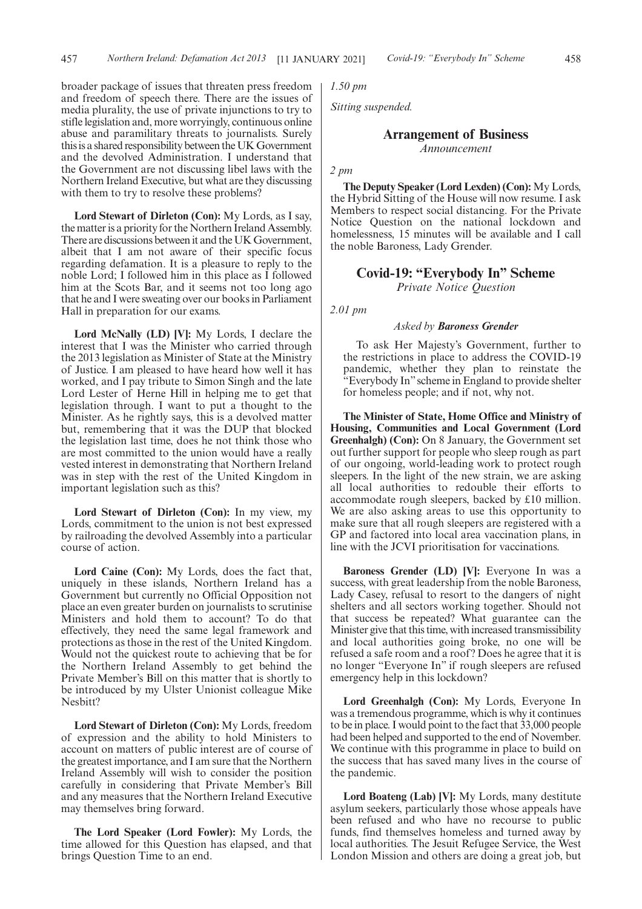broader package of issues that threaten press freedom and freedom of speech there. There are the issues of media plurality, the use of private injunctions to try to stifle legislation and, more worryingly, continuous online abuse and paramilitary threats to journalists. Surely this is a shared responsibility between the UK Government and the devolved Administration. I understand that the Government are not discussing libel laws with the Northern Ireland Executive, but what are they discussing with them to try to resolve these problems?

**Lord Stewart of Dirleton (Con):** My Lords, as I say, the matter is a priority for the Northern Ireland Assembly. There are discussions between it and the UK Government, albeit that I am not aware of their specific focus regarding defamation. It is a pleasure to reply to the noble Lord; I followed him in this place as I followed him at the Scots Bar, and it seems not too long ago that he and I were sweating over our books in Parliament Hall in preparation for our exams.

**Lord McNally (LD) [V]:** My Lords, I declare the interest that I was the Minister who carried through the 2013 legislation as Minister of State at the Ministry of Justice. I am pleased to have heard how well it has worked, and I pay tribute to Simon Singh and the late Lord Lester of Herne Hill in helping me to get that legislation through. I want to put a thought to the Minister. As he rightly says, this is a devolved matter but, remembering that it was the DUP that blocked the legislation last time, does he not think those who are most committed to the union would have a really vested interest in demonstrating that Northern Ireland was in step with the rest of the United Kingdom in important legislation such as this?

**Lord Stewart of Dirleton (Con):** In my view, my Lords, commitment to the union is not best expressed by railroading the devolved Assembly into a particular course of action.

**Lord Caine (Con):** My Lords, does the fact that, uniquely in these islands, Northern Ireland has a Government but currently no Official Opposition not place an even greater burden on journalists to scrutinise Ministers and hold them to account? To do that effectively, they need the same legal framework and protections as those in the rest of the United Kingdom. Would not the quickest route to achieving that be for the Northern Ireland Assembly to get behind the Private Member's Bill on this matter that is shortly to be introduced by my Ulster Unionist colleague Mike Nesbitt?

**Lord Stewart of Dirleton (Con):** My Lords, freedom of expression and the ability to hold Ministers to account on matters of public interest are of course of the greatest importance, and I am sure that the Northern Ireland Assembly will wish to consider the position carefully in considering that Private Member's Bill and any measures that the Northern Ireland Executive may themselves bring forward.

**The Lord Speaker (Lord Fowler):** My Lords, the time allowed for this Question has elapsed, and that brings Question Time to an end.

*1.50 pm*

*Sitting suspended.*

## Arrangement of Business

*Announcement*

*2 pm*

**The Deputy Speaker (Lord Lexden) (Con):** My Lords, the Hybrid Sitting of the House will now resume. I ask Members to respect social distancing. For the Private Notice Question on the national lockdown and homelessness, 15 minutes will be available and I call the noble Baroness, Lady Grender.

## Covid-19: "Everybody In" Scheme

*Private Notice Question*

*2.01 pm*

*Asked by* ***Baroness Grender***

To ask Her Majesty's Government, further to the restrictions in place to address the COVID-19 pandemic, whether they plan to reinstate the "Everybody In" scheme in England to provide shelter for homeless people; and if not, why not.

**The Minister of State, Home Office and Ministry of Housing, Communities and Local Government (Lord Greenhalgh) (Con):** On 8 January, the Government set out further support for people who sleep rough as part of our ongoing, world-leading work to protect rough sleepers. In the light of the new strain, we are asking all local authorities to redouble their efforts to accommodate rough sleepers, backed by £10 million. We are also asking areas to use this opportunity to make sure that all rough sleepers are registered with a GP and factored into local area vaccination plans, in line with the JCVI prioritisation for vaccinations.

**Baroness Grender (LD) [V]:** Everyone In was a success, with great leadership from the noble Baroness, Lady Casey, refusal to resort to the dangers of night shelters and all sectors working together. Should not that success be repeated? What guarantee can the Minister give that this time, with increased transmissibility and local authorities going broke, no one will be refused a safe room and a roof? Does he agree that it is no longer "Everyone In" if rough sleepers are refused emergency help in this lockdown?

**Lord Greenhalgh (Con):** My Lords, Everyone In was a tremendous programme, which is why it continues to be in place. I would point to the fact that 33,000 people had been helped and supported to the end of November. We continue with this programme in place to build on the success that has saved many lives in the course of the pandemic.

**Lord Boateng (Lab) [V]:** My Lords, many destitute asylum seekers, particularly those whose appeals have been refused and who have no recourse to public funds, find themselves homeless and turned away by local authorities. The Jesuit Refugee Service, the West London Mission and others are doing a great job, but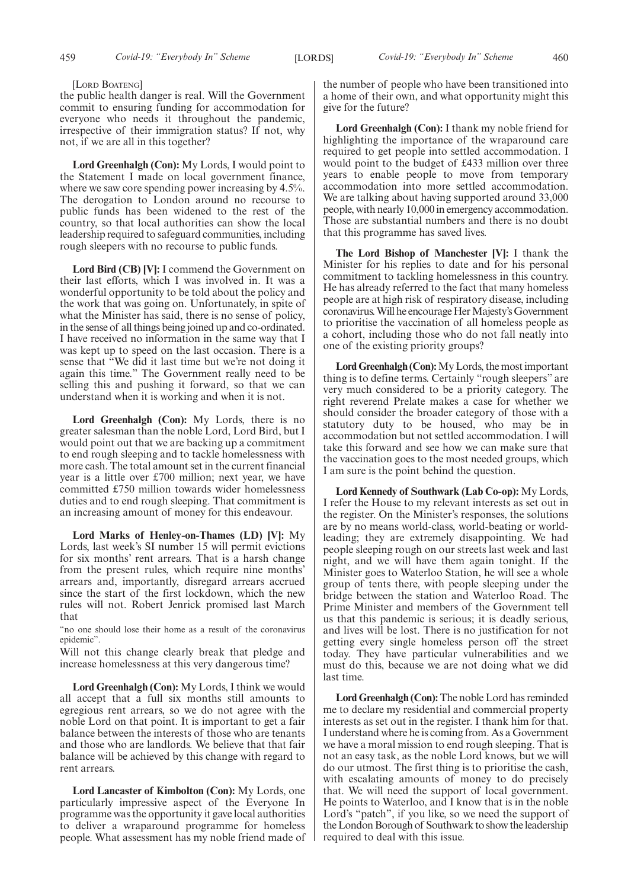[Lord Boateng]

the public health danger is real. Will the Government commit to ensuring funding for accommodation for everyone who needs it throughout the pandemic, irrespective of their immigration status? If not, why not, if we are all in this together?

**Lord Greenhalgh (Con):** My Lords, I would point to the Statement I made on local government finance, where we saw core spending power increasing by 4.5%. The derogation to London around no recourse to public funds has been widened to the rest of the country, so that local authorities can show the local leadership required to safeguard communities, including rough sleepers with no recourse to public funds.

**Lord Bird (CB) [V]:** I commend the Government on their last efforts, which I was involved in. It was a wonderful opportunity to be told about the policy and the work that was going on. Unfortunately, in spite of what the Minister has said, there is no sense of policy, in the sense of all things being joined up and co-ordinated. I have received no information in the same way that I was kept up to speed on the last occasion. There is a sense that "We did it last time but we're not doing it again this time." The Government really need to be selling this and pushing it forward, so that we can understand when it is working and when it is not.

**Lord Greenhalgh (Con):** My Lords, there is no greater salesman than the noble Lord, Lord Bird, but I would point out that we are backing up a commitment to end rough sleeping and to tackle homelessness with more cash. The total amount set in the current financial year is a little over £700 million; next year, we have committed £750 million towards wider homelessness duties and to end rough sleeping. That commitment is an increasing amount of money for this endeavour.

**Lord Marks of Henley-on-Thames (LD) [V]:** My Lords, last week's SI number 15 will permit evictions for six months' rent arrears. That is a harsh change from the present rules, which require nine months' arrears and, importantly, disregard arrears accrued since the start of the first lockdown, which the new rules will not. Robert Jenrick promised last March that

"no one should lose their home as a result of the coronavirus epidemic".

Will not this change clearly break that pledge and increase homelessness at this very dangerous time?

**Lord Greenhalgh (Con):** My Lords, I think we would all accept that a full six months still amounts to egregious rent arrears, so we do not agree with the noble Lord on that point. It is important to get a fair balance between the interests of those who are tenants and those who are landlords. We believe that that fair balance will be achieved by this change with regard to rent arrears.

**Lord Lancaster of Kimbolton (Con):** My Lords, one particularly impressive aspect of the Everyone In programme was the opportunity it gave local authorities to deliver a wraparound programme for homeless people. What assessment has my noble friend made of the number of people who have been transitioned into a home of their own, and what opportunity might this give for the future?

**Lord Greenhalgh (Con):** I thank my noble friend for highlighting the importance of the wraparound care required to get people into settled accommodation. I would point to the budget of £433 million over three years to enable people to move from temporary accommodation into more settled accommodation. We are talking about having supported around 33,000 people, with nearly 10,000 in emergency accommodation. Those are substantial numbers and there is no doubt that this programme has saved lives.

**The Lord Bishop of Manchester [V]:** I thank the Minister for his replies to date and for his personal commitment to tackling homelessness in this country. He has already referred to the fact that many homeless people are at high risk of respiratory disease, including coronavirus. Will he encourage Her Majesty's Government to prioritise the vaccination of all homeless people as a cohort, including those who do not fall neatly into one of the existing priority groups?

**Lord Greenhalgh (Con):** My Lords, the most important thing is to define terms. Certainly "rough sleepers" are very much considered to be a priority category. The right reverend Prelate makes a case for whether we should consider the broader category of those with a statutory duty to be housed, who may be in accommodation but not settled accommodation. I will take this forward and see how we can make sure that the vaccination goes to the most needed groups, which I am sure is the point behind the question.

**Lord Kennedy of Southwark (Lab Co-op):** My Lords, I refer the House to my relevant interests as set out in the register. On the Minister's responses, the solutions are by no means world-class, world-beating or world-leading; they are extremely disappointing. We had people sleeping rough on our streets last week and last night, and we will have them again tonight. If the Minister goes to Waterloo Station, he will see a whole group of tents there, with people sleeping under the bridge between the station and Waterloo Road. The Prime Minister and members of the Government tell us that this pandemic is serious; it is deadly serious, and lives will be lost. There is no justification for not getting every single homeless person off the street today. They have particular vulnerabilities and we must do this, because we are not doing what we did last time.

**Lord Greenhalgh (Con):** The noble Lord has reminded me to declare my residential and commercial property interests as set out in the register. I thank him for that. I understand where he is coming from. As a Government we have a moral mission to end rough sleeping. That is not an easy task, as the noble Lord knows, but we will do our utmost. The first thing is to prioritise the cash, with escalating amounts of money to do precisely that. We will need the support of local government. He points to Waterloo, and I know that is in the noble Lord's "patch", if you like, so we need the support of the London Borough of Southwark to show the leadership required to deal with this issue.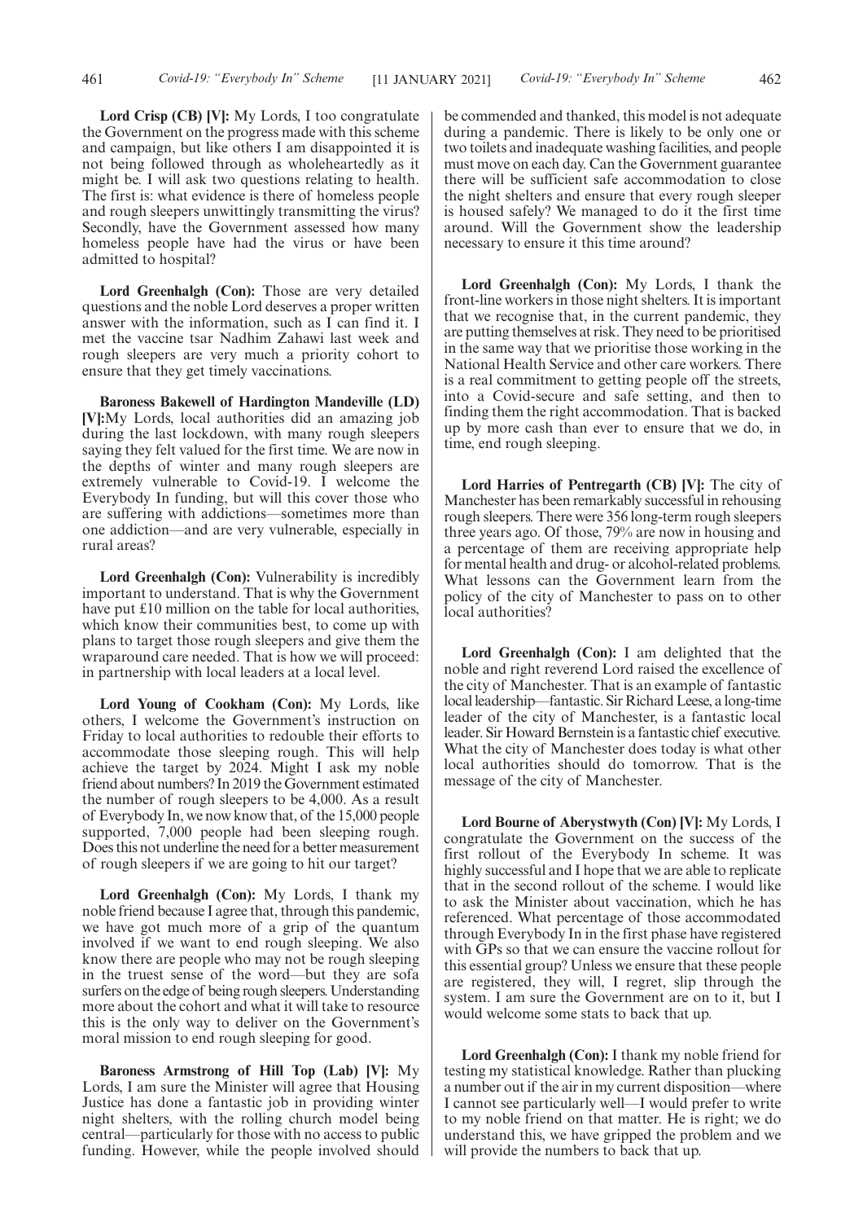**Lord Crisp (CB) [V]:** My Lords, I too congratulate the Government on the progress made with this scheme and campaign, but like others I am disappointed it is not being followed through as wholeheartedly as it might be. I will ask two questions relating to health. The first is: what evidence is there of homeless people and rough sleepers unwittingly transmitting the virus? Secondly, have the Government assessed how many homeless people have had the virus or have been admitted to hospital?

**Lord Greenhalgh (Con):** Those are very detailed questions and the noble Lord deserves a proper written answer with the information, such as I can find it. I met the vaccine tsar Nadhim Zahawi last week and rough sleepers are very much a priority cohort to ensure that they get timely vaccinations.

**Baroness Bakewell of Hardington Mandeville (LD) [V]:** My Lords, local authorities did an amazing job during the last lockdown, with many rough sleepers saying they felt valued for the first time. We are now in the depths of winter and many rough sleepers are extremely vulnerable to Covid-19. I welcome the Everybody In funding, but will this cover those who are suffering with addictions—sometimes more than one addiction—and are very vulnerable, especially in rural areas?

**Lord Greenhalgh (Con):** Vulnerability is incredibly important to understand. That is why the Government have put £10 million on the table for local authorities, which know their communities best, to come up with plans to target those rough sleepers and give them the wraparound care needed. That is how we will proceed: in partnership with local leaders at a local level.

**Lord Young of Cookham (Con):** My Lords, like others, I welcome the Government's instruction on Friday to local authorities to redouble their efforts to accommodate those sleeping rough. This will help achieve the target by 2024. Might I ask my noble friend about numbers? In 2019 the Government estimated the number of rough sleepers to be 4,000. As a result of Everybody In, we now know that, of the 15,000 people supported, 7,000 people had been sleeping rough. Does this not underline the need for a better measurement of rough sleepers if we are going to hit our target?

**Lord Greenhalgh (Con):** My Lords, I thank my noble friend because I agree that, through this pandemic, we have got much more of a grip of the quantum involved if we want to end rough sleeping. We also know there are people who may not be rough sleeping in the truest sense of the word—but they are sofa surfers on the edge of being rough sleepers. Understanding more about the cohort and what it will take to resource this is the only way to deliver on the Government's moral mission to end rough sleeping for good.

**Baroness Armstrong of Hill Top (Lab) [V]:** My Lords, I am sure the Minister will agree that Housing Justice has done a fantastic job in providing winter night shelters, with the rolling church model being central—particularly for those with no access to public funding. However, while the people involved should be commended and thanked, this model is not adequate during a pandemic. There is likely to be only one or two toilets and inadequate washing facilities, and people must move on each day. Can the Government guarantee there will be sufficient safe accommodation to close the night shelters and ensure that every rough sleeper is housed safely? We managed to do it the first time around. Will the Government show the leadership necessary to ensure it this time around?

**Lord Greenhalgh (Con):** My Lords, I thank the front-line workers in those night shelters. It is important that we recognise that, in the current pandemic, they are putting themselves at risk. They need to be prioritised in the same way that we prioritise those working in the National Health Service and other care workers. There is a real commitment to getting people off the streets, into a Covid-secure and safe setting, and then to finding them the right accommodation. That is backed up by more cash than ever to ensure that we do, in time, end rough sleeping.

**Lord Harries of Pentregarth (CB) [V]:** The city of Manchester has been remarkably successful in rehousing rough sleepers. There were 356 long-term rough sleepers three years ago. Of those, 79% are now in housing and a percentage of them are receiving appropriate help for mental health and drug- or alcohol-related problems. What lessons can the Government learn from the policy of the city of Manchester to pass on to other local authorities?

**Lord Greenhalgh (Con):** I am delighted that the noble and right reverend Lord raised the excellence of the city of Manchester. That is an example of fantastic local leadership—fantastic. Sir Richard Leese, a long-time leader of the city of Manchester, is a fantastic local leader. Sir Howard Bernstein is a fantastic chief executive. What the city of Manchester does today is what other local authorities should do tomorrow. That is the message of the city of Manchester.

**Lord Bourne of Aberystwyth (Con) [V]:** My Lords, I congratulate the Government on the success of the first rollout of the Everybody In scheme. It was highly successful and I hope that we are able to replicate that in the second rollout of the scheme. I would like to ask the Minister about vaccination, which he has referenced. What percentage of those accommodated through Everybody In in the first phase have registered with GPs so that we can ensure the vaccine rollout for this essential group? Unless we ensure that these people are registered, they will, I regret, slip through the system. I am sure the Government are on to it, but I would welcome some stats to back that up.

**Lord Greenhalgh (Con):** I thank my noble friend for testing my statistical knowledge. Rather than plucking a number out if the air in my current disposition—where I cannot see particularly well—I would prefer to write to my noble friend on that matter. He is right; we do understand this, we have gripped the problem and we will provide the numbers to back that up.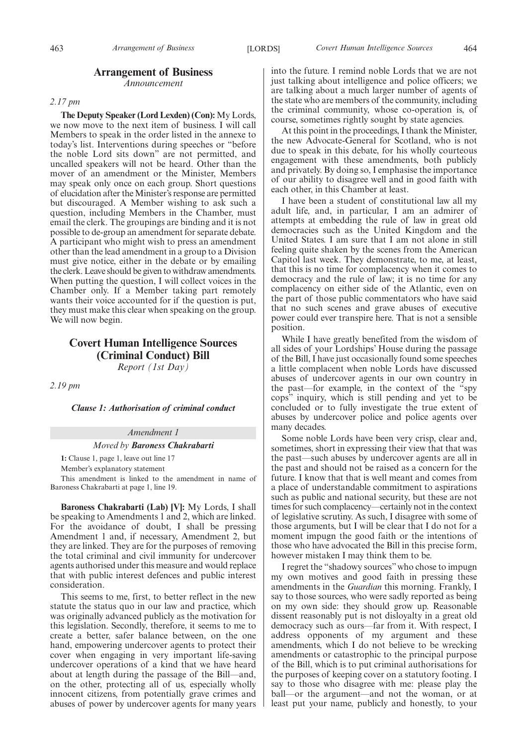## Arrangement of Business

*Announcement*

*2.17 pm*

**The Deputy Speaker (Lord Lexden) (Con):** My Lords, we now move to the next item of business. I will call Members to speak in the order listed in the annexe to today's list. Interventions during speeches or "before the noble Lord sits down" are not permitted, and uncalled speakers will not be heard. Other than the mover of an amendment or the Minister, Members may speak only once on each group. Short questions of elucidation after the Minister's response are permitted but discouraged. A Member wishing to ask such a question, including Members in the Chamber, must email the clerk. The groupings are binding and it is not possible to de-group an amendment for separate debate. A participant who might wish to press an amendment other than the lead amendment in a group to a Division must give notice, either in the debate or by emailing the clerk. Leave should be given to withdraw amendments. When putting the question, I will collect voices in the Chamber only. If a Member taking part remotely wants their voice accounted for if the question is put, they must make this clear when speaking on the group. We will now begin.

## Covert Human Intelligence Sources (Criminal Conduct) Bill

*Report (1st Day)*

*2.19 pm*

### *Clause 1: Authorisation of criminal conduct*

*Amendment 1*

*Moved by **Baroness Chakrabarti***

**1:** Clause 1, page 1, leave out line 17

Member's explanatory statement

This amendment is linked to the amendment in name of Baroness Chakrabarti at page 1, line 19.

**Baroness Chakrabarti (Lab) [V]:** My Lords, I shall be speaking to Amendments 1 and 2, which are linked. For the avoidance of doubt, I shall be pressing Amendment 1 and, if necessary, Amendment 2, but they are linked. They are for the purposes of removing the total criminal and civil immunity for undercover agents authorised under this measure and would replace that with public interest defences and public interest consideration.

This seems to me, first, to better reflect in the new statute the status quo in our law and practice, which was originally advanced publicly as the motivation for this legislation. Secondly, therefore, it seems to me to create a better, safer balance between, on the one hand, empowering undercover agents to protect their cover when engaging in very important life-saving undercover operations of a kind that we have heard about at length during the passage of the Bill—and, on the other, protecting all of us, especially wholly innocent citizens, from potentially grave crimes and abuses of power by undercover agents for many years into the future. I remind noble Lords that we are not just talking about intelligence and police officers; we are talking about a much larger number of agents of the state who are members of the community, including the criminal community, whose co-operation is, of course, sometimes rightly sought by state agencies.

At this point in the proceedings, I thank the Minister, the new Advocate-General for Scotland, who is not due to speak in this debate, for his wholly courteous engagement with these amendments, both publicly and privately. By doing so, I emphasise the importance of our ability to disagree well and in good faith with each other, in this Chamber at least.

I have been a student of constitutional law all my adult life, and, in particular, I am an admirer of attempts at embedding the rule of law in great old democracies such as the United Kingdom and the United States. I am sure that I am not alone in still feeling quite shaken by the scenes from the American Capitol last week. They demonstrate, to me, at least, that this is no time for complacency when it comes to democracy and the rule of law; it is no time for any complacency on either side of the Atlantic, even on the part of those public commentators who have said that no such scenes and grave abuses of executive power could ever transpire here. That is not a sensible position.

While I have greatly benefited from the wisdom of all sides of your Lordships' House during the passage of the Bill, I have just occasionally found some speeches a little complacent when noble Lords have discussed abuses of undercover agents in our own country in the past—for example, in the context of the "spy cops" inquiry, which is still pending and yet to be concluded or to fully investigate the true extent of abuses by undercover police and police agents over many decades.

Some noble Lords have been very crisp, clear and, sometimes, short in expressing their view that that was the past—such abuses by undercover agents are all in the past and should not be raised as a concern for the future. I know that that is well meant and comes from a place of understandable commitment to aspirations such as public and national security, but these are not times for such complacency—certainly not in the context of legislative scrutiny. As such, I disagree with some of those arguments, but I will be clear that I do not for a moment impugn the good faith or the intentions of those who have advocated the Bill in this precise form, however mistaken I may think them to be.

I regret the "shadowy sources" who chose to impugn my own motives and good faith in pressing these amendments in the *Guardian* this morning. Frankly, I say to those sources, who were sadly reported as being on my own side: they should grow up. Reasonable dissent reasonably put is not disloyalty in a great old democracy such as ours—far from it. With respect, I address opponents of my argument and these amendments, which I do not believe to be wrecking amendments or catastrophic to the principal purpose of the Bill, which is to put criminal authorisations for the purposes of keeping cover on a statutory footing. I say to those who disagree with me: please play the ball—or the argument—and not the woman, or at least put your name, publicly and honestly, to your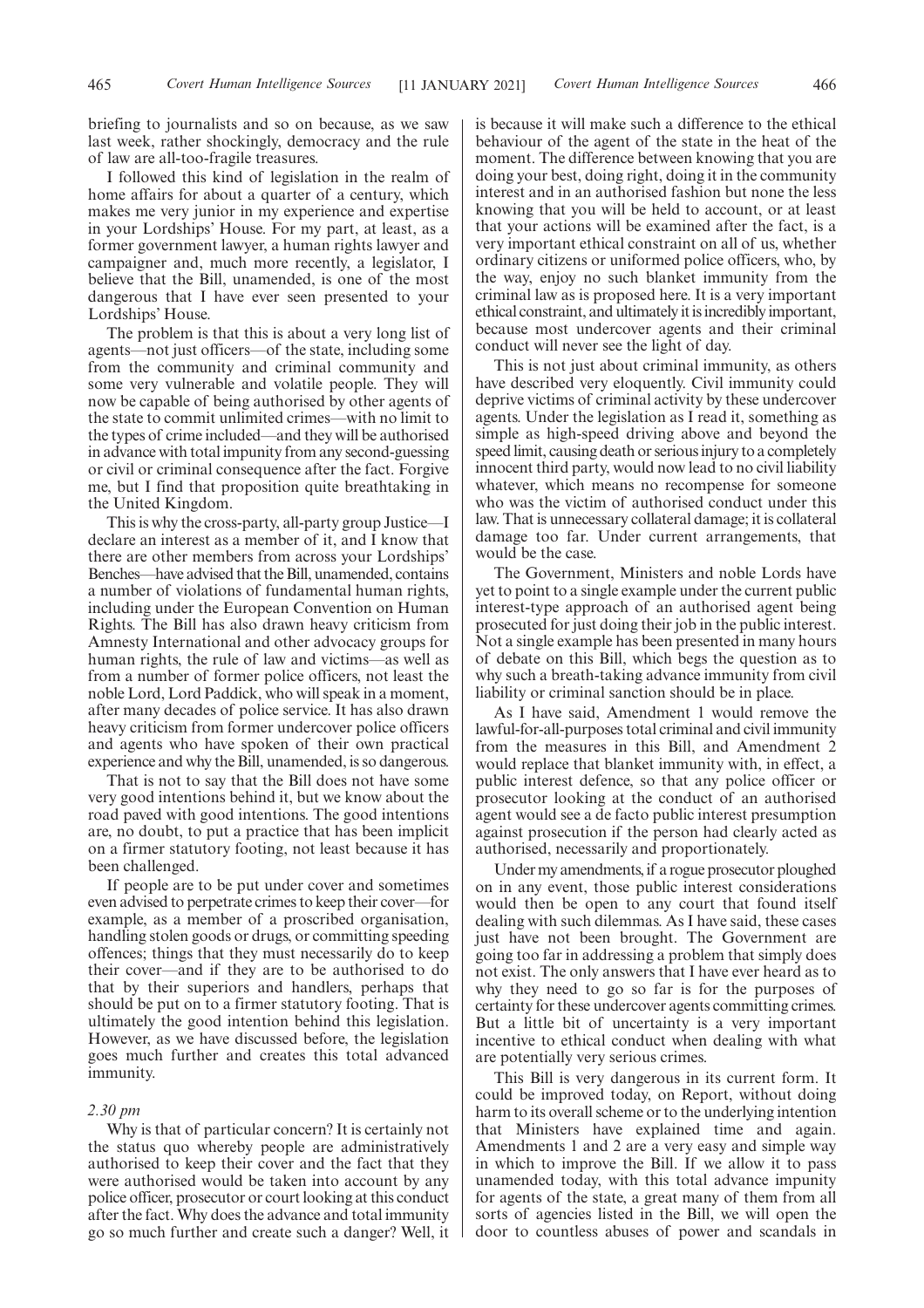briefing to journalists and so on because, as we saw last week, rather shockingly, democracy and the rule of law are all-too-fragile treasures.

I followed this kind of legislation in the realm of home affairs for about a quarter of a century, which makes me very junior in my experience and expertise in your Lordships' House. For my part, at least, as a former government lawyer, a human rights lawyer and campaigner and, much more recently, a legislator, I believe that the Bill, unamended, is one of the most dangerous that I have ever seen presented to your Lordships' House.

The problem is that this is about a very long list of agents—not just officers—of the state, including some from the community and criminal community and some very vulnerable and volatile people. They will now be capable of being authorised by other agents of the state to commit unlimited crimes—with no limit to the types of crime included—and they will be authorised in advance with total impunity from any second-guessing or civil or criminal consequence after the fact. Forgive me, but I find that proposition quite breathtaking in the United Kingdom.

This is why the cross-party, all-party group Justice—I declare an interest as a member of it, and I know that there are other members from across your Lordships' Benches—have advised that the Bill, unamended, contains a number of violations of fundamental human rights, including under the European Convention on Human Rights. The Bill has also drawn heavy criticism from Amnesty International and other advocacy groups for human rights, the rule of law and victims—as well as from a number of former police officers, not least the noble Lord, Lord Paddick, who will speak in a moment, after many decades of police service. It has also drawn heavy criticism from former undercover police officers and agents who have spoken of their own practical experience and why the Bill, unamended, is so dangerous.

That is not to say that the Bill does not have some very good intentions behind it, but we know about the road paved with good intentions. The good intentions are, no doubt, to put a practice that has been implicit on a firmer statutory footing, not least because it has been challenged.

If people are to be put under cover and sometimes even advised to perpetrate crimes to keep their cover—for example, as a member of a proscribed organisation, handling stolen goods or drugs, or committing speeding offences; things that they must necessarily do to keep their cover—and if they are to be authorised to do that by their superiors and handlers, perhaps that should be put on to a firmer statutory footing. That is ultimately the good intention behind this legislation. However, as we have discussed before, the legislation goes much further and creates this total advanced immunity.

*2.30 pm*

Why is that of particular concern? It is certainly not the status quo whereby people are administratively authorised to keep their cover and the fact that they were authorised would be taken into account by any police officer, prosecutor or court looking at this conduct after the fact. Why does the advance and total immunity go so much further and create such a danger? Well, it is because it will make such a difference to the ethical behaviour of the agent of the state in the heat of the moment. The difference between knowing that you are doing your best, doing right, doing it in the community interest and in an authorised fashion but none the less knowing that you will be held to account, or at least that your actions will be examined after the fact, is a very important ethical constraint on all of us, whether ordinary citizens or uniformed police officers, who, by the way, enjoy no such blanket immunity from the criminal law as is proposed here. It is a very important ethical constraint, and ultimately it is incredibly important, because most undercover agents and their criminal conduct will never see the light of day.

This is not just about criminal immunity, as others have described very eloquently. Civil immunity could deprive victims of criminal activity by these undercover agents. Under the legislation as I read it, something as simple as high-speed driving above and beyond the speed limit, causing death or serious injury to a completely innocent third party, would now lead to no civil liability whatever, which means no recompense for someone who was the victim of authorised conduct under this law. That is unnecessary collateral damage; it is collateral damage too far. Under current arrangements, that would be the case.

The Government, Ministers and noble Lords have yet to point to a single example under the current public interest-type approach of an authorised agent being prosecuted for just doing their job in the public interest. Not a single example has been presented in many hours of debate on this Bill, which begs the question as to why such a breath-taking advance immunity from civil liability or criminal sanction should be in place.

As I have said, Amendment 1 would remove the lawful-for-all-purposes total criminal and civil immunity from the measures in this Bill, and Amendment 2 would replace that blanket immunity with, in effect, a public interest defence, so that any police officer or prosecutor looking at the conduct of an authorised agent would see a de facto public interest presumption against prosecution if the person had clearly acted as authorised, necessarily and proportionately.

Under my amendments, if a rogue prosecutor ploughed on in any event, those public interest considerations would then be open to any court that found itself dealing with such dilemmas. As I have said, these cases just have not been brought. The Government are going too far in addressing a problem that simply does not exist. The only answers that I have ever heard as to why they need to go so far is for the purposes of certainty for these undercover agents committing crimes. But a little bit of uncertainty is a very important incentive to ethical conduct when dealing with what are potentially very serious crimes.

This Bill is very dangerous in its current form. It could be improved today, on Report, without doing harm to its overall scheme or to the underlying intention that Ministers have explained time and again. Amendments 1 and 2 are a very easy and simple way in which to improve the Bill. If we allow it to pass unamended today, with this total advance impunity for agents of the state, a great many of them from all sorts of agencies listed in the Bill, we will open the door to countless abuses of power and scandals in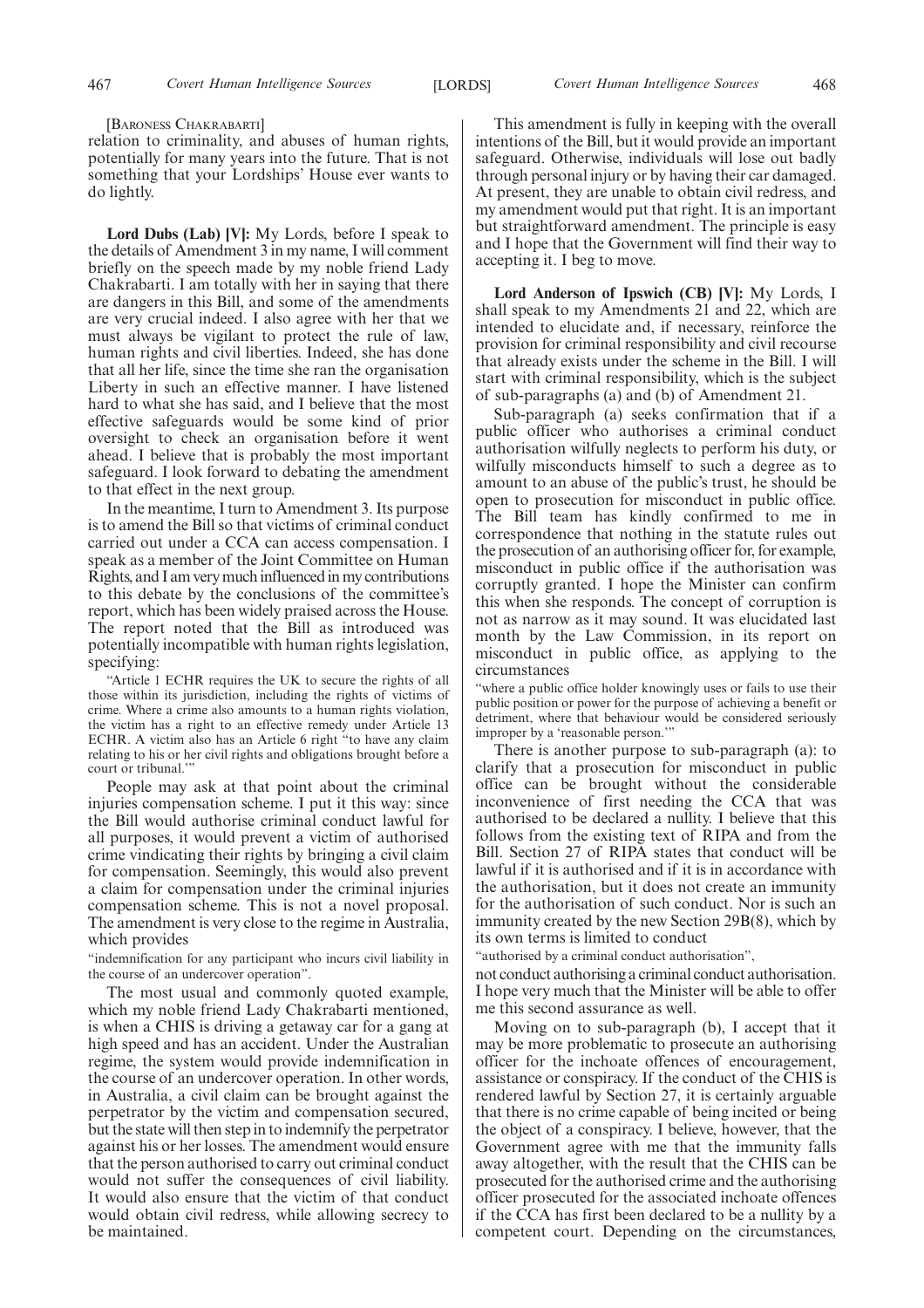[BARONESS CHAKRABARTI]

relation to criminality, and abuses of human rights, potentially for many years into the future. That is not something that your Lordships' House ever wants to do lightly.

**Lord Dubs (Lab) [V]:** My Lords, before I speak to the details of Amendment 3 in my name, I will comment briefly on the speech made by my noble friend Lady Chakrabarti. I am totally with her in saying that there are dangers in this Bill, and some of the amendments are very crucial indeed. I also agree with her that we must always be vigilant to protect the rule of law, human rights and civil liberties. Indeed, she has done that all her life, since the time she ran the organisation Liberty in such an effective manner. I have listened hard to what she has said, and I believe that the most effective safeguards would be some kind of prior oversight to check an organisation before it went ahead. I believe that is probably the most important safeguard. I look forward to debating the amendment to that effect in the next group.

In the meantime, I turn to Amendment 3. Its purpose is to amend the Bill so that victims of criminal conduct carried out under a CCA can access compensation. I speak as a member of the Joint Committee on Human Rights, and I am very much influenced in my contributions to this debate by the conclusions of the committee's report, which has been widely praised across the House. The report noted that the Bill as introduced was potentially incompatible with human rights legislation, specifying:

"Article 1 ECHR requires the UK to secure the rights of all those within its jurisdiction, including the rights of victims of crime. Where a crime also amounts to a human rights violation, the victim has a right to an effective remedy under Article 13 ECHR. A victim also has an Article 6 right "to have any claim relating to his or her civil rights and obligations brought before a court or tribunal.'"

People may ask at that point about the criminal injuries compensation scheme. I put it this way: since the Bill would authorise criminal conduct lawful for all purposes, it would prevent a victim of authorised crime vindicating their rights by bringing a civil claim for compensation. Seemingly, this would also prevent a claim for compensation under the criminal injuries compensation scheme. This is not a novel proposal. The amendment is very close to the regime in Australia, which provides

"indemnification for any participant who incurs civil liability in the course of an undercover operation".

The most usual and commonly quoted example, which my noble friend Lady Chakrabarti mentioned, is when a CHIS is driving a getaway car for a gang at high speed and has an accident. Under the Australian regime, the system would provide indemnification in the course of an undercover operation. In other words, in Australia, a civil claim can be brought against the perpetrator by the victim and compensation secured, but the state will then step in to indemnify the perpetrator against his or her losses. The amendment would ensure that the person authorised to carry out criminal conduct would not suffer the consequences of civil liability. It would also ensure that the victim of that conduct would obtain civil redress, while allowing secrecy to be maintained.

This amendment is fully in keeping with the overall intentions of the Bill, but it would provide an important safeguard. Otherwise, individuals will lose out badly through personal injury or by having their car damaged. At present, they are unable to obtain civil redress, and my amendment would put that right. It is an important but straightforward amendment. The principle is easy and I hope that the Government will find their way to accepting it. I beg to move.

**Lord Anderson of Ipswich (CB) [V]:** My Lords, I shall speak to my Amendments 21 and 22, which are intended to elucidate and, if necessary, reinforce the provision for criminal responsibility and civil recourse that already exists under the scheme in the Bill. I will start with criminal responsibility, which is the subject of sub-paragraphs (a) and (b) of Amendment 21.

Sub-paragraph (a) seeks confirmation that if a public officer who authorises a criminal conduct authorisation wilfully neglects to perform his duty, or wilfully misconducts himself to such a degree as to amount to an abuse of the public's trust, he should be open to prosecution for misconduct in public office. The Bill team has kindly confirmed to me in correspondence that nothing in the statute rules out the prosecution of an authorising officer for, for example, misconduct in public office if the authorisation was corruptly granted. I hope the Minister can confirm this when she responds. The concept of corruption is not as narrow as it may sound. It was elucidated last month by the Law Commission, in its report on misconduct in public office, as applying to the circumstances

"where a public office holder knowingly uses or fails to use their public position or power for the purpose of achieving a benefit or detriment, where that behaviour would be considered seriously improper by a 'reasonable person.'"

There is another purpose to sub-paragraph (a): to clarify that a prosecution for misconduct in public office can be brought without the considerable inconvenience of first needing the CCA that was authorised to be declared a nullity. I believe that this follows from the existing text of RIPA and from the Bill. Section 27 of RIPA states that conduct will be lawful if it is authorised and if it is in accordance with the authorisation, but it does not create an immunity for the authorisation of such conduct. Nor is such an immunity created by the new Section 29B(8), which by its own terms is limited to conduct

"authorised by a criminal conduct authorisation",

not conduct authorising a criminal conduct authorisation. I hope very much that the Minister will be able to offer me this second assurance as well.

Moving on to sub-paragraph (b), I accept that it may be more problematic to prosecute an authorising officer for the inchoate offences of encouragement, assistance or conspiracy. If the conduct of the CHIS is rendered lawful by Section 27, it is certainly arguable that there is no crime capable of being incited or being the object of a conspiracy. I believe, however, that the Government agree with me that the immunity falls away altogether, with the result that the CHIS can be prosecuted for the authorised crime and the authorising officer prosecuted for the associated inchoate offences if the CCA has first been declared to be a nullity by a competent court. Depending on the circumstances,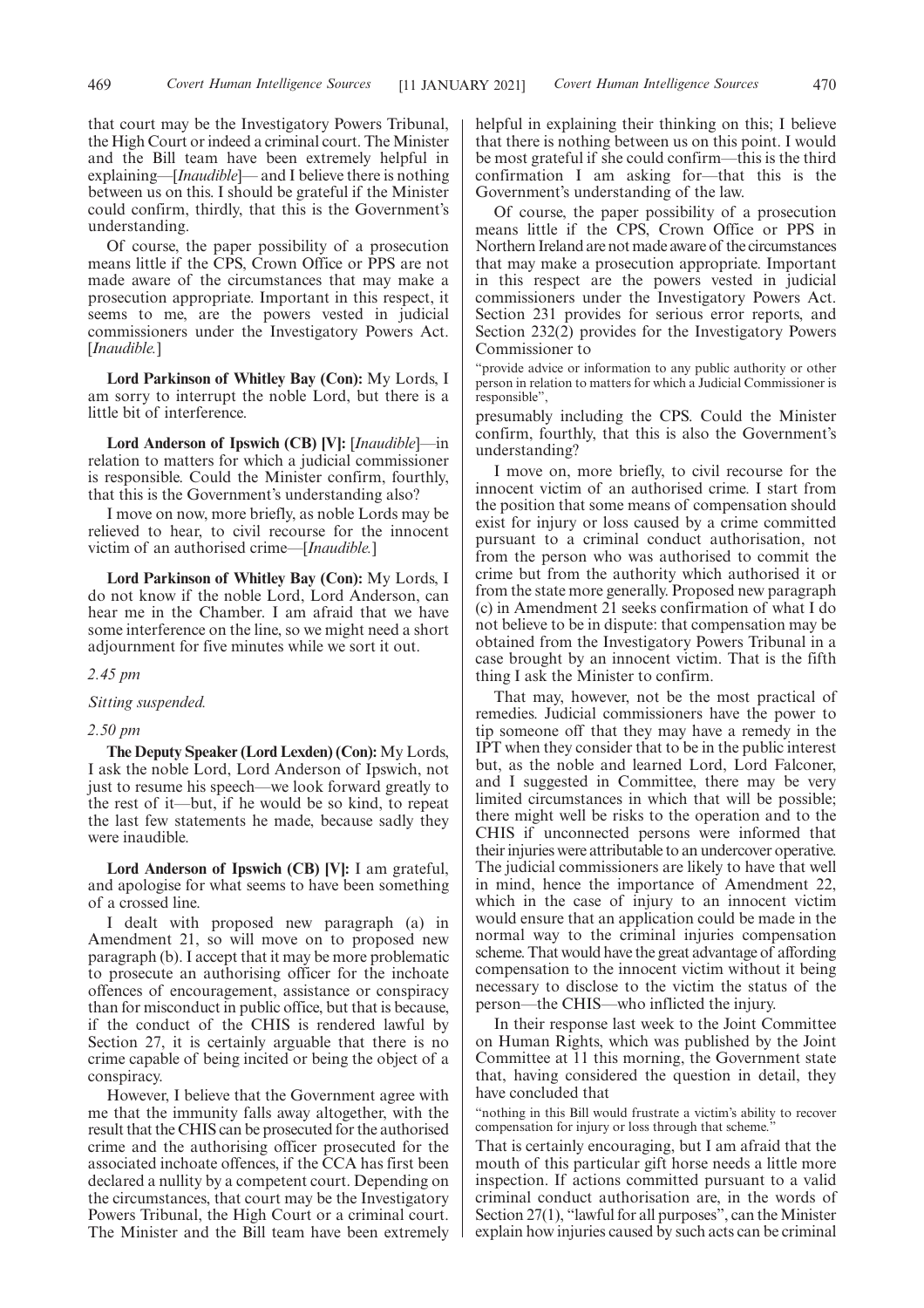that court may be the Investigatory Powers Tribunal, the High Court or indeed a criminal court. The Minister and the Bill team have been extremely helpful in explaining—[*Inaudible*]— and I believe there is nothing between us on this. I should be grateful if the Minister could confirm, thirdly, that this is the Government's understanding.

Of course, the paper possibility of a prosecution means little if the CPS, Crown Office or PPS are not made aware of the circumstances that may make a prosecution appropriate. Important in this respect, it seems to me, are the powers vested in judicial commissioners under the Investigatory Powers Act. [*Inaudible.*]

**Lord Parkinson of Whitley Bay (Con):** My Lords, I am sorry to interrupt the noble Lord, but there is a little bit of interference.

**Lord Anderson of Ipswich (CB) [V]:** [*Inaudible*]—in relation to matters for which a judicial commissioner is responsible. Could the Minister confirm, fourthly, that this is the Government's understanding also?

I move on now, more briefly, as noble Lords may be relieved to hear, to civil recourse for the innocent victim of an authorised crime—[*Inaudible.*]

**Lord Parkinson of Whitley Bay (Con):** My Lords, I do not know if the noble Lord, Lord Anderson, can hear me in the Chamber. I am afraid that we have some interference on the line, so we might need a short adjournment for five minutes while we sort it out.

*2.45 pm*

*Sitting suspended.*

*2.50 pm*

**The Deputy Speaker (Lord Lexden) (Con):** My Lords, I ask the noble Lord, Lord Anderson of Ipswich, not just to resume his speech—we look forward greatly to the rest of it—but, if he would be so kind, to repeat the last few statements he made, because sadly they were inaudible.

**Lord Anderson of Ipswich (CB) [V]:** I am grateful, and apologise for what seems to have been something of a crossed line.

I dealt with proposed new paragraph (a) in Amendment 21, so will move on to proposed new paragraph (b). I accept that it may be more problematic to prosecute an authorising officer for the inchoate offences of encouragement, assistance or conspiracy than for misconduct in public office, but that is because, if the conduct of the CHIS is rendered lawful by Section 27, it is certainly arguable that there is no crime capable of being incited or being the object of a conspiracy.

However, I believe that the Government agree with me that the immunity falls away altogether, with the result that the CHIS can be prosecuted for the authorised crime and the authorising officer prosecuted for the associated inchoate offences, if the CCA has first been declared a nullity by a competent court. Depending on the circumstances, that court may be the Investigatory Powers Tribunal, the High Court or a criminal court. The Minister and the Bill team have been extremely helpful in explaining their thinking on this; I believe that there is nothing between us on this point. I would be most grateful if she could confirm—this is the third confirmation I am asking for—that this is the Government's understanding of the law.

Of course, the paper possibility of a prosecution means little if the CPS, Crown Office or PPS in Northern Ireland are not made aware of the circumstances that may make a prosecution appropriate. Important in this respect are the powers vested in judicial commissioners under the Investigatory Powers Act. Section 231 provides for serious error reports, and Section 232(2) provides for the Investigatory Powers Commissioner to

"provide advice or information to any public authority or other person in relation to matters for which a Judicial Commissioner is responsible",

presumably including the CPS. Could the Minister confirm, fourthly, that this is also the Government's understanding?

I move on, more briefly, to civil recourse for the innocent victim of an authorised crime. I start from the position that some means of compensation should exist for injury or loss caused by a crime committed pursuant to a criminal conduct authorisation, not from the person who was authorised to commit the crime but from the authority which authorised it or from the state more generally. Proposed new paragraph (c) in Amendment 21 seeks confirmation of what I do not believe to be in dispute: that compensation may be obtained from the Investigatory Powers Tribunal in a case brought by an innocent victim. That is the fifth thing I ask the Minister to confirm.

That may, however, not be the most practical of remedies. Judicial commissioners have the power to tip someone off that they may have a remedy in the IPT when they consider that to be in the public interest but, as the noble and learned Lord, Lord Falconer, and I suggested in Committee, there may be very limited circumstances in which that will be possible; there might well be risks to the operation and to the CHIS if unconnected persons were informed that their injuries were attributable to an undercover operative. The judicial commissioners are likely to have that well in mind, hence the importance of Amendment 22, which in the case of injury to an innocent victim would ensure that an application could be made in the normal way to the criminal injuries compensation scheme. That would have the great advantage of affording compensation to the innocent victim without it being necessary to disclose to the victim the status of the person—the CHIS—who inflicted the injury.

In their response last week to the Joint Committee on Human Rights, which was published by the Joint Committee at 11 this morning, the Government state that, having considered the question in detail, they have concluded that

"nothing in this Bill would frustrate a victim's ability to recover compensation for injury or loss through that scheme."

That is certainly encouraging, but I am afraid that the mouth of this particular gift horse needs a little more inspection. If actions committed pursuant to a valid criminal conduct authorisation are, in the words of Section 27(1), "lawful for all purposes", can the Minister explain how injuries caused by such acts can be criminal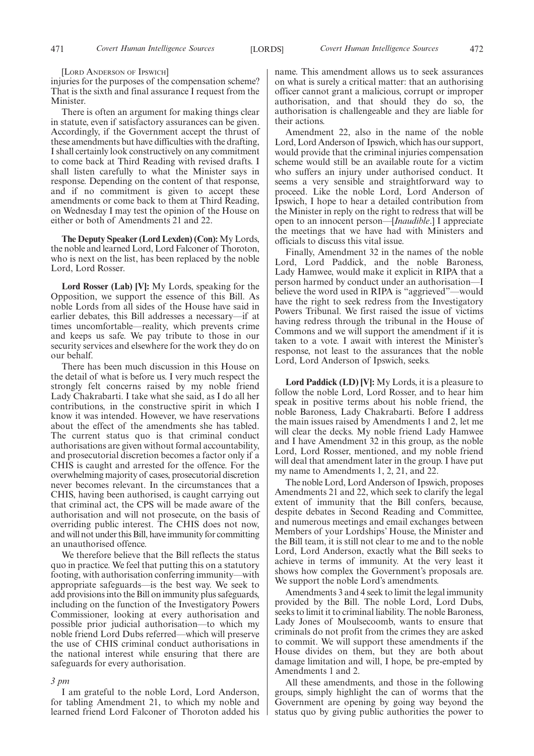[LORD ANDERSON OF IPSWICH]

injuries for the purposes of the compensation scheme? That is the sixth and final assurance I request from the Minister.

There is often an argument for making things clear in statute, even if satisfactory assurances can be given. Accordingly, if the Government accept the thrust of these amendments but have difficulties with the drafting, I shall certainly look constructively on any commitment to come back at Third Reading with revised drafts. I shall listen carefully to what the Minister says in response. Depending on the content of that response, and if no commitment is given to accept these amendments or come back to them at Third Reading, on Wednesday I may test the opinion of the House on either or both of Amendments 21 and 22.

**The Deputy Speaker (Lord Lexden) (Con):** My Lords, the noble and learned Lord, Lord Falconer of Thoroton, who is next on the list, has been replaced by the noble Lord, Lord Rosser.

**Lord Rosser (Lab) [V]:** My Lords, speaking for the Opposition, we support the essence of this Bill. As noble Lords from all sides of the House have said in earlier debates, this Bill addresses a necessary—if at times uncomfortable—reality, which prevents crime and keeps us safe. We pay tribute to those in our security services and elsewhere for the work they do on our behalf.

There has been much discussion in this House on the detail of what is before us. I very much respect the strongly felt concerns raised by my noble friend Lady Chakrabarti. I take what she said, as I do all her contributions, in the constructive spirit in which I know it was intended. However, we have reservations about the effect of the amendments she has tabled. The current status quo is that criminal conduct authorisations are given without formal accountability, and prosecutorial discretion becomes a factor only if a CHIS is caught and arrested for the offence. For the overwhelming majority of cases, prosecutorial discretion never becomes relevant. In the circumstances that a CHIS, having been authorised, is caught carrying out that criminal act, the CPS will be made aware of the authorisation and will not prosecute, on the basis of overriding public interest. The CHIS does not now, and will not under this Bill, have immunity for committing an unauthorised offence.

We therefore believe that the Bill reflects the status quo in practice. We feel that putting this on a statutory footing, with authorisation conferring immunity—with appropriate safeguards—is the best way. We seek to add provisions into the Bill on immunity plus safeguards, including on the function of the Investigatory Powers Commissioner, looking at every authorisation and possible prior judicial authorisation—to which my noble friend Lord Dubs referred—which will preserve the use of CHIS criminal conduct authorisations in the national interest while ensuring that there are safeguards for every authorisation.

*3 pm*

I am grateful to the noble Lord, Lord Anderson, for tabling Amendment 21, to which my noble and learned friend Lord Falconer of Thoroton added his name. This amendment allows us to seek assurances on what is surely a critical matter: that an authorising officer cannot grant a malicious, corrupt or improper authorisation, and that should they do so, the authorisation is challengeable and they are liable for their actions.

Amendment 22, also in the name of the noble Lord, Lord Anderson of Ipswich, which has our support, would provide that the criminal injuries compensation scheme would still be an available route for a victim who suffers an injury under authorised conduct. It seems a very sensible and straightforward way to proceed. Like the noble Lord, Lord Anderson of Ipswich, I hope to hear a detailed contribution from the Minister in reply on the right to redress that will be open to an innocent person—[*Inaudible*.] I appreciate the meetings that we have had with Ministers and officials to discuss this vital issue.

Finally, Amendment 32 in the names of the noble Lord, Lord Paddick, and the noble Baroness, Lady Hamwee, would make it explicit in RIPA that a person harmed by conduct under an authorisation—I believe the word used in RIPA is "aggrieved"—would have the right to seek redress from the Investigatory Powers Tribunal. We first raised the issue of victims having redress through the tribunal in the House of Commons and we will support the amendment if it is taken to a vote. I await with interest the Minister's response, not least to the assurances that the noble Lord, Lord Anderson of Ipswich, seeks.

**Lord Paddick (LD) [V]:** My Lords, it is a pleasure to follow the noble Lord, Lord Rosser, and to hear him speak in positive terms about his noble friend, the noble Baroness, Lady Chakrabarti. Before I address the main issues raised by Amendments 1 and 2, let me will clear the decks. My noble friend Lady Hamwee and I have Amendment 32 in this group, as the noble Lord, Lord Rosser, mentioned, and my noble friend will deal that amendment later in the group. I have put my name to Amendments 1, 2, 21, and 22.

The noble Lord, Lord Anderson of Ipswich, proposes Amendments 21 and 22, which seek to clarify the legal extent of immunity that the Bill confers, because, despite debates in Second Reading and Committee, and numerous meetings and email exchanges between Members of your Lordships' House, the Minister and the Bill team, it is still not clear to me and to the noble Lord, Lord Anderson, exactly what the Bill seeks to achieve in terms of immunity. At the very least it shows how complex the Government's proposals are. We support the noble Lord's amendments.

Amendments 3 and 4 seek to limit the legal immunity provided by the Bill. The noble Lord, Lord Dubs, seeks to limit it to criminal liability. The noble Baroness, Lady Jones of Moulsecoomb, wants to ensure that criminals do not profit from the crimes they are asked to commit. We will support these amendments if the House divides on them, but they are both about damage limitation and will, I hope, be pre-empted by Amendments 1 and 2.

All these amendments, and those in the following groups, simply highlight the can of worms that the Government are opening by going way beyond the status quo by giving public authorities the power to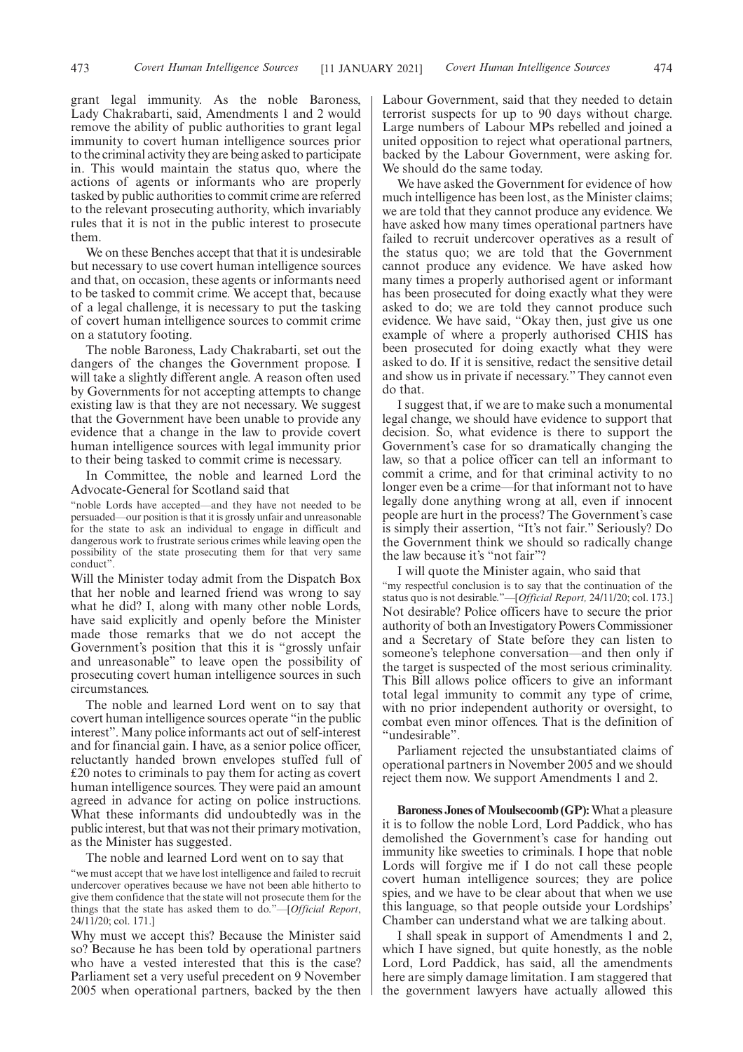grant legal immunity. As the noble Baroness, Lady Chakrabarti, said, Amendments 1 and 2 would remove the ability of public authorities to grant legal immunity to covert human intelligence sources prior to the criminal activity they are being asked to participate in. This would maintain the status quo, where the actions of agents or informants who are properly tasked by public authorities to commit crime are referred to the relevant prosecuting authority, which invariably rules that it is not in the public interest to prosecute them.

We on these Benches accept that that it is undesirable but necessary to use covert human intelligence sources and that, on occasion, these agents or informants need to be tasked to commit crime. We accept that, because of a legal challenge, it is necessary to put the tasking of covert human intelligence sources to commit crime on a statutory footing.

The noble Baroness, Lady Chakrabarti, set out the dangers of the changes the Government propose. I will take a slightly different angle. A reason often used by Governments for not accepting attempts to change existing law is that they are not necessary. We suggest that the Government have been unable to provide any evidence that a change in the law to provide covert human intelligence sources with legal immunity prior to their being tasked to commit crime is necessary.

In Committee, the noble and learned Lord the Advocate-General for Scotland said that

"noble Lords have accepted—and they have not needed to be persuaded—our position is that it is grossly unfair and unreasonable for the state to ask an individual to engage in difficult and dangerous work to frustrate serious crimes while leaving open the possibility of the state prosecuting them for that very same conduct".

Will the Minister today admit from the Dispatch Box that her noble and learned friend was wrong to say what he did? I, along with many other noble Lords, have said explicitly and openly before the Minister made those remarks that we do not accept the Government's position that this it is "grossly unfair and unreasonable" to leave open the possibility of prosecuting covert human intelligence sources in such circumstances.

The noble and learned Lord went on to say that covert human intelligence sources operate "in the public interest". Many police informants act out of self-interest and for financial gain. I have, as a senior police officer, reluctantly handed brown envelopes stuffed full of £20 notes to criminals to pay them for acting as covert human intelligence sources. They were paid an amount agreed in advance for acting on police instructions. What these informants did undoubtedly was in the public interest, but that was not their primary motivation, as the Minister has suggested.

The noble and learned Lord went on to say that

"we must accept that we have lost intelligence and failed to recruit undercover operatives because we have not been able hitherto to give them confidence that the state will not prosecute them for the things that the state has asked them to do."—[*Official Report*, 24/11/20; col. 171.]

Why must we accept this? Because the Minister said so? Because he has been told by operational partners who have a vested interested that this is the case? Parliament set a very useful precedent on 9 November 2005 when operational partners, backed by the then Labour Government, said that they needed to detain terrorist suspects for up to 90 days without charge. Large numbers of Labour MPs rebelled and joined a united opposition to reject what operational partners, backed by the Labour Government, were asking for. We should do the same today.

We have asked the Government for evidence of how much intelligence has been lost, as the Minister claims; we are told that they cannot produce any evidence. We have asked how many times operational partners have failed to recruit undercover operatives as a result of the status quo; we are told that the Government cannot produce any evidence. We have asked how many times a properly authorised agent or informant has been prosecuted for doing exactly what they were asked to do; we are told they cannot produce such evidence. We have said, "Okay then, just give us one example of where a properly authorised CHIS has been prosecuted for doing exactly what they were asked to do. If it is sensitive, redact the sensitive detail and show us in private if necessary." They cannot even do that.

I suggest that, if we are to make such a monumental legal change, we should have evidence to support that decision. So, what evidence is there to support the Government's case for so dramatically changing the law, so that a police officer can tell an informant to commit a crime, and for that criminal activity to no longer even be a crime—for that informant not to have legally done anything wrong at all, even if innocent people are hurt in the process? The Government's case is simply their assertion, "It's not fair." Seriously? Do the Government think we should so radically change the law because it's "not fair"?

I will quote the Minister again, who said that

"my respectful conclusion is to say that the continuation of the status quo is not desirable."—[*Official Report,* 24/11/20; col. 173.]

Not desirable? Police officers have to secure the prior authority of both an Investigatory Powers Commissioner and a Secretary of State before they can listen to someone's telephone conversation—and then only if the target is suspected of the most serious criminality. This Bill allows police officers to give an informant total legal immunity to commit any type of crime, with no prior independent authority or oversight, to combat even minor offences. That is the definition of "undesirable".

Parliament rejected the unsubstantiated claims of operational partners in November 2005 and we should reject them now. We support Amendments 1 and 2.

**Baroness Jones of Moulsecoomb (GP):** What a pleasure it is to follow the noble Lord, Lord Paddick, who has demolished the Government's case for handing out immunity like sweeties to criminals. I hope that noble Lords will forgive me if I do not call these people covert human intelligence sources; they are police spies, and we have to be clear about that when we use this language, so that people outside your Lordships' Chamber can understand what we are talking about.

I shall speak in support of Amendments 1 and 2, which I have signed, but quite honestly, as the noble Lord, Lord Paddick, has said, all the amendments here are simply damage limitation. I am staggered that the government lawyers have actually allowed this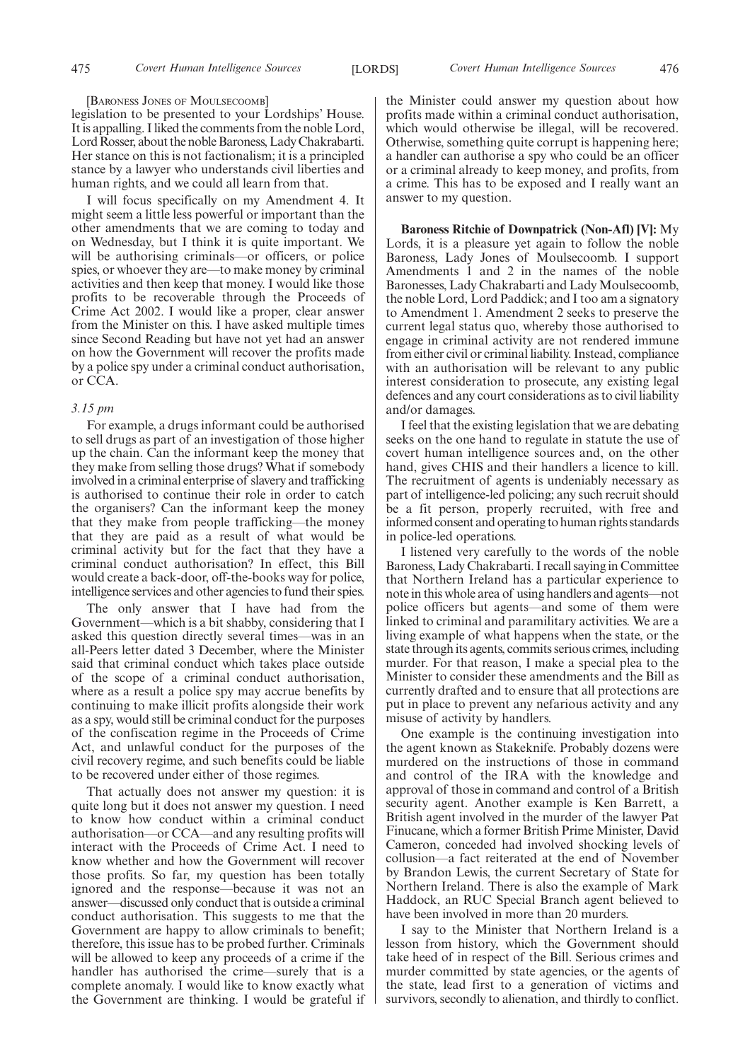[BARONESS JONES OF MOULSECOOMB]

legislation to be presented to your Lordships' House. It is appalling. I liked the comments from the noble Lord, Lord Rosser, about the noble Baroness, Lady Chakrabarti. Her stance on this is not factionalism; it is a principled stance by a lawyer who understands civil liberties and human rights, and we could all learn from that.

I will focus specifically on my Amendment 4. It might seem a little less powerful or important than the other amendments that we are coming to today and on Wednesday, but I think it is quite important. We will be authorising criminals—or officers, or police spies, or whoever they are—to make money by criminal activities and then keep that money. I would like those profits to be recoverable through the Proceeds of Crime Act 2002. I would like a proper, clear answer from the Minister on this. I have asked multiple times since Second Reading but have not yet had an answer on how the Government will recover the profits made by a police spy under a criminal conduct authorisation, or CCA.

*3.15 pm*

For example, a drugs informant could be authorised to sell drugs as part of an investigation of those higher up the chain. Can the informant keep the money that they make from selling those drugs? What if somebody involved in a criminal enterprise of slavery and trafficking is authorised to continue their role in order to catch the organisers? Can the informant keep the money that they make from people trafficking—the money that they are paid as a result of what would be criminal activity but for the fact that they have a criminal conduct authorisation? In effect, this Bill would create a back-door, off-the-books way for police, intelligence services and other agencies to fund their spies.

The only answer that I have had from the Government—which is a bit shabby, considering that I asked this question directly several times—was in an all-Peers letter dated 3 December, where the Minister said that criminal conduct which takes place outside of the scope of a criminal conduct authorisation, where as a result a police spy may accrue benefits by continuing to make illicit profits alongside their work as a spy, would still be criminal conduct for the purposes of the confiscation regime in the Proceeds of Crime Act, and unlawful conduct for the purposes of the civil recovery regime, and such benefits could be liable to be recovered under either of those regimes.

That actually does not answer my question: it is quite long but it does not answer my question. I need to know how conduct within a criminal conduct authorisation—or CCA—and any resulting profits will interact with the Proceeds of Crime Act. I need to know whether and how the Government will recover those profits. So far, my question has been totally ignored and the response—because it was not an answer—discussed only conduct that is outside a criminal conduct authorisation. This suggests to me that the Government are happy to allow criminals to benefit; therefore, this issue has to be probed further. Criminals will be allowed to keep any proceeds of a crime if the handler has authorised the crime—surely that is a complete anomaly. I would like to know exactly what the Government are thinking. I would be grateful if the Minister could answer my question about how profits made within a criminal conduct authorisation, which would otherwise be illegal, will be recovered. Otherwise, something quite corrupt is happening here; a handler can authorise a spy who could be an officer or a criminal already to keep money, and profits, from a crime. This has to be exposed and I really want an answer to my question.

**Baroness Ritchie of Downpatrick (Non-Afl) [V]:** My Lords, it is a pleasure yet again to follow the noble Baroness, Lady Jones of Moulsecoomb. I support Amendments 1 and 2 in the names of the noble Baronesses, Lady Chakrabarti and Lady Moulsecoomb, the noble Lord, Lord Paddick; and I too am a signatory to Amendment 1. Amendment 2 seeks to preserve the current legal status quo, whereby those authorised to engage in criminal activity are not rendered immune from either civil or criminal liability. Instead, compliance with an authorisation will be relevant to any public interest consideration to prosecute, any existing legal defences and any court considerations as to civil liability and/or damages.

I feel that the existing legislation that we are debating seeks on the one hand to regulate in statute the use of covert human intelligence sources and, on the other hand, gives CHIS and their handlers a licence to kill. The recruitment of agents is undeniably necessary as part of intelligence-led policing; any such recruit should be a fit person, properly recruited, with free and informed consent and operating to human rights standards in police-led operations.

I listened very carefully to the words of the noble Baroness, Lady Chakrabarti. I recall saying in Committee that Northern Ireland has a particular experience to note in this whole area of using handlers and agents—not police officers but agents—and some of them were linked to criminal and paramilitary activities. We are a living example of what happens when the state, or the state through its agents, commits serious crimes, including murder. For that reason, I make a special plea to the Minister to consider these amendments and the Bill as currently drafted and to ensure that all protections are put in place to prevent any nefarious activity and any misuse of activity by handlers.

One example is the continuing investigation into the agent known as Stakeknife. Probably dozens were murdered on the instructions of those in command and control of the IRA with the knowledge and approval of those in command and control of a British security agent. Another example is Ken Barrett, a British agent involved in the murder of the lawyer Pat Finucane, which a former British Prime Minister, David Cameron, conceded had involved shocking levels of collusion—a fact reiterated at the end of November by Brandon Lewis, the current Secretary of State for Northern Ireland. There is also the example of Mark Haddock, an RUC Special Branch agent believed to have been involved in more than 20 murders.

I say to the Minister that Northern Ireland is a lesson from history, which the Government should take heed of in respect of the Bill. Serious crimes and murder committed by state agencies, or the agents of the state, lead first to a generation of victims and survivors, secondly to alienation, and thirdly to conflict.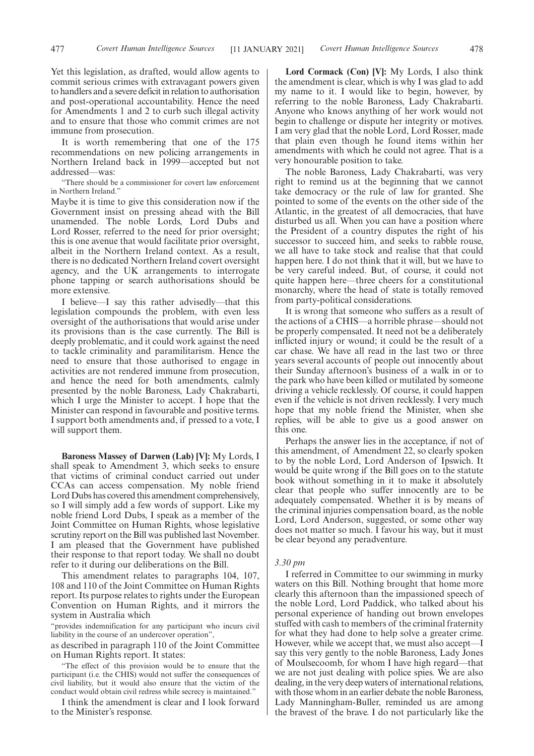Yet this legislation, as drafted, would allow agents to commit serious crimes with extravagant powers given to handlers and a severe deficit in relation to authorisation and post-operational accountability. Hence the need for Amendments 1 and 2 to curb such illegal activity and to ensure that those who commit crimes are not immune from prosecution.

It is worth remembering that one of the 175 recommendations on new policing arrangements in Northern Ireland back in 1999—accepted but not addressed—was:

"There should be a commissioner for covert law enforcement in Northern Ireland."

Maybe it is time to give this consideration now if the Government insist on pressing ahead with the Bill unamended. The noble Lords, Lord Dubs and Lord Rosser, referred to the need for prior oversight; this is one avenue that would facilitate prior oversight, albeit in the Northern Ireland context. As a result, there is no dedicated Northern Ireland covert oversight agency, and the UK arrangements to interrogate phone tapping or search authorisations should be more extensive.

I believe—I say this rather advisedly—that this legislation compounds the problem, with even less oversight of the authorisations that would arise under its provisions than is the case currently. The Bill is deeply problematic, and it could work against the need to tackle criminality and paramilitarism. Hence the need to ensure that those authorised to engage in activities are not rendered immune from prosecution, and hence the need for both amendments, calmly presented by the noble Baroness, Lady Chakrabarti, which I urge the Minister to accept. I hope that the Minister can respond in favourable and positive terms. I support both amendments and, if pressed to a vote, I will support them.

**Baroness Massey of Darwen (Lab) [V]:** My Lords, I shall speak to Amendment 3, which seeks to ensure that victims of criminal conduct carried out under CCAs can access compensation. My noble friend Lord Dubs has covered this amendment comprehensively, so I will simply add a few words of support. Like my noble friend Lord Dubs, I speak as a member of the Joint Committee on Human Rights, whose legislative scrutiny report on the Bill was published last November. I am pleased that the Government have published their response to that report today. We shall no doubt refer to it during our deliberations on the Bill.

This amendment relates to paragraphs 104, 107, 108 and 110 of the Joint Committee on Human Rights report. Its purpose relates to rights under the European Convention on Human Rights, and it mirrors the system in Australia which

"provides indemnification for any participant who incurs civil liability in the course of an undercover operation",

as described in paragraph 110 of the Joint Committee on Human Rights report. It states:

"The effect of this provision would be to ensure that the participant (i.e. the CHIS) would not suffer the consequences of civil liability, but it would also ensure that the victim of the conduct would obtain civil redress while secrecy is maintained."

I think the amendment is clear and I look forward to the Minister's response.

**Lord Cormack (Con) [V]:** My Lords, I also think the amendment is clear, which is why I was glad to add my name to it. I would like to begin, however, by referring to the noble Baroness, Lady Chakrabarti. Anyone who knows anything of her work would not begin to challenge or dispute her integrity or motives. I am very glad that the noble Lord, Lord Rosser, made that plain even though he found items within her amendments with which he could not agree. That is a very honourable position to take.

The noble Baroness, Lady Chakrabarti, was very right to remind us at the beginning that we cannot take democracy or the rule of law for granted. She pointed to some of the events on the other side of the Atlantic, in the greatest of all democracies, that have disturbed us all. When you can have a position where the President of a country disputes the right of his successor to succeed him, and seeks to rabble rouse, we all have to take stock and realise that that could happen here. I do not think that it will, but we have to be very careful indeed. But, of course, it could not quite happen here—three cheers for a constitutional monarchy, where the head of state is totally removed from party-political considerations.

It is wrong that someone who suffers as a result of the actions of a CHIS—a horrible phrase—should not be properly compensated. It need not be a deliberately inflicted injury or wound; it could be the result of a car chase. We have all read in the last two or three years several accounts of people out innocently about their Sunday afternoon's business of a walk in or to the park who have been killed or mutilated by someone driving a vehicle recklessly. Of course, it could happen even if the vehicle is not driven recklessly. I very much hope that my noble friend the Minister, when she replies, will be able to give us a good answer on this one.

Perhaps the answer lies in the acceptance, if not of this amendment, of Amendment 22, so clearly spoken to by the noble Lord, Lord Anderson of Ipswich. It would be quite wrong if the Bill goes on to the statute book without something in it to make it absolutely clear that people who suffer innocently are to be adequately compensated. Whether it is by means of the criminal injuries compensation board, as the noble Lord, Lord Anderson, suggested, or some other way does not matter so much. I favour his way, but it must be clear beyond any peradventure.

*3.30 pm*

I referred in Committee to our swimming in murky waters on this Bill. Nothing brought that home more clearly this afternoon than the impassioned speech of the noble Lord, Lord Paddick, who talked about his personal experience of handing out brown envelopes stuffed with cash to members of the criminal fraternity for what they had done to help solve a greater crime. However, while we accept that, we must also accept—I say this very gently to the noble Baroness, Lady Jones of Moulsecoomb, for whom I have high regard—that we are not just dealing with police spies. We are also dealing, in the very deep waters of international relations, with those whom in an earlier debate the noble Baroness, Lady Manningham-Buller, reminded us are among the bravest of the brave. I do not particularly like the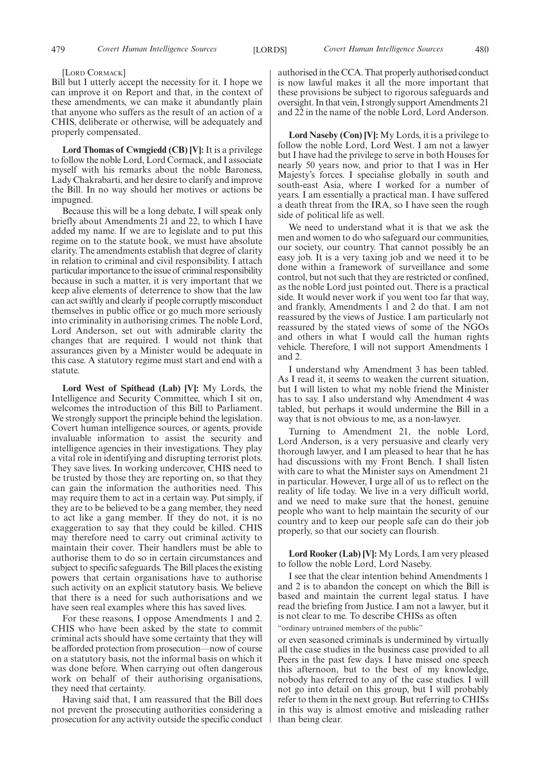[LORD CORMACK]

Bill but I utterly accept the necessity for it. I hope we can improve it on Report and that, in the context of these amendments, we can make it abundantly plain that anyone who suffers as the result of an action of a CHIS, deliberate or otherwise, will be adequately and properly compensated.

**Lord Thomas of Cwmgiedd (CB) [V]:** It is a privilege to follow the noble Lord, Lord Cormack, and I associate myself with his remarks about the noble Baroness, Lady Chakrabarti, and her desire to clarify and improve the Bill. In no way should her motives or actions be impugned.

Because this will be a long debate, I will speak only briefly about Amendments 21 and 22, to which I have added my name. If we are to legislate and to put this regime on to the statute book, we must have absolute clarity. The amendments establish that degree of clarity in relation to criminal and civil responsibility. I attach particular importance to the issue of criminal responsibility because in such a matter, it is very important that we keep alive elements of deterrence to show that the law can act swiftly and clearly if people corruptly misconduct themselves in public office or go much more seriously into criminality in authorising crimes. The noble Lord, Lord Anderson, set out with admirable clarity the changes that are required. I would not think that assurances given by a Minister would be adequate in this case. A statutory regime must start and end with a statute.

**Lord West of Spithead (Lab) [V]:** My Lords, the Intelligence and Security Committee, which I sit on, welcomes the introduction of this Bill to Parliament. We strongly support the principle behind the legislation. Covert human intelligence sources, or agents, provide invaluable information to assist the security and intelligence agencies in their investigations. They play a vital role in identifying and disrupting terrorist plots. They save lives. In working undercover, CHIS need to be trusted by those they are reporting on, so that they can gain the information the authorities need. This may require them to act in a certain way. Put simply, if they are to be believed to be a gang member, they need to act like a gang member. If they do not, it is no exaggeration to say that they could be killed. CHIS may therefore need to carry out criminal activity to maintain their cover. Their handlers must be able to authorise them to do so in certain circumstances and subject to specific safeguards. The Bill places the existing powers that certain organisations have to authorise such activity on an explicit statutory basis. We believe that there is a need for such authorisations and we have seen real examples where this has saved lives.

For these reasons, I oppose Amendments 1 and 2. CHIS who have been asked by the state to commit criminal acts should have some certainty that they will be afforded protection from prosecution—now of course on a statutory basis, not the informal basis on which it was done before. When carrying out often dangerous work on behalf of their authorising organisations, they need that certainty.

Having said that, I am reassured that the Bill does not prevent the prosecuting authorities considering a prosecution for any activity outside the specific conduct authorised in the CCA. That properly authorised conduct is now lawful makes it all the more important that these provisions be subject to rigorous safeguards and oversight. In that vein, I strongly support Amendments 21 and 22 in the name of the noble Lord, Lord Anderson.

**Lord Naseby (Con) [V]:** My Lords, it is a privilege to follow the noble Lord, Lord West. I am not a lawyer but I have had the privilege to serve in both Houses for nearly 50 years now, and prior to that I was in Her Majesty's forces. I specialise globally in south and south-east Asia, where I worked for a number of years. I am essentially a practical man. I have suffered a death threat from the IRA, so I have seen the rough side of political life as well.

We need to understand what it is that we ask the men and women to do who safeguard our communities, our society, our country. That cannot possibly be an easy job. It is a very taxing job and we need it to be done within a framework of surveillance and some control, but not such that they are restricted or confined, as the noble Lord just pointed out. There is a practical side. It would never work if you went too far that way, and frankly, Amendments 1 and 2 do that. I am not reassured by the views of Justice. I am particularly not reassured by the stated views of some of the NGOs and others in what I would call the human rights vehicle. Therefore, I will not support Amendments 1 and 2.

I understand why Amendment 3 has been tabled. As I read it, it seems to weaken the current situation, but I will listen to what my noble friend the Minister has to say. I also understand why Amendment 4 was tabled, but perhaps it would undermine the Bill in a way that is not obvious to me, as a non-lawyer.

Turning to Amendment 21, the noble Lord, Lord Anderson, is a very persuasive and clearly very thorough lawyer, and I am pleased to hear that he has had discussions with my Front Bench. I shall listen with care to what the Minister says on Amendment 21 in particular. However, I urge all of us to reflect on the reality of life today. We live in a very difficult world, and we need to make sure that the honest, genuine people who want to help maintain the security of our country and to keep our people safe can do their job properly, so that our society can flourish.

**Lord Rooker (Lab) [V]:** My Lords, I am very pleased to follow the noble Lord, Lord Naseby.

I see that the clear intention behind Amendments 1 and 2 is to abandon the concept on which the Bill is based and maintain the current legal status. I have read the briefing from Justice. I am not a lawyer, but it is not clear to me. To describe CHISs as often

"ordinary untrained members of the public"

or even seasoned criminals is undermined by virtually all the case studies in the business case provided to all Peers in the past few days. I have missed one speech this afternoon, but to the best of my knowledge, nobody has referred to any of the case studies. I will not go into detail on this group, but I will probably refer to them in the next group. But referring to CHISs in this way is almost emotive and misleading rather than being clear.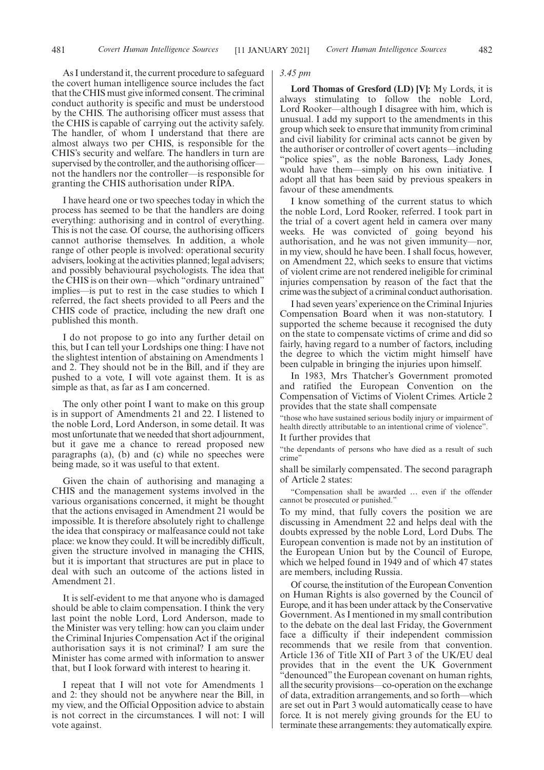As I understand it, the current procedure to safeguard the covert human intelligence source includes the fact that the CHIS must give informed consent. The criminal conduct authority is specific and must be understood by the CHIS. The authorising officer must assess that the CHIS is capable of carrying out the activity safely. The handler, of whom I understand that there are almost always two per CHIS, is responsible for the CHIS's security and welfare. The handlers in turn are supervised by the controller, and the authorising officer—not the handlers nor the controller—is responsible for granting the CHIS authorisation under RIPA.

I have heard one or two speeches today in which the process has seemed to be that the handlers are doing everything: authorising and in control of everything. This is not the case. Of course, the authorising officers cannot authorise themselves. In addition, a whole range of other people is involved: operational security advisers, looking at the activities planned; legal advisers; and possibly behavioural psychologists. The idea that the CHIS is on their own—which "ordinary untrained" implies—is put to rest in the case studies to which I referred, the fact sheets provided to all Peers and the CHIS code of practice, including the new draft one published this month.

I do not propose to go into any further detail on this, but I can tell your Lordships one thing: I have not the slightest intention of abstaining on Amendments 1 and 2. They should not be in the Bill, and if they are pushed to a vote, I will vote against them. It is as simple as that, as far as I am concerned.

The only other point I want to make on this group is in support of Amendments 21 and 22. I listened to the noble Lord, Lord Anderson, in some detail. It was most unfortunate that we needed that short adjournment, but it gave me a chance to reread proposed new paragraphs (a), (b) and (c) while no speeches were being made, so it was useful to that extent.

Given the chain of authorising and managing a CHIS and the management systems involved in the various organisations concerned, it might be thought that the actions envisaged in Amendment 21 would be impossible. It is therefore absolutely right to challenge the idea that conspiracy or malfeasance could not take place: we know they could. It will be incredibly difficult, given the structure involved in managing the CHIS, but it is important that structures are put in place to deal with such an outcome of the actions listed in Amendment 21.

It is self-evident to me that anyone who is damaged should be able to claim compensation. I think the very last point the noble Lord, Lord Anderson, made to the Minister was very telling: how can you claim under the Criminal Injuries Compensation Act if the original authorisation says it is not criminal? I am sure the Minister has come armed with information to answer that, but I look forward with interest to hearing it.

I repeat that I will not vote for Amendments 1 and 2: they should not be anywhere near the Bill, in my view, and the Official Opposition advice to abstain is not correct in the circumstances. I will not: I will vote against.

*3.45 pm*

**Lord Thomas of Gresford (LD) [V]:** My Lords, it is always stimulating to follow the noble Lord, Lord Rooker—although I disagree with him, which is unusual. I add my support to the amendments in this group which seek to ensure that immunity from criminal and civil liability for criminal acts cannot be given by the authoriser or controller of covert agents—including "police spies", as the noble Baroness, Lady Jones, would have them—simply on his own initiative. I adopt all that has been said by previous speakers in favour of these amendments.

I know something of the current status to which the noble Lord, Lord Rooker, referred. I took part in the trial of a covert agent held in camera over many weeks. He was convicted of going beyond his authorisation, and he was not given immunity—nor, in my view, should he have been. I shall focus, however, on Amendment 22, which seeks to ensure that victims of violent crime are not rendered ineligible for criminal injuries compensation by reason of the fact that the crime was the subject of a criminal conduct authorisation.

I had seven years' experience on the Criminal Injuries Compensation Board when it was non-statutory. I supported the scheme because it recognised the duty on the state to compensate victims of crime and did so fairly, having regard to a number of factors, including the degree to which the victim might himself have been culpable in bringing the injuries upon himself.

In 1983, Mrs Thatcher's Government promoted and ratified the European Convention on the Compensation of Victims of Violent Crimes. Article 2 provides that the state shall compensate

"those who have sustained serious bodily injury or impairment of health directly attributable to an intentional crime of violence".

It further provides that

"the dependants of persons who have died as a result of such crime"

shall be similarly compensated. The second paragraph of Article 2 states:

"Compensation shall be awarded … even if the offender cannot be prosecuted or punished."

To my mind, that fully covers the position we are discussing in Amendment 22 and helps deal with the doubts expressed by the noble Lord, Lord Dubs. The European convention is made not by an institution of the European Union but by the Council of Europe, which we helped found in 1949 and of which 47 states are members, including Russia.

Of course, the institution of the European Convention on Human Rights is also governed by the Council of Europe, and it has been under attack by the Conservative Government. As I mentioned in my small contribution to the debate on the deal last Friday, the Government face a difficulty if their independent commission recommends that we resile from that convention. Article 136 of Title XII of Part 3 of the UK/EU deal provides that in the event the UK Government "denounced" the European covenant on human rights, all the security provisions—co-operation on the exchange of data, extradition arrangements, and so forth—which are set out in Part 3 would automatically cease to have force. It is not merely giving grounds for the EU to terminate these arrangements: they automatically expire.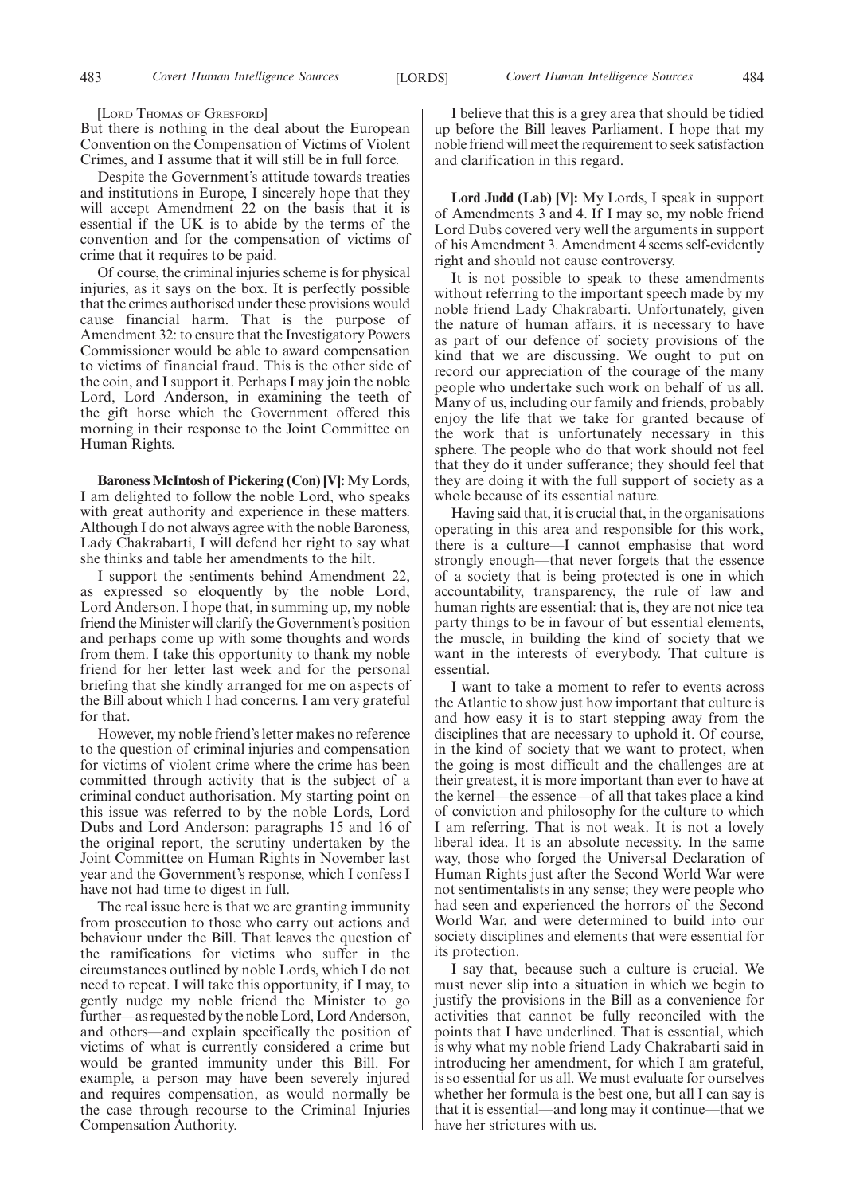[LORD THOMAS OF GRESFORD]

But there is nothing in the deal about the European Convention on the Compensation of Victims of Violent Crimes, and I assume that it will still be in full force.

Despite the Government's attitude towards treaties and institutions in Europe, I sincerely hope that they will accept Amendment 22 on the basis that it is essential if the UK is to abide by the terms of the convention and for the compensation of victims of crime that it requires to be paid.

Of course, the criminal injuries scheme is for physical injuries, as it says on the box. It is perfectly possible that the crimes authorised under these provisions would cause financial harm. That is the purpose of Amendment 32: to ensure that the Investigatory Powers Commissioner would be able to award compensation to victims of financial fraud. This is the other side of the coin, and I support it. Perhaps I may join the noble Lord, Lord Anderson, in examining the teeth of the gift horse which the Government offered this morning in their response to the Joint Committee on Human Rights.

**Baroness McIntosh of Pickering (Con) [V]:** My Lords, I am delighted to follow the noble Lord, who speaks with great authority and experience in these matters. Although I do not always agree with the noble Baroness, Lady Chakrabarti, I will defend her right to say what she thinks and table her amendments to the hilt.

I support the sentiments behind Amendment 22, as expressed so eloquently by the noble Lord, Lord Anderson. I hope that, in summing up, my noble friend the Minister will clarify the Government's position and perhaps come up with some thoughts and words from them. I take this opportunity to thank my noble friend for her letter last week and for the personal briefing that she kindly arranged for me on aspects of the Bill about which I had concerns. I am very grateful for that.

However, my noble friend's letter makes no reference to the question of criminal injuries and compensation for victims of violent crime where the crime has been committed through activity that is the subject of a criminal conduct authorisation. My starting point on this issue was referred to by the noble Lords, Lord Dubs and Lord Anderson: paragraphs 15 and 16 of the original report, the scrutiny undertaken by the Joint Committee on Human Rights in November last year and the Government's response, which I confess I have not had time to digest in full.

The real issue here is that we are granting immunity from prosecution to those who carry out actions and behaviour under the Bill. That leaves the question of the ramifications for victims who suffer in the circumstances outlined by noble Lords, which I do not need to repeat. I will take this opportunity, if I may, to gently nudge my noble friend the Minister to go further—as requested by the noble Lord, Lord Anderson, and others—and explain specifically the position of victims of what is currently considered a crime but would be granted immunity under this Bill. For example, a person may have been severely injured and requires compensation, as would normally be the case through recourse to the Criminal Injuries Compensation Authority.

I believe that this is a grey area that should be tidied up before the Bill leaves Parliament. I hope that my noble friend will meet the requirement to seek satisfaction and clarification in this regard.

**Lord Judd (Lab) [V]:** My Lords, I speak in support of Amendments 3 and 4. If I may so, my noble friend Lord Dubs covered very well the arguments in support of his Amendment 3. Amendment 4 seems self-evidently right and should not cause controversy.

It is not possible to speak to these amendments without referring to the important speech made by my noble friend Lady Chakrabarti. Unfortunately, given the nature of human affairs, it is necessary to have as part of our defence of society provisions of the kind that we are discussing. We ought to put on record our appreciation of the courage of the many people who undertake such work on behalf of us all. Many of us, including our family and friends, probably enjoy the life that we take for granted because of the work that is unfortunately necessary in this sphere. The people who do that work should not feel that they do it under sufferance; they should feel that they are doing it with the full support of society as a whole because of its essential nature.

Having said that, it is crucial that, in the organisations operating in this area and responsible for this work, there is a culture—I cannot emphasise that word strongly enough—that never forgets that the essence of a society that is being protected is one in which accountability, transparency, the rule of law and human rights are essential: that is, they are not nice tea party things to be in favour of but essential elements, the muscle, in building the kind of society that we want in the interests of everybody. That culture is essential.

I want to take a moment to refer to events across the Atlantic to show just how important that culture is and how easy it is to start stepping away from the disciplines that are necessary to uphold it. Of course, in the kind of society that we want to protect, when the going is most difficult and the challenges are at their greatest, it is more important than ever to have at the kernel—the essence—of all that takes place a kind of conviction and philosophy for the culture to which I am referring. That is not weak. It is not a lovely liberal idea. It is an absolute necessity. In the same way, those who forged the Universal Declaration of Human Rights just after the Second World War were not sentimentalists in any sense; they were people who had seen and experienced the horrors of the Second World War, and were determined to build into our society disciplines and elements that were essential for its protection.

I say that, because such a culture is crucial. We must never slip into a situation in which we begin to justify the provisions in the Bill as a convenience for activities that cannot be fully reconciled with the points that I have underlined. That is essential, which is why what my noble friend Lady Chakrabarti said in introducing her amendment, for which I am grateful, is so essential for us all. We must evaluate for ourselves whether her formula is the best one, but all I can say is that it is essential—and long may it continue—that we have her strictures with us.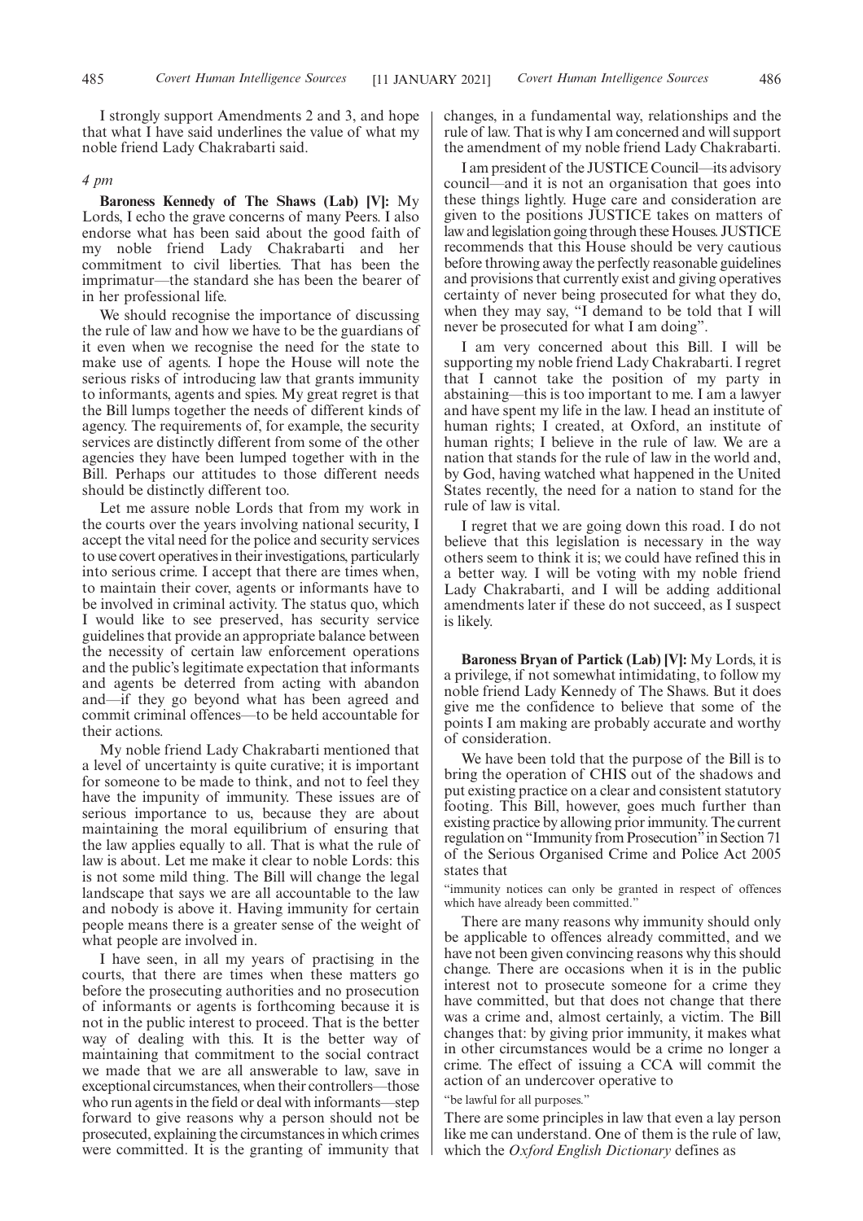I strongly support Amendments 2 and 3, and hope that what I have said underlines the value of what my noble friend Lady Chakrabarti said.

*4 pm*

**Baroness Kennedy of The Shaws (Lab) [V]:** My Lords, I echo the grave concerns of many Peers. I also endorse what has been said about the good faith of my noble friend Lady Chakrabarti and her commitment to civil liberties. That has been the imprimatur—the standard she has been the bearer of in her professional life.

We should recognise the importance of discussing the rule of law and how we have to be the guardians of it even when we recognise the need for the state to make use of agents. I hope the House will note the serious risks of introducing law that grants immunity to informants, agents and spies. My great regret is that the Bill lumps together the needs of different kinds of agency. The requirements of, for example, the security services are distinctly different from some of the other agencies they have been lumped together with in the Bill. Perhaps our attitudes to those different needs should be distinctly different too.

Let me assure noble Lords that from my work in the courts over the years involving national security, I accept the vital need for the police and security services to use covert operatives in their investigations, particularly into serious crime. I accept that there are times when, to maintain their cover, agents or informants have to be involved in criminal activity. The status quo, which I would like to see preserved, has security service guidelines that provide an appropriate balance between the necessity of certain law enforcement operations and the public's legitimate expectation that informants and agents be deterred from acting with abandon and—if they go beyond what has been agreed and commit criminal offences—to be held accountable for their actions.

My noble friend Lady Chakrabarti mentioned that a level of uncertainty is quite curative; it is important for someone to be made to think, and not to feel they have the impunity of immunity. These issues are of serious importance to us, because they are about maintaining the moral equilibrium of ensuring that the law applies equally to all. That is what the rule of law is about. Let me make it clear to noble Lords: this is not some mild thing. The Bill will change the legal landscape that says we are all accountable to the law and nobody is above it. Having immunity for certain people means there is a greater sense of the weight of what people are involved in.

I have seen, in all my years of practising in the courts, that there are times when these matters go before the prosecuting authorities and no prosecution of informants or agents is forthcoming because it is not in the public interest to proceed. That is the better way of dealing with this. It is the better way of maintaining that commitment to the social contract we made that we are all answerable to law, save in exceptional circumstances, when their controllers—those who run agents in the field or deal with informants—step forward to give reasons why a person should not be prosecuted, explaining the circumstances in which crimes were committed. It is the granting of immunity that changes, in a fundamental way, relationships and the rule of law. That is why I am concerned and will support the amendment of my noble friend Lady Chakrabarti.

I am president of the JUSTICE Council—its advisory council—and it is not an organisation that goes into these things lightly. Huge care and consideration are given to the positions JUSTICE takes on matters of law and legislation going through these Houses. JUSTICE recommends that this House should be very cautious before throwing away the perfectly reasonable guidelines and provisions that currently exist and giving operatives certainty of never being prosecuted for what they do, when they may say, "I demand to be told that I will never be prosecuted for what I am doing".

I am very concerned about this Bill. I will be supporting my noble friend Lady Chakrabarti. I regret that I cannot take the position of my party in abstaining—this is too important to me. I am a lawyer and have spent my life in the law. I head an institute of human rights; I created, at Oxford, an institute of human rights; I believe in the rule of law. We are a nation that stands for the rule of law in the world and, by God, having watched what happened in the United States recently, the need for a nation to stand for the rule of law is vital.

I regret that we are going down this road. I do not believe that this legislation is necessary in the way others seem to think it is; we could have refined this in a better way. I will be voting with my noble friend Lady Chakrabarti, and I will be adding additional amendments later if these do not succeed, as I suspect is likely.

**Baroness Bryan of Partick (Lab) [V]:** My Lords, it is a privilege, if not somewhat intimidating, to follow my noble friend Lady Kennedy of The Shaws. But it does give me the confidence to believe that some of the points I am making are probably accurate and worthy of consideration.

We have been told that the purpose of the Bill is to bring the operation of CHIS out of the shadows and put existing practice on a clear and consistent statutory footing. This Bill, however, goes much further than existing practice by allowing prior immunity. The current regulation on "Immunity from Prosecution" in Section 71 of the Serious Organised Crime and Police Act 2005 states that

"immunity notices can only be granted in respect of offences which have already been committed."

There are many reasons why immunity should only be applicable to offences already committed, and we have not been given convincing reasons why this should change. There are occasions when it is in the public interest not to prosecute someone for a crime they have committed, but that does not change that there was a crime and, almost certainly, a victim. The Bill changes that: by giving prior immunity, it makes what in other circumstances would be a crime no longer a crime. The effect of issuing a CCA will commit the action of an undercover operative to

"be lawful for all purposes."

There are some principles in law that even a lay person like me can understand. One of them is the rule of law, which the *Oxford English Dictionary* defines as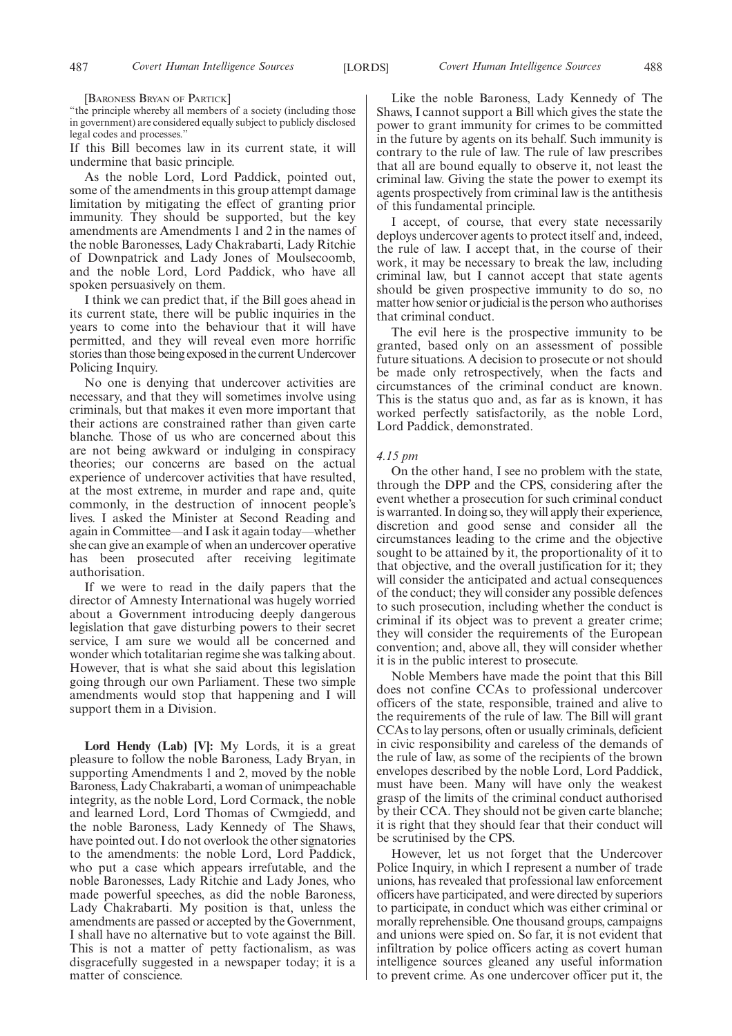[Baroness Bryan of Partick]

"the principle whereby all members of a society (including those in government) are considered equally subject to publicly disclosed legal codes and processes."

If this Bill becomes law in its current state, it will undermine that basic principle.

As the noble Lord, Lord Paddick, pointed out, some of the amendments in this group attempt damage limitation by mitigating the effect of granting prior immunity. They should be supported, but the key amendments are Amendments 1 and 2 in the names of the noble Baronesses, Lady Chakrabarti, Lady Ritchie of Downpatrick and Lady Jones of Moulsecoomb, and the noble Lord, Lord Paddick, who have all spoken persuasively on them.

I think we can predict that, if the Bill goes ahead in its current state, there will be public inquiries in the years to come into the behaviour that it will have permitted, and they will reveal even more horrific stories than those being exposed in the current Undercover Policing Inquiry.

No one is denying that undercover activities are necessary, and that they will sometimes involve using criminals, but that makes it even more important that their actions are constrained rather than given carte blanche. Those of us who are concerned about this are not being awkward or indulging in conspiracy theories; our concerns are based on the actual experience of undercover activities that have resulted, at the most extreme, in murder and rape and, quite commonly, in the destruction of innocent people's lives. I asked the Minister at Second Reading and again in Committee—and I ask it again today—whether she can give an example of when an undercover operative has been prosecuted after receiving legitimate authorisation.

If we were to read in the daily papers that the director of Amnesty International was hugely worried about a Government introducing deeply dangerous legislation that gave disturbing powers to their secret service, I am sure we would all be concerned and wonder which totalitarian regime she was talking about. However, that is what she said about this legislation going through our own Parliament. These two simple amendments would stop that happening and I will support them in a Division.

**Lord Hendy (Lab) [V]:** My Lords, it is a great pleasure to follow the noble Baroness, Lady Bryan, in supporting Amendments 1 and 2, moved by the noble Baroness, Lady Chakrabarti, a woman of unimpeachable integrity, as the noble Lord, Lord Cormack, the noble and learned Lord, Lord Thomas of Cwmgiedd, and the noble Baroness, Lady Kennedy of The Shaws, have pointed out. I do not overlook the other signatories to the amendments: the noble Lord, Lord Paddick, who put a case which appears irrefutable, and the noble Baronesses, Lady Ritchie and Lady Jones, who made powerful speeches, as did the noble Baroness, Lady Chakrabarti. My position is that, unless the amendments are passed or accepted by the Government, I shall have no alternative but to vote against the Bill. This is not a matter of petty factionalism, as was disgracefully suggested in a newspaper today; it is a matter of conscience.

Like the noble Baroness, Lady Kennedy of The Shaws, I cannot support a Bill which gives the state the power to grant immunity for crimes to be committed in the future by agents on its behalf. Such immunity is contrary to the rule of law. The rule of law prescribes that all are bound equally to observe it, not least the criminal law. Giving the state the power to exempt its agents prospectively from criminal law is the antithesis of this fundamental principle.

I accept, of course, that every state necessarily deploys undercover agents to protect itself and, indeed, the rule of law. I accept that, in the course of their work, it may be necessary to break the law, including criminal law, but I cannot accept that state agents should be given prospective immunity to do so, no matter how senior or judicial is the person who authorises that criminal conduct.

The evil here is the prospective immunity to be granted, based only on an assessment of possible future situations. A decision to prosecute or not should be made only retrospectively, when the facts and circumstances of the criminal conduct are known. This is the status quo and, as far as is known, it has worked perfectly satisfactorily, as the noble Lord, Lord Paddick, demonstrated.

*4.15 pm*

On the other hand, I see no problem with the state, through the DPP and the CPS, considering after the event whether a prosecution for such criminal conduct is warranted. In doing so, they will apply their experience, discretion and good sense and consider all the circumstances leading to the crime and the objective sought to be attained by it, the proportionality of it to that objective, and the overall justification for it; they will consider the anticipated and actual consequences of the conduct; they will consider any possible defences to such prosecution, including whether the conduct is criminal if its object was to prevent a greater crime; they will consider the requirements of the European convention; and, above all, they will consider whether it is in the public interest to prosecute.

Noble Members have made the point that this Bill does not confine CCAs to professional undercover officers of the state, responsible, trained and alive to the requirements of the rule of law. The Bill will grant CCAs to lay persons, often or usually criminals, deficient in civic responsibility and careless of the demands of the rule of law, as some of the recipients of the brown envelopes described by the noble Lord, Lord Paddick, must have been. Many will have only the weakest grasp of the limits of the criminal conduct authorised by their CCA. They should not be given carte blanche; it is right that they should fear that their conduct will be scrutinised by the CPS.

However, let us not forget that the Undercover Police Inquiry, in which I represent a number of trade unions, has revealed that professional law enforcement officers have participated, and were directed by superiors to participate, in conduct which was either criminal or morally reprehensible. One thousand groups, campaigns and unions were spied on. So far, it is not evident that infiltration by police officers acting as covert human intelligence sources gleaned any useful information to prevent crime. As one undercover officer put it, the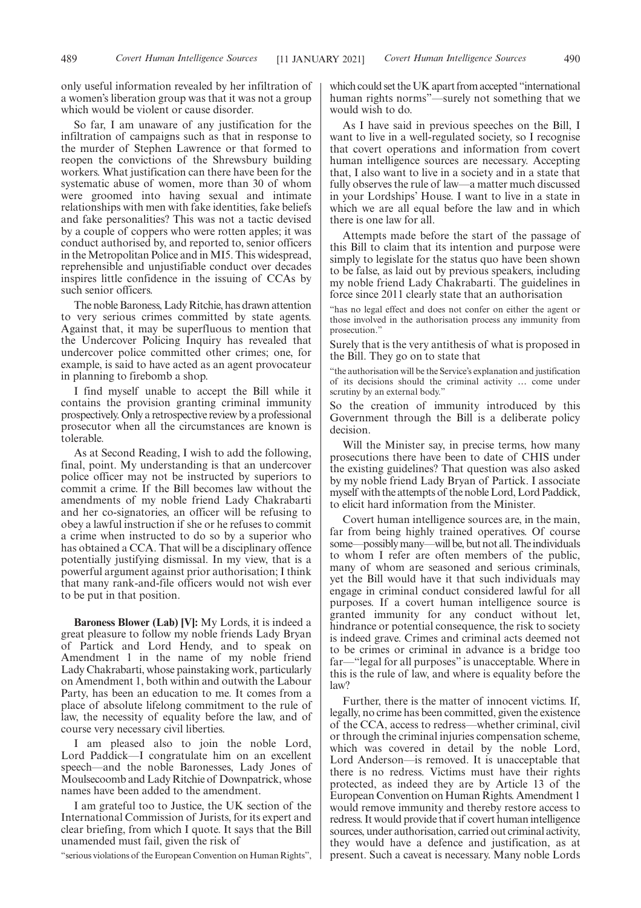only useful information revealed by her infiltration of a women's liberation group was that it was not a group which would be violent or cause disorder.

So far, I am unaware of any justification for the infiltration of campaigns such as that in response to the murder of Stephen Lawrence or that formed to reopen the convictions of the Shrewsbury building workers. What justification can there have been for the systematic abuse of women, more than 30 of whom were groomed into having sexual and intimate relationships with men with fake identities, fake beliefs and fake personalities? This was not a tactic devised by a couple of coppers who were rotten apples; it was conduct authorised by, and reported to, senior officers in the Metropolitan Police and in MI5. This widespread, reprehensible and unjustifiable conduct over decades inspires little confidence in the issuing of CCAs by such senior officers.

The noble Baroness, Lady Ritchie, has drawn attention to very serious crimes committed by state agents. Against that, it may be superfluous to mention that the Undercover Policing Inquiry has revealed that undercover police committed other crimes; one, for example, is said to have acted as an agent provocateur in planning to firebomb a shop.

I find myself unable to accept the Bill while it contains the provision granting criminal immunity prospectively. Only a retrospective review by a professional prosecutor when all the circumstances are known is tolerable.

As at Second Reading, I wish to add the following, final, point. My understanding is that an undercover police officer may not be instructed by superiors to commit a crime. If the Bill becomes law without the amendments of my noble friend Lady Chakrabarti and her co-signatories, an officer will be refusing to obey a lawful instruction if she or he refuses to commit a crime when instructed to do so by a superior who has obtained a CCA. That will be a disciplinary offence potentially justifying dismissal. In my view, that is a powerful argument against prior authorisation; I think that many rank-and-file officers would not wish ever to be put in that position.

**Baroness Blower (Lab) [V]:** My Lords, it is indeed a great pleasure to follow my noble friends Lady Bryan of Partick and Lord Hendy, and to speak on Amendment 1 in the name of my noble friend Lady Chakrabarti, whose painstaking work, particularly on Amendment 1, both within and outwith the Labour Party, has been an education to me. It comes from a place of absolute lifelong commitment to the rule of law, the necessity of equality before the law, and of course very necessary civil liberties.

I am pleased also to join the noble Lord, Lord Paddick—I congratulate him on an excellent speech—and the noble Baronesses, Lady Jones of Moulsecoomb and Lady Ritchie of Downpatrick, whose names have been added to the amendment.

I am grateful too to Justice, the UK section of the International Commission of Jurists, for its expert and clear briefing, from which I quote. It says that the Bill unamended must fail, given the risk of

"serious violations of the European Convention on Human Rights",

which could set the UK apart from accepted "international human rights norms"—surely not something that we would wish to do.

As I have said in previous speeches on the Bill, I want to live in a well-regulated society, so I recognise that covert operations and information from covert human intelligence sources are necessary. Accepting that, I also want to live in a society and in a state that fully observes the rule of law—a matter much discussed in your Lordships' House. I want to live in a state in which we are all equal before the law and in which there is one law for all.

Attempts made before the start of the passage of this Bill to claim that its intention and purpose were simply to legislate for the status quo have been shown to be false, as laid out by previous speakers, including my noble friend Lady Chakrabarti. The guidelines in force since 2011 clearly state that an authorisation

"has no legal effect and does not confer on either the agent or those involved in the authorisation process any immunity from prosecution."

Surely that is the very antithesis of what is proposed in the Bill. They go on to state that

"the authorisation will be the Service's explanation and justification of its decisions should the criminal activity … come under scrutiny by an external body."

So the creation of immunity introduced by this Government through the Bill is a deliberate policy decision.

Will the Minister say, in precise terms, how many prosecutions there have been to date of CHIS under the existing guidelines? That question was also asked by my noble friend Lady Bryan of Partick. I associate myself with the attempts of the noble Lord, Lord Paddick, to elicit hard information from the Minister.

Covert human intelligence sources are, in the main, far from being highly trained operatives. Of course some—possibly many—will be, but not all. The individuals to whom I refer are often members of the public, many of whom are seasoned and serious criminals, yet the Bill would have it that such individuals may engage in criminal conduct considered lawful for all purposes. If a covert human intelligence source is granted immunity for any conduct without let, hindrance or potential consequence, the risk to society is indeed grave. Crimes and criminal acts deemed not to be crimes or criminal in advance is a bridge too far—"legal for all purposes" is unacceptable. Where in this is the rule of law, and where is equality before the law?

Further, there is the matter of innocent victims. If, legally, no crime has been committed, given the existence of the CCA, access to redress—whether criminal, civil or through the criminal injuries compensation scheme, which was covered in detail by the noble Lord, Lord Anderson—is removed. It is unacceptable that there is no redress. Victims must have their rights protected, as indeed they are by Article 13 of the European Convention on Human Rights. Amendment 1 would remove immunity and thereby restore access to redress. It would provide that if covert human intelligence sources, under authorisation, carried out criminal activity, they would have a defence and justification, as at present. Such a caveat is necessary. Many noble Lords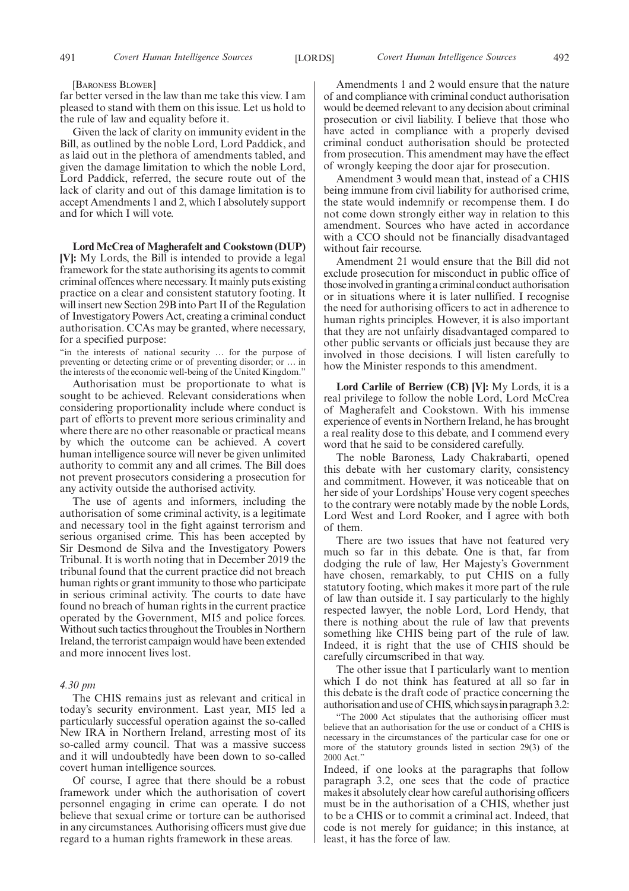[BARONESS BLOWER]

far better versed in the law than me take this view. I am pleased to stand with them on this issue. Let us hold to the rule of law and equality before it.

Given the lack of clarity on immunity evident in the Bill, as outlined by the noble Lord, Lord Paddick, and as laid out in the plethora of amendments tabled, and given the damage limitation to which the noble Lord, Lord Paddick, referred, the secure route out of the lack of clarity and out of this damage limitation is to accept Amendments 1 and 2, which I absolutely support and for which I will vote.

**Lord McCrea of Magherafelt and Cookstown (DUP) [V]:** My Lords, the Bill is intended to provide a legal framework for the state authorising its agents to commit criminal offences where necessary. It mainly puts existing practice on a clear and consistent statutory footing. It will insert new Section 29B into Part II of the Regulation of Investigatory Powers Act, creating a criminal conduct authorisation. CCAs may be granted, where necessary, for a specified purpose:

"in the interests of national security … for the purpose of preventing or detecting crime or of preventing disorder; or … in the interests of the economic well-being of the United Kingdom."

Authorisation must be proportionate to what is sought to be achieved. Relevant considerations when considering proportionality include where conduct is part of efforts to prevent more serious criminality and where there are no other reasonable or practical means by which the outcome can be achieved. A covert human intelligence source will never be given unlimited authority to commit any and all crimes. The Bill does not prevent prosecutors considering a prosecution for any activity outside the authorised activity.

The use of agents and informers, including the authorisation of some criminal activity, is a legitimate and necessary tool in the fight against terrorism and serious organised crime. This has been accepted by Sir Desmond de Silva and the Investigatory Powers Tribunal. It is worth noting that in December 2019 the tribunal found that the current practice did not breach human rights or grant immunity to those who participate in serious criminal activity. The courts to date have found no breach of human rights in the current practice operated by the Government, MI5 and police forces. Without such tactics throughout the Troubles in Northern Ireland, the terrorist campaign would have been extended and more innocent lives lost.

*4.30 pm*

The CHIS remains just as relevant and critical in today's security environment. Last year, MI5 led a particularly successful operation against the so-called New IRA in Northern Ireland, arresting most of its so-called army council. That was a massive success and it will undoubtedly have been down to so-called covert human intelligence sources.

Of course, I agree that there should be a robust framework under which the authorisation of covert personnel engaging in crime can operate. I do not believe that sexual crime or torture can be authorised in any circumstances. Authorising officers must give due regard to a human rights framework in these areas.

Amendments 1 and 2 would ensure that the nature of and compliance with criminal conduct authorisation would be deemed relevant to any decision about criminal prosecution or civil liability. I believe that those who have acted in compliance with a properly devised criminal conduct authorisation should be protected from prosecution. This amendment may have the effect of wrongly keeping the door ajar for prosecution.

Amendment 3 would mean that, instead of a CHIS being immune from civil liability for authorised crime, the state would indemnify or recompense them. I do not come down strongly either way in relation to this amendment. Sources who have acted in accordance with a CCO should not be financially disadvantaged without fair recourse.

Amendment 21 would ensure that the Bill did not exclude prosecution for misconduct in public office of those involved in granting a criminal conduct authorisation or in situations where it is later nullified. I recognise the need for authorising officers to act in adherence to human rights principles. However, it is also important that they are not unfairly disadvantaged compared to other public servants or officials just because they are involved in those decisions. I will listen carefully to how the Minister responds to this amendment.

**Lord Carlile of Berriew (CB) [V]:** My Lords, it is a real privilege to follow the noble Lord, Lord McCrea of Magherafelt and Cookstown. With his immense experience of events in Northern Ireland, he has brought a real reality dose to this debate, and I commend every word that he said to be considered carefully.

The noble Baroness, Lady Chakrabarti, opened this debate with her customary clarity, consistency and commitment. However, it was noticeable that on her side of your Lordships' House very cogent speeches to the contrary were notably made by the noble Lords, Lord West and Lord Rooker, and I agree with both of them.

There are two issues that have not featured very much so far in this debate. One is that, far from dodging the rule of law, Her Majesty's Government have chosen, remarkably, to put CHIS on a fully statutory footing, which makes it more part of the rule of law than outside it. I say particularly to the highly respected lawyer, the noble Lord, Lord Hendy, that there is nothing about the rule of law that prevents something like CHIS being part of the rule of law. Indeed, it is right that the use of CHIS should be carefully circumscribed in that way.

The other issue that I particularly want to mention which I do not think has featured at all so far in this debate is the draft code of practice concerning the authorisation and use of CHIS, which says in paragraph 3.2:

"The 2000 Act stipulates that the authorising officer must believe that an authorisation for the use or conduct of a CHIS is necessary in the circumstances of the particular case for one or more of the statutory grounds listed in section 29(3) of the 2000 Act."

Indeed, if one looks at the paragraphs that follow paragraph 3.2, one sees that the code of practice makes it absolutely clear how careful authorising officers must be in the authorisation of a CHIS, whether just to be a CHIS or to commit a criminal act. Indeed, that code is not merely for guidance; in this instance, at least, it has the force of law.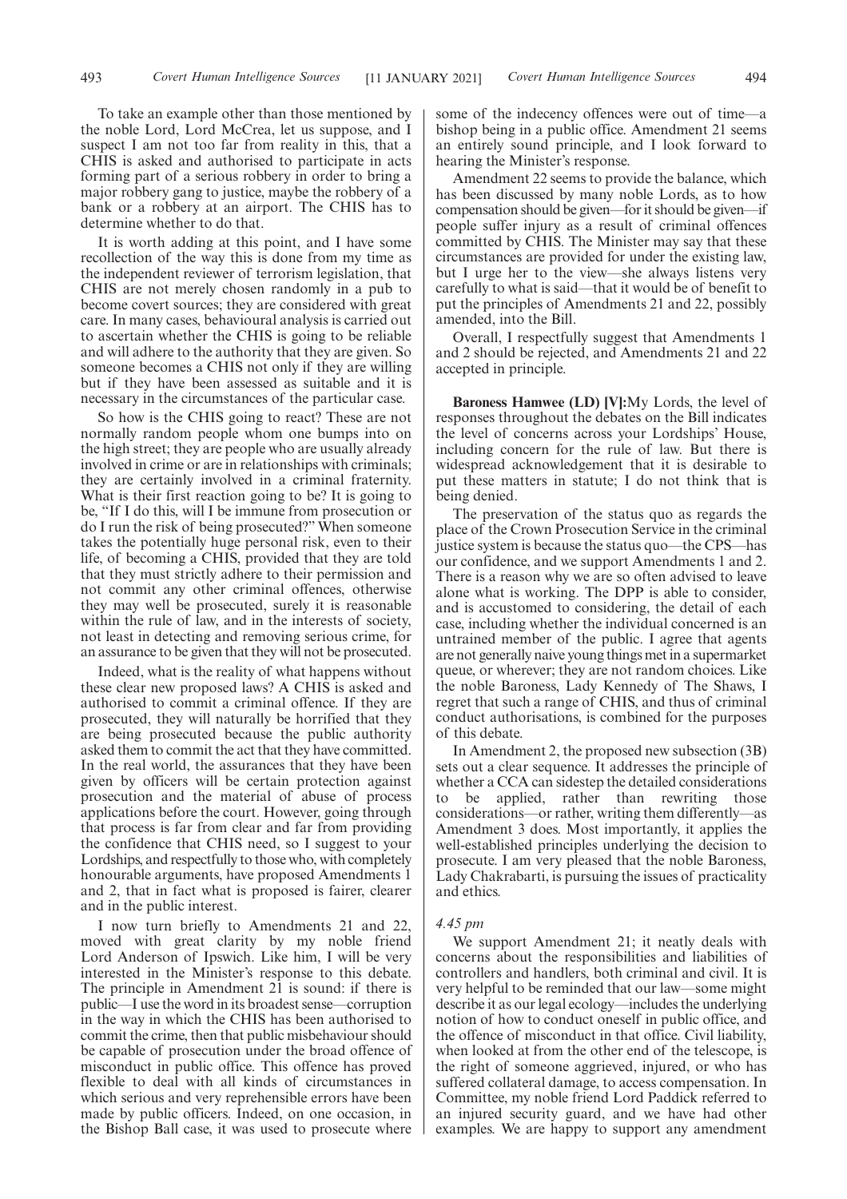To take an example other than those mentioned by the noble Lord, Lord McCrea, let us suppose, and I suspect I am not too far from reality in this, that a CHIS is asked and authorised to participate in acts forming part of a serious robbery in order to bring a major robbery gang to justice, maybe the robbery of a bank or a robbery at an airport. The CHIS has to determine whether to do that.

It is worth adding at this point, and I have some recollection of the way this is done from my time as the independent reviewer of terrorism legislation, that CHIS are not merely chosen randomly in a pub to become covert sources; they are considered with great care. In many cases, behavioural analysis is carried out to ascertain whether the CHIS is going to be reliable and will adhere to the authority that they are given. So someone becomes a CHIS not only if they are willing but if they have been assessed as suitable and it is necessary in the circumstances of the particular case.

So how is the CHIS going to react? These are not normally random people whom one bumps into on the high street; they are people who are usually already involved in crime or are in relationships with criminals; they are certainly involved in a criminal fraternity. What is their first reaction going to be? It is going to be, "If I do this, will I be immune from prosecution or do I run the risk of being prosecuted?" When someone takes the potentially huge personal risk, even to their life, of becoming a CHIS, provided that they are told that they must strictly adhere to their permission and not commit any other criminal offences, otherwise they may well be prosecuted, surely it is reasonable within the rule of law, and in the interests of society, not least in detecting and removing serious crime, for an assurance to be given that they will not be prosecuted.

Indeed, what is the reality of what happens without these clear new proposed laws? A CHIS is asked and authorised to commit a criminal offence. If they are prosecuted, they will naturally be horrified that they are being prosecuted because the public authority asked them to commit the act that they have committed. In the real world, the assurances that they have been given by officers will be certain protection against prosecution and the material of abuse of process applications before the court. However, going through that process is far from clear and far from providing the confidence that CHIS need, so I suggest to your Lordships, and respectfully to those who, with completely honourable arguments, have proposed Amendments 1 and 2, that in fact what is proposed is fairer, clearer and in the public interest.

I now turn briefly to Amendments 21 and 22, moved with great clarity by my noble friend Lord Anderson of Ipswich. Like him, I will be very interested in the Minister's response to this debate. The principle in Amendment 21 is sound: if there is public—I use the word in its broadest sense—corruption in the way in which the CHIS has been authorised to commit the crime, then that public misbehaviour should be capable of prosecution under the broad offence of misconduct in public office. This offence has proved flexible to deal with all kinds of circumstances in which serious and very reprehensible errors have been made by public officers. Indeed, on one occasion, in the Bishop Ball case, it was used to prosecute where some of the indecency offences were out of time—a bishop being in a public office. Amendment 21 seems an entirely sound principle, and I look forward to hearing the Minister's response.

Amendment 22 seems to provide the balance, which has been discussed by many noble Lords, as to how compensation should be given—for it should be given—if people suffer injury as a result of criminal offences committed by CHIS. The Minister may say that these circumstances are provided for under the existing law, but I urge her to the view—she always listens very carefully to what is said—that it would be of benefit to put the principles of Amendments 21 and 22, possibly amended, into the Bill.

Overall, I respectfully suggest that Amendments 1 and 2 should be rejected, and Amendments 21 and 22 accepted in principle.

**Baroness Hamwee (LD) [V]:** My Lords, the level of responses throughout the debates on the Bill indicates the level of concerns across your Lordships' House, including concern for the rule of law. But there is widespread acknowledgement that it is desirable to put these matters in statute; I do not think that is being denied.

The preservation of the status quo as regards the place of the Crown Prosecution Service in the criminal justice system is because the status quo—the CPS—has our confidence, and we support Amendments 1 and 2. There is a reason why we are so often advised to leave alone what is working. The DPP is able to consider, and is accustomed to considering, the detail of each case, including whether the individual concerned is an untrained member of the public. I agree that agents are not generally naive young things met in a supermarket queue, or wherever; they are not random choices. Like the noble Baroness, Lady Kennedy of The Shaws, I regret that such a range of CHIS, and thus of criminal conduct authorisations, is combined for the purposes of this debate.

In Amendment 2, the proposed new subsection (3B) sets out a clear sequence. It addresses the principle of whether a CCA can sidestep the detailed considerations to be applied, rather than rewriting those considerations—or rather, writing them differently—as Amendment 3 does. Most importantly, it applies the well-established principles underlying the decision to prosecute. I am very pleased that the noble Baroness, Lady Chakrabarti, is pursuing the issues of practicality and ethics.

*4.45 pm*

We support Amendment 21; it neatly deals with concerns about the responsibilities and liabilities of controllers and handlers, both criminal and civil. It is very helpful to be reminded that our law—some might describe it as our legal ecology—includes the underlying notion of how to conduct oneself in public office, and the offence of misconduct in that office. Civil liability, when looked at from the other end of the telescope, is the right of someone aggrieved, injured, or who has suffered collateral damage, to access compensation. In Committee, my noble friend Lord Paddick referred to an injured security guard, and we have had other examples. We are happy to support any amendment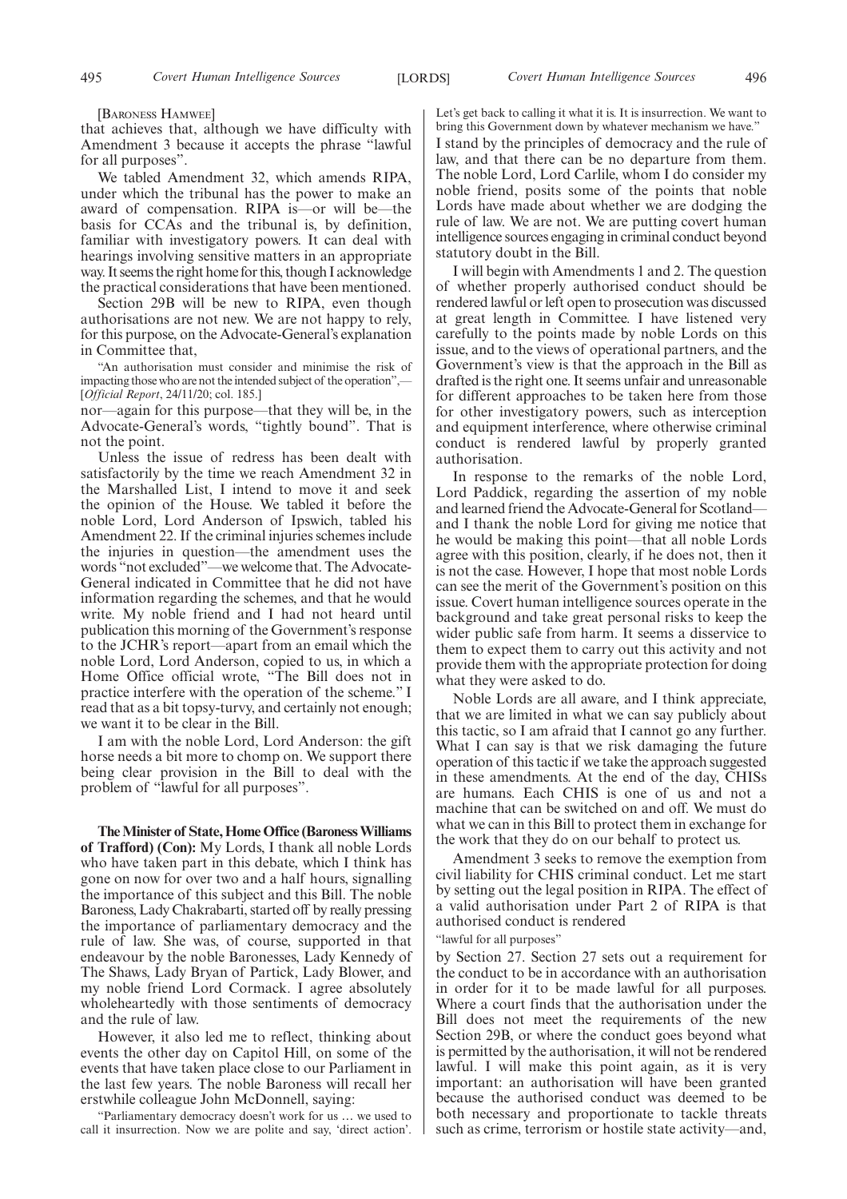[BARONESS HAMWEE]

that achieves that, although we have difficulty with Amendment 3 because it accepts the phrase "lawful for all purposes".

We tabled Amendment 32, which amends RIPA, under which the tribunal has the power to make an award of compensation. RIPA is—or will be—the basis for CCAs and the tribunal is, by definition, familiar with investigatory powers. It can deal with hearings involving sensitive matters in an appropriate way. It seems the right home for this, though I acknowledge the practical considerations that have been mentioned.

Section 29B will be new to RIPA, even though authorisations are not new. We are not happy to rely, for this purpose, on the Advocate-General's explanation in Committee that,

"An authorisation must consider and minimise the risk of impacting those who are not the intended subject of the operation",—[*Official Report*, 24/11/20; col. 185.]

nor—again for this purpose—that they will be, in the Advocate-General's words, "tightly bound". That is not the point.

Unless the issue of redress has been dealt with satisfactorily by the time we reach Amendment 32 in the Marshalled List, I intend to move it and seek the opinion of the House. We tabled it before the noble Lord, Lord Anderson of Ipswich, tabled his Amendment 22. If the criminal injuries schemes include the injuries in question—the amendment uses the words "not excluded"—we welcome that. The Advocate-General indicated in Committee that he did not have information regarding the schemes, and that he would write. My noble friend and I had not heard until publication this morning of the Government's response to the JCHR's report—apart from an email which the noble Lord, Lord Anderson, copied to us, in which a Home Office official wrote, "The Bill does not in practice interfere with the operation of the scheme." I read that as a bit topsy-turvy, and certainly not enough; we want it to be clear in the Bill.

I am with the noble Lord, Lord Anderson: the gift horse needs a bit more to chomp on. We support there being clear provision in the Bill to deal with the problem of "lawful for all purposes".

**The Minister of State, Home Office (Baroness Williams of Trafford) (Con):** My Lords, I thank all noble Lords who have taken part in this debate, which I think has gone on now for over two and a half hours, signalling the importance of this subject and this Bill. The noble Baroness, Lady Chakrabarti, started off by really pressing the importance of parliamentary democracy and the rule of law. She was, of course, supported in that endeavour by the noble Baronesses, Lady Kennedy of The Shaws, Lady Bryan of Partick, Lady Blower, and my noble friend Lord Cormack. I agree absolutely wholeheartedly with those sentiments of democracy and the rule of law.

However, it also led me to reflect, thinking about events the other day on Capitol Hill, on some of the events that have taken place close to our Parliament in the last few years. The noble Baroness will recall her erstwhile colleague John McDonnell, saying:

"Parliamentary democracy doesn't work for us … we used to call it insurrection. Now we are polite and say, 'direct action'. Let's get back to calling it what it is. It is insurrection. We want to bring this Government down by whatever mechanism we have."

I stand by the principles of democracy and the rule of law, and that there can be no departure from them. The noble Lord, Lord Carlile, whom I do consider my noble friend, posits some of the points that noble Lords have made about whether we are dodging the rule of law. We are not. We are putting covert human intelligence sources engaging in criminal conduct beyond statutory doubt in the Bill.

I will begin with Amendments 1 and 2. The question of whether properly authorised conduct should be rendered lawful or left open to prosecution was discussed at great length in Committee. I have listened very carefully to the points made by noble Lords on this issue, and to the views of operational partners, and the Government's view is that the approach in the Bill as drafted is the right one. It seems unfair and unreasonable for different approaches to be taken here from those for other investigatory powers, such as interception and equipment interference, where otherwise criminal conduct is rendered lawful by properly granted authorisation.

In response to the remarks of the noble Lord, Lord Paddick, regarding the assertion of my noble and learned friend the Advocate-General for Scotland—and I thank the noble Lord for giving me notice that he would be making this point—that all noble Lords agree with this position, clearly, if he does not, then it is not the case. However, I hope that most noble Lords can see the merit of the Government's position on this issue. Covert human intelligence sources operate in the background and take great personal risks to keep the wider public safe from harm. It seems a disservice to them to expect them to carry out this activity and not provide them with the appropriate protection for doing what they were asked to do.

Noble Lords are all aware, and I think appreciate, that we are limited in what we can say publicly about this tactic, so I am afraid that I cannot go any further. What I can say is that we risk damaging the future operation of this tactic if we take the approach suggested in these amendments. At the end of the day, CHISs are humans. Each CHIS is one of us and not a machine that can be switched on and off. We must do what we can in this Bill to protect them in exchange for the work that they do on our behalf to protect us.

Amendment 3 seeks to remove the exemption from civil liability for CHIS criminal conduct. Let me start by setting out the legal position in RIPA. The effect of a valid authorisation under Part 2 of RIPA is that authorised conduct is rendered

"lawful for all purposes"

by Section 27. Section 27 sets out a requirement for the conduct to be in accordance with an authorisation in order for it to be made lawful for all purposes. Where a court finds that the authorisation under the Bill does not meet the requirements of the new Section 29B, or where the conduct goes beyond what is permitted by the authorisation, it will not be rendered lawful. I will make this point again, as it is very important: an authorisation will have been granted because the authorised conduct was deemed to be both necessary and proportionate to tackle threats such as crime, terrorism or hostile state activity—and,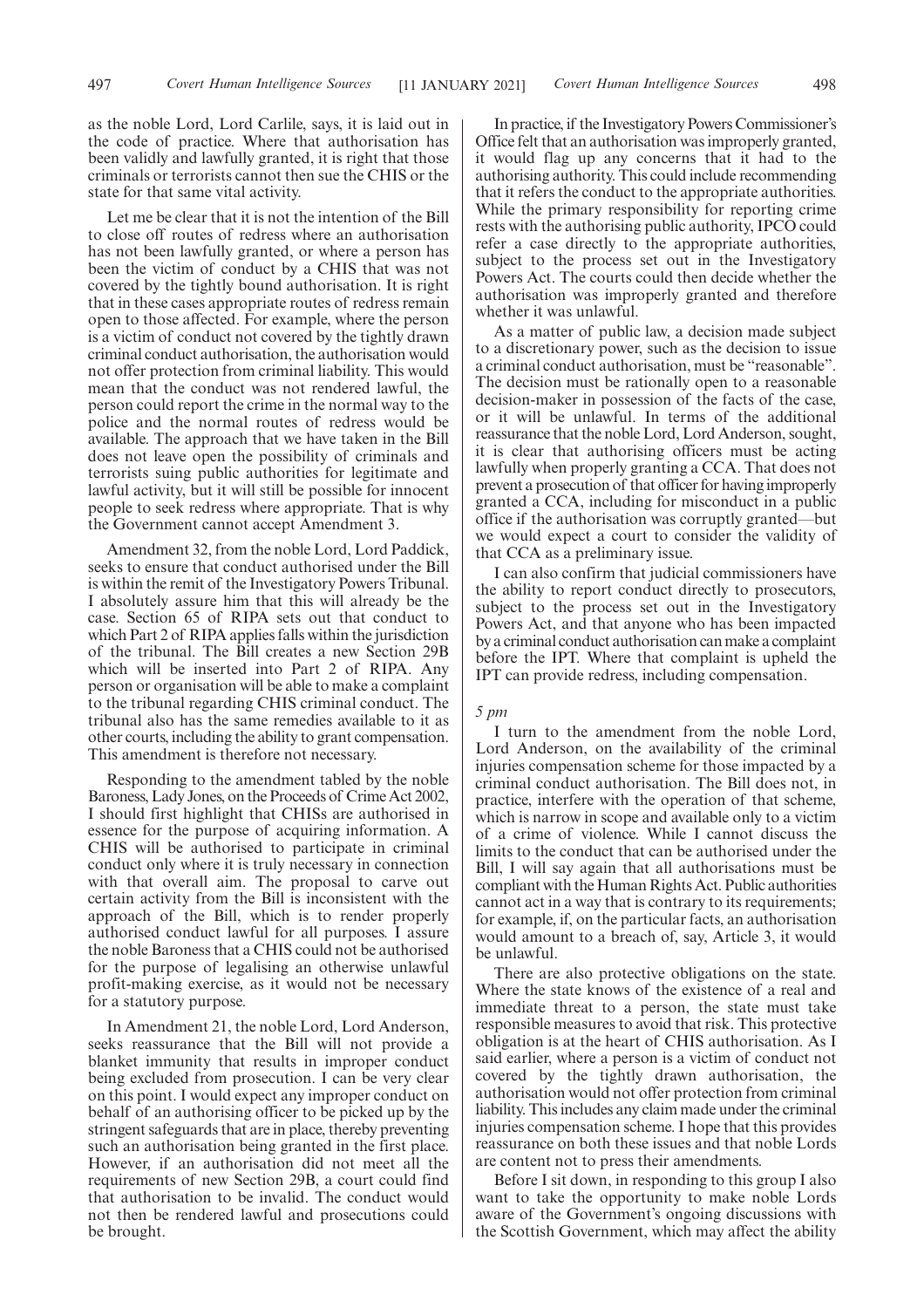as the noble Lord, Lord Carlile, says, it is laid out in the code of practice. Where that authorisation has been validly and lawfully granted, it is right that those criminals or terrorists cannot then sue the CHIS or the state for that same vital activity.

Let me be clear that it is not the intention of the Bill to close off routes of redress where an authorisation has not been lawfully granted, or where a person has been the victim of conduct by a CHIS that was not covered by the tightly bound authorisation. It is right that in these cases appropriate routes of redress remain open to those affected. For example, where the person is a victim of conduct not covered by the tightly drawn criminal conduct authorisation, the authorisation would not offer protection from criminal liability. This would mean that the conduct was not rendered lawful, the person could report the crime in the normal way to the police and the normal routes of redress would be available. The approach that we have taken in the Bill does not leave open the possibility of criminals and terrorists suing public authorities for legitimate and lawful activity, but it will still be possible for innocent people to seek redress where appropriate. That is why the Government cannot accept Amendment 3.

Amendment 32, from the noble Lord, Lord Paddick, seeks to ensure that conduct authorised under the Bill is within the remit of the Investigatory Powers Tribunal. I absolutely assure him that this will already be the case. Section 65 of RIPA sets out that conduct to which Part 2 of RIPA applies falls within the jurisdiction of the tribunal. The Bill creates a new Section 29B which will be inserted into Part 2 of RIPA. Any person or organisation will be able to make a complaint to the tribunal regarding CHIS criminal conduct. The tribunal also has the same remedies available to it as other courts, including the ability to grant compensation. This amendment is therefore not necessary.

Responding to the amendment tabled by the noble Baroness, Lady Jones, on the Proceeds of Crime Act 2002, I should first highlight that CHISs are authorised in essence for the purpose of acquiring information. A CHIS will be authorised to participate in criminal conduct only where it is truly necessary in connection with that overall aim. The proposal to carve out certain activity from the Bill is inconsistent with the approach of the Bill, which is to render properly authorised conduct lawful for all purposes. I assure the noble Baroness that a CHIS could not be authorised for the purpose of legalising an otherwise unlawful profit-making exercise, as it would not be necessary for a statutory purpose.

In Amendment 21, the noble Lord, Lord Anderson, seeks reassurance that the Bill will not provide a blanket immunity that results in improper conduct being excluded from prosecution. I can be very clear on this point. I would expect any improper conduct on behalf of an authorising officer to be picked up by the stringent safeguards that are in place, thereby preventing such an authorisation being granted in the first place. However, if an authorisation did not meet all the requirements of new Section 29B, a court could find that authorisation to be invalid. The conduct would not then be rendered lawful and prosecutions could be brought.

In practice, if the Investigatory Powers Commissioner's Office felt that an authorisation was improperly granted, it would flag up any concerns that it had to the authorising authority. This could include recommending that it refers the conduct to the appropriate authorities. While the primary responsibility for reporting crime rests with the authorising public authority, IPCO could refer a case directly to the appropriate authorities, subject to the process set out in the Investigatory Powers Act. The courts could then decide whether the authorisation was improperly granted and therefore whether it was unlawful.

As a matter of public law, a decision made subject to a discretionary power, such as the decision to issue a criminal conduct authorisation, must be "reasonable". The decision must be rationally open to a reasonable decision-maker in possession of the facts of the case, or it will be unlawful. In terms of the additional reassurance that the noble Lord, Lord Anderson, sought, it is clear that authorising officers must be acting lawfully when properly granting a CCA. That does not prevent a prosecution of that officer for having improperly granted a CCA, including for misconduct in a public office if the authorisation was corruptly granted—but we would expect a court to consider the validity of that CCA as a preliminary issue.

I can also confirm that judicial commissioners have the ability to report conduct directly to prosecutors, subject to the process set out in the Investigatory Powers Act, and that anyone who has been impacted by a criminal conduct authorisation can make a complaint before the IPT. Where that complaint is upheld the IPT can provide redress, including compensation.

*5 pm*

I turn to the amendment from the noble Lord, Lord Anderson, on the availability of the criminal injuries compensation scheme for those impacted by a criminal conduct authorisation. The Bill does not, in practice, interfere with the operation of that scheme, which is narrow in scope and available only to a victim of a crime of violence. While I cannot discuss the limits to the conduct that can be authorised under the Bill, I will say again that all authorisations must be compliant with the Human Rights Act. Public authorities cannot act in a way that is contrary to its requirements; for example, if, on the particular facts, an authorisation would amount to a breach of, say, Article 3, it would be unlawful.

There are also protective obligations on the state. Where the state knows of the existence of a real and immediate threat to a person, the state must take responsible measures to avoid that risk. This protective obligation is at the heart of CHIS authorisation. As I said earlier, where a person is a victim of conduct not covered by the tightly drawn authorisation, the authorisation would not offer protection from criminal liability. This includes any claim made under the criminal injuries compensation scheme. I hope that this provides reassurance on both these issues and that noble Lords are content not to press their amendments.

Before I sit down, in responding to this group I also want to take the opportunity to make noble Lords aware of the Government's ongoing discussions with the Scottish Government, which may affect the ability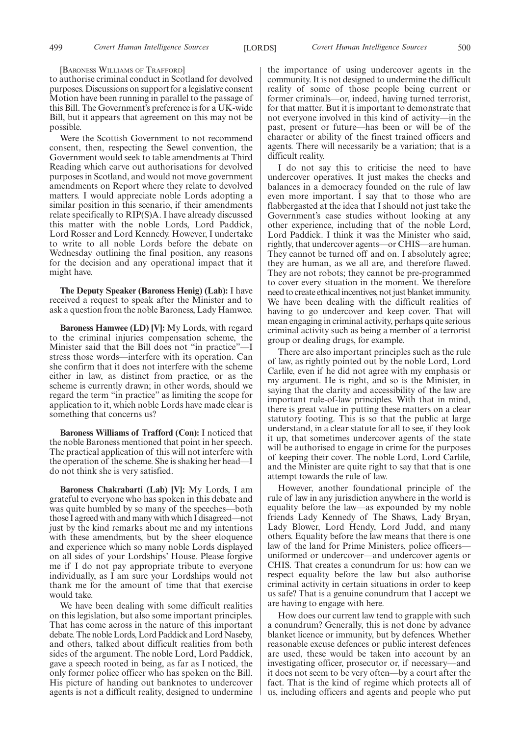[BARONESS WILLIAMS OF TRAFFORD]

to authorise criminal conduct in Scotland for devolved purposes. Discussions on support for a legislative consent Motion have been running in parallel to the passage of this Bill. The Government's preference is for a UK-wide Bill, but it appears that agreement on this may not be possible.

Were the Scottish Government to not recommend consent, then, respecting the Sewel convention, the Government would seek to table amendments at Third Reading which carve out authorisations for devolved purposes in Scotland, and would not move government amendments on Report where they relate to devolved matters. I would appreciate noble Lords adopting a similar position in this scenario, if their amendments relate specifically to RIP(S)A. I have already discussed this matter with the noble Lords, Lord Paddick, Lord Rosser and Lord Kennedy. However, I undertake to write to all noble Lords before the debate on Wednesday outlining the final position, any reasons for the decision and any operational impact that it might have.

**The Deputy Speaker (Baroness Henig) (Lab):** I have received a request to speak after the Minister and to ask a question from the noble Baroness, Lady Hamwee.

**Baroness Hamwee (LD) [V]:** My Lords, with regard to the criminal injuries compensation scheme, the Minister said that the Bill does not "in practice"—I stress those words—interfere with its operation. Can she confirm that it does not interfere with the scheme either in law, as distinct from practice, or as the scheme is currently drawn; in other words, should we regard the term "in practice" as limiting the scope for application to it, which noble Lords have made clear is something that concerns us?

**Baroness Williams of Trafford (Con):** I noticed that the noble Baroness mentioned that point in her speech. The practical application of this will not interfere with the operation of the scheme. She is shaking her head—I do not think she is very satisfied.

**Baroness Chakrabarti (Lab) [V]:** My Lords, I am grateful to everyone who has spoken in this debate and was quite humbled by so many of the speeches—both those I agreed with and many with which I disagreed—not just by the kind remarks about me and my intentions with these amendments, but by the sheer eloquence and experience which so many noble Lords displayed on all sides of your Lordships' House. Please forgive me if I do not pay appropriate tribute to everyone individually, as I am sure your Lordships would not thank me for the amount of time that that exercise would take.

We have been dealing with some difficult realities on this legislation, but also some important principles. That has come across in the nature of this important debate. The noble Lords, Lord Paddick and Lord Naseby, and others, talked about difficult realities from both sides of the argument. The noble Lord, Lord Paddick, gave a speech rooted in being, as far as I noticed, the only former police officer who has spoken on the Bill. His picture of handing out banknotes to undercover agents is not a difficult reality, designed to undermine the importance of using undercover agents in the community. It is not designed to undermine the difficult reality of some of those people being current or former criminals—or, indeed, having turned terrorist, for that matter. But it is important to demonstrate that not everyone involved in this kind of activity—in the past, present or future—has been or will be of the character or ability of the finest trained officers and agents. There will necessarily be a variation; that is a difficult reality.

I do not say this to criticise the need to have undercover operatives. It just makes the checks and balances in a democracy founded on the rule of law even more important. I say that to those who are flabbergasted at the idea that I should not just take the Government's case studies without looking at any other experience, including that of the noble Lord, Lord Paddick. I think it was the Minister who said, rightly, that undercover agents—or CHIS—are human. They cannot be turned off and on. I absolutely agree; they are human, as we all are, and therefore flawed. They are not robots; they cannot be pre-programmed to cover every situation in the moment. We therefore need to create ethical incentives, not just blanket immunity. We have been dealing with the difficult realities of having to go undercover and keep cover. That will mean engaging in criminal activity, perhaps quite serious criminal activity such as being a member of a terrorist group or dealing drugs, for example.

There are also important principles such as the rule of law, as rightly pointed out by the noble Lord, Lord Carlile, even if he did not agree with my emphasis or my argument. He is right, and so is the Minister, in saying that the clarity and accessibility of the law are important rule-of-law principles. With that in mind, there is great value in putting these matters on a clear statutory footing. This is so that the public at large understand, in a clear statute for all to see, if they look it up, that sometimes undercover agents of the state will be authorised to engage in crime for the purposes of keeping their cover. The noble Lord, Lord Carlile, and the Minister are quite right to say that that is one attempt towards the rule of law.

However, another foundational principle of the rule of law in any jurisdiction anywhere in the world is equality before the law—as expounded by my noble friends Lady Kennedy of The Shaws, Lady Bryan, Lady Blower, Lord Hendy, Lord Judd, and many others. Equality before the law means that there is one law of the land for Prime Ministers, police officers—uniformed or undercover—and undercover agents or CHIS. That creates a conundrum for us: how can we respect equality before the law but also authorise criminal activity in certain situations in order to keep us safe? That is a genuine conundrum that I accept we are having to engage with here.

How does our current law tend to grapple with such a conundrum? Generally, this is not done by advance blanket licence or immunity, but by defences. Whether reasonable excuse defences or public interest defences are used, these would be taken into account by an investigating officer, prosecutor or, if necessary—and it does not seem to be very often—by a court after the fact. That is the kind of regime which protects all of us, including officers and agents and people who put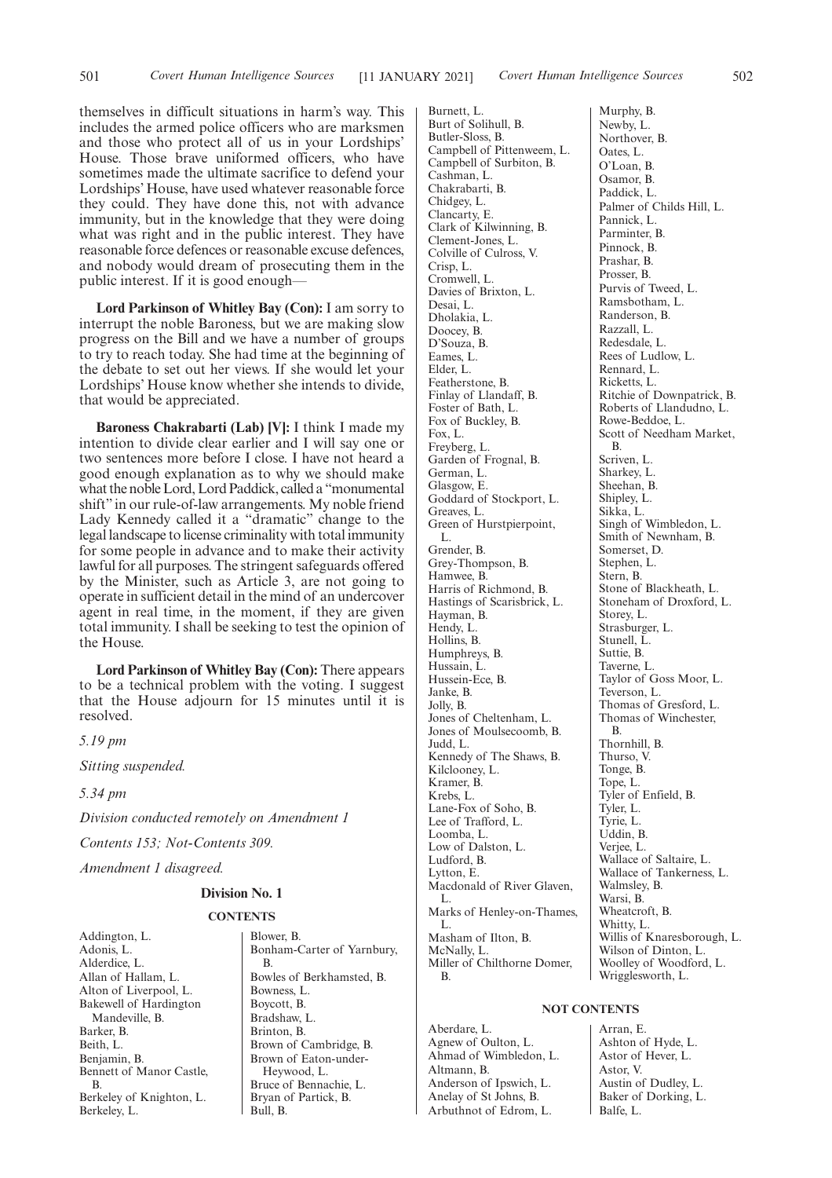themselves in difficult situations in harm's way. This includes the armed police officers who are marksmen and those who protect all of us in your Lordships' House. Those brave uniformed officers, who have sometimes made the ultimate sacrifice to defend your Lordships' House, have used whatever reasonable force they could. They have done this, not with advance immunity, but in the knowledge that they were doing what was right and in the public interest. They have reasonable force defences or reasonable excuse defences, and nobody would dream of prosecuting them in the public interest. If it is good enough—

**Lord Parkinson of Whitley Bay (Con):** I am sorry to interrupt the noble Baroness, but we are making slow progress on the Bill and we have a number of groups to try to reach today. She had time at the beginning of the debate to set out her views. If she would let your Lordships' House know whether she intends to divide, that would be appreciated.

**Baroness Chakrabarti (Lab) [V]:** I think I made my intention to divide clear earlier and I will say one or two sentences more before I close. I have not heard a good enough explanation as to why we should make what the noble Lord, Lord Paddick, called a "monumental shift" in our rule-of-law arrangements. My noble friend Lady Kennedy called it a "dramatic" change to the legal landscape to license criminality with total immunity for some people in advance and to make their activity lawful for all purposes. The stringent safeguards offered by the Minister, such as Article 3, are not going to operate in sufficient detail in the mind of an undercover agent in real time, in the moment, if they are given total immunity. I shall be seeking to test the opinion of the House.

**Lord Parkinson of Whitley Bay (Con):** There appears to be a technical problem with the voting. I suggest that the House adjourn for 15 minutes until it is resolved.

*5.19 pm*

*Sitting suspended.*

*5.34 pm*

*Division conducted remotely on Amendment 1*

*Contents 153; Not-Contents 309.*

*Amendment 1 disagreed.*

### Division No. 1

#### CONTENTS

Addington, L.
Adonis, L.
Alderdice, L.
Allan of Hallam, L.
Alton of Liverpool, L.
Bakewell of Hardington Mandeville, B.
Barker, B.
Beith, L.
Benjamin, B.
Bennett of Manor Castle, B.
Berkeley of Knighton, L.
Berkeley, L.
Blower, B.
Bonham-Carter of Yarnbury, B.
Bowles of Berkhamsted, B.
Bowness, L.
Boycott, B.
Bradshaw, L.
Brinton, B.
Brown of Cambridge, B.
Brown of Eaton-under-Heywood, L.
Bruce of Bennachie, L.
Bryan of Partick, B.
Bull, B.
Burnett, L.
Burt of Solihull, B.
Butler-Sloss, B.
Campbell of Pittenweem, L.
Campbell of Surbiton, B.
Cashman, L.
Chakrabarti, B.
Chidgey, L.
Clancarty, E.
Clark of Kilwinning, B.
Clement-Jones, L.
Colville of Culross, V.
Crisp, L.
Cromwell, L.
Davies of Brixton, L.
Desai, L.
Dholakia, L.
Doocey, B.
D'Souza, B.
Eames, L.
Elder, L.
Featherstone, B.
Finlay of Llandaff, B.
Foster of Bath, L.
Fox of Buckley, B.
Fox, L.
Freyberg, L.
Garden of Frognal, B.
German, L.
Glasgow, E.
Goddard of Stockport, L.
Greaves, L.
Green of Hurstpierpoint, L.
Grender, B.
Grey-Thompson, B.
Hamwee, B.
Harris of Richmond, B.
Hastings of Scarisbrick, L.
Hayman, B.
Hendy, L.
Hollins, B.
Humphreys, B.
Hussain, L.
Hussein-Ece, B.
Janke, B.
Jolly, B.
Jones of Cheltenham, L.
Jones of Moulsecoomb, B.
Judd, L.
Kennedy of The Shaws, B.
Kilclooney, L.
Kramer, B.
Krebs, L.
Lane-Fox of Soho, B.
Lee of Trafford, L.
Loomba, L.
Low of Dalston, L.
Ludford, B.
Lytton, E.
Macdonald of River Glaven, L.
Marks of Henley-on-Thames, L.
Masham of Ilton, B.
McNally, L.
Miller of Chilthorne Domer, B.
Murphy, B.
Newby, L.
Northover, B.
Oates, L.
O'Loan, B.
Osamor, B.
Paddick, L.
Palmer of Childs Hill, L.
Pannick, L.
Parminter, B.
Pinnock, B.
Prashar, B.
Prosser, B.
Purvis of Tweed, L.
Ramsbotham, L.
Randerson, B.
Razzall, L.
Redesdale, L.
Rees of Ludlow, L.
Rennard, L.
Ricketts, L.
Ritchie of Downpatrick, B.
Roberts of Llandudno, L.
Rowe-Beddoe, L.
Scott of Needham Market, B.
Scriven, L.
Sharkey, L.
Sheehan, B.
Shipley, L.
Sikka, L.
Singh of Wimbledon, L.
Smith of Newnham, B.
Somerset, D.
Stephen, L.
Stern, B.
Stone of Blackheath, L.
Stoneham of Droxford, L.
Storey, L.
Strasburger, L.
Stunell, L.
Suttie, B.
Taverne, L.
Taylor of Goss Moor, L.
Teverson, L.
Thomas of Gresford, L.
Thomas of Winchester, B.
Thornhill, B.
Thurso, V.
Tonge, B.
Tope, L.
Tyler of Enfield, B.
Tyler, L.
Tyrie, L.
Uddin, B.
Verjee, L.
Wallace of Saltaire, L.
Wallace of Tankerness, L.
Walmsley, B.
Warsi, B.
Wheatcroft, B.
Whitty, L.
Willis of Knaresborough, L.
Wilson of Dinton, L.
Woolley of Woodford, L.
Wrigglesworth, L.

#### NOT CONTENTS

Aberdare, L.
Agnew of Oulton, L.
Ahmad of Wimbledon, L.
Altmann, B.
Anderson of Ipswich, L.
Anelay of St Johns, B.
Arbuthnot of Edrom, L.
Arran, E.
Ashton of Hyde, L.
Astor of Hever, L.
Astor, V.
Austin of Dudley, L.
Baker of Dorking, L.
Balfe, L.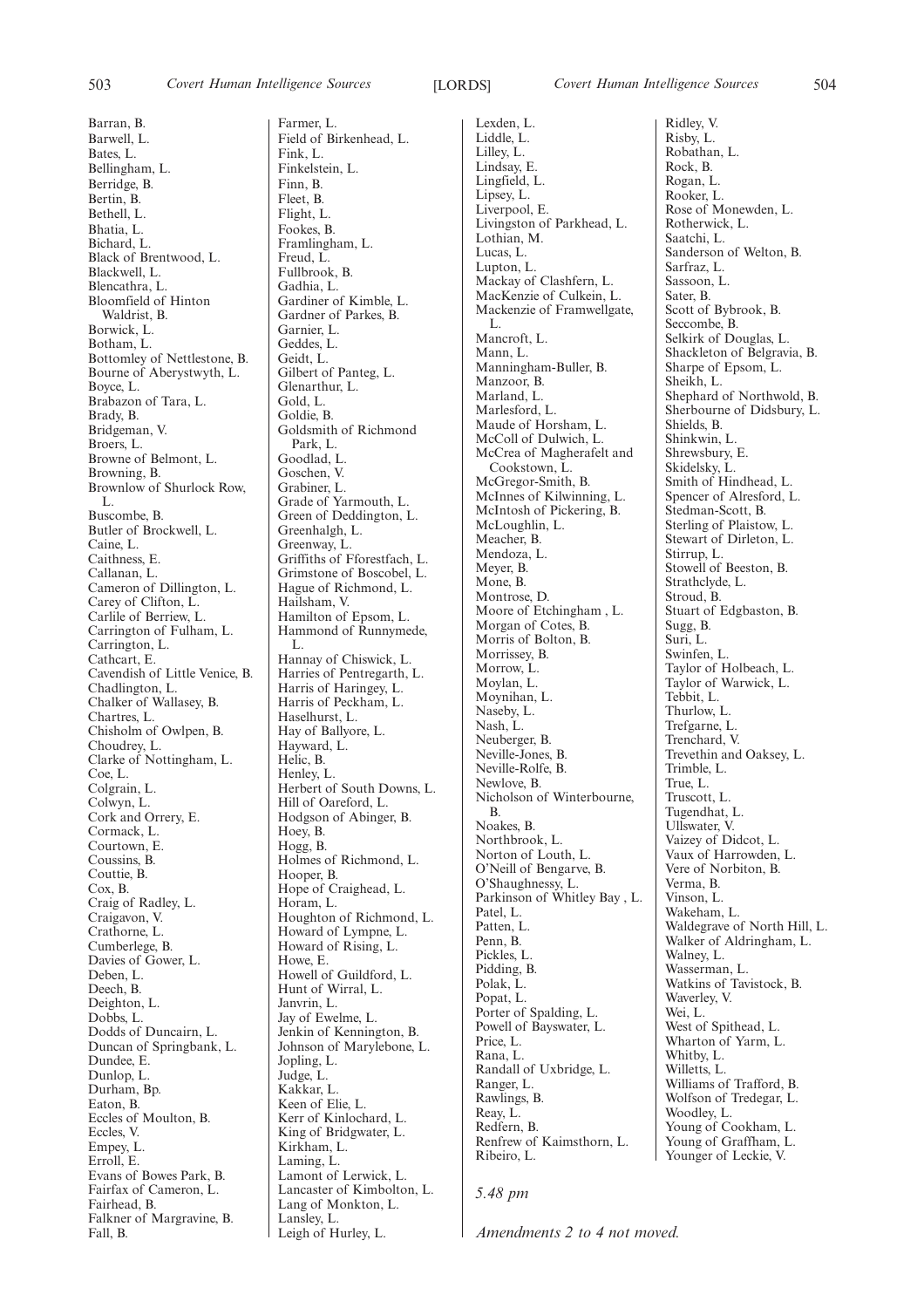Barran, B.
Barwell, L.
Bates, L.
Bellingham, L.
Berridge, B.
Bertin, B.
Bethell, L.
Bhatia, L.
Bichard, L.
Black of Brentwood, L.
Blackwell, L.
Blencathra, L.
Bloomfield of Hinton Waldrist, B.
Borwick, L.
Botham, L.
Bottomley of Nettlestone, B.
Bourne of Aberystwyth, L.
Boyce, L.
Brabazon of Tara, L.
Brady, B.
Bridgeman, V.
Broers, L.
Browne of Belmont, L.
Browning, B.
Brownlow of Shurlock Row, L.
Buscombe, B.
Butler of Brockwell, L.
Caine, L.
Caithness, E.
Callanan, L.
Cameron of Dillington, L.
Carey of Clifton, L.
Carlile of Berriew, L.
Carrington of Fulham, L.
Carrington, L.
Cathcart, E.
Cavendish of Little Venice, B.
Chadlington, L.
Chalker of Wallasey, B.
Chartres, L.
Chisholm of Owlpen, B.
Choudrey, L.
Clarke of Nottingham, L.
Coe, L.
Colgrain, L.
Colwyn, L.
Cork and Orrery, E.
Cormack, L.
Courtown, E.
Coussins, B.
Couttie, B.
Cox, B.
Craig of Radley, L.
Craigavon, V.
Crathorne, L.
Cumberlege, B.
Davies of Gower, L.
Deben, L.
Deech, B.
Deighton, L.
Dobbs, L.
Dodds of Duncairn, L.
Duncan of Springbank, L.
Dundee, E.
Dunlop, L.
Durham, Bp.
Eaton, B.
Eccles of Moulton, B.
Eccles, V.
Empey, L.
Erroll, E.
Evans of Bowes Park, B.
Fairfax of Cameron, L.
Fairhead, B.
Falkner of Margravine, B.
Fall, B.
Farmer, L.
Field of Birkenhead, L.
Fink, L.
Finkelstein, L.
Finn, B.
Fleet, B.
Flight, L.
Fookes, B.
Framlingham, L.
Freud, L.
Fullbrook, B.
Gadhia, L.
Gardiner of Kimble, L.
Gardner of Parkes, B.
Garnier, L.
Geddes, L.
Geidt, L.
Gilbert of Panteg, L.
Glenarthur, L.
Gold, L.
Goldie, B.
Goldsmith of Richmond Park, L.
Goodlad, L.
Goschen, V.
Grabiner, L.
Grade of Yarmouth, L.
Green of Deddington, L.
Greenhalgh, L.
Greenway, L.
Griffiths of Fforestfach, L.
Grimstone of Boscobel, L.
Hague of Richmond, L.
Hailsham, V.
Hamilton of Epsom, L.
Hammond of Runnymede, L.
Hannay of Chiswick, L.
Harries of Pentregarth, L.
Harris of Haringey, L.
Harris of Peckham, L.
Haselhurst, L.
Hay of Ballyore, L.
Hayward, L.
Helic, B.
Henley, L.
Herbert of South Downs, L.
Hill of Oareford, L.
Hodgson of Abinger, B.
Hoey, B.
Hogg, B.
Holmes of Richmond, L.
Hooper, B.
Hope of Craighead, L.
Horam, L.
Houghton of Richmond, L.
Howard of Lympne, L.
Howard of Rising, L.
Howe, E.
Howell of Guildford, L.
Hunt of Wirral, L.
Janvrin, L.
Jay of Ewelme, L.
Jenkin of Kennington, B.
Johnson of Marylebone, L.
Jopling, L.
Judge, L.
Kakkar, L.
Keen of Elie, L.
Kerr of Kinlochard, L.
King of Bridgwater, L.
Kirkham, L.
Laming, L.
Lamont of Lerwick, L.
Lancaster of Kimbolton, L.
Lang of Monkton, L.
Lansley, L.
Leigh of Hurley, L.
Lexden, L.
Liddle, L.
Lilley, L.
Lindsay, E.
Lingfield, L.
Lipsey, L.
Liverpool, E.
Livingston of Parkhead, L.
Lothian, M.
Lucas, L.
Lupton, L.
Mackay of Clashfern, L.
MacKenzie of Culkein, L.
Mackenzie of Framwellgate, L.
Mancroft, L.
Mann, L.
Manningham-Buller, B.
Manzoor, B.
Marland, L.
Marlesford, L.
Maude of Horsham, L.
McColl of Dulwich, L.
McCrea of Magherafelt and Cookstown, L.
McGregor-Smith, B.
McInnes of Kilwinning, L.
McIntosh of Pickering, B.
McLoughlin, L.
Meacher, B.
Mendoza, L.
Meyer, B.
Mone, B.
Montrose, D.
Moore of Etchingham , L.
Morgan of Cotes, B.
Morris of Bolton, B.
Morrissey, B.
Morrow, L.
Moylan, L.
Moynihan, L.
Naseby, L.
Nash, L.
Neuberger, B.
Neville-Jones, B.
Neville-Rolfe, B.
Newlove, B.
Nicholson of Winterbourne, B.
Noakes, B.
Northbrook, L.
Norton of Louth, L.
O'Neill of Bengarve, B.
O'Shaughnessy, L.
Parkinson of Whitley Bay , L.
Patel, L.
Patten, L.
Penn, B.
Pickles, L.
Pidding, B.
Polak, L.
Popat, L.
Porter of Spalding, L.
Powell of Bayswater, L.
Price, L.
Rana, L.
Randall of Uxbridge, L.
Ranger, L.
Rawlings, B.
Reay, L.
Redfern, B.
Renfrew of Kaimsthorn, L.
Ribeiro, L.
Ridley, V.
Risby, L.
Robathan, L.
Rock, B.
Rogan, L.
Rooker, L.
Rose of Monewden, L.
Rotherwick, L.
Saatchi, L.
Sanderson of Welton, B.
Sarfraz, L.
Sassoon, L.
Sater, B.
Scott of Bybrook, B.
Seccombe, B.
Selkirk of Douglas, L.
Shackleton of Belgravia, B.
Sharpe of Epsom, L.
Sheikh, L.
Shephard of Northwold, B.
Sherbourne of Didsbury, L.
Shields, B.
Shinkwin, L.
Shrewsbury, E.
Skidelsky, L.
Smith of Hindhead, L.
Spencer of Alresford, L.
Stedman-Scott, B.
Sterling of Plaistow, L.
Stewart of Dirleton, L.
Stirrup, L.
Stowell of Beeston, B.
Strathclyde, L.
Stroud, B.
Stuart of Edgbaston, B.
Sugg, B.
Suri, L.
Swinfen, L.
Taylor of Holbeach, L.
Taylor of Warwick, L.
Tebbit, L.
Thurlow, L.
Trefgarne, L.
Trenchard, V.
Trevethin and Oaksey, L.
Trimble, L.
True, L.
Truscott, L.
Tugendhat, L.
Ullswater, V.
Vaizey of Didcot, L.
Vaux of Harrowden, L.
Vere of Norbiton, B.
Verma, B.
Vinson, L.
Wakeham, L.
Waldegrave of North Hill, L.
Walker of Aldringham, L.
Walney, L.
Wasserman, L.
Watkins of Tavistock, B.
Waverley, V.
Wei, L.
West of Spithead, L.
Wharton of Yarm, L.
Whitby, L.
Willetts, L.
Williams of Trafford, B.
Wolfson of Tredegar, L.
Woodley, L.
Young of Cookham, L.
Young of Graffham, L.
Younger of Leckie, V.

*5.48 pm*

*Amendments 2 to 4 not moved.*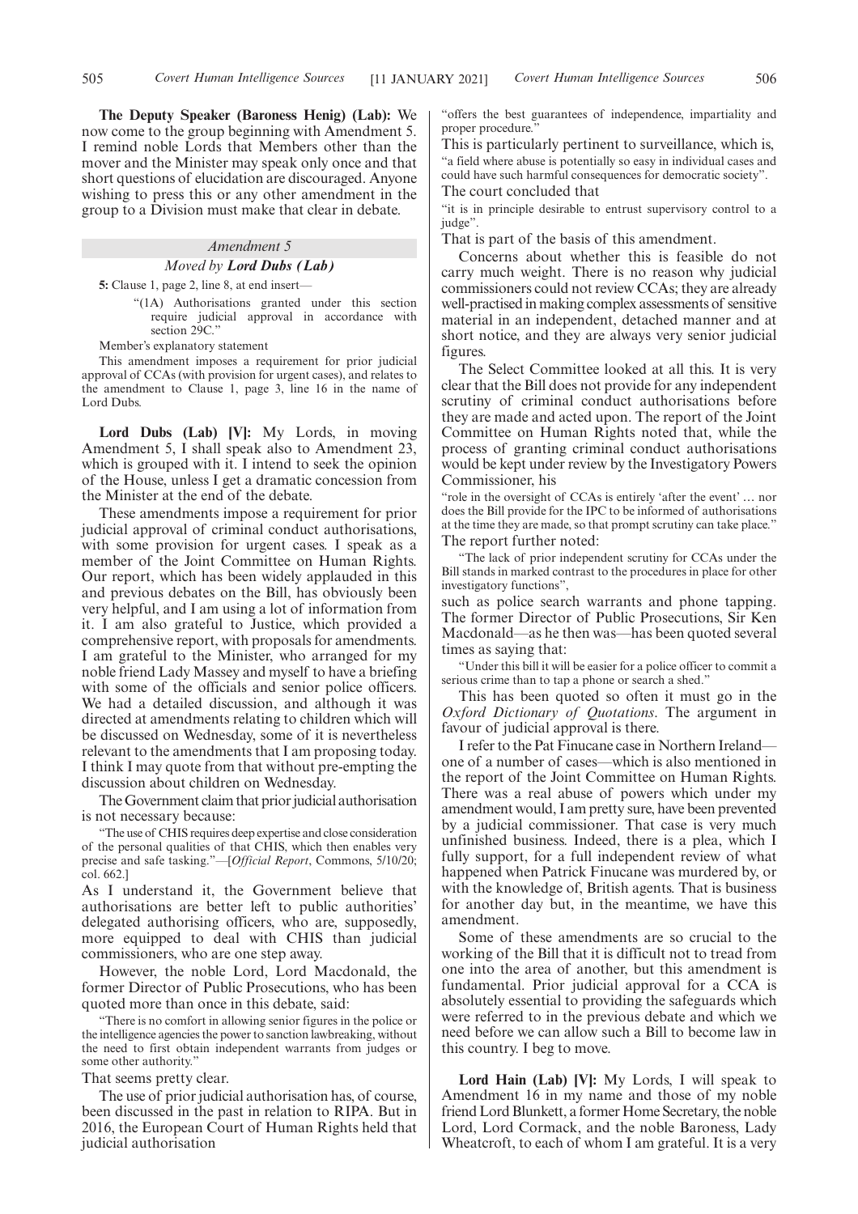**The Deputy Speaker (Baroness Henig) (Lab):** We now come to the group beginning with Amendment 5. I remind noble Lords that Members other than the mover and the Minister may speak only once and that short questions of elucidation are discouraged. Anyone wishing to press this or any other amendment in the group to a Division must make that clear in debate.

*Amendment 5*

*Moved by* ***Lord Dubs (Lab)***

**5:** Clause 1, page 2, line 8, at end insert—

"(1A) Authorisations granted under this section require judicial approval in accordance with section 29C."

Member's explanatory statement

This amendment imposes a requirement for prior judicial approval of CCAs (with provision for urgent cases), and relates to the amendment to Clause 1, page 3, line 16 in the name of Lord Dubs.

**Lord Dubs (Lab) [V]:** My Lords, in moving Amendment 5, I shall speak also to Amendment 23, which is grouped with it. I intend to seek the opinion of the House, unless I get a dramatic concession from the Minister at the end of the debate.

These amendments impose a requirement for prior judicial approval of criminal conduct authorisations, with some provision for urgent cases. I speak as a member of the Joint Committee on Human Rights. Our report, which has been widely applauded in this and previous debates on the Bill, has obviously been very helpful, and I am using a lot of information from it. I am also grateful to Justice, which provided a comprehensive report, with proposals for amendments. I am grateful to the Minister, who arranged for my noble friend Lady Massey and myself to have a briefing with some of the officials and senior police officers. We had a detailed discussion, and although it was directed at amendments relating to children which will be discussed on Wednesday, some of it is nevertheless relevant to the amendments that I am proposing today. I think I may quote from that without pre-empting the discussion about children on Wednesday.

The Government claim that prior judicial authorisation is not necessary because:

"The use of CHIS requires deep expertise and close consideration of the personal qualities of that CHIS, which then enables very precise and safe tasking."—[*Official Report*, Commons, 5/10/20; col. 662.]

As I understand it, the Government believe that authorisations are better left to public authorities' delegated authorising officers, who are, supposedly, more equipped to deal with CHIS than judicial commissioners, who are one step away.

However, the noble Lord, Lord Macdonald, the former Director of Public Prosecutions, who has been quoted more than once in this debate, said:

"There is no comfort in allowing senior figures in the police or the intelligence agencies the power to sanction lawbreaking, without the need to first obtain independent warrants from judges or some other authority."

That seems pretty clear.

The use of prior judicial authorisation has, of course, been discussed in the past in relation to RIPA. But in 2016, the European Court of Human Rights held that judicial authorisation

"offers the best guarantees of independence, impartiality and proper procedure."

This is particularly pertinent to surveillance, which is,

"a field where abuse is potentially so easy in individual cases and could have such harmful consequences for democratic society".

The court concluded that

"it is in principle desirable to entrust supervisory control to a judge".

That is part of the basis of this amendment.

Concerns about whether this is feasible do not carry much weight. There is no reason why judicial commissioners could not review CCAs; they are already well-practised in making complex assessments of sensitive material in an independent, detached manner and at short notice, and they are always very senior judicial figures.

The Select Committee looked at all this. It is very clear that the Bill does not provide for any independent scrutiny of criminal conduct authorisations before they are made and acted upon. The report of the Joint Committee on Human Rights noted that, while the process of granting criminal conduct authorisations would be kept under review by the Investigatory Powers Commissioner, his

"role in the oversight of CCAs is entirely 'after the event' … nor does the Bill provide for the IPC to be informed of authorisations at the time they are made, so that prompt scrutiny can take place."

The report further noted:

"The lack of prior independent scrutiny for CCAs under the Bill stands in marked contrast to the procedures in place for other investigatory functions",

such as police search warrants and phone tapping. The former Director of Public Prosecutions, Sir Ken Macdonald—as he then was—has been quoted several times as saying that:

"Under this bill it will be easier for a police officer to commit a serious crime than to tap a phone or search a shed."

This has been quoted so often it must go in the *Oxford Dictionary of Quotations*. The argument in favour of judicial approval is there.

I refer to the Pat Finucane case in Northern Ireland—one of a number of cases—which is also mentioned in the report of the Joint Committee on Human Rights. There was a real abuse of powers which under my amendment would, I am pretty sure, have been prevented by a judicial commissioner. That case is very much unfinished business. Indeed, there is a plea, which I fully support, for a full independent review of what happened when Patrick Finucane was murdered by, or with the knowledge of, British agents. That is business for another day but, in the meantime, we have this amendment.

Some of these amendments are so crucial to the working of the Bill that it is difficult not to tread from one into the area of another, but this amendment is fundamental. Prior judicial approval for a CCA is absolutely essential to providing the safeguards which were referred to in the previous debate and which we need before we can allow such a Bill to become law in this country. I beg to move.

**Lord Hain (Lab) [V]:** My Lords, I will speak to Amendment 16 in my name and those of my noble friend Lord Blunkett, a former Home Secretary, the noble Lord, Lord Cormack, and the noble Baroness, Lady Wheatcroft, to each of whom I am grateful. It is a very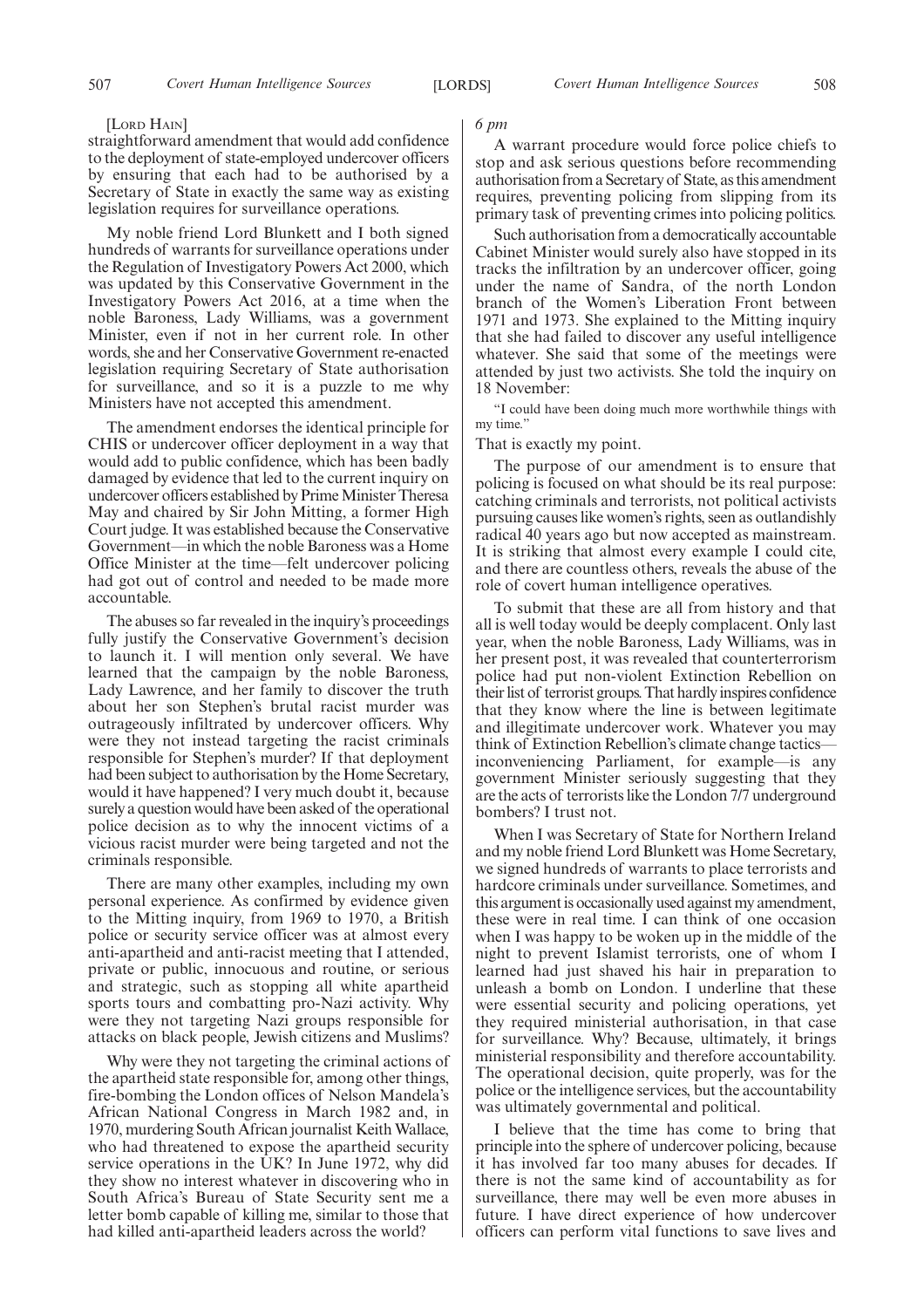[LORD HAIN]

straightforward amendment that would add confidence to the deployment of state-employed undercover officers by ensuring that each had to be authorised by a Secretary of State in exactly the same way as existing legislation requires for surveillance operations.

My noble friend Lord Blunkett and I both signed hundreds of warrants for surveillance operations under the Regulation of Investigatory Powers Act 2000, which was updated by this Conservative Government in the Investigatory Powers Act 2016, at a time when the noble Baroness, Lady Williams, was a government Minister, even if not in her current role. In other words, she and her Conservative Government re-enacted legislation requiring Secretary of State authorisation for surveillance, and so it is a puzzle to me why Ministers have not accepted this amendment.

The amendment endorses the identical principle for CHIS or undercover officer deployment in a way that would add to public confidence, which has been badly damaged by evidence that led to the current inquiry on undercover officers established by Prime Minister Theresa May and chaired by Sir John Mitting, a former High Court judge. It was established because the Conservative Government—in which the noble Baroness was a Home Office Minister at the time—felt undercover policing had got out of control and needed to be made more accountable.

The abuses so far revealed in the inquiry's proceedings fully justify the Conservative Government's decision to launch it. I will mention only several. We have learned that the campaign by the noble Baroness, Lady Lawrence, and her family to discover the truth about her son Stephen's brutal racist murder was outrageously infiltrated by undercover officers. Why were they not instead targeting the racist criminals responsible for Stephen's murder? If that deployment had been subject to authorisation by the Home Secretary, would it have happened? I very much doubt it, because surely a question would have been asked of the operational police decision as to why the innocent victims of a vicious racist murder were being targeted and not the criminals responsible.

There are many other examples, including my own personal experience. As confirmed by evidence given to the Mitting inquiry, from 1969 to 1970, a British police or security service officer was at almost every anti-apartheid and anti-racist meeting that I attended, private or public, innocuous and routine, or serious and strategic, such as stopping all white apartheid sports tours and combatting pro-Nazi activity. Why were they not targeting Nazi groups responsible for attacks on black people, Jewish citizens and Muslims?

Why were they not targeting the criminal actions of the apartheid state responsible for, among other things, fire-bombing the London offices of Nelson Mandela's African National Congress in March 1982 and, in 1970, murdering South African journalist Keith Wallace, who had threatened to expose the apartheid security service operations in the UK? In June 1972, why did they show no interest whatever in discovering who in South Africa's Bureau of State Security sent me a letter bomb capable of killing me, similar to those that had killed anti-apartheid leaders across the world?

*6 pm*

A warrant procedure would force police chiefs to stop and ask serious questions before recommending authorisation from a Secretary of State, as this amendment requires, preventing policing from slipping from its primary task of preventing crimes into policing politics.

Such authorisation from a democratically accountable Cabinet Minister would surely also have stopped in its tracks the infiltration by an undercover officer, going under the name of Sandra, of the north London branch of the Women's Liberation Front between 1971 and 1973. She explained to the Mitting inquiry that she had failed to discover any useful intelligence whatever. She said that some of the meetings were attended by just two activists. She told the inquiry on 18 November:

"I could have been doing much more worthwhile things with my time."

That is exactly my point.

The purpose of our amendment is to ensure that policing is focused on what should be its real purpose: catching criminals and terrorists, not political activists pursuing causes like women's rights, seen as outlandishly radical 40 years ago but now accepted as mainstream. It is striking that almost every example I could cite, and there are countless others, reveals the abuse of the role of covert human intelligence operatives.

To submit that these are all from history and that all is well today would be deeply complacent. Only last year, when the noble Baroness, Lady Williams, was in her present post, it was revealed that counterterrorism police had put non-violent Extinction Rebellion on their list of terrorist groups. That hardly inspires confidence that they know where the line is between legitimate and illegitimate undercover work. Whatever you may think of Extinction Rebellion's climate change tactics—inconveniencing Parliament, for example—is any government Minister seriously suggesting that they are the acts of terrorists like the London 7/7 underground bombers? I trust not.

When I was Secretary of State for Northern Ireland and my noble friend Lord Blunkett was Home Secretary, we signed hundreds of warrants to place terrorists and hardcore criminals under surveillance. Sometimes, and this argument is occasionally used against my amendment, these were in real time. I can think of one occasion when I was happy to be woken up in the middle of the night to prevent Islamist terrorists, one of whom I learned had just shaved his hair in preparation to unleash a bomb on London. I underline that these were essential security and policing operations, yet they required ministerial authorisation, in that case for surveillance. Why? Because, ultimately, it brings ministerial responsibility and therefore accountability. The operational decision, quite properly, was for the police or the intelligence services, but the accountability was ultimately governmental and political.

I believe that the time has come to bring that principle into the sphere of undercover policing, because it has involved far too many abuses for decades. If there is not the same kind of accountability as for surveillance, there may well be even more abuses in future. I have direct experience of how undercover officers can perform vital functions to save lives and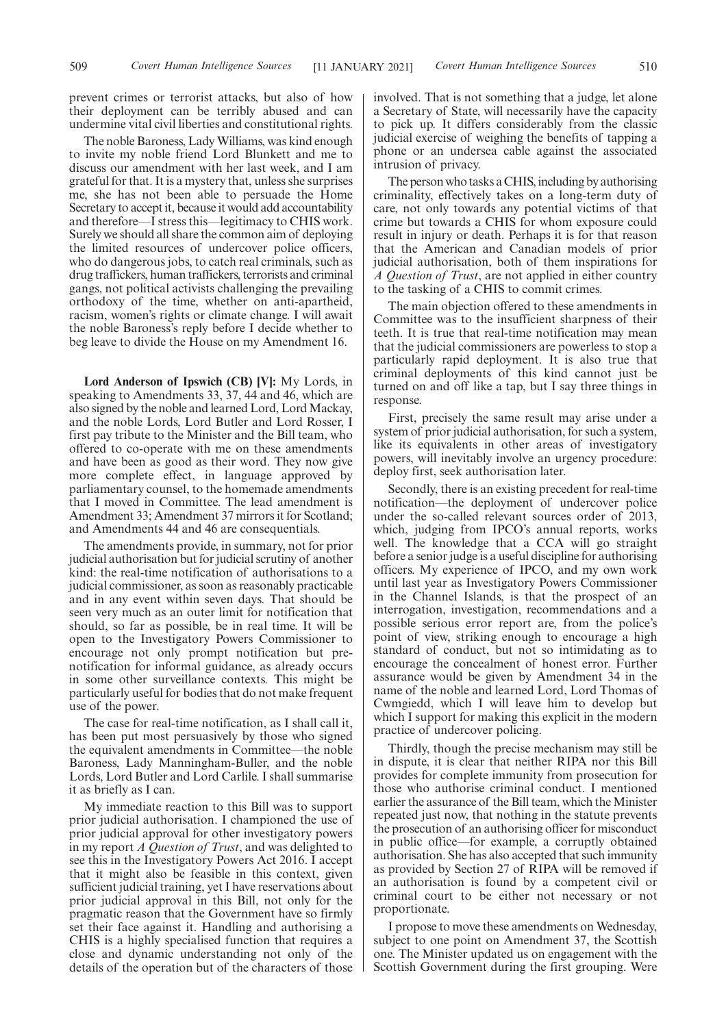prevent crimes or terrorist attacks, but also of how their deployment can be terribly abused and can undermine vital civil liberties and constitutional rights.

The noble Baroness, Lady Williams, was kind enough to invite my noble friend Lord Blunkett and me to discuss our amendment with her last week, and I am grateful for that. It is a mystery that, unless she surprises me, she has not been able to persuade the Home Secretary to accept it, because it would add accountability and therefore—I stress this—legitimacy to CHIS work. Surely we should all share the common aim of deploying the limited resources of undercover police officers, who do dangerous jobs, to catch real criminals, such as drug traffickers, human traffickers, terrorists and criminal gangs, not political activists challenging the prevailing orthodoxy of the time, whether on anti-apartheid, racism, women's rights or climate change. I will await the noble Baroness's reply before I decide whether to beg leave to divide the House on my Amendment 16.

**Lord Anderson of Ipswich (CB) [V]:** My Lords, in speaking to Amendments 33, 37, 44 and 46, which are also signed by the noble and learned Lord, Lord Mackay, and the noble Lords, Lord Butler and Lord Rosser, I first pay tribute to the Minister and the Bill team, who offered to co-operate with me on these amendments and have been as good as their word. They now give more complete effect, in language approved by parliamentary counsel, to the homemade amendments that I moved in Committee. The lead amendment is Amendment 33; Amendment 37 mirrors it for Scotland; and Amendments 44 and 46 are consequentials.

The amendments provide, in summary, not for prior judicial authorisation but for judicial scrutiny of another kind: the real-time notification of authorisations to a judicial commissioner, as soon as reasonably practicable and in any event within seven days. That should be seen very much as an outer limit for notification that should, so far as possible, be in real time. It will be open to the Investigatory Powers Commissioner to encourage not only prompt notification but pre-notification for informal guidance, as already occurs in some other surveillance contexts. This might be particularly useful for bodies that do not make frequent use of the power.

The case for real-time notification, as I shall call it, has been put most persuasively by those who signed the equivalent amendments in Committee—the noble Baroness, Lady Manningham-Buller, and the noble Lords, Lord Butler and Lord Carlile. I shall summarise it as briefly as I can.

My immediate reaction to this Bill was to support prior judicial authorisation. I championed the use of prior judicial approval for other investigatory powers in my report *A Question of Trust*, and was delighted to see this in the Investigatory Powers Act 2016. I accept that it might also be feasible in this context, given sufficient judicial training, yet I have reservations about prior judicial approval in this Bill, not only for the pragmatic reason that the Government have so firmly set their face against it. Handling and authorising a CHIS is a highly specialised function that requires a close and dynamic understanding not only of the details of the operation but of the characters of those involved. That is not something that a judge, let alone a Secretary of State, will necessarily have the capacity to pick up. It differs considerably from the classic judicial exercise of weighing the benefits of tapping a phone or an undersea cable against the associated intrusion of privacy.

The person who tasks a CHIS, including by authorising criminality, effectively takes on a long-term duty of care, not only towards any potential victims of that crime but towards a CHIS for whom exposure could result in injury or death. Perhaps it is for that reason that the American and Canadian models of prior judicial authorisation, both of them inspirations for *A Question of Trust*, are not applied in either country to the tasking of a CHIS to commit crimes.

The main objection offered to these amendments in Committee was to the insufficient sharpness of their teeth. It is true that real-time notification may mean that the judicial commissioners are powerless to stop a particularly rapid deployment. It is also true that criminal deployments of this kind cannot just be turned on and off like a tap, but I say three things in response.

First, precisely the same result may arise under a system of prior judicial authorisation, for such a system, like its equivalents in other areas of investigatory powers, will inevitably involve an urgency procedure: deploy first, seek authorisation later.

Secondly, there is an existing precedent for real-time notification—the deployment of undercover police under the so-called relevant sources order of 2013, which, judging from IPCO's annual reports, works well. The knowledge that a CCA will go straight before a senior judge is a useful discipline for authorising officers. My experience of IPCO, and my own work until last year as Investigatory Powers Commissioner in the Channel Islands, is that the prospect of an interrogation, investigation, recommendations and a possible serious error report are, from the police's point of view, striking enough to encourage a high standard of conduct, but not so intimidating as to encourage the concealment of honest error. Further assurance would be given by Amendment 34 in the name of the noble and learned Lord, Lord Thomas of Cwmgiedd, which I will leave him to develop but which I support for making this explicit in the modern practice of undercover policing.

Thirdly, though the precise mechanism may still be in dispute, it is clear that neither RIPA nor this Bill provides for complete immunity from prosecution for those who authorise criminal conduct. I mentioned earlier the assurance of the Bill team, which the Minister repeated just now, that nothing in the statute prevents the prosecution of an authorising officer for misconduct in public office—for example, a corruptly obtained authorisation. She has also accepted that such immunity as provided by Section 27 of RIPA will be removed if an authorisation is found by a competent civil or criminal court to be either not necessary or not proportionate.

I propose to move these amendments on Wednesday, subject to one point on Amendment 37, the Scottish one. The Minister updated us on engagement with the Scottish Government during the first grouping. Were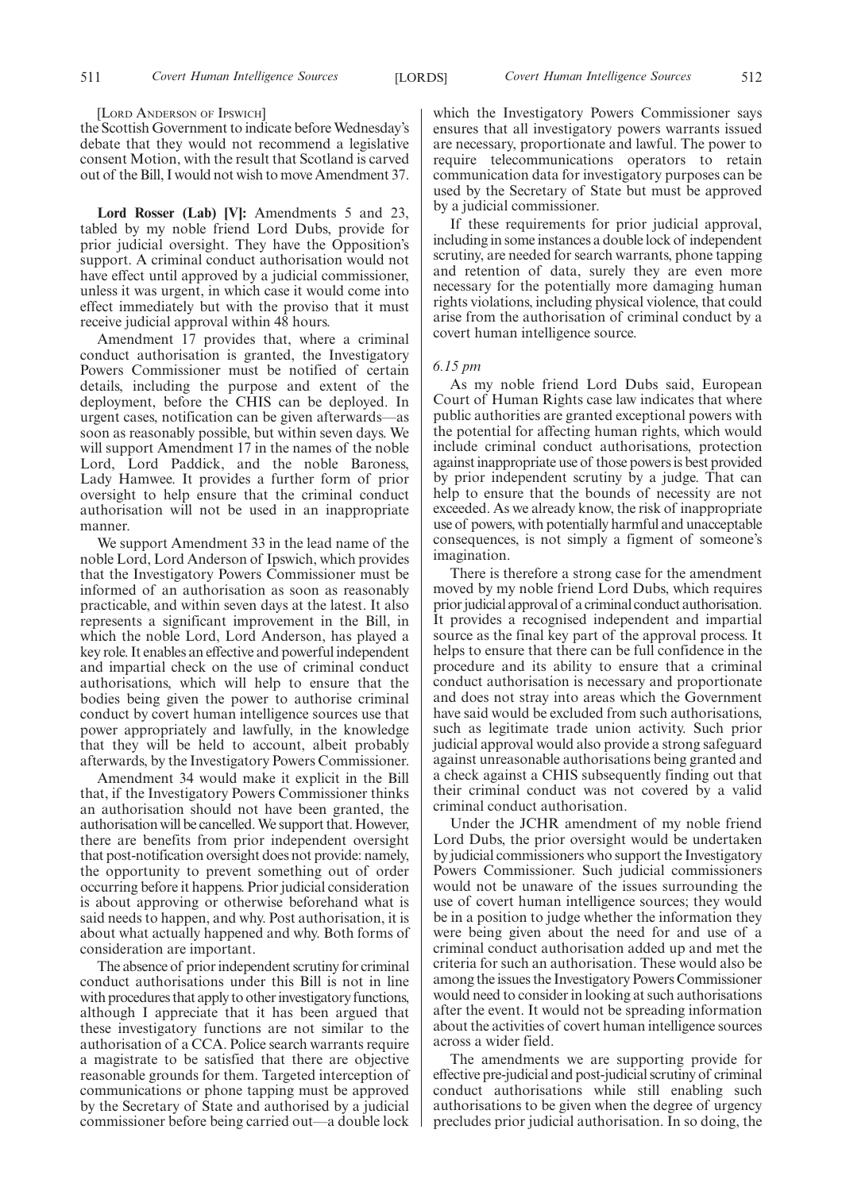[LORD ANDERSON OF IPSWICH]

the Scottish Government to indicate before Wednesday's debate that they would not recommend a legislative consent Motion, with the result that Scotland is carved out of the Bill, I would not wish to move Amendment 37.

**Lord Rosser (Lab) [V]:** Amendments 5 and 23, tabled by my noble friend Lord Dubs, provide for prior judicial oversight. They have the Opposition's support. A criminal conduct authorisation would not have effect until approved by a judicial commissioner, unless it was urgent, in which case it would come into effect immediately but with the proviso that it must receive judicial approval within 48 hours.

Amendment 17 provides that, where a criminal conduct authorisation is granted, the Investigatory Powers Commissioner must be notified of certain details, including the purpose and extent of the deployment, before the CHIS can be deployed. In urgent cases, notification can be given afterwards—as soon as reasonably possible, but within seven days. We will support Amendment 17 in the names of the noble Lord, Lord Paddick, and the noble Baroness, Lady Hamwee. It provides a further form of prior oversight to help ensure that the criminal conduct authorisation will not be used in an inappropriate manner.

We support Amendment 33 in the lead name of the noble Lord, Lord Anderson of Ipswich, which provides that the Investigatory Powers Commissioner must be informed of an authorisation as soon as reasonably practicable, and within seven days at the latest. It also represents a significant improvement in the Bill, in which the noble Lord, Lord Anderson, has played a key role. It enables an effective and powerful independent and impartial check on the use of criminal conduct authorisations, which will help to ensure that the bodies being given the power to authorise criminal conduct by covert human intelligence sources use that power appropriately and lawfully, in the knowledge that they will be held to account, albeit probably afterwards, by the Investigatory Powers Commissioner.

Amendment 34 would make it explicit in the Bill that, if the Investigatory Powers Commissioner thinks an authorisation should not have been granted, the authorisation will be cancelled. We support that. However, there are benefits from prior independent oversight that post-notification oversight does not provide: namely, the opportunity to prevent something out of order occurring before it happens. Prior judicial consideration is about approving or otherwise beforehand what is said needs to happen, and why. Post authorisation, it is about what actually happened and why. Both forms of consideration are important.

The absence of prior independent scrutiny for criminal conduct authorisations under this Bill is not in line with procedures that apply to other investigatory functions, although I appreciate that it has been argued that these investigatory functions are not similar to the authorisation of a CCA. Police search warrants require a magistrate to be satisfied that there are objective reasonable grounds for them. Targeted interception of communications or phone tapping must be approved by the Secretary of State and authorised by a judicial commissioner before being carried out—a double lock which the Investigatory Powers Commissioner says ensures that all investigatory powers warrants issued are necessary, proportionate and lawful. The power to require telecommunications operators to retain communication data for investigatory purposes can be used by the Secretary of State but must be approved by a judicial commissioner.

If these requirements for prior judicial approval, including in some instances a double lock of independent scrutiny, are needed for search warrants, phone tapping and retention of data, surely they are even more necessary for the potentially more damaging human rights violations, including physical violence, that could arise from the authorisation of criminal conduct by a covert human intelligence source.

*6.15 pm*

As my noble friend Lord Dubs said, European Court of Human Rights case law indicates that where public authorities are granted exceptional powers with the potential for affecting human rights, which would include criminal conduct authorisations, protection against inappropriate use of those powers is best provided by prior independent scrutiny by a judge. That can help to ensure that the bounds of necessity are not exceeded. As we already know, the risk of inappropriate use of powers, with potentially harmful and unacceptable consequences, is not simply a figment of someone's imagination.

There is therefore a strong case for the amendment moved by my noble friend Lord Dubs, which requires prior judicial approval of a criminal conduct authorisation. It provides a recognised independent and impartial source as the final key part of the approval process. It helps to ensure that there can be full confidence in the procedure and its ability to ensure that a criminal conduct authorisation is necessary and proportionate and does not stray into areas which the Government have said would be excluded from such authorisations, such as legitimate trade union activity. Such prior judicial approval would also provide a strong safeguard against unreasonable authorisations being granted and a check against a CHIS subsequently finding out that their criminal conduct was not covered by a valid criminal conduct authorisation.

Under the JCHR amendment of my noble friend Lord Dubs, the prior oversight would be undertaken by judicial commissioners who support the Investigatory Powers Commissioner. Such judicial commissioners would not be unaware of the issues surrounding the use of covert human intelligence sources; they would be in a position to judge whether the information they were being given about the need for and use of a criminal conduct authorisation added up and met the criteria for such an authorisation. These would also be among the issues the Investigatory Powers Commissioner would need to consider in looking at such authorisations after the event. It would not be spreading information about the activities of covert human intelligence sources across a wider field.

The amendments we are supporting provide for effective pre-judicial and post-judicial scrutiny of criminal conduct authorisations while still enabling such authorisations to be given when the degree of urgency precludes prior judicial authorisation. In so doing, the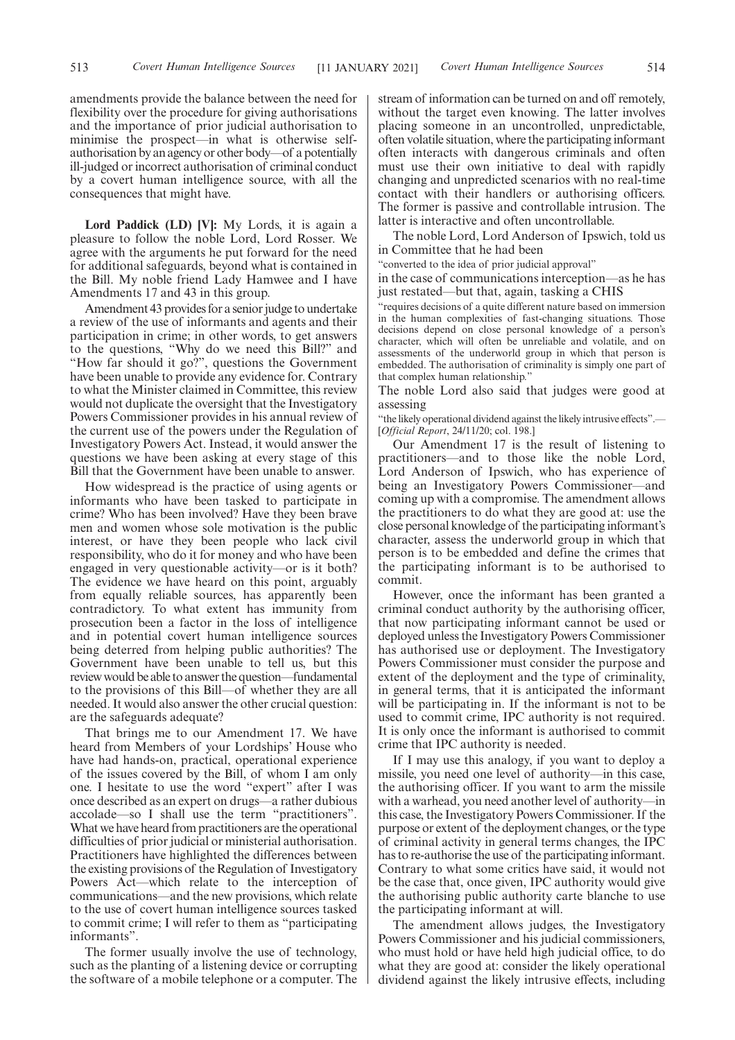amendments provide the balance between the need for flexibility over the procedure for giving authorisations and the importance of prior judicial authorisation to minimise the prospect—in what is otherwise self-authorisation by an agency or other body—of a potentially ill-judged or incorrect authorisation of criminal conduct by a covert human intelligence source, with all the consequences that might have.

**Lord Paddick (LD) [V]:** My Lords, it is again a pleasure to follow the noble Lord, Lord Rosser. We agree with the arguments he put forward for the need for additional safeguards, beyond what is contained in the Bill. My noble friend Lady Hamwee and I have Amendments 17 and 43 in this group.

Amendment 43 provides for a senior judge to undertake a review of the use of informants and agents and their participation in crime; in other words, to get answers to the questions, "Why do we need this Bill?" and "How far should it go?", questions the Government have been unable to provide any evidence for. Contrary to what the Minister claimed in Committee, this review would not duplicate the oversight that the Investigatory Powers Commissioner provides in his annual review of the current use of the powers under the Regulation of Investigatory Powers Act. Instead, it would answer the questions we have been asking at every stage of this Bill that the Government have been unable to answer.

How widespread is the practice of using agents or informants who have been tasked to participate in crime? Who has been involved? Have they been brave men and women whose sole motivation is the public interest, or have they been people who lack civil responsibility, who do it for money and who have been engaged in very questionable activity—or is it both? The evidence we have heard on this point, arguably from equally reliable sources, has apparently been contradictory. To what extent has immunity from prosecution been a factor in the loss of intelligence and in potential covert human intelligence sources being deterred from helping public authorities? The Government have been unable to tell us, but this review would be able to answer the question—fundamental to the provisions of this Bill—of whether they are all needed. It would also answer the other crucial question: are the safeguards adequate?

That brings me to our Amendment 17. We have heard from Members of your Lordships' House who have had hands-on, practical, operational experience of the issues covered by the Bill, of whom I am only one. I hesitate to use the word "expert" after I was once described as an expert on drugs—a rather dubious accolade—so I shall use the term "practitioners". What we have heard from practitioners are the operational difficulties of prior judicial or ministerial authorisation. Practitioners have highlighted the differences between the existing provisions of the Regulation of Investigatory Powers Act—which relate to the interception of communications—and the new provisions, which relate to the use of covert human intelligence sources tasked to commit crime; I will refer to them as "participating informants".

The former usually involve the use of technology, such as the planting of a listening device or corrupting the software of a mobile telephone or a computer. The stream of information can be turned on and off remotely, without the target even knowing. The latter involves placing someone in an uncontrolled, unpredictable, often volatile situation, where the participating informant often interacts with dangerous criminals and often must use their own initiative to deal with rapidly changing and unpredicted scenarios with no real-time contact with their handlers or authorising officers. The former is passive and controllable intrusion. The latter is interactive and often uncontrollable.

The noble Lord, Lord Anderson of Ipswich, told us in Committee that he had been

"converted to the idea of prior judicial approval"

in the case of communications interception—as he has just restated—but that, again, tasking a CHIS

"requires decisions of a quite different nature based on immersion in the human complexities of fast-changing situations. Those decisions depend on close personal knowledge of a person's character, which will often be unreliable and volatile, and on assessments of the underworld group in which that person is embedded. The authorisation of criminality is simply one part of that complex human relationship."

The noble Lord also said that judges were good at assessing

"the likely operational dividend against the likely intrusive effects".—[*Official Report*, 24/11/20; col. 198.]

Our Amendment 17 is the result of listening to practitioners—and to those like the noble Lord, Lord Anderson of Ipswich, who has experience of being an Investigatory Powers Commissioner—and coming up with a compromise. The amendment allows the practitioners to do what they are good at: use the close personal knowledge of the participating informant's character, assess the underworld group in which that person is to be embedded and define the crimes that the participating informant is to be authorised to commit.

However, once the informant has been granted a criminal conduct authority by the authorising officer, that now participating informant cannot be used or deployed unless the Investigatory Powers Commissioner has authorised use or deployment. The Investigatory Powers Commissioner must consider the purpose and extent of the deployment and the type of criminality, in general terms, that it is anticipated the informant will be participating in. If the informant is not to be used to commit crime, IPC authority is not required. It is only once the informant is authorised to commit crime that IPC authority is needed.

If I may use this analogy, if you want to deploy a missile, you need one level of authority—in this case, the authorising officer. If you want to arm the missile with a warhead, you need another level of authority—in this case, the Investigatory Powers Commissioner. If the purpose or extent of the deployment changes, or the type of criminal activity in general terms changes, the IPC has to re-authorise the use of the participating informant. Contrary to what some critics have said, it would not be the case that, once given, IPC authority would give the authorising public authority carte blanche to use the participating informant at will.

The amendment allows judges, the Investigatory Powers Commissioner and his judicial commissioners, who must hold or have held high judicial office, to do what they are good at: consider the likely operational dividend against the likely intrusive effects, including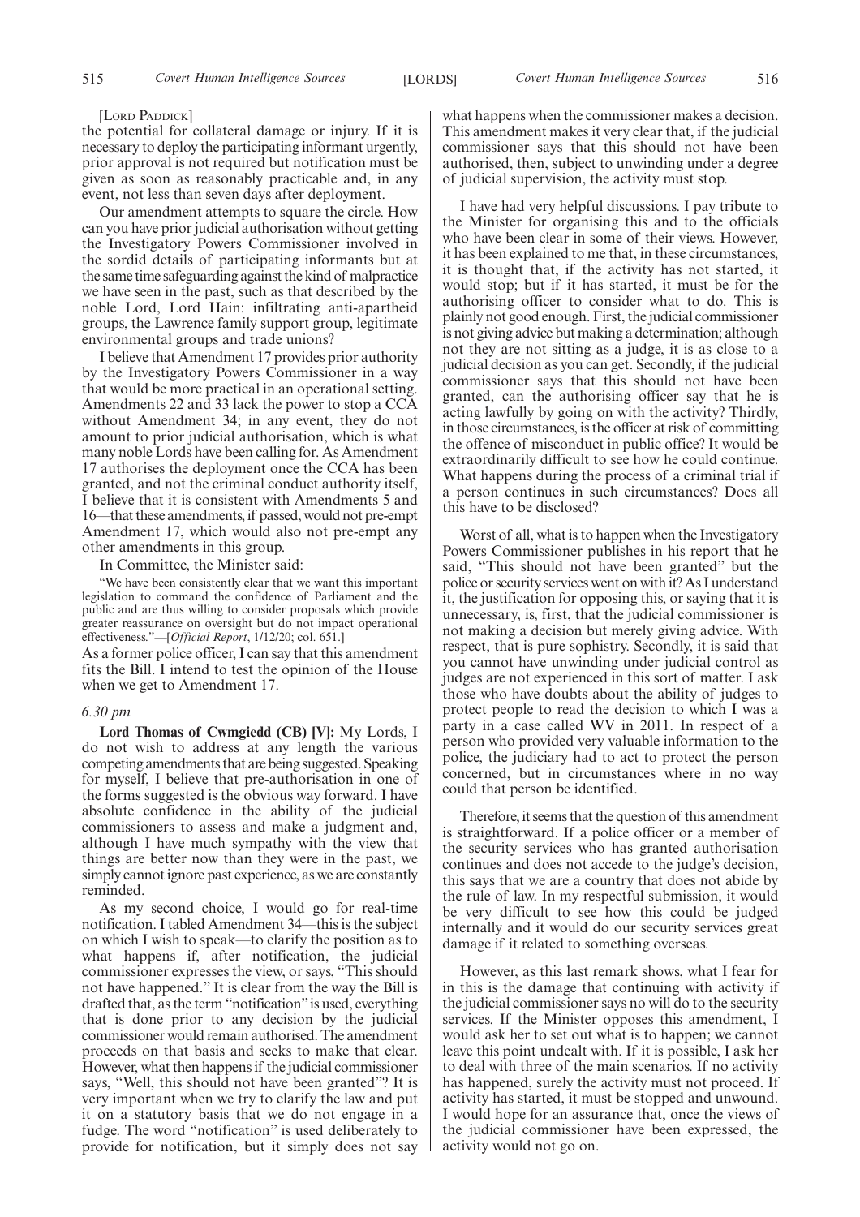[LORD PADDICK]

the potential for collateral damage or injury. If it is necessary to deploy the participating informant urgently, prior approval is not required but notification must be given as soon as reasonably practicable and, in any event, not less than seven days after deployment.

Our amendment attempts to square the circle. How can you have prior judicial authorisation without getting the Investigatory Powers Commissioner involved in the sordid details of participating informants but at the same time safeguarding against the kind of malpractice we have seen in the past, such as that described by the noble Lord, Lord Hain: infiltrating anti-apartheid groups, the Lawrence family support group, legitimate environmental groups and trade unions?

I believe that Amendment 17 provides prior authority by the Investigatory Powers Commissioner in a way that would be more practical in an operational setting. Amendments 22 and 33 lack the power to stop a CCA without Amendment 34; in any event, they do not amount to prior judicial authorisation, which is what many noble Lords have been calling for. As Amendment 17 authorises the deployment once the CCA has been granted, and not the criminal conduct authority itself, I believe that it is consistent with Amendments 5 and 16—that these amendments, if passed, would not pre-empt Amendment 17, which would also not pre-empt any other amendments in this group.

In Committee, the Minister said:

> "We have been consistently clear that we want this important legislation to command the confidence of Parliament and the public and are thus willing to consider proposals which provide greater reassurance on oversight but do not impact operational effectiveness."—[*Official Report*, 1/12/20; col. 651.]

As a former police officer, I can say that this amendment fits the Bill. I intend to test the opinion of the House when we get to Amendment 17.

*6.30 pm*

**Lord Thomas of Cwmgiedd (CB) [V]:** My Lords, I do not wish to address at any length the various competing amendments that are being suggested. Speaking for myself, I believe that pre-authorisation in one of the forms suggested is the obvious way forward. I have absolute confidence in the ability of the judicial commissioners to assess and make a judgment and, although I have much sympathy with the view that things are better now than they were in the past, we simply cannot ignore past experience, as we are constantly reminded.

As my second choice, I would go for real-time notification. I tabled Amendment 34—this is the subject on which I wish to speak—to clarify the position as to what happens if, after notification, the judicial commissioner expresses the view, or says, "This should not have happened." It is clear from the way the Bill is drafted that, as the term "notification" is used, everything that is done prior to any decision by the judicial commissioner would remain authorised. The amendment proceeds on that basis and seeks to make that clear. However, what then happens if the judicial commissioner says, "Well, this should not have been granted"? It is very important when we try to clarify the law and put it on a statutory basis that we do not engage in a fudge. The word "notification" is used deliberately to provide for notification, but it simply does not say what happens when the commissioner makes a decision. This amendment makes it very clear that, if the judicial commissioner says that this should not have been authorised, then, subject to unwinding under a degree of judicial supervision, the activity must stop.

I have had very helpful discussions. I pay tribute to the Minister for organising this and to the officials who have been clear in some of their views. However, it has been explained to me that, in these circumstances, it is thought that, if the activity has not started, it would stop; but if it has started, it must be for the authorising officer to consider what to do. This is plainly not good enough. First, the judicial commissioner is not giving advice but making a determination; although not they are not sitting as a judge, it is as close to a judicial decision as you can get. Secondly, if the judicial commissioner says that this should not have been granted, can the authorising officer say that he is acting lawfully by going on with the activity? Thirdly, in those circumstances, is the officer at risk of committing the offence of misconduct in public office? It would be extraordinarily difficult to see how he could continue. What happens during the process of a criminal trial if a person continues in such circumstances? Does all this have to be disclosed?

Worst of all, what is to happen when the Investigatory Powers Commissioner publishes in his report that he said, "This should not have been granted" but the police or security services went on with it? As I understand it, the justification for opposing this, or saying that it is unnecessary, is, first, that the judicial commissioner is not making a decision but merely giving advice. With respect, that is pure sophistry. Secondly, it is said that you cannot have unwinding under judicial control as judges are not experienced in this sort of matter. I ask those who have doubts about the ability of judges to protect people to read the decision to which I was a party in a case called WV in 2011. In respect of a person who provided very valuable information to the police, the judiciary had to act to protect the person concerned, but in circumstances where in no way could that person be identified.

Therefore, it seems that the question of this amendment is straightforward. If a police officer or a member of the security services who has granted authorisation continues and does not accede to the judge's decision, this says that we are a country that does not abide by the rule of law. In my respectful submission, it would be very difficult to see how this could be judged internally and it would do our security services great damage if it related to something overseas.

However, as this last remark shows, what I fear for in this is the damage that continuing with activity if the judicial commissioner says no will do to the security services. If the Minister opposes this amendment, I would ask her to set out what is to happen; we cannot leave this point undealt with. If it is possible, I ask her to deal with three of the main scenarios. If no activity has happened, surely the activity must not proceed. If activity has started, it must be stopped and unwound. I would hope for an assurance that, once the views of the judicial commissioner have been expressed, the activity would not go on.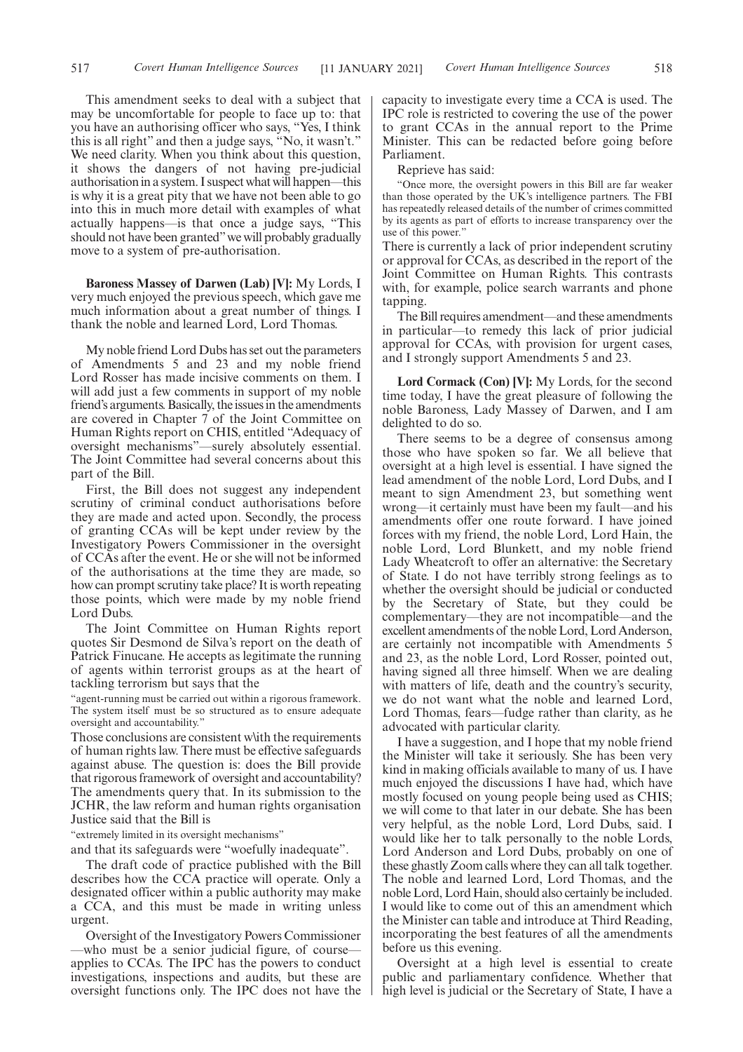This amendment seeks to deal with a subject that may be uncomfortable for people to face up to: that you have an authorising officer who says, "Yes, I think this is all right" and then a judge says, "No, it wasn't." We need clarity. When you think about this question, it shows the dangers of not having pre-judicial authorisation in a system. I suspect what will happen—this is why it is a great pity that we have not been able to go into this in much more detail with examples of what actually happens—is that once a judge says, "This should not have been granted" we will probably gradually move to a system of pre-authorisation.

**Baroness Massey of Darwen (Lab) [V]:** My Lords, I very much enjoyed the previous speech, which gave me much information about a great number of things. I thank the noble and learned Lord, Lord Thomas.

My noble friend Lord Dubs has set out the parameters of Amendments 5 and 23 and my noble friend Lord Rosser has made incisive comments on them. I will add just a few comments in support of my noble friend's arguments. Basically, the issues in the amendments are covered in Chapter 7 of the Joint Committee on Human Rights report on CHIS, entitled "Adequacy of oversight mechanisms"—surely absolutely essential. The Joint Committee had several concerns about this part of the Bill.

First, the Bill does not suggest any independent scrutiny of criminal conduct authorisations before they are made and acted upon. Secondly, the process of granting CCAs will be kept under review by the Investigatory Powers Commissioner in the oversight of CCAs after the event. He or she will not be informed of the authorisations at the time they are made, so how can prompt scrutiny take place? It is worth repeating those points, which were made by my noble friend Lord Dubs.

The Joint Committee on Human Rights report quotes Sir Desmond de Silva's report on the death of Patrick Finucane. He accepts as legitimate the running of agents within terrorist groups as at the heart of tackling terrorism but says that the

"agent-running must be carried out within a rigorous framework. The system itself must be so structured as to ensure adequate oversight and accountability."

Those conclusions are consistent w\ith the requirements of human rights law. There must be effective safeguards against abuse. The question is: does the Bill provide that rigorous framework of oversight and accountability? The amendments query that. In its submission to the JCHR, the law reform and human rights organisation Justice said that the Bill is

"extremely limited in its oversight mechanisms"

and that its safeguards were "woefully inadequate".

The draft code of practice published with the Bill describes how the CCA practice will operate. Only a designated officer within a public authority may make a CCA, and this must be made in writing unless urgent.

Oversight of the Investigatory Powers Commissioner—who must be a senior judicial figure, of course—applies to CCAs. The IPC has the powers to conduct investigations, inspections and audits, but these are oversight functions only. The IPC does not have the capacity to investigate every time a CCA is used. The IPC role is restricted to covering the use of the power to grant CCAs in the annual report to the Prime Minister. This can be redacted before going before Parliament.

Reprieve has said:

"Once more, the oversight powers in this Bill are far weaker than those operated by the UK's intelligence partners. The FBI has repeatedly released details of the number of crimes committed by its agents as part of efforts to increase transparency over the use of this power."

There is currently a lack of prior independent scrutiny or approval for CCAs, as described in the report of the Joint Committee on Human Rights. This contrasts with, for example, police search warrants and phone tapping.

The Bill requires amendment—and these amendments in particular—to remedy this lack of prior judicial approval for CCAs, with provision for urgent cases, and I strongly support Amendments 5 and 23.

**Lord Cormack (Con) [V]:** My Lords, for the second time today, I have the great pleasure of following the noble Baroness, Lady Massey of Darwen, and I am delighted to do so.

There seems to be a degree of consensus among those who have spoken so far. We all believe that oversight at a high level is essential. I have signed the lead amendment of the noble Lord, Lord Dubs, and I meant to sign Amendment 23, but something went wrong—it certainly must have been my fault—and his amendments offer one route forward. I have joined forces with my friend, the noble Lord, Lord Hain, the noble Lord, Lord Blunkett, and my noble friend Lady Wheatcroft to offer an alternative: the Secretary of State. I do not have terribly strong feelings as to whether the oversight should be judicial or conducted by the Secretary of State, but they could be complementary—they are not incompatible—and the excellent amendments of the noble Lord, Lord Anderson, are certainly not incompatible with Amendments 5 and 23, as the noble Lord, Lord Rosser, pointed out, having signed all three himself. When we are dealing with matters of life, death and the country's security, we do not want what the noble and learned Lord, Lord Thomas, fears—fudge rather than clarity, as he advocated with particular clarity.

I have a suggestion, and I hope that my noble friend the Minister will take it seriously. She has been very kind in making officials available to many of us. I have much enjoyed the discussions I have had, which have mostly focused on young people being used as CHIS; we will come to that later in our debate. She has been very helpful, as the noble Lord, Lord Dubs, said. I would like her to talk personally to the noble Lords, Lord Anderson and Lord Dubs, probably on one of these ghastly Zoom calls where they can all talk together. The noble and learned Lord, Lord Thomas, and the noble Lord, Lord Hain, should also certainly be included. I would like to come out of this an amendment which the Minister can table and introduce at Third Reading, incorporating the best features of all the amendments before us this evening.

Oversight at a high level is essential to create public and parliamentary confidence. Whether that high level is judicial or the Secretary of State, I have a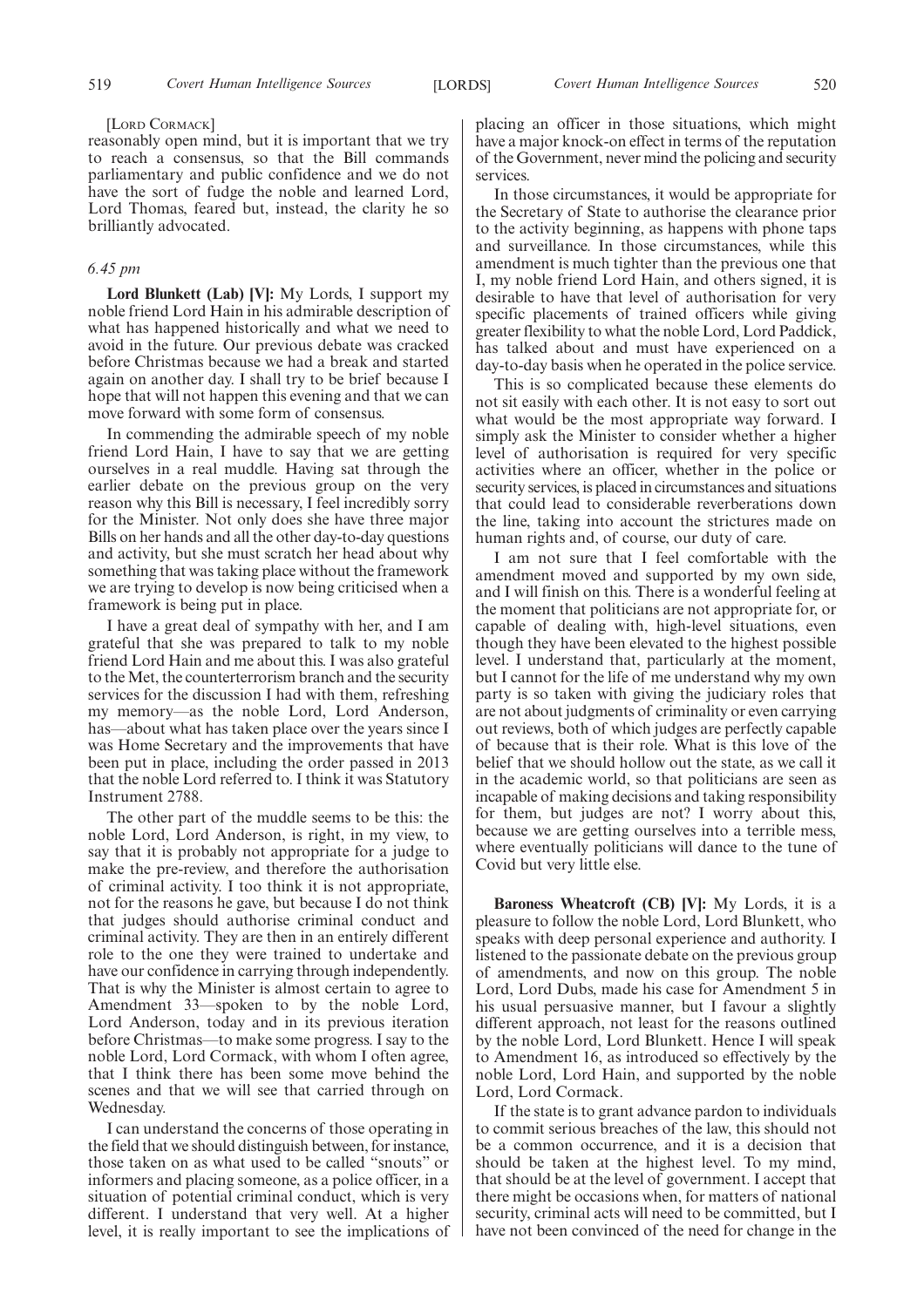[Lord Cormack]

reasonably open mind, but it is important that we try to reach a consensus, so that the Bill commands parliamentary and public confidence and we do not have the sort of fudge the noble and learned Lord, Lord Thomas, feared but, instead, the clarity he so brilliantly advocated.

*6.45 pm*

**Lord Blunkett (Lab) [V]:** My Lords, I support my noble friend Lord Hain in his admirable description of what has happened historically and what we need to avoid in the future. Our previous debate was cracked before Christmas because we had a break and started again on another day. I shall try to be brief because I hope that will not happen this evening and that we can move forward with some form of consensus.

In commending the admirable speech of my noble friend Lord Hain, I have to say that we are getting ourselves in a real muddle. Having sat through the earlier debate on the previous group on the very reason why this Bill is necessary, I feel incredibly sorry for the Minister. Not only does she have three major Bills on her hands and all the other day-to-day questions and activity, but she must scratch her head about why something that was taking place without the framework we are trying to develop is now being criticised when a framework is being put in place.

I have a great deal of sympathy with her, and I am grateful that she was prepared to talk to my noble friend Lord Hain and me about this. I was also grateful to the Met, the counterterrorism branch and the security services for the discussion I had with them, refreshing my memory—as the noble Lord, Lord Anderson, has—about what has taken place over the years since I was Home Secretary and the improvements that have been put in place, including the order passed in 2013 that the noble Lord referred to. I think it was Statutory Instrument 2788.

The other part of the muddle seems to be this: the noble Lord, Lord Anderson, is right, in my view, to say that it is probably not appropriate for a judge to make the pre-review, and therefore the authorisation of criminal activity. I too think it is not appropriate, not for the reasons he gave, but because I do not think that judges should authorise criminal conduct and criminal activity. They are then in an entirely different role to the one they were trained to undertake and have our confidence in carrying through independently. That is why the Minister is almost certain to agree to Amendment 33—spoken to by the noble Lord, Lord Anderson, today and in its previous iteration before Christmas—to make some progress. I say to the noble Lord, Lord Cormack, with whom I often agree, that I think there has been some move behind the scenes and that we will see that carried through on Wednesday.

I can understand the concerns of those operating in the field that we should distinguish between, for instance, those taken on as what used to be called "snouts" or informers and placing someone, as a police officer, in a situation of potential criminal conduct, which is very different. I understand that very well. At a higher level, it is really important to see the implications of placing an officer in those situations, which might have a major knock-on effect in terms of the reputation of the Government, never mind the policing and security services.

In those circumstances, it would be appropriate for the Secretary of State to authorise the clearance prior to the activity beginning, as happens with phone taps and surveillance. In those circumstances, while this amendment is much tighter than the previous one that I, my noble friend Lord Hain, and others signed, it is desirable to have that level of authorisation for very specific placements of trained officers while giving greater flexibility to what the noble Lord, Lord Paddick, has talked about and must have experienced on a day-to-day basis when he operated in the police service.

This is so complicated because these elements do not sit easily with each other. It is not easy to sort out what would be the most appropriate way forward. I simply ask the Minister to consider whether a higher level of authorisation is required for very specific activities where an officer, whether in the police or security services, is placed in circumstances and situations that could lead to considerable reverberations down the line, taking into account the strictures made on human rights and, of course, our duty of care.

I am not sure that I feel comfortable with the amendment moved and supported by my own side, and I will finish on this. There is a wonderful feeling at the moment that politicians are not appropriate for, or capable of dealing with, high-level situations, even though they have been elevated to the highest possible level. I understand that, particularly at the moment, but I cannot for the life of me understand why my own party is so taken with giving the judiciary roles that are not about judgments of criminality or even carrying out reviews, both of which judges are perfectly capable of because that is their role. What is this love of the belief that we should hollow out the state, as we call it in the academic world, so that politicians are seen as incapable of making decisions and taking responsibility for them, but judges are not? I worry about this, because we are getting ourselves into a terrible mess, where eventually politicians will dance to the tune of Covid but very little else.

**Baroness Wheatcroft (CB) [V]:** My Lords, it is a pleasure to follow the noble Lord, Lord Blunkett, who speaks with deep personal experience and authority. I listened to the passionate debate on the previous group of amendments, and now on this group. The noble Lord, Lord Dubs, made his case for Amendment 5 in his usual persuasive manner, but I favour a slightly different approach, not least for the reasons outlined by the noble Lord, Lord Blunkett. Hence I will speak to Amendment 16, as introduced so effectively by the noble Lord, Lord Hain, and supported by the noble Lord, Lord Cormack.

If the state is to grant advance pardon to individuals to commit serious breaches of the law, this should not be a common occurrence, and it is a decision that should be taken at the highest level. To my mind, that should be at the level of government. I accept that there might be occasions when, for matters of national security, criminal acts will need to be committed, but I have not been convinced of the need for change in the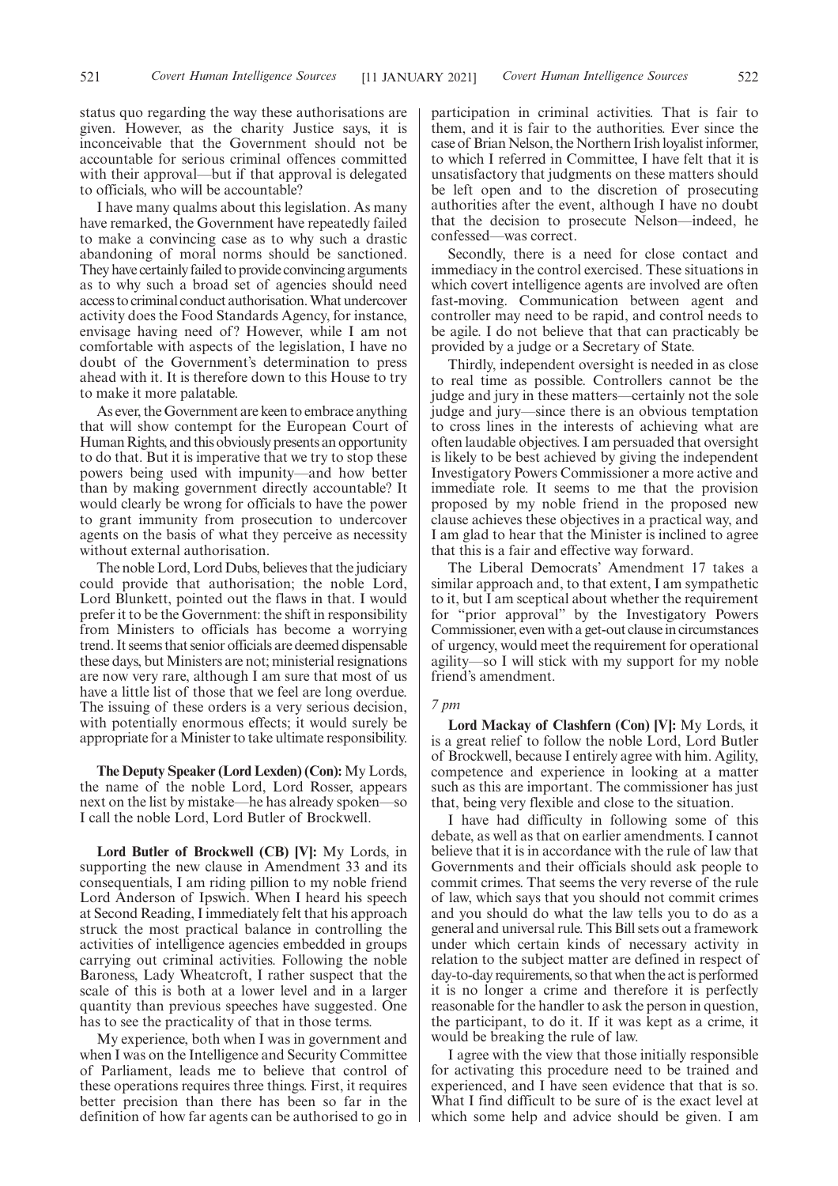status quo regarding the way these authorisations are given. However, as the charity Justice says, it is inconceivable that the Government should not be accountable for serious criminal offences committed with their approval—but if that approval is delegated to officials, who will be accountable?

I have many qualms about this legislation. As many have remarked, the Government have repeatedly failed to make a convincing case as to why such a drastic abandoning of moral norms should be sanctioned. They have certainly failed to provide convincing arguments as to why such a broad set of agencies should need access to criminal conduct authorisation. What undercover activity does the Food Standards Agency, for instance, envisage having need of? However, while I am not comfortable with aspects of the legislation, I have no doubt of the Government's determination to press ahead with it. It is therefore down to this House to try to make it more palatable.

As ever, the Government are keen to embrace anything that will show contempt for the European Court of Human Rights, and this obviously presents an opportunity to do that. But it is imperative that we try to stop these powers being used with impunity—and how better than by making government directly accountable? It would clearly be wrong for officials to have the power to grant immunity from prosecution to undercover agents on the basis of what they perceive as necessity without external authorisation.

The noble Lord, Lord Dubs, believes that the judiciary could provide that authorisation; the noble Lord, Lord Blunkett, pointed out the flaws in that. I would prefer it to be the Government: the shift in responsibility from Ministers to officials has become a worrying trend. It seems that senior officials are deemed dispensable these days, but Ministers are not; ministerial resignations are now very rare, although I am sure that most of us have a little list of those that we feel are long overdue. The issuing of these orders is a very serious decision, with potentially enormous effects; it would surely be appropriate for a Minister to take ultimate responsibility.

**The Deputy Speaker (Lord Lexden) (Con):** My Lords, the name of the noble Lord, Lord Rosser, appears next on the list by mistake—he has already spoken—so I call the noble Lord, Lord Butler of Brockwell.

**Lord Butler of Brockwell (CB) [V]:** My Lords, in supporting the new clause in Amendment 33 and its consequentials, I am riding pillion to my noble friend Lord Anderson of Ipswich. When I heard his speech at Second Reading, I immediately felt that his approach struck the most practical balance in controlling the activities of intelligence agencies embedded in groups carrying out criminal activities. Following the noble Baroness, Lady Wheatcroft, I rather suspect that the scale of this is both at a lower level and in a larger quantity than previous speeches have suggested. One has to see the practicality of that in those terms.

My experience, both when I was in government and when I was on the Intelligence and Security Committee of Parliament, leads me to believe that control of these operations requires three things. First, it requires better precision than there has been so far in the definition of how far agents can be authorised to go in participation in criminal activities. That is fair to them, and it is fair to the authorities. Ever since the case of Brian Nelson, the Northern Irish loyalist informer, to which I referred in Committee, I have felt that it is unsatisfactory that judgments on these matters should be left open and to the discretion of prosecuting authorities after the event, although I have no doubt that the decision to prosecute Nelson—indeed, he confessed—was correct.

Secondly, there is a need for close contact and immediacy in the control exercised. These situations in which covert intelligence agents are involved are often fast-moving. Communication between agent and controller may need to be rapid, and control needs to be agile. I do not believe that that can practicably be provided by a judge or a Secretary of State.

Thirdly, independent oversight is needed in as close to real time as possible. Controllers cannot be the judge and jury in these matters—certainly not the sole judge and jury—since there is an obvious temptation to cross lines in the interests of achieving what are often laudable objectives. I am persuaded that oversight is likely to be best achieved by giving the independent Investigatory Powers Commissioner a more active and immediate role. It seems to me that the provision proposed by my noble friend in the proposed new clause achieves these objectives in a practical way, and I am glad to hear that the Minister is inclined to agree that this is a fair and effective way forward.

The Liberal Democrats' Amendment 17 takes a similar approach and, to that extent, I am sympathetic to it, but I am sceptical about whether the requirement for "prior approval" by the Investigatory Powers Commissioner, even with a get-out clause in circumstances of urgency, would meet the requirement for operational agility—so I will stick with my support for my noble friend's amendment.

*7 pm*

**Lord Mackay of Clashfern (Con) [V]:** My Lords, it is a great relief to follow the noble Lord, Lord Butler of Brockwell, because I entirely agree with him. Agility, competence and experience in looking at a matter such as this are important. The commissioner has just that, being very flexible and close to the situation.

I have had difficulty in following some of this debate, as well as that on earlier amendments. I cannot believe that it is in accordance with the rule of law that Governments and their officials should ask people to commit crimes. That seems the very reverse of the rule of law, which says that you should not commit crimes and you should do what the law tells you to do as a general and universal rule. This Bill sets out a framework under which certain kinds of necessary activity in relation to the subject matter are defined in respect of day-to-day requirements, so that when the act is performed it is no longer a crime and therefore it is perfectly reasonable for the handler to ask the person in question, the participant, to do it. If it was kept as a crime, it would be breaking the rule of law.

I agree with the view that those initially responsible for activating this procedure need to be trained and experienced, and I have seen evidence that that is so. What I find difficult to be sure of is the exact level at which some help and advice should be given. I am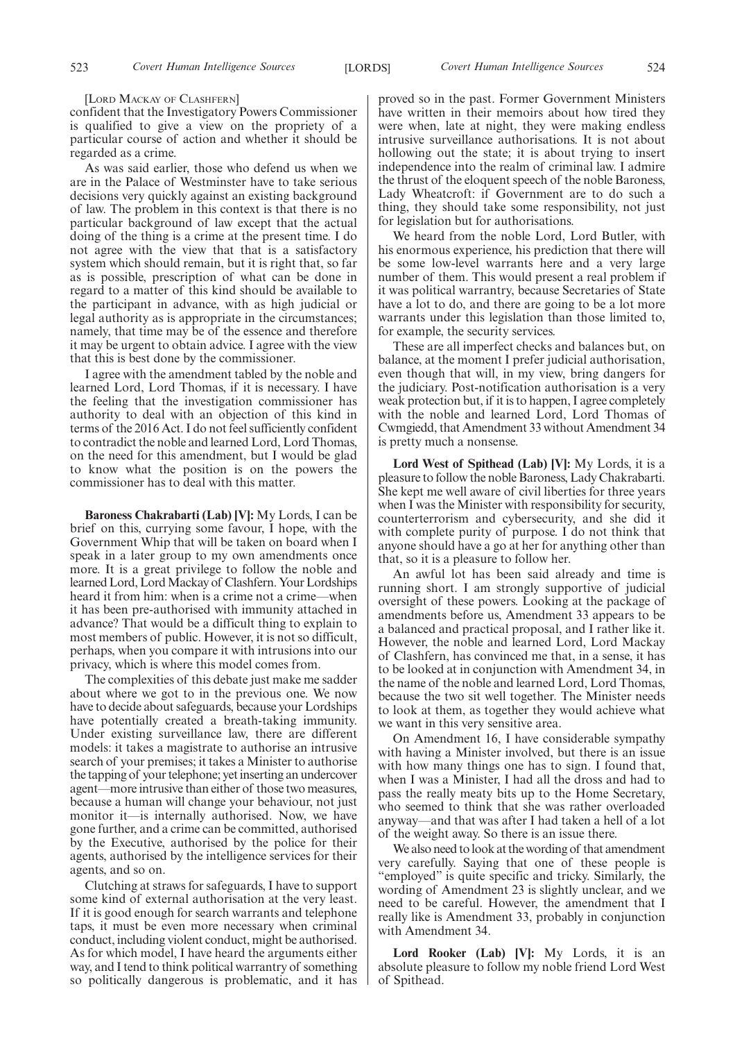[LORD MACKAY OF CLASHFERN]

confident that the Investigatory Powers Commissioner is qualified to give a view on the propriety of a particular course of action and whether it should be regarded as a crime.

As was said earlier, those who defend us when we are in the Palace of Westminster have to take serious decisions very quickly against an existing background of law. The problem in this context is that there is no particular background of law except that the actual doing of the thing is a crime at the present time. I do not agree with the view that that is a satisfactory system which should remain, but it is right that, so far as is possible, prescription of what can be done in regard to a matter of this kind should be available to the participant in advance, with as high judicial or legal authority as is appropriate in the circumstances; namely, that time may be of the essence and therefore it may be urgent to obtain advice. I agree with the view that this is best done by the commissioner.

I agree with the amendment tabled by the noble and learned Lord, Lord Thomas, if it is necessary. I have the feeling that the investigation commissioner has authority to deal with an objection of this kind in terms of the 2016 Act. I do not feel sufficiently confident to contradict the noble and learned Lord, Lord Thomas, on the need for this amendment, but I would be glad to know what the position is on the powers the commissioner has to deal with this matter.

**Baroness Chakrabarti (Lab) [V]:** My Lords, I can be brief on this, currying some favour, I hope, with the Government Whip that will be taken on board when I speak in a later group to my own amendments once more. It is a great privilege to follow the noble and learned Lord, Lord Mackay of Clashfern. Your Lordships heard it from him: when is a crime not a crime—when it has been pre-authorised with immunity attached in advance? That would be a difficult thing to explain to most members of public. However, it is not so difficult, perhaps, when you compare it with intrusions into our privacy, which is where this model comes from.

The complexities of this debate just make me sadder about where we got to in the previous one. We now have to decide about safeguards, because your Lordships have potentially created a breath-taking immunity. Under existing surveillance law, there are different models: it takes a magistrate to authorise an intrusive search of your premises; it takes a Minister to authorise the tapping of your telephone; yet inserting an undercover agent—more intrusive than either of those two measures, because a human will change your behaviour, not just monitor it—is internally authorised. Now, we have gone further, and a crime can be committed, authorised by the Executive, authorised by the police for their agents, authorised by the intelligence services for their agents, and so on.

Clutching at straws for safeguards, I have to support some kind of external authorisation at the very least. If it is good enough for search warrants and telephone taps, it must be even more necessary when criminal conduct, including violent conduct, might be authorised. As for which model, I have heard the arguments either way, and I tend to think political warrantry of something so politically dangerous is problematic, and it has proved so in the past. Former Government Ministers have written in their memoirs about how tired they were when, late at night, they were making endless intrusive surveillance authorisations. It is not about hollowing out the state; it is about trying to insert independence into the realm of criminal law. I admire the thrust of the eloquent speech of the noble Baroness, Lady Wheatcroft: if Government are to do such a thing, they should take some responsibility, not just for legislation but for authorisations.

We heard from the noble Lord, Lord Butler, with his enormous experience, his prediction that there will be some low-level warrants here and a very large number of them. This would present a real problem if it was political warrantry, because Secretaries of State have a lot to do, and there are going to be a lot more warrants under this legislation than those limited to, for example, the security services.

These are all imperfect checks and balances but, on balance, at the moment I prefer judicial authorisation, even though that will, in my view, bring dangers for the judiciary. Post-notification authorisation is a very weak protection but, if it is to happen, I agree completely with the noble and learned Lord, Lord Thomas of Cwmgiedd, that Amendment 33 without Amendment 34 is pretty much a nonsense.

**Lord West of Spithead (Lab) [V]:** My Lords, it is a pleasure to follow the noble Baroness, Lady Chakrabarti. She kept me well aware of civil liberties for three years when I was the Minister with responsibility for security, counterterrorism and cybersecurity, and she did it with complete purity of purpose. I do not think that anyone should have a go at her for anything other than that, so it is a pleasure to follow her.

An awful lot has been said already and time is running short. I am strongly supportive of judicial oversight of these powers. Looking at the package of amendments before us, Amendment 33 appears to be a balanced and practical proposal, and I rather like it. However, the noble and learned Lord, Lord Mackay of Clashfern, has convinced me that, in a sense, it has to be looked at in conjunction with Amendment 34, in the name of the noble and learned Lord, Lord Thomas, because the two sit well together. The Minister needs to look at them, as together they would achieve what we want in this very sensitive area.

On Amendment 16, I have considerable sympathy with having a Minister involved, but there is an issue with how many things one has to sign. I found that, when I was a Minister, I had all the dross and had to pass the really meaty bits up to the Home Secretary, who seemed to think that she was rather overloaded anyway—and that was after I had taken a hell of a lot of the weight away. So there is an issue there.

We also need to look at the wording of that amendment very carefully. Saying that one of these people is "employed" is quite specific and tricky. Similarly, the wording of Amendment 23 is slightly unclear, and we need to be careful. However, the amendment that I really like is Amendment 33, probably in conjunction with Amendment 34.

**Lord Rooker (Lab) [V]:** My Lords, it is an absolute pleasure to follow my noble friend Lord West of Spithead.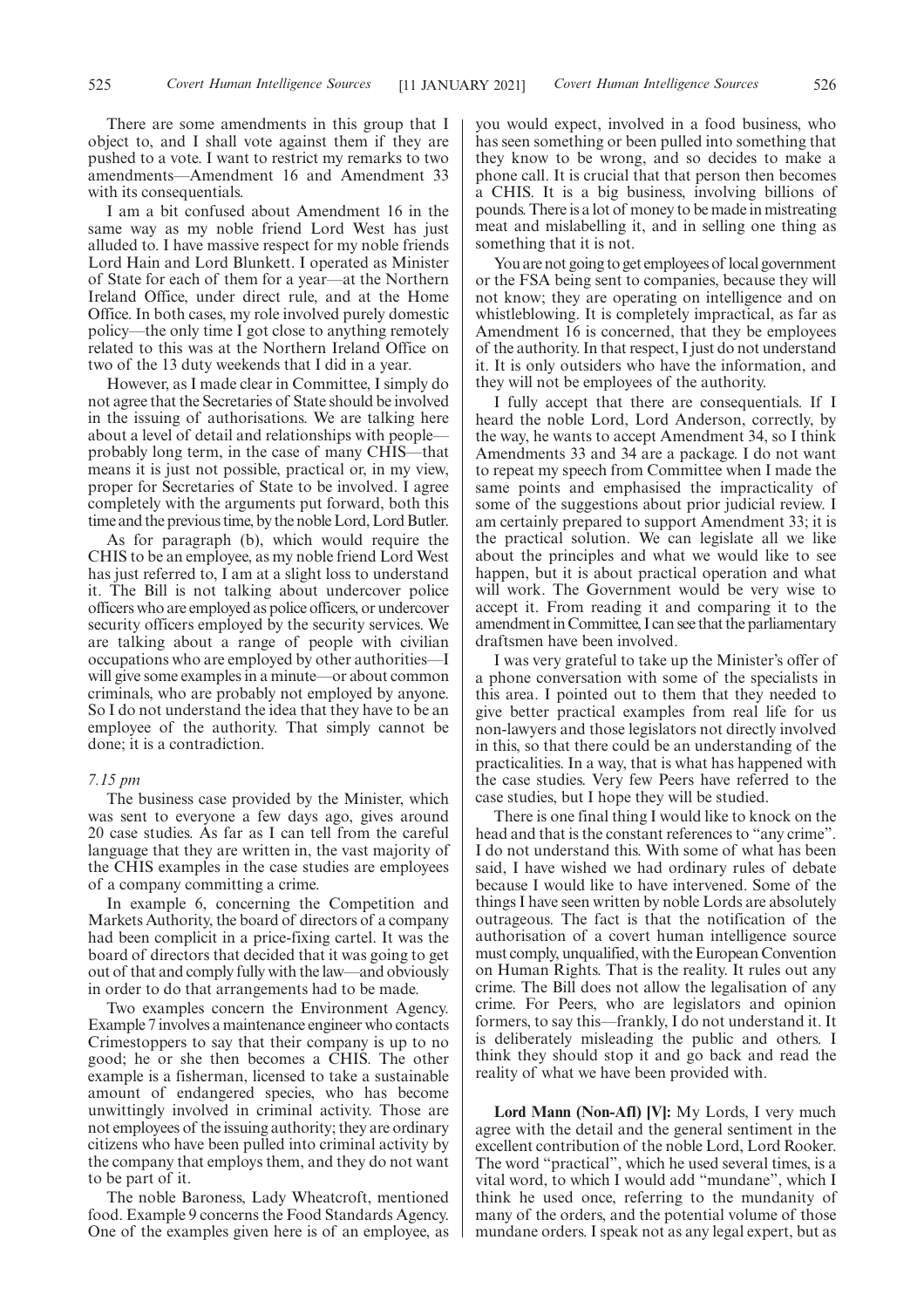There are some amendments in this group that I object to, and I shall vote against them if they are pushed to a vote. I want to restrict my remarks to two amendments—Amendment 16 and Amendment 33 with its consequentials.

I am a bit confused about Amendment 16 in the same way as my noble friend Lord West has just alluded to. I have massive respect for my noble friends Lord Hain and Lord Blunkett. I operated as Minister of State for each of them for a year—at the Northern Ireland Office, under direct rule, and at the Home Office. In both cases, my role involved purely domestic policy—the only time I got close to anything remotely related to this was at the Northern Ireland Office on two of the 13 duty weekends that I did in a year.

However, as I made clear in Committee, I simply do not agree that the Secretaries of State should be involved in the issuing of authorisations. We are talking here about a level of detail and relationships with people—probably long term, in the case of many CHIS—that means it is just not possible, practical or, in my view, proper for Secretaries of State to be involved. I agree completely with the arguments put forward, both this time and the previous time, by the noble Lord, Lord Butler.

As for paragraph (b), which would require the CHIS to be an employee, as my noble friend Lord West has just referred to, I am at a slight loss to understand it. The Bill is not talking about undercover police officers who are employed as police officers, or undercover security officers employed by the security services. We are talking about a range of people with civilian occupations who are employed by other authorities—I will give some examples in a minute—or about common criminals, who are probably not employed by anyone. So I do not understand the idea that they have to be an employee of the authority. That simply cannot be done; it is a contradiction.

*7.15 pm*

The business case provided by the Minister, which was sent to everyone a few days ago, gives around 20 case studies. As far as I can tell from the careful language that they are written in, the vast majority of the CHIS examples in the case studies are employees of a company committing a crime.

In example 6, concerning the Competition and Markets Authority, the board of directors of a company had been complicit in a price-fixing cartel. It was the board of directors that decided that it was going to get out of that and comply fully with the law—and obviously in order to do that arrangements had to be made.

Two examples concern the Environment Agency. Example 7 involves a maintenance engineer who contacts Crimestoppers to say that their company is up to no good; he or she then becomes a CHIS. The other example is a fisherman, licensed to take a sustainable amount of endangered species, who has become unwittingly involved in criminal activity. Those are not employees of the issuing authority; they are ordinary citizens who have been pulled into criminal activity by the company that employs them, and they do not want to be part of it.

The noble Baroness, Lady Wheatcroft, mentioned food. Example 9 concerns the Food Standards Agency. One of the examples given here is of an employee, as you would expect, involved in a food business, who has seen something or been pulled into something that they know to be wrong, and so decides to make a phone call. It is crucial that that person then becomes a CHIS. It is a big business, involving billions of pounds. There is a lot of money to be made in mistreating meat and mislabelling it, and in selling one thing as something that it is not.

You are not going to get employees of local government or the FSA being sent to companies, because they will not know; they are operating on intelligence and on whistleblowing. It is completely impractical, as far as Amendment 16 is concerned, that they be employees of the authority. In that respect, I just do not understand it. It is only outsiders who have the information, and they will not be employees of the authority.

I fully accept that there are consequentials. If I heard the noble Lord, Lord Anderson, correctly, by the way, he wants to accept Amendment 34, so I think Amendments 33 and 34 are a package. I do not want to repeat my speech from Committee when I made the same points and emphasised the impracticality of some of the suggestions about prior judicial review. I am certainly prepared to support Amendment 33; it is the practical solution. We can legislate all we like about the principles and what we would like to see happen, but it is about practical operation and what will work. The Government would be very wise to accept it. From reading it and comparing it to the amendment in Committee, I can see that the parliamentary draftsmen have been involved.

I was very grateful to take up the Minister's offer of a phone conversation with some of the specialists in this area. I pointed out to them that they needed to give better practical examples from real life for us non-lawyers and those legislators not directly involved in this, so that there could be an understanding of the practicalities. In a way, that is what has happened with the case studies. Very few Peers have referred to the case studies, but I hope they will be studied.

There is one final thing I would like to knock on the head and that is the constant references to "any crime". I do not understand this. With some of what has been said, I have wished we had ordinary rules of debate because I would like to have intervened. Some of the things I have seen written by noble Lords are absolutely outrageous. The fact is that the notification of the authorisation of a covert human intelligence source must comply, unqualified, with the European Convention on Human Rights. That is the reality. It rules out any crime. The Bill does not allow the legalisation of any crime. For Peers, who are legislators and opinion formers, to say this—frankly, I do not understand it. It is deliberately misleading the public and others. I think they should stop it and go back and read the reality of what we have been provided with.

**Lord Mann (Non-Afl) [V]:** My Lords, I very much agree with the detail and the general sentiment in the excellent contribution of the noble Lord, Lord Rooker. The word "practical", which he used several times, is a vital word, to which I would add "mundane", which I think he used once, referring to the mundanity of many of the orders, and the potential volume of those mundane orders. I speak not as any legal expert, but as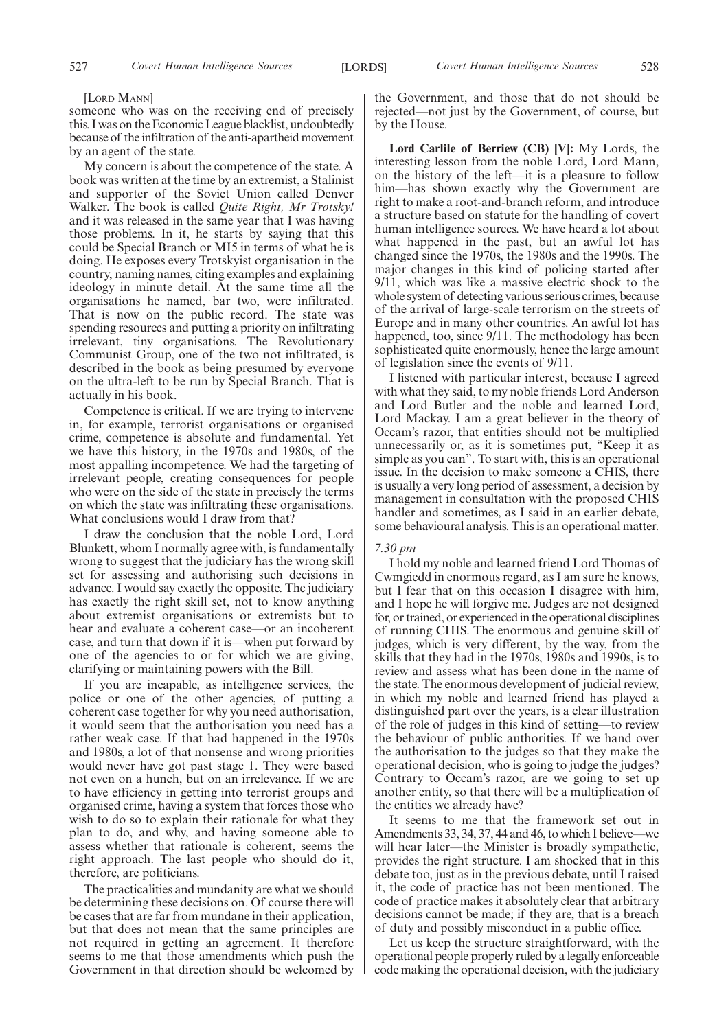[LORD MANN]

someone who was on the receiving end of precisely this. I was on the Economic League blacklist, undoubtedly because of the infiltration of the anti-apartheid movement by an agent of the state.

My concern is about the competence of the state. A book was written at the time by an extremist, a Stalinist and supporter of the Soviet Union called Denver Walker. The book is called *Quite Right, Mr Trotsky!* and it was released in the same year that I was having those problems. In it, he starts by saying that this could be Special Branch or MI5 in terms of what he is doing. He exposes every Trotskyist organisation in the country, naming names, citing examples and explaining ideology in minute detail. At the same time all the organisations he named, bar two, were infiltrated. That is now on the public record. The state was spending resources and putting a priority on infiltrating irrelevant, tiny organisations. The Revolutionary Communist Group, one of the two not infiltrated, is described in the book as being presumed by everyone on the ultra-left to be run by Special Branch. That is actually in his book.

Competence is critical. If we are trying to intervene in, for example, terrorist organisations or organised crime, competence is absolute and fundamental. Yet we have this history, in the 1970s and 1980s, of the most appalling incompetence. We had the targeting of irrelevant people, creating consequences for people who were on the side of the state in precisely the terms on which the state was infiltrating these organisations. What conclusions would I draw from that?

I draw the conclusion that the noble Lord, Lord Blunkett, whom I normally agree with, is fundamentally wrong to suggest that the judiciary has the wrong skill set for assessing and authorising such decisions in advance. I would say exactly the opposite. The judiciary has exactly the right skill set, not to know anything about extremist organisations or extremists but to hear and evaluate a coherent case—or an incoherent case, and turn that down if it is—when put forward by one of the agencies to or for which we are giving, clarifying or maintaining powers with the Bill.

If you are incapable, as intelligence services, the police or one of the other agencies, of putting a coherent case together for why you need authorisation, it would seem that the authorisation you need has a rather weak case. If that had happened in the 1970s and 1980s, a lot of that nonsense and wrong priorities would never have got past stage 1. They were based not even on a hunch, but on an irrelevance. If we are to have efficiency in getting into terrorist groups and organised crime, having a system that forces those who wish to do so to explain their rationale for what they plan to do, and why, and having someone able to assess whether that rationale is coherent, seems the right approach. The last people who should do it, therefore, are politicians.

The practicalities and mundanity are what we should be determining these decisions on. Of course there will be cases that are far from mundane in their application, but that does not mean that the same principles are not required in getting an agreement. It therefore seems to me that those amendments which push the Government in that direction should be welcomed by the Government, and those that do not should be rejected—not just by the Government, of course, but by the House.

**Lord Carlile of Berriew (CB) [V]:** My Lords, the interesting lesson from the noble Lord, Lord Mann, on the history of the left—it is a pleasure to follow him—has shown exactly why the Government are right to make a root-and-branch reform, and introduce a structure based on statute for the handling of covert human intelligence sources. We have heard a lot about what happened in the past, but an awful lot has changed since the 1970s, the 1980s and the 1990s. The major changes in this kind of policing started after 9/11, which was like a massive electric shock to the whole system of detecting various serious crimes, because of the arrival of large-scale terrorism on the streets of Europe and in many other countries. An awful lot has happened, too, since 9/11. The methodology has been sophisticated quite enormously, hence the large amount of legislation since the events of 9/11.

I listened with particular interest, because I agreed with what they said, to my noble friends Lord Anderson and Lord Butler and the noble and learned Lord, Lord Mackay. I am a great believer in the theory of Occam's razor, that entities should not be multiplied unnecessarily or, as it is sometimes put, "Keep it as simple as you can". To start with, this is an operational issue. In the decision to make someone a CHIS, there is usually a very long period of assessment, a decision by management in consultation with the proposed CHIS handler and sometimes, as I said in an earlier debate, some behavioural analysis. This is an operational matter.

*7.30 pm*

I hold my noble and learned friend Lord Thomas of Cwmgiedd in enormous regard, as I am sure he knows, but I fear that on this occasion I disagree with him, and I hope he will forgive me. Judges are not designed for, or trained, or experienced in the operational disciplines of running CHIS. The enormous and genuine skill of judges, which is very different, by the way, from the skills that they had in the 1970s, 1980s and 1990s, is to review and assess what has been done in the name of the state. The enormous development of judicial review, in which my noble and learned friend has played a distinguished part over the years, is a clear illustration of the role of judges in this kind of setting—to review the behaviour of public authorities. If we hand over the authorisation to the judges so that they make the operational decision, who is going to judge the judges? Contrary to Occam's razor, are we going to set up another entity, so that there will be a multiplication of the entities we already have?

It seems to me that the framework set out in Amendments 33, 34, 37, 44 and 46, to which I believe—we will hear later—the Minister is broadly sympathetic, provides the right structure. I am shocked that in this debate too, just as in the previous debate, until I raised it, the code of practice has not been mentioned. The code of practice makes it absolutely clear that arbitrary decisions cannot be made; if they are, that is a breach of duty and possibly misconduct in a public office.

Let us keep the structure straightforward, with the operational people properly ruled by a legally enforceable code making the operational decision, with the judiciary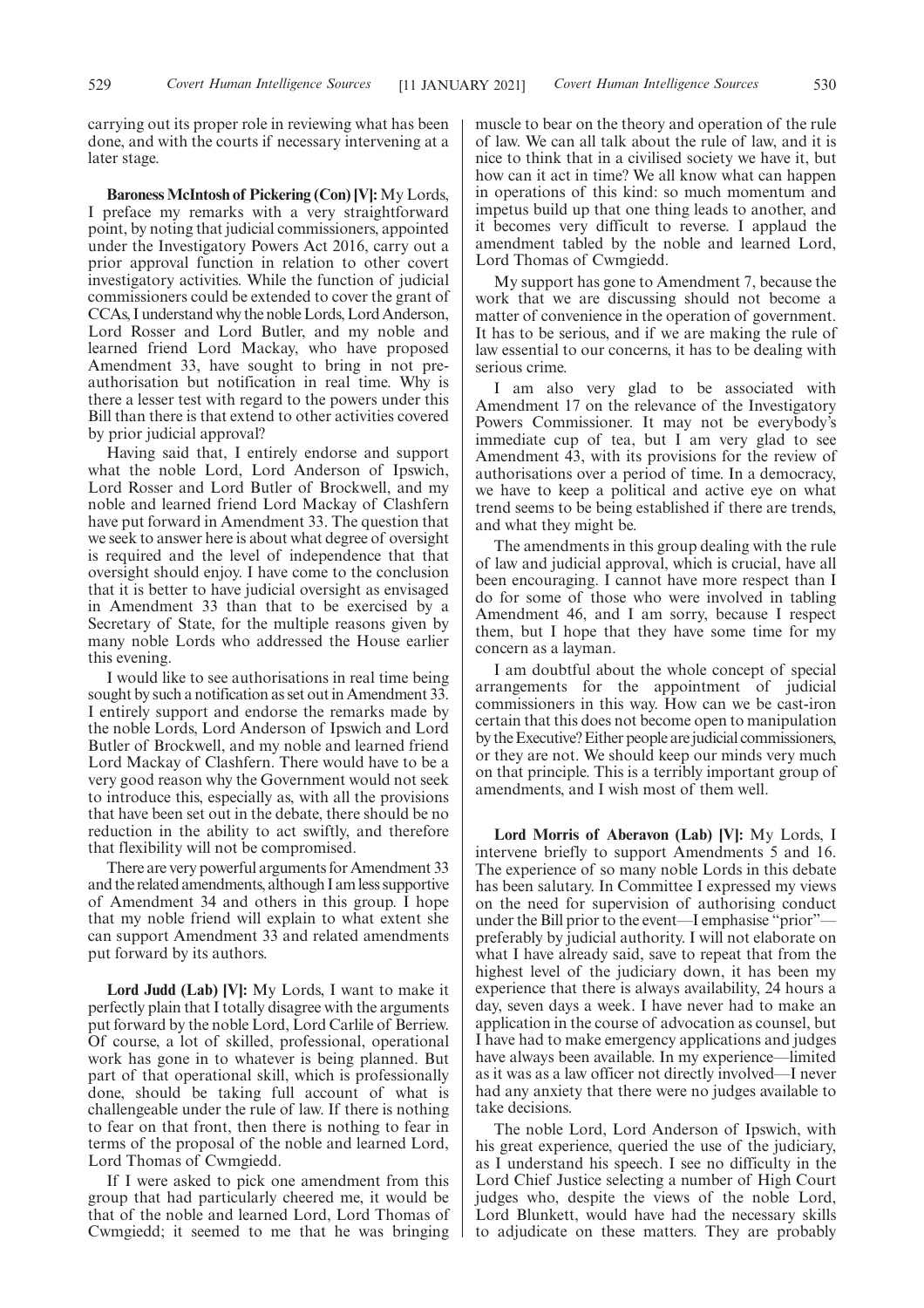carrying out its proper role in reviewing what has been done, and with the courts if necessary intervening at a later stage.

**Baroness McIntosh of Pickering (Con) [V]:** My Lords, I preface my remarks with a very straightforward point, by noting that judicial commissioners, appointed under the Investigatory Powers Act 2016, carry out a prior approval function in relation to other covert investigatory activities. While the function of judicial commissioners could be extended to cover the grant of CCAs, I understand why the noble Lords, Lord Anderson, Lord Rosser and Lord Butler, and my noble and learned friend Lord Mackay, who have proposed Amendment 33, have sought to bring in not pre-authorisation but notification in real time. Why is there a lesser test with regard to the powers under this Bill than there is that extend to other activities covered by prior judicial approval?

Having said that, I entirely endorse and support what the noble Lord, Lord Anderson of Ipswich, Lord Rosser and Lord Butler of Brockwell, and my noble and learned friend Lord Mackay of Clashfern have put forward in Amendment 33. The question that we seek to answer here is about what degree of oversight is required and the level of independence that that oversight should enjoy. I have come to the conclusion that it is better to have judicial oversight as envisaged in Amendment 33 than that to be exercised by a Secretary of State, for the multiple reasons given by many noble Lords who addressed the House earlier this evening.

I would like to see authorisations in real time being sought by such a notification as set out in Amendment 33. I entirely support and endorse the remarks made by the noble Lords, Lord Anderson of Ipswich and Lord Butler of Brockwell, and my noble and learned friend Lord Mackay of Clashfern. There would have to be a very good reason why the Government would not seek to introduce this, especially as, with all the provisions that have been set out in the debate, there should be no reduction in the ability to act swiftly, and therefore that flexibility will not be compromised.

There are very powerful arguments for Amendment 33 and the related amendments, although I am less supportive of Amendment 34 and others in this group. I hope that my noble friend will explain to what extent she can support Amendment 33 and related amendments put forward by its authors.

**Lord Judd (Lab) [V]:** My Lords, I want to make it perfectly plain that I totally disagree with the arguments put forward by the noble Lord, Lord Carlile of Berriew. Of course, a lot of skilled, professional, operational work has gone in to whatever is being planned. But part of that operational skill, which is professionally done, should be taking full account of what is challengeable under the rule of law. If there is nothing to fear on that front, then there is nothing to fear in terms of the proposal of the noble and learned Lord, Lord Thomas of Cwmgiedd.

If I were asked to pick one amendment from this group that had particularly cheered me, it would be that of the noble and learned Lord, Lord Thomas of Cwmgiedd; it seemed to me that he was bringing muscle to bear on the theory and operation of the rule of law. We can all talk about the rule of law, and it is nice to think that in a civilised society we have it, but how can it act in time? We all know what can happen in operations of this kind: so much momentum and impetus build up that one thing leads to another, and it becomes very difficult to reverse. I applaud the amendment tabled by the noble and learned Lord, Lord Thomas of Cwmgiedd.

My support has gone to Amendment 7, because the work that we are discussing should not become a matter of convenience in the operation of government. It has to be serious, and if we are making the rule of law essential to our concerns, it has to be dealing with serious crime.

I am also very glad to be associated with Amendment 17 on the relevance of the Investigatory Powers Commissioner. It may not be everybody's immediate cup of tea, but I am very glad to see Amendment 43, with its provisions for the review of authorisations over a period of time. In a democracy, we have to keep a political and active eye on what trend seems to be being established if there are trends, and what they might be.

The amendments in this group dealing with the rule of law and judicial approval, which is crucial, have all been encouraging. I cannot have more respect than I do for some of those who were involved in tabling Amendment 46, and I am sorry, because I respect them, but I hope that they have some time for my concern as a layman.

I am doubtful about the whole concept of special arrangements for the appointment of judicial commissioners in this way. How can we be cast-iron certain that this does not become open to manipulation by the Executive? Either people are judicial commissioners, or they are not. We should keep our minds very much on that principle. This is a terribly important group of amendments, and I wish most of them well.

**Lord Morris of Aberavon (Lab) [V]:** My Lords, I intervene briefly to support Amendments 5 and 16. The experience of so many noble Lords in this debate has been salutary. In Committee I expressed my views on the need for supervision of authorising conduct under the Bill prior to the event—I emphasise "prior"—preferably by judicial authority. I will not elaborate on what I have already said, save to repeat that from the highest level of the judiciary down, it has been my experience that there is always availability, 24 hours a day, seven days a week. I have never had to make an application in the course of advocation as counsel, but I have had to make emergency applications and judges have always been available. In my experience—limited as it was as a law officer not directly involved—I never had any anxiety that there were no judges available to take decisions.

The noble Lord, Lord Anderson of Ipswich, with his great experience, queried the use of the judiciary, as I understand his speech. I see no difficulty in the Lord Chief Justice selecting a number of High Court judges who, despite the views of the noble Lord, Lord Blunkett, would have had the necessary skills to adjudicate on these matters. They are probably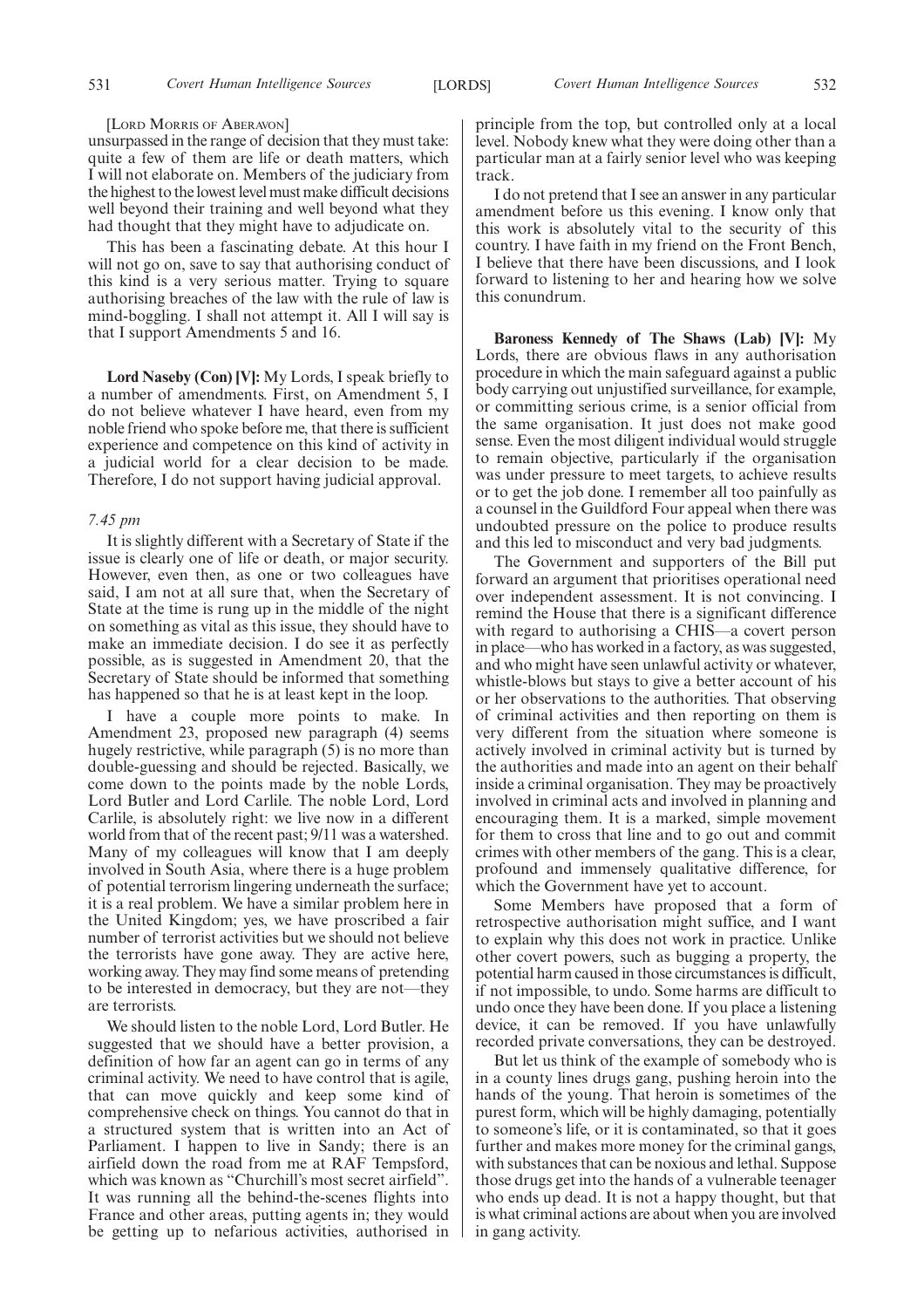[LORD MORRIS OF ABERAVON]

unsurpassed in the range of decision that they must take: quite a few of them are life or death matters, which I will not elaborate on. Members of the judiciary from the highest to the lowest level must make difficult decisions well beyond their training and well beyond what they had thought that they might have to adjudicate on.

This has been a fascinating debate. At this hour I will not go on, save to say that authorising conduct of this kind is a very serious matter. Trying to square authorising breaches of the law with the rule of law is mind-boggling. I shall not attempt it. All I will say is that I support Amendments 5 and 16.

**Lord Naseby (Con) [V]:** My Lords, I speak briefly to a number of amendments. First, on Amendment 5, I do not believe whatever I have heard, even from my noble friend who spoke before me, that there is sufficient experience and competence on this kind of activity in a judicial world for a clear decision to be made. Therefore, I do not support having judicial approval.

*7.45 pm*

It is slightly different with a Secretary of State if the issue is clearly one of life or death, or major security. However, even then, as one or two colleagues have said, I am not at all sure that, when the Secretary of State at the time is rung up in the middle of the night on something as vital as this issue, they should have to make an immediate decision. I do see it as perfectly possible, as is suggested in Amendment 20, that the Secretary of State should be informed that something has happened so that he is at least kept in the loop.

I have a couple more points to make. In Amendment 23, proposed new paragraph (4) seems hugely restrictive, while paragraph (5) is no more than double-guessing and should be rejected. Basically, we come down to the points made by the noble Lords, Lord Butler and Lord Carlile. The noble Lord, Lord Carlile, is absolutely right: we live now in a different world from that of the recent past; 9/11 was a watershed. Many of my colleagues will know that I am deeply involved in South Asia, where there is a huge problem of potential terrorism lingering underneath the surface; it is a real problem. We have a similar problem here in the United Kingdom; yes, we have proscribed a fair number of terrorist activities but we should not believe the terrorists have gone away. They are active here, working away. They may find some means of pretending to be interested in democracy, but they are not—they are terrorists.

We should listen to the noble Lord, Lord Butler. He suggested that we should have a better provision, a definition of how far an agent can go in terms of any criminal activity. We need to have control that is agile, that can move quickly and keep some kind of comprehensive check on things. You cannot do that in a structured system that is written into an Act of Parliament. I happen to live in Sandy; there is an airfield down the road from me at RAF Tempsford, which was known as "Churchill's most secret airfield". It was running all the behind-the-scenes flights into France and other areas, putting agents in; they would be getting up to nefarious activities, authorised in principle from the top, but controlled only at a local level. Nobody knew what they were doing other than a particular man at a fairly senior level who was keeping track.

I do not pretend that I see an answer in any particular amendment before us this evening. I know only that this work is absolutely vital to the security of this country. I have faith in my friend on the Front Bench, I believe that there have been discussions, and I look forward to listening to her and hearing how we solve this conundrum.

**Baroness Kennedy of The Shaws (Lab) [V]:** My Lords, there are obvious flaws in any authorisation procedure in which the main safeguard against a public body carrying out unjustified surveillance, for example, or committing serious crime, is a senior official from the same organisation. It just does not make good sense. Even the most diligent individual would struggle to remain objective, particularly if the organisation was under pressure to meet targets, to achieve results or to get the job done. I remember all too painfully as a counsel in the Guildford Four appeal when there was undoubted pressure on the police to produce results and this led to misconduct and very bad judgments.

The Government and supporters of the Bill put forward an argument that prioritises operational need over independent assessment. It is not convincing. I remind the House that there is a significant difference with regard to authorising a CHIS—a covert person in place—who has worked in a factory, as was suggested, and who might have seen unlawful activity or whatever, whistle-blows but stays to give a better account of his or her observations to the authorities. That observing of criminal activities and then reporting on them is very different from the situation where someone is actively involved in criminal activity but is turned by the authorities and made into an agent on their behalf inside a criminal organisation. They may be proactively involved in criminal acts and involved in planning and encouraging them. It is a marked, simple movement for them to cross that line and to go out and commit crimes with other members of the gang. This is a clear, profound and immensely qualitative difference, for which the Government have yet to account.

Some Members have proposed that a form of retrospective authorisation might suffice, and I want to explain why this does not work in practice. Unlike other covert powers, such as bugging a property, the potential harm caused in those circumstances is difficult, if not impossible, to undo. Some harms are difficult to undo once they have been done. If you place a listening device, it can be removed. If you have unlawfully recorded private conversations, they can be destroyed.

But let us think of the example of somebody who is in a county lines drugs gang, pushing heroin into the hands of the young. That heroin is sometimes of the purest form, which will be highly damaging, potentially to someone's life, or it is contaminated, so that it goes further and makes more money for the criminal gangs, with substances that can be noxious and lethal. Suppose those drugs get into the hands of a vulnerable teenager who ends up dead. It is not a happy thought, but that is what criminal actions are about when you are involved in gang activity.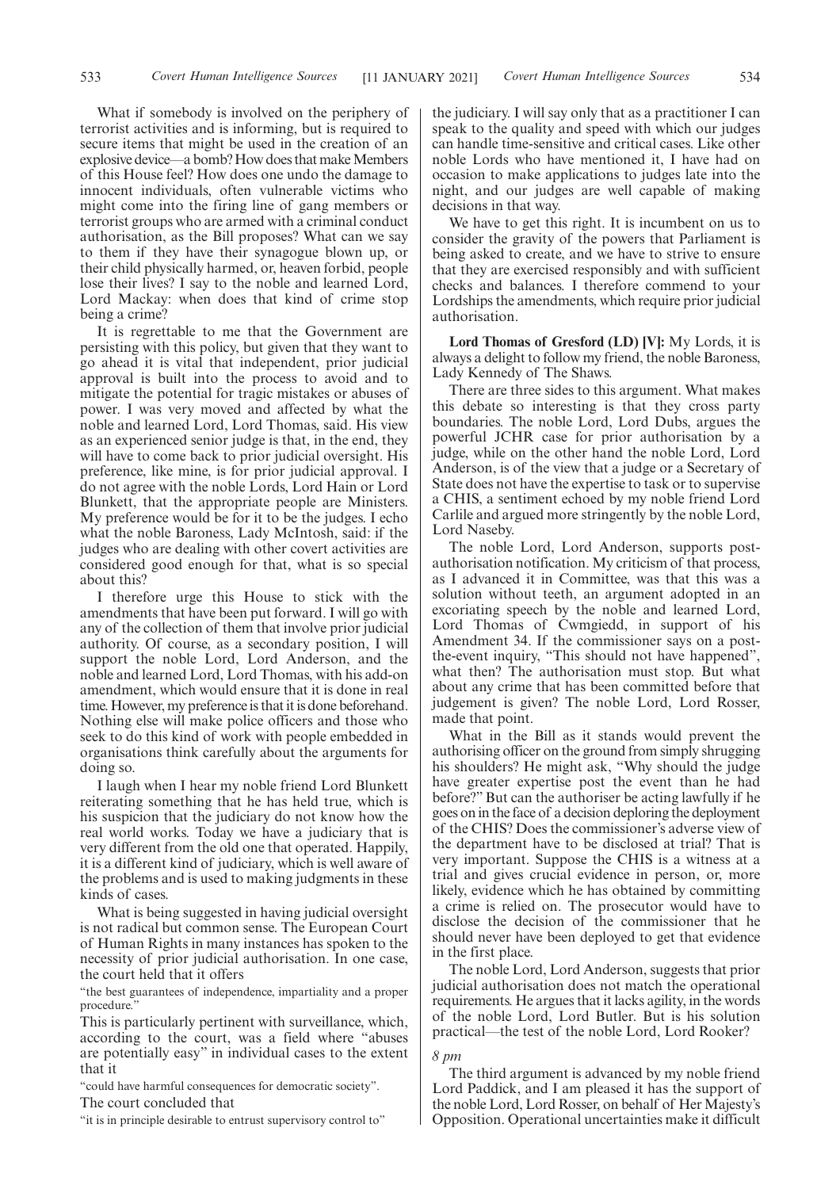What if somebody is involved on the periphery of terrorist activities and is informing, but is required to secure items that might be used in the creation of an explosive device—a bomb? How does that make Members of this House feel? How does one undo the damage to innocent individuals, often vulnerable victims who might come into the firing line of gang members or terrorist groups who are armed with a criminal conduct authorisation, as the Bill proposes? What can we say to them if they have their synagogue blown up, or their child physically harmed, or, heaven forbid, people lose their lives? I say to the noble and learned Lord, Lord Mackay: when does that kind of crime stop being a crime?

It is regrettable to me that the Government are persisting with this policy, but given that they want to go ahead it is vital that independent, prior judicial approval is built into the process to avoid and to mitigate the potential for tragic mistakes or abuses of power. I was very moved and affected by what the noble and learned Lord, Lord Thomas, said. His view as an experienced senior judge is that, in the end, they will have to come back to prior judicial oversight. His preference, like mine, is for prior judicial approval. I do not agree with the noble Lords, Lord Hain or Lord Blunkett, that the appropriate people are Ministers. My preference would be for it to be the judges. I echo what the noble Baroness, Lady McIntosh, said: if the judges who are dealing with other covert activities are considered good enough for that, what is so special about this?

I therefore urge this House to stick with the amendments that have been put forward. I will go with any of the collection of them that involve prior judicial authority. Of course, as a secondary position, I will support the noble Lord, Lord Anderson, and the noble and learned Lord, Lord Thomas, with his add-on amendment, which would ensure that it is done in real time. However, my preference is that it is done beforehand. Nothing else will make police officers and those who seek to do this kind of work with people embedded in organisations think carefully about the arguments for doing so.

I laugh when I hear my noble friend Lord Blunkett reiterating something that he has held true, which is his suspicion that the judiciary do not know how the real world works. Today we have a judiciary that is very different from the old one that operated. Happily, it is a different kind of judiciary, which is well aware of the problems and is used to making judgments in these kinds of cases.

What is being suggested in having judicial oversight is not radical but common sense. The European Court of Human Rights in many instances has spoken to the necessity of prior judicial authorisation. In one case, the court held that it offers

"the best guarantees of independence, impartiality and a proper procedure."

This is particularly pertinent with surveillance, which, according to the court, was a field where "abuses are potentially easy" in individual cases to the extent that it

"could have harmful consequences for democratic society".

The court concluded that

"it is in principle desirable to entrust supervisory control to" the judiciary. I will say only that as a practitioner I can speak to the quality and speed with which our judges can handle time-sensitive and critical cases. Like other noble Lords who have mentioned it, I have had on occasion to make applications to judges late into the night, and our judges are well capable of making decisions in that way.

We have to get this right. It is incumbent on us to consider the gravity of the powers that Parliament is being asked to create, and we have to strive to ensure that they are exercised responsibly and with sufficient checks and balances. I therefore commend to your Lordships the amendments, which require prior judicial authorisation.

**Lord Thomas of Gresford (LD) [V]:** My Lords, it is always a delight to follow my friend, the noble Baroness, Lady Kennedy of The Shaws.

There are three sides to this argument. What makes this debate so interesting is that they cross party boundaries. The noble Lord, Lord Dubs, argues the powerful JCHR case for prior authorisation by a judge, while on the other hand the noble Lord, Lord Anderson, is of the view that a judge or a Secretary of State does not have the expertise to task or to supervise a CHIS, a sentiment echoed by my noble friend Lord Carlile and argued more stringently by the noble Lord, Lord Naseby.

The noble Lord, Lord Anderson, supports post-authorisation notification. My criticism of that process, as I advanced it in Committee, was that this was a solution without teeth, an argument adopted in an excoriating speech by the noble and learned Lord, Lord Thomas of Cwmgiedd, in support of his Amendment 34. If the commissioner says on a post-the-event inquiry, "This should not have happened", what then? The authorisation must stop. But what about any crime that has been committed before that judgement is given? The noble Lord, Lord Rosser, made that point.

What in the Bill as it stands would prevent the authorising officer on the ground from simply shrugging his shoulders? He might ask, "Why should the judge have greater expertise post the event than he had before?" But can the authoriser be acting lawfully if he goes on in the face of a decision deploring the deployment of the CHIS? Does the commissioner's adverse view of the department have to be disclosed at trial? That is very important. Suppose the CHIS is a witness at a trial and gives crucial evidence in person, or, more likely, evidence which he has obtained by committing a crime is relied on. The prosecutor would have to disclose the decision of the commissioner that he should never have been deployed to get that evidence in the first place.

The noble Lord, Lord Anderson, suggests that prior judicial authorisation does not match the operational requirements. He argues that it lacks agility, in the words of the noble Lord, Lord Butler. But is his solution practical—the test of the noble Lord, Lord Rooker?

*8 pm*

The third argument is advanced by my noble friend Lord Paddick, and I am pleased it has the support of the noble Lord, Lord Rosser, on behalf of Her Majesty's Opposition. Operational uncertainties make it difficult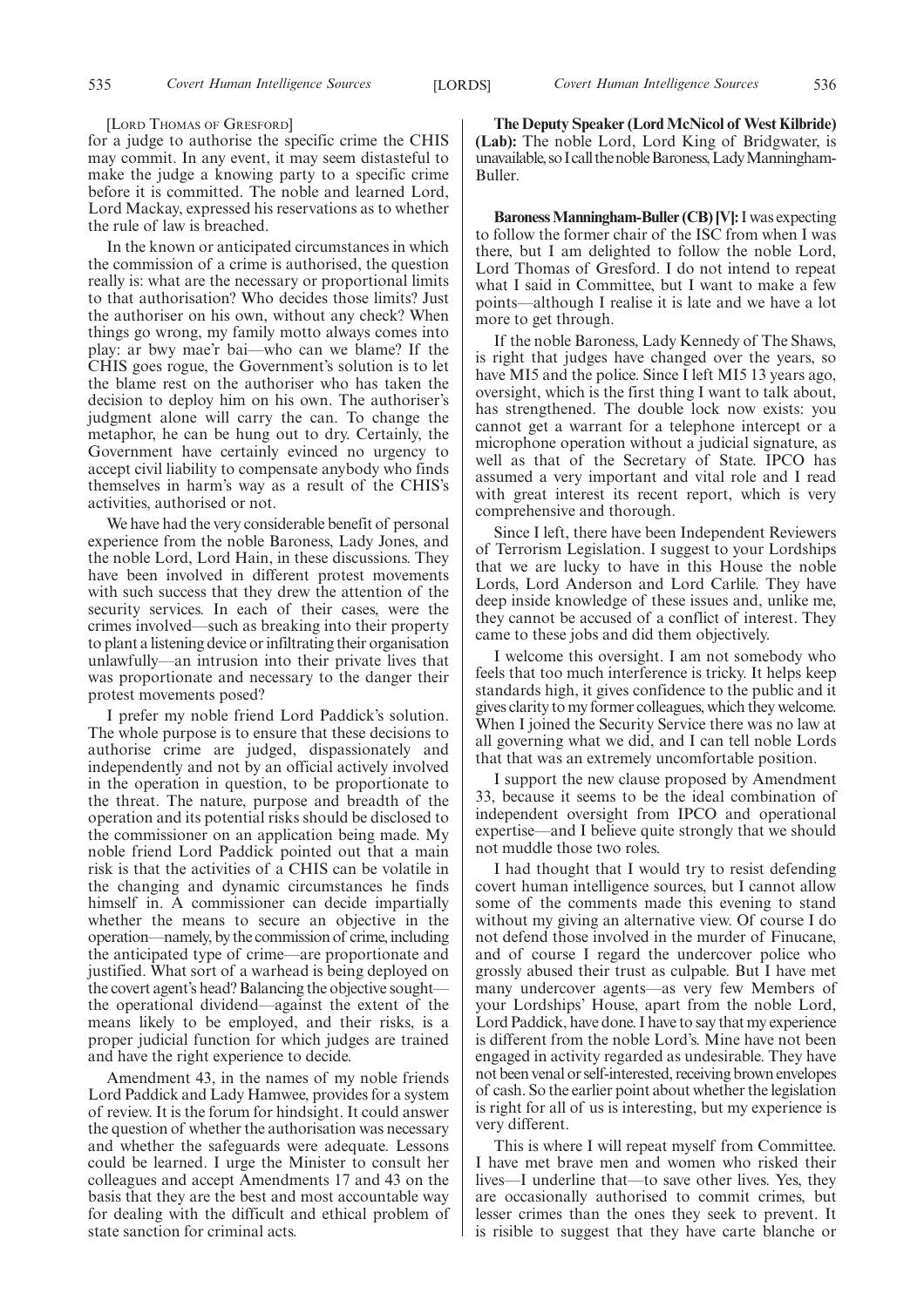[LORD THOMAS OF GRESFORD]

for a judge to authorise the specific crime the CHIS may commit. In any event, it may seem distasteful to make the judge a knowing party to a specific crime before it is committed. The noble and learned Lord, Lord Mackay, expressed his reservations as to whether the rule of law is breached.

In the known or anticipated circumstances in which the commission of a crime is authorised, the question really is: what are the necessary or proportional limits to that authorisation? Who decides those limits? Just the authoriser on his own, without any check? When things go wrong, my family motto always comes into play: ar bwy mae'r bai—who can we blame? If the CHIS goes rogue, the Government's solution is to let the blame rest on the authoriser who has taken the decision to deploy him on his own. The authoriser's judgment alone will carry the can. To change the metaphor, he can be hung out to dry. Certainly, the Government have certainly evinced no urgency to accept civil liability to compensate anybody who finds themselves in harm's way as a result of the CHIS's activities, authorised or not.

We have had the very considerable benefit of personal experience from the noble Baroness, Lady Jones, and the noble Lord, Lord Hain, in these discussions. They have been involved in different protest movements with such success that they drew the attention of the security services. In each of their cases, were the crimes involved—such as breaking into their property to plant a listening device or infiltrating their organisation unlawfully—an intrusion into their private lives that was proportionate and necessary to the danger their protest movements posed?

I prefer my noble friend Lord Paddick's solution. The whole purpose is to ensure that these decisions to authorise crime are judged, dispassionately and independently and not by an official actively involved in the operation in question, to be proportionate to the threat. The nature, purpose and breadth of the operation and its potential risks should be disclosed to the commissioner on an application being made. My noble friend Lord Paddick pointed out that a main risk is that the activities of a CHIS can be volatile in the changing and dynamic circumstances he finds himself in. A commissioner can decide impartially whether the means to secure an objective in the operation—namely, by the commission of crime, including the anticipated type of crime—are proportionate and justified. What sort of a warhead is being deployed on the covert agent's head? Balancing the objective sought—the operational dividend—against the extent of the means likely to be employed, and their risks, is a proper judicial function for which judges are trained and have the right experience to decide.

Amendment 43, in the names of my noble friends Lord Paddick and Lady Hamwee, provides for a system of review. It is the forum for hindsight. It could answer the question of whether the authorisation was necessary and whether the safeguards were adequate. Lessons could be learned. I urge the Minister to consult her colleagues and accept Amendments 17 and 43 on the basis that they are the best and most accountable way for dealing with the difficult and ethical problem of state sanction for criminal acts.

**The Deputy Speaker (Lord McNicol of West Kilbride) (Lab):** The noble Lord, Lord King of Bridgwater, is unavailable, so I call the noble Baroness, Lady Manningham-Buller.

**Baroness Manningham-Buller (CB) [V]:** I was expecting to follow the former chair of the ISC from when I was there, but I am delighted to follow the noble Lord, Lord Thomas of Gresford. I do not intend to repeat what I said in Committee, but I want to make a few points—although I realise it is late and we have a lot more to get through.

If the noble Baroness, Lady Kennedy of The Shaws, is right that judges have changed over the years, so have MI5 and the police. Since I left MI5 13 years ago, oversight, which is the first thing I want to talk about, has strengthened. The double lock now exists: you cannot get a warrant for a telephone intercept or a microphone operation without a judicial signature, as well as that of the Secretary of State. IPCO has assumed a very important and vital role and I read with great interest its recent report, which is very comprehensive and thorough.

Since I left, there have been Independent Reviewers of Terrorism Legislation. I suggest to your Lordships that we are lucky to have in this House the noble Lords, Lord Anderson and Lord Carlile. They have deep inside knowledge of these issues and, unlike me, they cannot be accused of a conflict of interest. They came to these jobs and did them objectively.

I welcome this oversight. I am not somebody who feels that too much interference is tricky. It helps keep standards high, it gives confidence to the public and it gives clarity to my former colleagues, which they welcome. When I joined the Security Service there was no law at all governing what we did, and I can tell noble Lords that that was an extremely uncomfortable position.

I support the new clause proposed by Amendment 33, because it seems to be the ideal combination of independent oversight from IPCO and operational expertise—and I believe quite strongly that we should not muddle those two roles.

I had thought that I would try to resist defending covert human intelligence sources, but I cannot allow some of the comments made this evening to stand without my giving an alternative view. Of course I do not defend those involved in the murder of Finucane, and of course I regard the undercover police who grossly abused their trust as culpable. But I have met many undercover agents—as very few Members of your Lordships' House, apart from the noble Lord, Lord Paddick, have done. I have to say that my experience is different from the noble Lord's. Mine have not been engaged in activity regarded as undesirable. They have not been venal or self-interested, receiving brown envelopes of cash. So the earlier point about whether the legislation is right for all of us is interesting, but my experience is very different.

This is where I will repeat myself from Committee. I have met brave men and women who risked their lives—I underline that—to save other lives. Yes, they are occasionally authorised to commit crimes, but lesser crimes than the ones they seek to prevent. It is risible to suggest that they have carte blanche or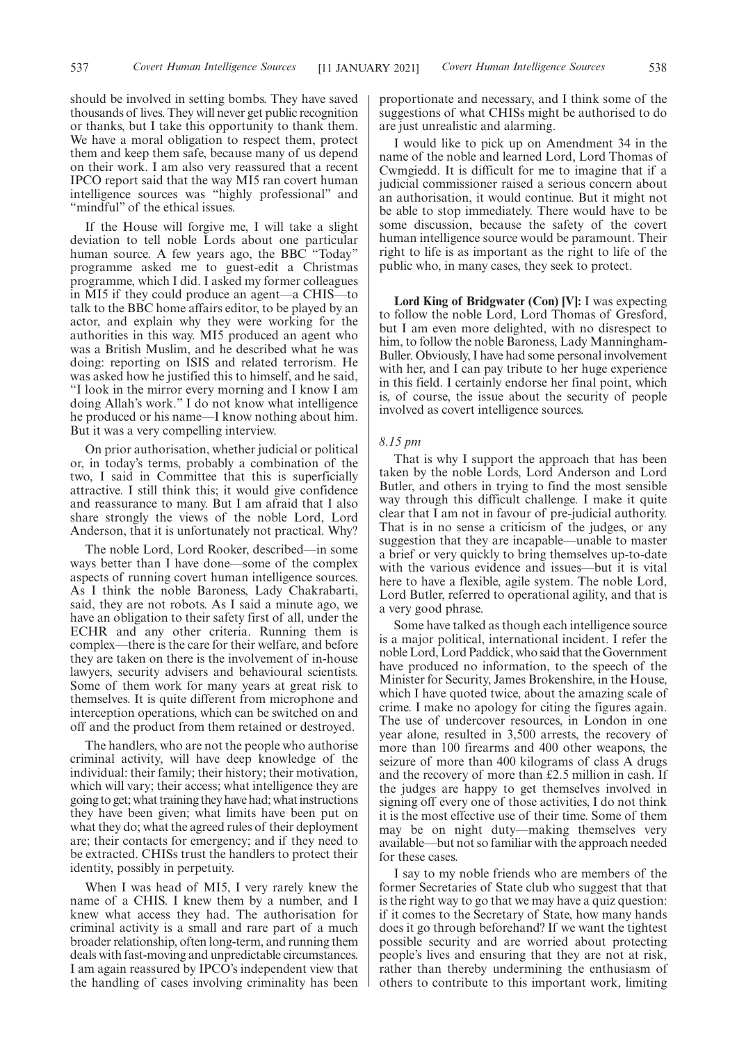should be involved in setting bombs. They have saved thousands of lives. They will never get public recognition or thanks, but I take this opportunity to thank them. We have a moral obligation to respect them, protect them and keep them safe, because many of us depend on their work. I am also very reassured that a recent IPCO report said that the way MI5 ran covert human intelligence sources was "highly professional" and "mindful" of the ethical issues.

If the House will forgive me, I will take a slight deviation to tell noble Lords about one particular human source. A few years ago, the BBC "Today" programme asked me to guest-edit a Christmas programme, which I did. I asked my former colleagues in MI5 if they could produce an agent—a CHIS—to talk to the BBC home affairs editor, to be played by an actor, and explain why they were working for the authorities in this way. MI5 produced an agent who was a British Muslim, and he described what he was doing: reporting on ISIS and related terrorism. He was asked how he justified this to himself, and he said, "I look in the mirror every morning and I know I am doing Allah's work." I do not know what intelligence he produced or his name—I know nothing about him. But it was a very compelling interview.

On prior authorisation, whether judicial or political or, in today's terms, probably a combination of the two, I said in Committee that this is superficially attractive. I still think this; it would give confidence and reassurance to many. But I am afraid that I also share strongly the views of the noble Lord, Lord Anderson, that it is unfortunately not practical. Why?

The noble Lord, Lord Rooker, described—in some ways better than I have done—some of the complex aspects of running covert human intelligence sources. As I think the noble Baroness, Lady Chakrabarti, said, they are not robots. As I said a minute ago, we have an obligation to their safety first of all, under the ECHR and any other criteria. Running them is complex—there is the care for their welfare, and before they are taken on there is the involvement of in-house lawyers, security advisers and behavioural scientists. Some of them work for many years at great risk to themselves. It is quite different from microphone and interception operations, which can be switched on and off and the product from them retained or destroyed.

The handlers, who are not the people who authorise criminal activity, will have deep knowledge of the individual: their family; their history; their motivation, which will vary; their access; what intelligence they are going to get; what training they have had; what instructions they have been given; what limits have been put on what they do; what the agreed rules of their deployment are; their contacts for emergency; and if they need to be extracted. CHISs trust the handlers to protect their identity, possibly in perpetuity.

When I was head of MI5, I very rarely knew the name of a CHIS. I knew them by a number, and I knew what access they had. The authorisation for criminal activity is a small and rare part of a much broader relationship, often long-term, and running them deals with fast-moving and unpredictable circumstances. I am again reassured by IPCO's independent view that the handling of cases involving criminality has been proportionate and necessary, and I think some of the suggestions of what CHISs might be authorised to do are just unrealistic and alarming.

I would like to pick up on Amendment 34 in the name of the noble and learned Lord, Lord Thomas of Cwmgiedd. It is difficult for me to imagine that if a judicial commissioner raised a serious concern about an authorisation, it would continue. But it might not be able to stop immediately. There would have to be some discussion, because the safety of the covert human intelligence source would be paramount. Their right to life is as important as the right to life of the public who, in many cases, they seek to protect.

**Lord King of Bridgwater (Con) [V]:** I was expecting to follow the noble Lord, Lord Thomas of Gresford, but I am even more delighted, with no disrespect to him, to follow the noble Baroness, Lady Manningham-Buller. Obviously, I have had some personal involvement with her, and I can pay tribute to her huge experience in this field. I certainly endorse her final point, which is, of course, the issue about the security of people involved as covert intelligence sources.

*8.15 pm*

That is why I support the approach that has been taken by the noble Lords, Lord Anderson and Lord Butler, and others in trying to find the most sensible way through this difficult challenge. I make it quite clear that I am not in favour of pre-judicial authority. That is in no sense a criticism of the judges, or any suggestion that they are incapable—unable to master a brief or very quickly to bring themselves up-to-date with the various evidence and issues—but it is vital here to have a flexible, agile system. The noble Lord, Lord Butler, referred to operational agility, and that is a very good phrase.

Some have talked as though each intelligence source is a major political, international incident. I refer the noble Lord, Lord Paddick, who said that the Government have produced no information, to the speech of the Minister for Security, James Brokenshire, in the House, which I have quoted twice, about the amazing scale of crime. I make no apology for citing the figures again. The use of undercover resources, in London in one year alone, resulted in 3,500 arrests, the recovery of more than 100 firearms and 400 other weapons, the seizure of more than 400 kilograms of class A drugs and the recovery of more than £2.5 million in cash. If the judges are happy to get themselves involved in signing off every one of those activities, I do not think it is the most effective use of their time. Some of them may be on night duty—making themselves very available—but not so familiar with the approach needed for these cases.

I say to my noble friends who are members of the former Secretaries of State club who suggest that that is the right way to go that we may have a quiz question: if it comes to the Secretary of State, how many hands does it go through beforehand? If we want the tightest possible security and are worried about protecting people's lives and ensuring that they are not at risk, rather than thereby undermining the enthusiasm of others to contribute to this important work, limiting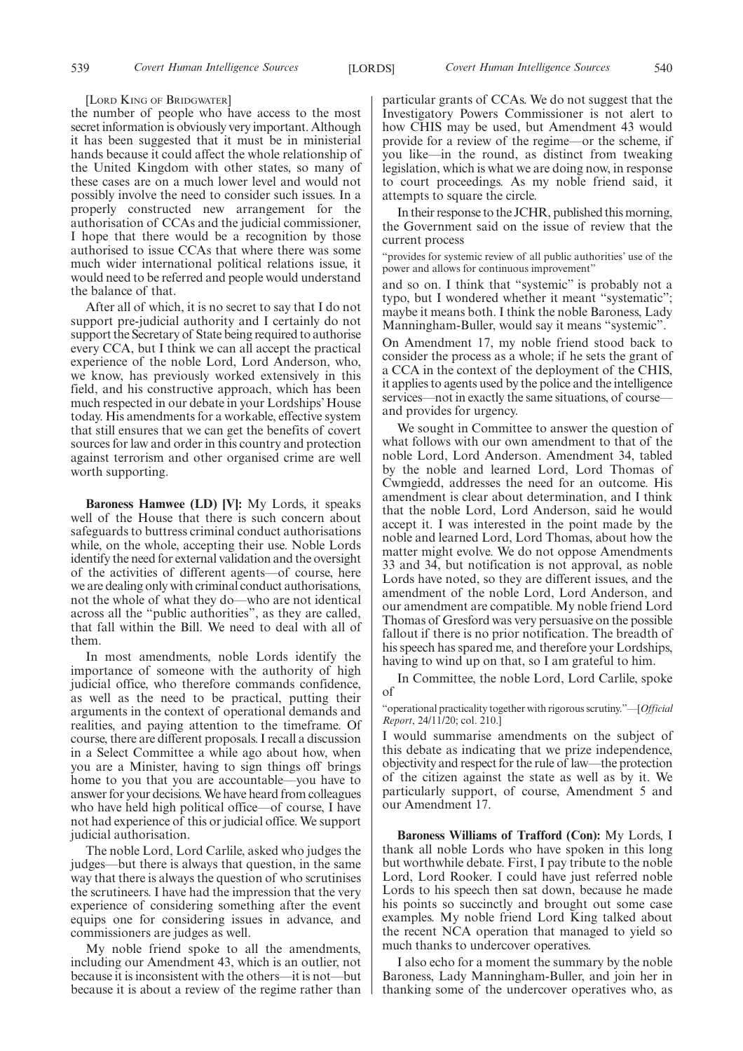[LORD KING OF BRIDGWATER]

the number of people who have access to the most secret information is obviously very important. Although it has been suggested that it must be in ministerial hands because it could affect the whole relationship of the United Kingdom with other states, so many of these cases are on a much lower level and would not possibly involve the need to consider such issues. In a properly constructed new arrangement for the authorisation of CCAs and the judicial commissioner, I hope that there would be a recognition by those authorised to issue CCAs that where there was some much wider international political relations issue, it would need to be referred and people would understand the balance of that.

After all of which, it is no secret to say that I do not support pre-judicial authority and I certainly do not support the Secretary of State being required to authorise every CCA, but I think we can all accept the practical experience of the noble Lord, Lord Anderson, who, we know, has previously worked extensively in this field, and his constructive approach, which has been much respected in our debate in your Lordships' House today. His amendments for a workable, effective system that still ensures that we can get the benefits of covert sources for law and order in this country and protection against terrorism and other organised crime are well worth supporting.

**Baroness Hamwee (LD) [V]:** My Lords, it speaks well of the House that there is such concern about safeguards to buttress criminal conduct authorisations while, on the whole, accepting their use. Noble Lords identify the need for external validation and the oversight of the activities of different agents—of course, here we are dealing only with criminal conduct authorisations, not the whole of what they do—who are not identical across all the "public authorities", as they are called, that fall within the Bill. We need to deal with all of them.

In most amendments, noble Lords identify the importance of someone with the authority of high judicial office, who therefore commands confidence, as well as the need to be practical, putting their arguments in the context of operational demands and realities, and paying attention to the timeframe. Of course, there are different proposals. I recall a discussion in a Select Committee a while ago about how, when you are a Minister, having to sign things off brings home to you that you are accountable—you have to answer for your decisions. We have heard from colleagues who have held high political office—of course, I have not had experience of this or judicial office. We support judicial authorisation.

The noble Lord, Lord Carlile, asked who judges the judges—but there is always that question, in the same way that there is always the question of who scrutinises the scrutineers. I have had the impression that the very experience of considering something after the event equips one for considering issues in advance, and commissioners are judges as well.

My noble friend spoke to all the amendments, including our Amendment 43, which is an outlier, not because it is inconsistent with the others—it is not—but because it is about a review of the regime rather than particular grants of CCAs. We do not suggest that the Investigatory Powers Commissioner is not alert to how CHIS may be used, but Amendment 43 would provide for a review of the regime—or the scheme, if you like—in the round, as distinct from tweaking legislation, which is what we are doing now, in response to court proceedings. As my noble friend said, it attempts to square the circle.

In their response to the JCHR, published this morning, the Government said on the issue of review that the current process

"provides for systemic review of all public authorities' use of the power and allows for continuous improvement"

and so on. I think that "systemic" is probably not a typo, but I wondered whether it meant "systematic"; maybe it means both. I think the noble Baroness, Lady Manningham-Buller, would say it means "systemic".

On Amendment 17, my noble friend stood back to consider the process as a whole; if he sets the grant of a CCA in the context of the deployment of the CHIS, it applies to agents used by the police and the intelligence services—not in exactly the same situations, of course—and provides for urgency.

We sought in Committee to answer the question of what follows with our own amendment to that of the noble Lord, Lord Anderson. Amendment 34, tabled by the noble and learned Lord, Lord Thomas of Cwmgiedd, addresses the need for an outcome. His amendment is clear about determination, and I think that the noble Lord, Lord Anderson, said he would accept it. I was interested in the point made by the noble and learned Lord, Lord Thomas, about how the matter might evolve. We do not oppose Amendments 33 and 34, but notification is not approval, as noble Lords have noted, so they are different issues, and the amendment of the noble Lord, Lord Anderson, and our amendment are compatible. My noble friend Lord Thomas of Gresford was very persuasive on the possible fallout if there is no prior notification. The breadth of his speech has spared me, and therefore your Lordships, having to wind up on that, so I am grateful to him.

In Committee, the noble Lord, Lord Carlile, spoke of

"operational practicality together with rigorous scrutiny."—[*Official Report*, 24/11/20; col. 210.]

I would summarise amendments on the subject of this debate as indicating that we prize independence, objectivity and respect for the rule of law—the protection of the citizen against the state as well as by it. We particularly support, of course, Amendment 5 and our Amendment 17.

**Baroness Williams of Trafford (Con):** My Lords, I thank all noble Lords who have spoken in this long but worthwhile debate. First, I pay tribute to the noble Lord, Lord Rooker. I could have just referred noble Lords to his speech then sat down, because he made his points so succinctly and brought out some case examples. My noble friend Lord King talked about the recent NCA operation that managed to yield so much thanks to undercover operatives.

I also echo for a moment the summary by the noble Baroness, Lady Manningham-Buller, and join her in thanking some of the undercover operatives who, as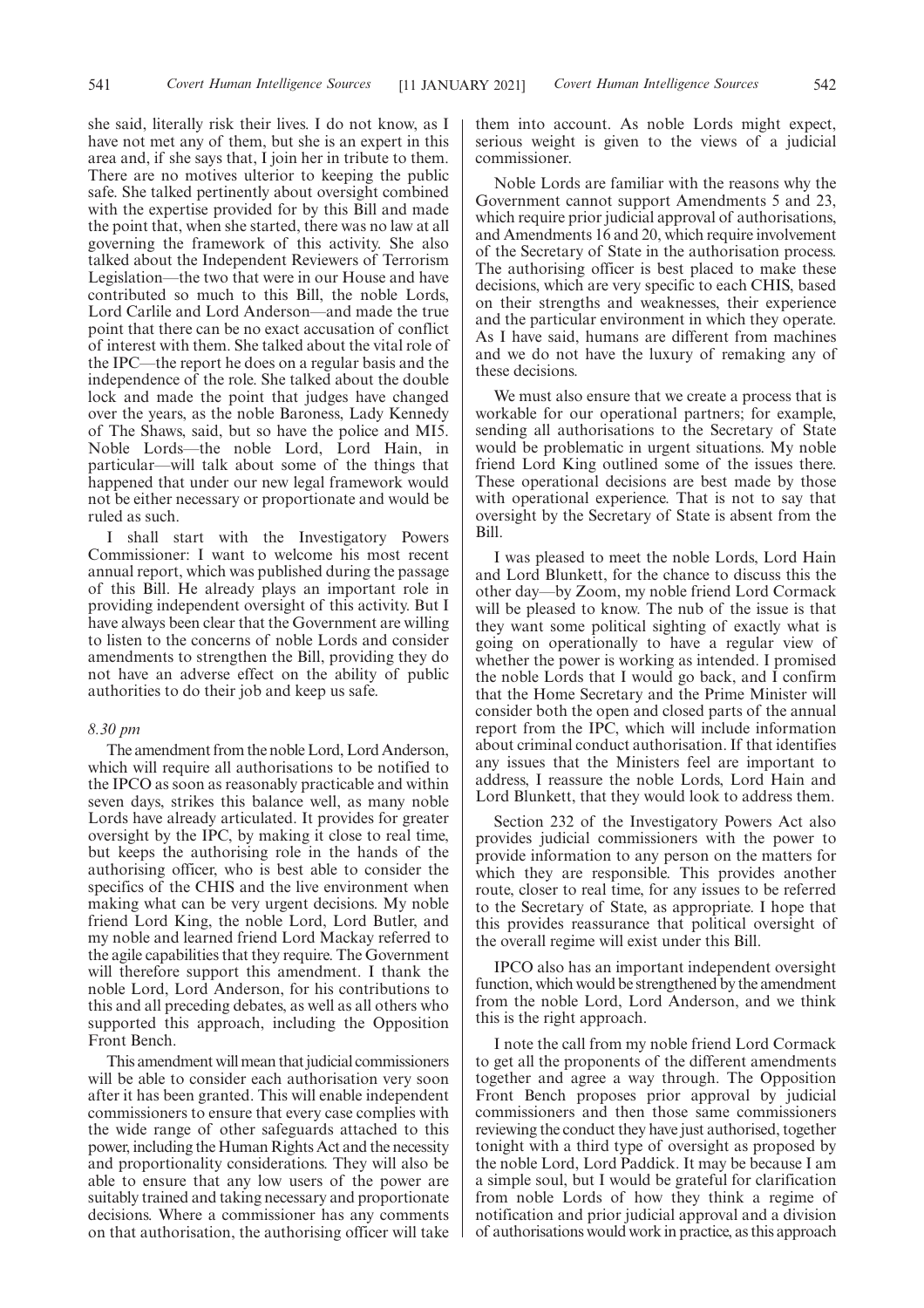she said, literally risk their lives. I do not know, as I have not met any of them, but she is an expert in this area and, if she says that, I join her in tribute to them. There are no motives ulterior to keeping the public safe. She talked pertinently about oversight combined with the expertise provided for by this Bill and made the point that, when she started, there was no law at all governing the framework of this activity. She also talked about the Independent Reviewers of Terrorism Legislation—the two that were in our House and have contributed so much to this Bill, the noble Lords, Lord Carlile and Lord Anderson—and made the true point that there can be no exact accusation of conflict of interest with them. She talked about the vital role of the IPC—the report he does on a regular basis and the independence of the role. She talked about the double lock and made the point that judges have changed over the years, as the noble Baroness, Lady Kennedy of The Shaws, said, but so have the police and MI5. Noble Lords—the noble Lord, Lord Hain, in particular—will talk about some of the things that happened that under our new legal framework would not be either necessary or proportionate and would be ruled as such.

I shall start with the Investigatory Powers Commissioner: I want to welcome his most recent annual report, which was published during the passage of this Bill. He already plays an important role in providing independent oversight of this activity. But I have always been clear that the Government are willing to listen to the concerns of noble Lords and consider amendments to strengthen the Bill, providing they do not have an adverse effect on the ability of public authorities to do their job and keep us safe.

*8.30 pm*

The amendment from the noble Lord, Lord Anderson, which will require all authorisations to be notified to the IPCO as soon as reasonably practicable and within seven days, strikes this balance well, as many noble Lords have already articulated. It provides for greater oversight by the IPC, by making it close to real time, but keeps the authorising role in the hands of the authorising officer, who is best able to consider the specifics of the CHIS and the live environment when making what can be very urgent decisions. My noble friend Lord King, the noble Lord, Lord Butler, and my noble and learned friend Lord Mackay referred to the agile capabilities that they require. The Government will therefore support this amendment. I thank the noble Lord, Lord Anderson, for his contributions to this and all preceding debates, as well as all others who supported this approach, including the Opposition Front Bench.

This amendment will mean that judicial commissioners will be able to consider each authorisation very soon after it has been granted. This will enable independent commissioners to ensure that every case complies with the wide range of other safeguards attached to this power, including the Human Rights Act and the necessity and proportionality considerations. They will also be able to ensure that any low users of the power are suitably trained and taking necessary and proportionate decisions. Where a commissioner has any comments on that authorisation, the authorising officer will take them into account. As noble Lords might expect, serious weight is given to the views of a judicial commissioner.

Noble Lords are familiar with the reasons why the Government cannot support Amendments 5 and 23, which require prior judicial approval of authorisations, and Amendments 16 and 20, which require involvement of the Secretary of State in the authorisation process. The authorising officer is best placed to make these decisions, which are very specific to each CHIS, based on their strengths and weaknesses, their experience and the particular environment in which they operate. As I have said, humans are different from machines and we do not have the luxury of remaking any of these decisions.

We must also ensure that we create a process that is workable for our operational partners; for example, sending all authorisations to the Secretary of State would be problematic in urgent situations. My noble friend Lord King outlined some of the issues there. These operational decisions are best made by those with operational experience. That is not to say that oversight by the Secretary of State is absent from the Bill.

I was pleased to meet the noble Lords, Lord Hain and Lord Blunkett, for the chance to discuss this the other day—by Zoom, my noble friend Lord Cormack will be pleased to know. The nub of the issue is that they want some political sighting of exactly what is going on operationally to have a regular view of whether the power is working as intended. I promised the noble Lords that I would go back, and I confirm that the Home Secretary and the Prime Minister will consider both the open and closed parts of the annual report from the IPC, which will include information about criminal conduct authorisation. If that identifies any issues that the Ministers feel are important to address, I reassure the noble Lords, Lord Hain and Lord Blunkett, that they would look to address them.

Section 232 of the Investigatory Powers Act also provides judicial commissioners with the power to provide information to any person on the matters for which they are responsible. This provides another route, closer to real time, for any issues to be referred to the Secretary of State, as appropriate. I hope that this provides reassurance that political oversight of the overall regime will exist under this Bill.

IPCO also has an important independent oversight function, which would be strengthened by the amendment from the noble Lord, Lord Anderson, and we think this is the right approach.

I note the call from my noble friend Lord Cormack to get all the proponents of the different amendments together and agree a way through. The Opposition Front Bench proposes prior approval by judicial commissioners and then those same commissioners reviewing the conduct they have just authorised, together tonight with a third type of oversight as proposed by the noble Lord, Lord Paddick. It may be because I am a simple soul, but I would be grateful for clarification from noble Lords of how they think a regime of notification and prior judicial approval and a division of authorisations would work in practice, as this approach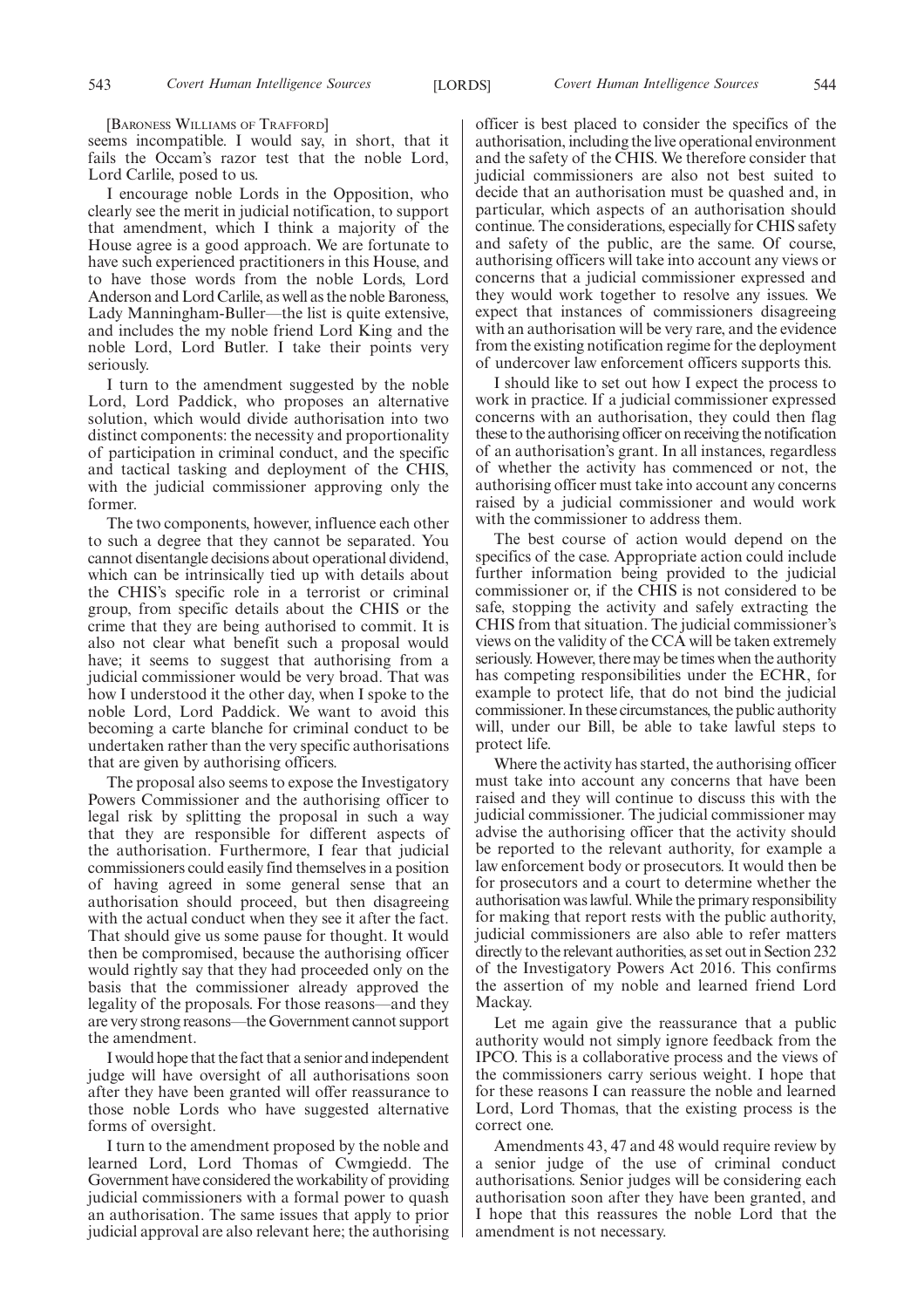[BARONESS WILLIAMS OF TRAFFORD]

seems incompatible. I would say, in short, that it fails the Occam's razor test that the noble Lord, Lord Carlile, posed to us.

I encourage noble Lords in the Opposition, who clearly see the merit in judicial notification, to support that amendment, which I think a majority of the House agree is a good approach. We are fortunate to have such experienced practitioners in this House, and to have those words from the noble Lords, Lord Anderson and Lord Carlile, as well as the noble Baroness, Lady Manningham-Buller—the list is quite extensive, and includes the my noble friend Lord King and the noble Lord, Lord Butler. I take their points very seriously.

I turn to the amendment suggested by the noble Lord, Lord Paddick, who proposes an alternative solution, which would divide authorisation into two distinct components: the necessity and proportionality of participation in criminal conduct, and the specific and tactical tasking and deployment of the CHIS, with the judicial commissioner approving only the former.

The two components, however, influence each other to such a degree that they cannot be separated. You cannot disentangle decisions about operational dividend, which can be intrinsically tied up with details about the CHIS's specific role in a terrorist or criminal group, from specific details about the CHIS or the crime that they are being authorised to commit. It is also not clear what benefit such a proposal would have; it seems to suggest that authorising from a judicial commissioner would be very broad. That was how I understood it the other day, when I spoke to the noble Lord, Lord Paddick. We want to avoid this becoming a carte blanche for criminal conduct to be undertaken rather than the very specific authorisations that are given by authorising officers.

The proposal also seems to expose the Investigatory Powers Commissioner and the authorising officer to legal risk by splitting the proposal in such a way that they are responsible for different aspects of the authorisation. Furthermore, I fear that judicial commissioners could easily find themselves in a position of having agreed in some general sense that an authorisation should proceed, but then disagreeing with the actual conduct when they see it after the fact. That should give us some pause for thought. It would then be compromised, because the authorising officer would rightly say that they had proceeded only on the basis that the commissioner already approved the legality of the proposals. For those reasons—and they are very strong reasons—the Government cannot support the amendment.

I would hope that the fact that a senior and independent judge will have oversight of all authorisations soon after they have been granted will offer reassurance to those noble Lords who have suggested alternative forms of oversight.

I turn to the amendment proposed by the noble and learned Lord, Lord Thomas of Cwmgiedd. The Government have considered the workability of providing judicial commissioners with a formal power to quash an authorisation. The same issues that apply to prior judicial approval are also relevant here; the authorising officer is best placed to consider the specifics of the authorisation, including the live operational environment and the safety of the CHIS. We therefore consider that judicial commissioners are also not best suited to decide that an authorisation must be quashed and, in particular, which aspects of an authorisation should continue. The considerations, especially for CHIS safety and safety of the public, are the same. Of course, authorising officers will take into account any views or concerns that a judicial commissioner expressed and they would work together to resolve any issues. We expect that instances of commissioners disagreeing with an authorisation will be very rare, and the evidence from the existing notification regime for the deployment of undercover law enforcement officers supports this.

I should like to set out how I expect the process to work in practice. If a judicial commissioner expressed concerns with an authorisation, they could then flag these to the authorising officer on receiving the notification of an authorisation's grant. In all instances, regardless of whether the activity has commenced or not, the authorising officer must take into account any concerns raised by a judicial commissioner and would work with the commissioner to address them.

The best course of action would depend on the specifics of the case. Appropriate action could include further information being provided to the judicial commissioner or, if the CHIS is not considered to be safe, stopping the activity and safely extracting the CHIS from that situation. The judicial commissioner's views on the validity of the CCA will be taken extremely seriously. However, there may be times when the authority has competing responsibilities under the ECHR, for example to protect life, that do not bind the judicial commissioner. In these circumstances, the public authority will, under our Bill, be able to take lawful steps to protect life.

Where the activity has started, the authorising officer must take into account any concerns that have been raised and they will continue to discuss this with the judicial commissioner. The judicial commissioner may advise the authorising officer that the activity should be reported to the relevant authority, for example a law enforcement body or prosecutors. It would then be for prosecutors and a court to determine whether the authorisation was lawful. While the primary responsibility for making that report rests with the public authority, judicial commissioners are also able to refer matters directly to the relevant authorities, as set out in Section 232 of the Investigatory Powers Act 2016. This confirms the assertion of my noble and learned friend Lord Mackay.

Let me again give the reassurance that a public authority would not simply ignore feedback from the IPCO. This is a collaborative process and the views of the commissioners carry serious weight. I hope that for these reasons I can reassure the noble and learned Lord, Lord Thomas, that the existing process is the correct one.

Amendments 43, 47 and 48 would require review by a senior judge of the use of criminal conduct authorisations. Senior judges will be considering each authorisation soon after they have been granted, and I hope that this reassures the noble Lord that the amendment is not necessary.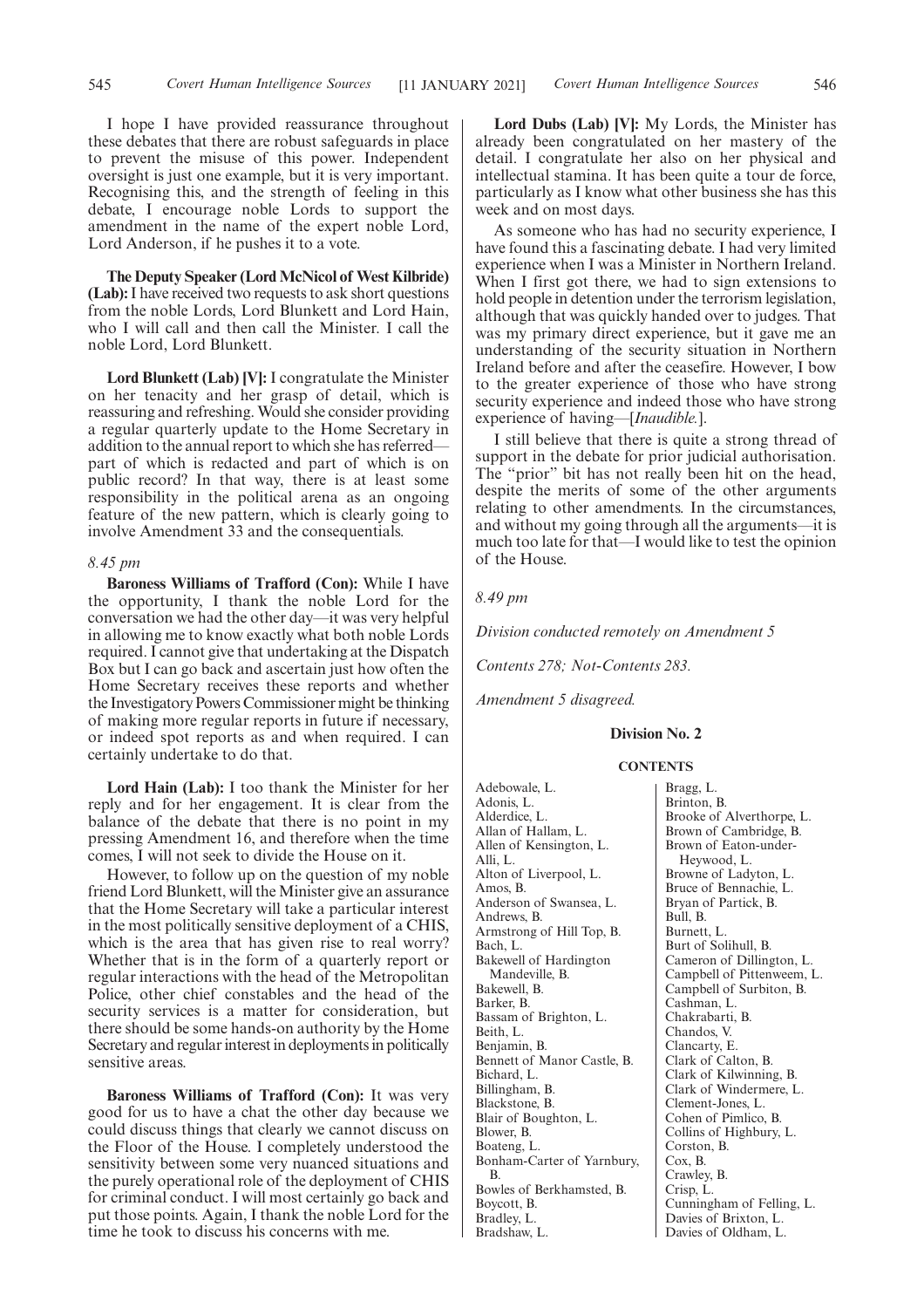I hope I have provided reassurance throughout these debates that there are robust safeguards in place to prevent the misuse of this power. Independent oversight is just one example, but it is very important. Recognising this, and the strength of feeling in this debate, I encourage noble Lords to support the amendment in the name of the expert noble Lord, Lord Anderson, if he pushes it to a vote.

**The Deputy Speaker (Lord McNicol of West Kilbride) (Lab):** I have received two requests to ask short questions from the noble Lords, Lord Blunkett and Lord Hain, who I will call and then call the Minister. I call the noble Lord, Lord Blunkett.

**Lord Blunkett (Lab) [V]:** I congratulate the Minister on her tenacity and her grasp of detail, which is reassuring and refreshing. Would she consider providing a regular quarterly update to the Home Secretary in addition to the annual report to which she has referred—part of which is redacted and part of which is on public record? In that way, there is at least some responsibility in the political arena as an ongoing feature of the new pattern, which is clearly going to involve Amendment 33 and the consequentials.

*8.45 pm*

**Baroness Williams of Trafford (Con):** While I have the opportunity, I thank the noble Lord for the conversation we had the other day—it was very helpful in allowing me to know exactly what both noble Lords required. I cannot give that undertaking at the Dispatch Box but I can go back and ascertain just how often the Home Secretary receives these reports and whether the Investigatory Powers Commissioner might be thinking of making more regular reports in future if necessary, or indeed spot reports as and when required. I can certainly undertake to do that.

**Lord Hain (Lab):** I too thank the Minister for her reply and for her engagement. It is clear from the balance of the debate that there is no point in my pressing Amendment 16, and therefore when the time comes, I will not seek to divide the House on it.

However, to follow up on the question of my noble friend Lord Blunkett, will the Minister give an assurance that the Home Secretary will take a particular interest in the most politically sensitive deployment of a CHIS, which is the area that has given rise to real worry? Whether that is in the form of a quarterly report or regular interactions with the head of the Metropolitan Police, other chief constables and the head of the security services is a matter for consideration, but there should be some hands-on authority by the Home Secretary and regular interest in deployments in politically sensitive areas.

**Baroness Williams of Trafford (Con):** It was very good for us to have a chat the other day because we could discuss things that clearly we cannot discuss on the Floor of the House. I completely understood the sensitivity between some very nuanced situations and the purely operational role of the deployment of CHIS for criminal conduct. I will most certainly go back and put those points. Again, I thank the noble Lord for the time he took to discuss his concerns with me.

**Lord Dubs (Lab) [V]:** My Lords, the Minister has already been congratulated on her mastery of the detail. I congratulate her also on her physical and intellectual stamina. It has been quite a tour de force, particularly as I know what other business she has this week and on most days.

As someone who has had no security experience, I have found this a fascinating debate. I had very limited experience when I was a Minister in Northern Ireland. When I first got there, we had to sign extensions to hold people in detention under the terrorism legislation, although that was quickly handed over to judges. That was my primary direct experience, but it gave me an understanding of the security situation in Northern Ireland before and after the ceasefire. However, I bow to the greater experience of those who have strong security experience and indeed those who have strong experience of having—[*Inaudible.*].

I still believe that there is quite a strong thread of support in the debate for prior judicial authorisation. The "prior" bit has not really been hit on the head, despite the merits of some of the other arguments relating to other amendments. In the circumstances, and without my going through all the arguments—it is much too late for that—I would like to test the opinion of the House.

*8.49 pm*

*Division conducted remotely on Amendment 5*

*Contents 278; Not-Contents 283.*

*Amendment 5 disagreed.*

## Division No. 2

### CONTENTS

Adebowale, L.
Adonis, L.
Alderdice, L.
Allan of Hallam, L.
Allen of Kensington, L.
Alli, L.
Alton of Liverpool, L.
Amos, B.
Anderson of Swansea, L.
Andrews, B.
Armstrong of Hill Top, B.
Bach, L.
Bakewell of Hardington Mandeville, B.
Bakewell, B.
Barker, B.
Bassam of Brighton, L.
Beith, L.
Benjamin, B.
Bennett of Manor Castle, B.
Bichard, L.
Billingham, B.
Blackstone, B.
Blair of Boughton, L.
Blower, B.
Boateng, L.
Bonham-Carter of Yarnbury, B.
Bowles of Berkhamsted, B.
Boycott, B.
Bradley, L.
Bradshaw, L.
Bragg, L.
Brinton, B.
Brooke of Alverthorpe, L.
Brown of Cambridge, B.
Brown of Eaton-under-Heywood, L.
Browne of Ladyton, L.
Bruce of Bennachie, L.
Bryan of Partick, B.
Bull, B.
Burnett, L.
Burt of Solihull, B.
Cameron of Dillington, L.
Campbell of Pittenweem, L.
Campbell of Surbiton, B.
Cashman, L.
Chakrabarti, B.
Chandos, V.
Clancarty, E.
Clark of Calton, B.
Clark of Kilwinning, B.
Clark of Windermere, L.
Clement-Jones, L.
Cohen of Pimlico, B.
Collins of Highbury, L.
Corston, B.
Cox, B.
Crawley, B.
Crisp, L.
Cunningham of Felling, L.
Davies of Brixton, L.
Davies of Oldham, L.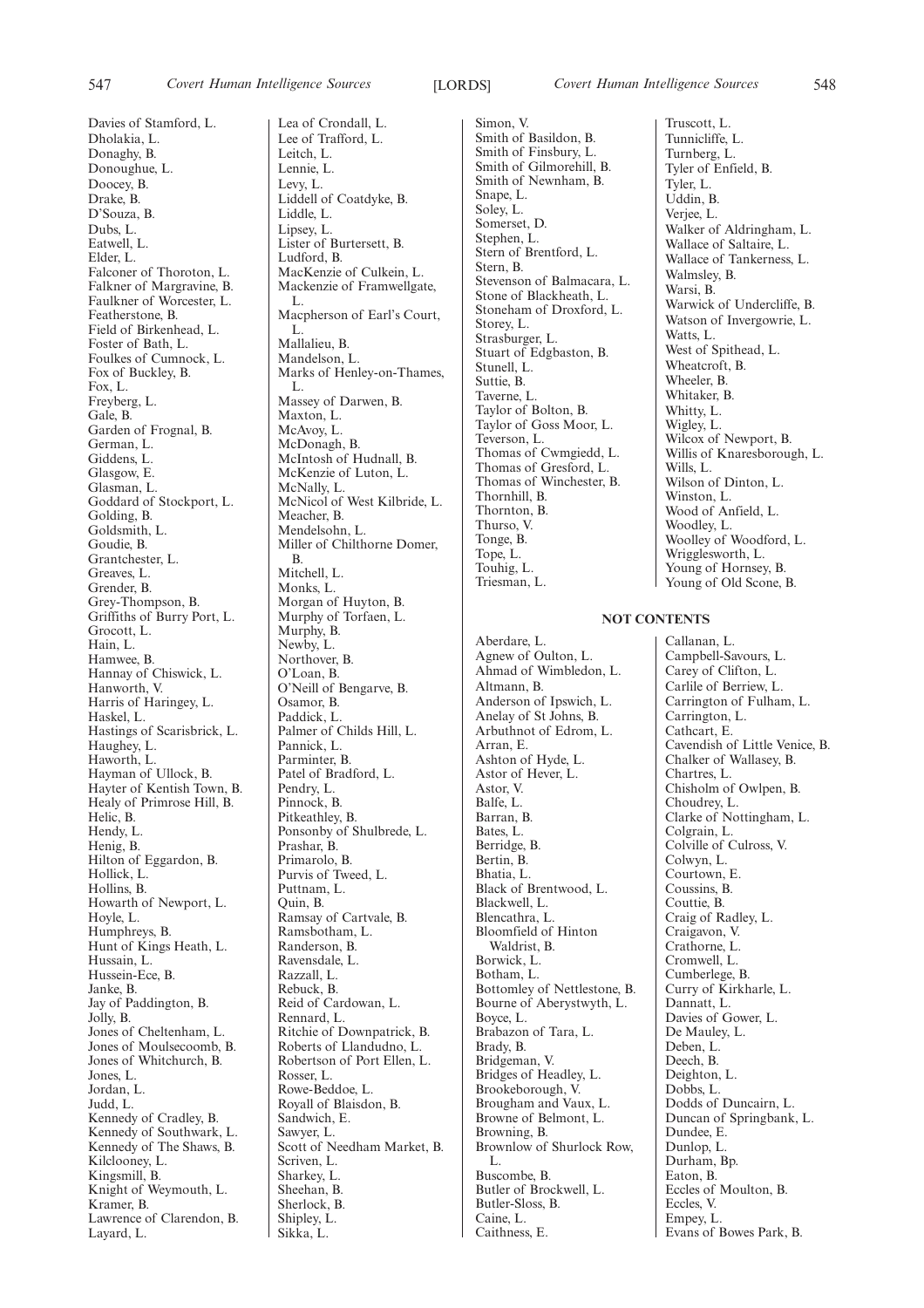Davies of Stamford, L.
Dholakia, L.
Donaghy, B.
Donoughue, L.
Doocey, B.
Drake, B.
D'Souza, B.
Dubs, L.
Eatwell, L.
Elder, L.
Falconer of Thoroton, L.
Falkner of Margravine, B.
Faulkner of Worcester, L.
Featherstone, B.
Field of Birkenhead, L.
Foster of Bath, L.
Foulkes of Cumnock, L.
Fox of Buckley, B.
Fox, L.
Freyberg, L.
Gale, B.
Garden of Frognal, B.
German, L.
Giddens, L.
Glasgow, E.
Glasman, L.
Goddard of Stockport, L.
Golding, B.
Goldsmith, L.
Goudie, B.
Grantchester, L.
Greaves, L.
Grender, B.
Grey-Thompson, B.
Griffiths of Burry Port, L.
Grocott, L.
Hain, L.
Hamwee, B.
Hannay of Chiswick, L.
Hanworth, V.
Harris of Haringey, L.
Haskel, L.
Hastings of Scarisbrick, L.
Haughey, L.
Haworth, L.
Hayman of Ullock, B.
Hayter of Kentish Town, B.
Healy of Primrose Hill, B.
Helic, B.
Hendy, L.
Henig, B.
Hilton of Eggardon, B.
Hollick, L.
Hollins, B.
Howarth of Newport, L.
Hoyle, L.
Humphreys, B.
Hunt of Kings Heath, L.
Hussain, L.
Hussein-Ece, B.
Janke, B.
Jay of Paddington, B.
Jolly, B.
Jones of Cheltenham, L.
Jones of Moulsecoomb, B.
Jones of Whitchurch, B.
Jones, L.
Jordan, L.
Judd, L.
Kennedy of Cradley, B.
Kennedy of Southwark, L.
Kennedy of The Shaws, B.
Kilclooney, L.
Kingsmill, B.
Knight of Weymouth, L.
Kramer, B.
Lawrence of Clarendon, B.
Layard, L.
Lea of Crondall, L.
Lee of Trafford, L.
Leitch, L.
Lennie, L.
Levy, L.
Liddell of Coatdyke, B.
Liddle, L.
Lipsey, L.
Lister of Burtersett, B.
Ludford, B.
MacKenzie of Culkein, L.
Mackenzie of Framwellgate, L.
Macpherson of Earl's Court, L.
Mallalieu, B.
Mandelson, L.
Marks of Henley-on-Thames, L.
Massey of Darwen, B.
Maxton, L.
McAvoy, L.
McDonagh, B.
McIntosh of Hudnall, B.
McKenzie of Luton, L.
McNally, L.
McNicol of West Kilbride, L.
Meacher, B.
Mendelsohn, L.
Miller of Chilthorne Domer, B.
Mitchell, L.
Monks, L.
Morgan of Huyton, B.
Murphy of Torfaen, L.
Murphy, B.
Newby, L.
Northover, B.
O'Loan, B.
O'Neill of Bengarve, B.
Osamor, B.
Paddick, L.
Palmer of Childs Hill, L.
Pannick, L.
Parminter, B.
Patel of Bradford, L.
Pendry, L.
Pinnock, B.
Pitkeathley, B.
Ponsonby of Shulbrede, L.
Prashar, B.
Primarolo, B.
Purvis of Tweed, L.
Puttnam, L.
Quin, B.
Ramsay of Cartvale, B.
Ramsbotham, L.
Randerson, B.
Ravensdale, L.
Razzall, L.
Rebuck, B.
Reid of Cardowan, L.
Rennard, L.
Ritchie of Downpatrick, B.
Roberts of Llandudno, L.
Robertson of Port Ellen, L.
Rosser, L.
Rowe-Beddoe, L.
Royall of Blaisdon, B.
Sandwich, E.
Sawyer, L.
Scott of Needham Market, B.
Scriven, L.
Sharkey, L.
Sheehan, B.
Sherlock, B.
Shipley, L.
Sikka, L.
Simon, V.
Smith of Basildon, B.
Smith of Finsbury, L.
Smith of Gilmorehill, B.
Smith of Newnham, B.
Snape, L.
Soley, L.
Somerset, D.
Stephen, L.
Stern of Brentford, L.
Stern, B.
Stevenson of Balmacara, L.
Stone of Blackheath, L.
Stoneham of Droxford, L.
Storey, L.
Strasburger, L.
Stuart of Edgbaston, B.
Stunell, L.
Suttie, B.
Taverne, L.
Taylor of Bolton, B.
Taylor of Goss Moor, L.
Teverson, L.
Thomas of Cwmgiedd, L.
Thomas of Gresford, L.
Thomas of Winchester, B.
Thornhill, B.
Thornton, B.
Thurso, V.
Tonge, B.
Tope, L.
Touhig, L.
Triesman, L.
Truscott, L.
Tunnicliffe, L.
Turnberg, L.
Tyler of Enfield, B.
Tyler, L.
Uddin, B.
Verjee, L.
Walker of Aldringham, L.
Wallace of Saltaire, L.
Wallace of Tankerness, L.
Walmsley, B.
Warsi, B.
Warwick of Undercliffe, B.
Watson of Invergowrie, L.
Watts, L.
West of Spithead, L.
Wheatcroft, B.
Wheeler, B.
Whitaker, B.
Whitty, L.
Wigley, L.
Wilcox of Newport, B.
Willis of Knaresborough, L.
Wills, L.
Wilson of Dinton, L.
Winston, L.
Wood of Anfield, L.
Woodley, L.
Woolley of Woodford, L.
Wrigglesworth, L.
Young of Hornsey, B.
Young of Old Scone, B.

**NOT CONTENTS**

Aberdare, L.
Agnew of Oulton, L.
Ahmad of Wimbledon, L.
Altmann, B.
Anderson of Ipswich, L.
Anelay of St Johns, B.
Arbuthnot of Edrom, L.
Arran, E.
Ashton of Hyde, L.
Astor of Hever, L.
Astor, V.
Balfe, L.
Barran, B.
Bates, L.
Berridge, B.
Bertin, B.
Bhatia, L.
Black of Brentwood, L.
Blackwell, L.
Blencathra, L.
Bloomfield of Hinton Waldrist, B.
Borwick, L.
Botham, L.
Bottomley of Nettlestone, B.
Bourne of Aberystwyth, L.
Boyce, L.
Brabazon of Tara, L.
Brady, B.
Bridgeman, V.
Bridges of Headley, L.
Brookeborough, V.
Brougham and Vaux, L.
Browne of Belmont, L.
Browning, B.
Brownlow of Shurlock Row, L.
Buscombe, B.
Butler of Brockwell, L.
Butler-Sloss, B.
Caine, L.
Caithness, E.
Callanan, L.
Campbell-Savours, L.
Carey of Clifton, L.
Carlile of Berriew, L.
Carrington of Fulham, L.
Carrington, L.
Cathcart, E.
Cavendish of Little Venice, B.
Chalker of Wallasey, B.
Chartres, L.
Chisholm of Owlpen, B.
Choudrey, L.
Clarke of Nottingham, L.
Colgrain, L.
Colville of Culross, V.
Colwyn, L.
Courtown, E.
Coussins, B.
Couttie, B.
Craig of Radley, L.
Craigavon, V.
Crathorne, L.
Cromwell, L.
Cumberlege, B.
Curry of Kirkharle, L.
Dannatt, L.
Davies of Gower, L.
De Mauley, L.
Deben, L.
Deech, B.
Deighton, L.
Dobbs, L.
Dodds of Duncairn, L.
Duncan of Springbank, L.
Dundee, E.
Dunlop, L.
Durham, Bp.
Eaton, B.
Eccles of Moulton, B.
Eccles, V.
Empey, L.
Evans of Bowes Park, B.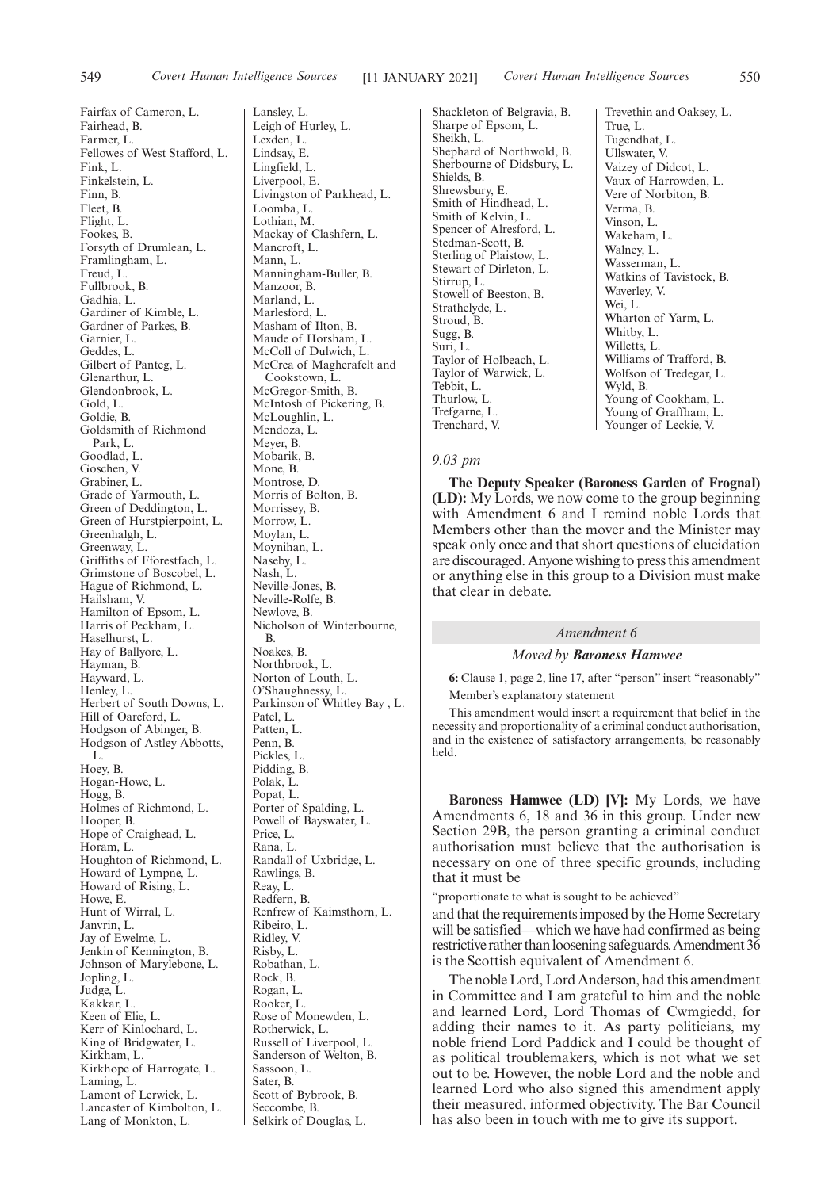Fairfax of Cameron, L.
Fairhead, B.
Farmer, L.
Fellowes of West Stafford, L.
Fink, L.
Finkelstein, L.
Finn, B.
Fleet, B.
Flight, L.
Fookes, B.
Forsyth of Drumlean, L.
Framlingham, L.
Freud, L.
Fullbrook, B.
Gadhia, L.
Gardiner of Kimble, L.
Gardner of Parkes, B.
Garnier, L.
Geddes, L.
Gilbert of Panteg, L.
Glenarthur, L.
Glendonbrook, L.
Gold, L.
Goldie, B.
Goldsmith of Richmond Park, L.
Goodlad, L.
Goschen, V.
Grabiner, L.
Grade of Yarmouth, L.
Green of Deddington, L.
Green of Hurstpierpoint, L.
Greenhalgh, L.
Greenway, L.
Griffiths of Fforestfach, L.
Grimstone of Boscobel, L.
Hague of Richmond, L.
Hailsham, V.
Hamilton of Epsom, L.
Harris of Peckham, L.
Haselhurst, L.
Hay of Ballyore, L.
Hayman, B.
Hayward, L.
Henley, L.
Herbert of South Downs, L.
Hill of Oareford, L.
Hodgson of Abinger, B.
Hodgson of Astley Abbotts, L.
Hoey, B.
Hogan-Howe, L.
Hogg, B.
Holmes of Richmond, L.
Hooper, B.
Hope of Craighead, L.
Horam, L.
Houghton of Richmond, L.
Howard of Lympne, L.
Howard of Rising, L.
Howe, E.
Hunt of Wirral, L.
Janvrin, L.
Jay of Ewelme, L.
Jenkin of Kennington, B.
Johnson of Marylebone, L.
Jopling, L.
Judge, L.
Kakkar, L.
Keen of Elie, L.
Kerr of Kinlochard, L.
King of Bridgwater, L.
Kirkham, L.
Kirkhope of Harrogate, L.
Laming, L.
Lamont of Lerwick, L.
Lancaster of Kimbolton, L.
Lang of Monkton, L.
Lansley, L.
Leigh of Hurley, L.
Lexden, L.
Lindsay, E.
Lingfield, L.
Liverpool, E.
Livingston of Parkhead, L.
Loomba, L.
Lothian, M.
Mackay of Clashfern, L.
Mancroft, L.
Mann, L.
Manningham-Buller, B.
Manzoor, B.
Marland, L.
Marlesford, L.
Masham of Ilton, B.
Maude of Horsham, L.
McColl of Dulwich, L.
McCrea of Magherafelt and Cookstown, L.
McGregor-Smith, B.
McIntosh of Pickering, B.
McLoughlin, L.
Mendoza, L.
Meyer, B.
Mobarik, B.
Mone, B.
Montrose, D.
Morris of Bolton, B.
Morrissey, B.
Morrow, L.
Moylan, L.
Moynihan, L.
Naseby, L.
Nash, L.
Neville-Jones, B.
Neville-Rolfe, B.
Newlove, B.
Nicholson of Winterbourne, B.
Noakes, B.
Northbrook, L.
Norton of Louth, L.
O'Shaughnessy, L.
Parkinson of Whitley Bay , L.
Patel, L.
Patten, L.
Penn, B.
Pickles, L.
Pidding, B.
Polak, L.
Popat, L.
Porter of Spalding, L.
Powell of Bayswater, L.
Price, L.
Rana, L.
Randall of Uxbridge, L.
Rawlings, B.
Reay, L.
Redfern, B.
Renfrew of Kaimsthorn, L.
Ribeiro, L.
Ridley, V.
Risby, L.
Robathan, L.
Rock, B.
Rogan, L.
Rooker, L.
Rose of Monewden, L.
Rotherwick, L.
Russell of Liverpool, L.
Sanderson of Welton, B.
Sassoon, L.
Sater, B.
Scott of Bybrook, B.
Seccombe, B.
Selkirk of Douglas, L.
Shackleton of Belgravia, B.
Sharpe of Epsom, L.
Sheikh, L.
Shephard of Northwold, B.
Sherbourne of Didsbury, L.
Shields, B.
Shrewsbury, E.
Smith of Hindhead, L.
Smith of Kelvin, L.
Spencer of Alresford, L.
Stedman-Scott, B.
Sterling of Plaistow, L.
Stewart of Dirleton, L.
Stirrup, L.
Stowell of Beeston, B.
Strathclyde, L.
Stroud, B.
Sugg, B.
Suri, L.
Taylor of Holbeach, L.
Taylor of Warwick, L.
Tebbit, L.
Thurlow, L.
Trefgarne, L.
Trenchard, V.
Trevethin and Oaksey, L.
True, L.
Tugendhat, L.
Ullswater, V.
Vaizey of Didcot, L.
Vaux of Harrowden, L.
Vere of Norbiton, B.
Verma, B.
Vinson, L.
Wakeham, L.
Walney, L.
Wasserman, L.
Watkins of Tavistock, B.
Waverley, V.
Wei, L.
Wharton of Yarm, L.
Whitby, L.
Willetts, L.
Williams of Trafford, B.
Wolfson of Tredegar, L.
Wyld, B.
Young of Cookham, L.
Young of Graffham, L.
Younger of Leckie, V.

*9.03 pm*

**The Deputy Speaker (Baroness Garden of Frognal) (LD):** My Lords, we now come to the group beginning with Amendment 6 and I remind noble Lords that Members other than the mover and the Minister may speak only once and that short questions of elucidation are discouraged. Anyone wishing to press this amendment or anything else in this group to a Division must make that clear in debate.

*Amendment 6*

*Moved by* ***Baroness Hamwee***

**6:** Clause 1, page 2, line 17, after "person" insert "reasonably"

Member's explanatory statement

This amendment would insert a requirement that belief in the necessity and proportionality of a criminal conduct authorisation, and in the existence of satisfactory arrangements, be reasonably held.

**Baroness Hamwee (LD) [V]:** My Lords, we have Amendments 6, 18 and 36 in this group. Under new Section 29B, the person granting a criminal conduct authorisation must believe that the authorisation is necessary on one of three specific grounds, including that it must be

"proportionate to what is sought to be achieved"

and that the requirements imposed by the Home Secretary will be satisfied—which we have had confirmed as being restrictive rather than loosening safeguards. Amendment 36 is the Scottish equivalent of Amendment 6.

The noble Lord, Lord Anderson, had this amendment in Committee and I am grateful to him and the noble and learned Lord, Lord Thomas of Cwmgiedd, for adding their names to it. As party politicians, my noble friend Lord Paddick and I could be thought of as political troublemakers, which is not what we set out to be. However, the noble Lord and the noble and learned Lord who also signed this amendment apply their measured, informed objectivity. The Bar Council has also been in touch with me to give its support.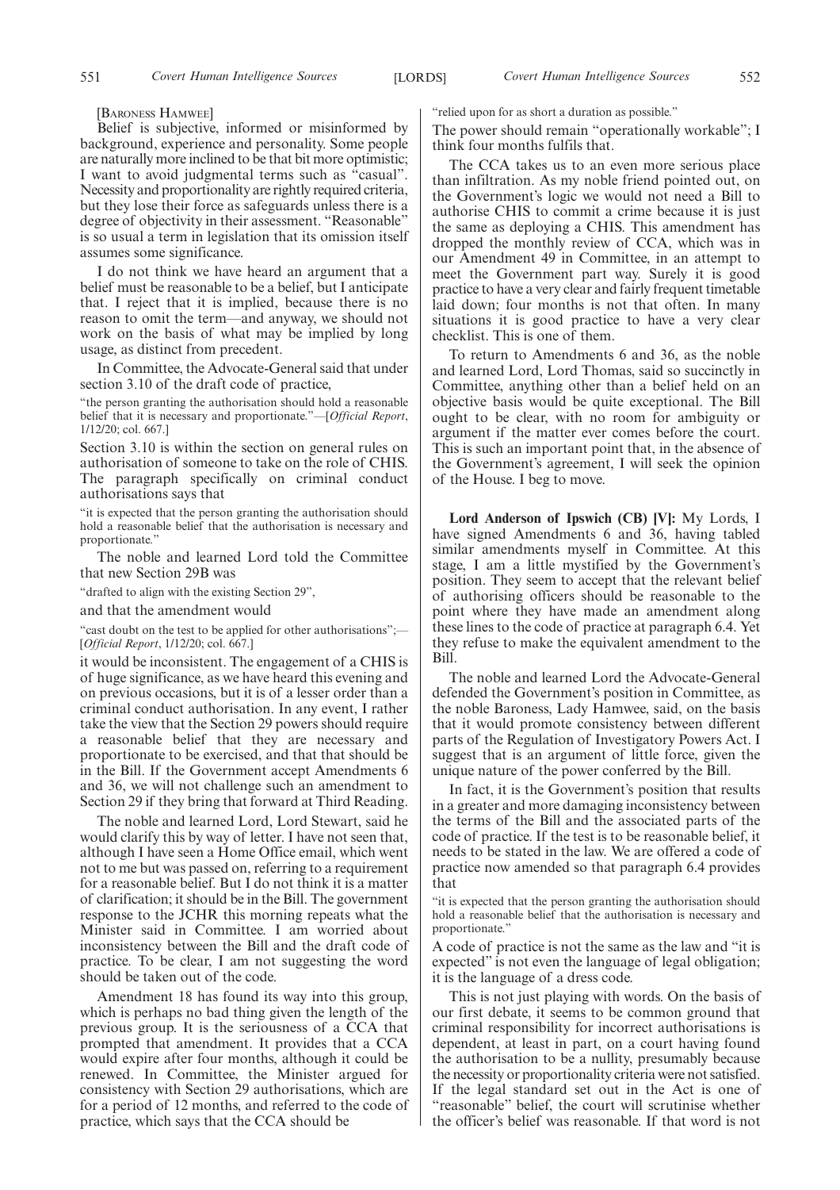[Baroness Hamwee]

Belief is subjective, informed or misinformed by background, experience and personality. Some people are naturally more inclined to be that bit more optimistic; I want to avoid judgmental terms such as "casual". Necessity and proportionality are rightly required criteria, but they lose their force as safeguards unless there is a degree of objectivity in their assessment. "Reasonable" is so usual a term in legislation that its omission itself assumes some significance.

I do not think we have heard an argument that a belief must be reasonable to be a belief, but I anticipate that. I reject that it is implied, because there is no reason to omit the term—and anyway, we should not work on the basis of what may be implied by long usage, as distinct from precedent.

In Committee, the Advocate-General said that under section 3.10 of the draft code of practice,

"the person granting the authorisation should hold a reasonable belief that it is necessary and proportionate."—[*Official Report*, 1/12/20; col. 667.]

Section 3.10 is within the section on general rules on authorisation of someone to take on the role of CHIS. The paragraph specifically on criminal conduct authorisations says that

"it is expected that the person granting the authorisation should hold a reasonable belief that the authorisation is necessary and proportionate."

The noble and learned Lord told the Committee that new Section 29B was

"drafted to align with the existing Section 29",

and that the amendment would

"cast doubt on the test to be applied for other authorisations";—[*Official Report*, 1/12/20; col. 667.]

it would be inconsistent. The engagement of a CHIS is of huge significance, as we have heard this evening and on previous occasions, but it is of a lesser order than a criminal conduct authorisation. In any event, I rather take the view that the Section 29 powers should require a reasonable belief that they are necessary and proportionate to be exercised, and that that should be in the Bill. If the Government accept Amendments 6 and 36, we will not challenge such an amendment to Section 29 if they bring that forward at Third Reading.

The noble and learned Lord, Lord Stewart, said he would clarify this by way of letter. I have not seen that, although I have seen a Home Office email, which went not to me but was passed on, referring to a requirement for a reasonable belief. But I do not think it is a matter of clarification; it should be in the Bill. The government response to the JCHR this morning repeats what the Minister said in Committee. I am worried about inconsistency between the Bill and the draft code of practice. To be clear, I am not suggesting the word should be taken out of the code.

Amendment 18 has found its way into this group, which is perhaps no bad thing given the length of the previous group. It is the seriousness of a CCA that prompted that amendment. It provides that a CCA would expire after four months, although it could be renewed. In Committee, the Minister argued for consistency with Section 29 authorisations, which are for a period of 12 months, and referred to the code of practice, which says that the CCA should be

"relied upon for as short a duration as possible."

The power should remain "operationally workable"; I think four months fulfils that.

The CCA takes us to an even more serious place than infiltration. As my noble friend pointed out, on the Government's logic we would not need a Bill to authorise CHIS to commit a crime because it is just the same as deploying a CHIS. This amendment has dropped the monthly review of CCA, which was in our Amendment 49 in Committee, in an attempt to meet the Government part way. Surely it is good practice to have a very clear and fairly frequent timetable laid down; four months is not that often. In many situations it is good practice to have a very clear checklist. This is one of them.

To return to Amendments 6 and 36, as the noble and learned Lord, Lord Thomas, said so succinctly in Committee, anything other than a belief held on an objective basis would be quite exceptional. The Bill ought to be clear, with no room for ambiguity or argument if the matter ever comes before the court. This is such an important point that, in the absence of the Government's agreement, I will seek the opinion of the House. I beg to move.

**Lord Anderson of Ipswich (CB) [V]:** My Lords, I have signed Amendments 6 and 36, having tabled similar amendments myself in Committee. At this stage, I am a little mystified by the Government's position. They seem to accept that the relevant belief of authorising officers should be reasonable to the point where they have made an amendment along these lines to the code of practice at paragraph 6.4. Yet they refuse to make the equivalent amendment to the Bill.

The noble and learned Lord the Advocate-General defended the Government's position in Committee, as the noble Baroness, Lady Hamwee, said, on the basis that it would promote consistency between different parts of the Regulation of Investigatory Powers Act. I suggest that is an argument of little force, given the unique nature of the power conferred by the Bill.

In fact, it is the Government's position that results in a greater and more damaging inconsistency between the terms of the Bill and the associated parts of the code of practice. If the test is to be reasonable belief, it needs to be stated in the law. We are offered a code of practice now amended so that paragraph 6.4 provides that

"it is expected that the person granting the authorisation should hold a reasonable belief that the authorisation is necessary and proportionate."

A code of practice is not the same as the law and "it is expected" is not even the language of legal obligation; it is the language of a dress code.

This is not just playing with words. On the basis of our first debate, it seems to be common ground that criminal responsibility for incorrect authorisations is dependent, at least in part, on a court having found the authorisation to be a nullity, presumably because the necessity or proportionality criteria were not satisfied. If the legal standard set out in the Act is one of "reasonable" belief, the court will scrutinise whether the officer's belief was reasonable. If that word is not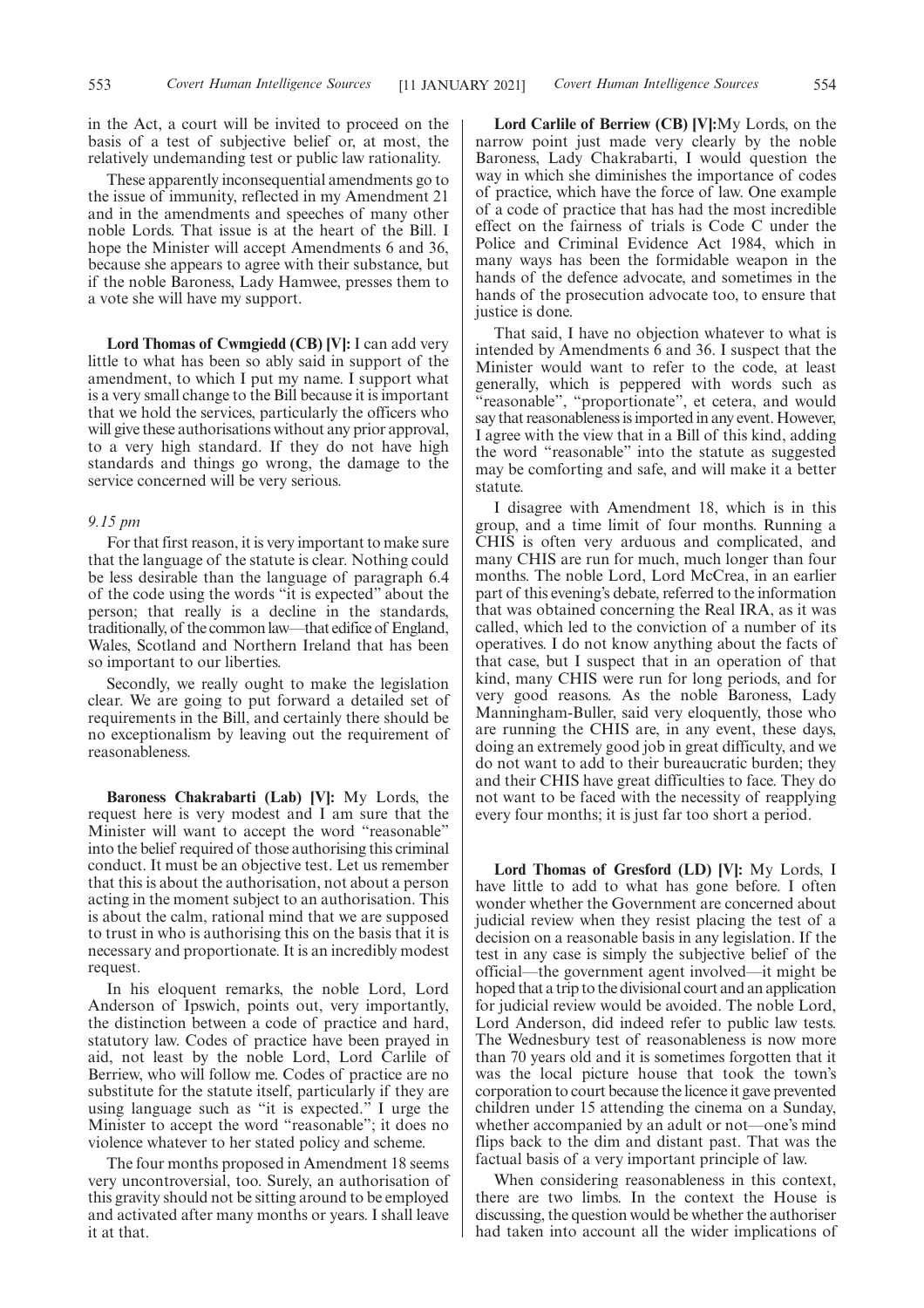in the Act, a court will be invited to proceed on the basis of a test of subjective belief or, at most, the relatively undemanding test or public law rationality.

These apparently inconsequential amendments go to the issue of immunity, reflected in my Amendment 21 and in the amendments and speeches of many other noble Lords. That issue is at the heart of the Bill. I hope the Minister will accept Amendments 6 and 36, because she appears to agree with their substance, but if the noble Baroness, Lady Hamwee, presses them to a vote she will have my support.

**Lord Thomas of Cwmgiedd (CB) [V]:** I can add very little to what has been so ably said in support of the amendment, to which I put my name. I support what is a very small change to the Bill because it is important that we hold the services, particularly the officers who will give these authorisations without any prior approval, to a very high standard. If they do not have high standards and things go wrong, the damage to the service concerned will be very serious.

*9.15 pm*

For that first reason, it is very important to make sure that the language of the statute is clear. Nothing could be less desirable than the language of paragraph 6.4 of the code using the words "it is expected" about the person; that really is a decline in the standards, traditionally, of the common law—that edifice of England, Wales, Scotland and Northern Ireland that has been so important to our liberties.

Secondly, we really ought to make the legislation clear. We are going to put forward a detailed set of requirements in the Bill, and certainly there should be no exceptionalism by leaving out the requirement of reasonableness.

**Baroness Chakrabarti (Lab) [V]:** My Lords, the request here is very modest and I am sure that the Minister will want to accept the word "reasonable" into the belief required of those authorising this criminal conduct. It must be an objective test. Let us remember that this is about the authorisation, not about a person acting in the moment subject to an authorisation. This is about the calm, rational mind that we are supposed to trust in who is authorising this on the basis that it is necessary and proportionate. It is an incredibly modest request.

In his eloquent remarks, the noble Lord, Lord Anderson of Ipswich, points out, very importantly, the distinction between a code of practice and hard, statutory law. Codes of practice have been prayed in aid, not least by the noble Lord, Lord Carlile of Berriew, who will follow me. Codes of practice are no substitute for the statute itself, particularly if they are using language such as "it is expected." I urge the Minister to accept the word "reasonable"; it does no violence whatever to her stated policy and scheme.

The four months proposed in Amendment 18 seems very uncontroversial, too. Surely, an authorisation of this gravity should not be sitting around to be employed and activated after many months or years. I shall leave it at that.

**Lord Carlile of Berriew (CB) [V]:** My Lords, on the narrow point just made very clearly by the noble Baroness, Lady Chakrabarti, I would question the way in which she diminishes the importance of codes of practice, which have the force of law. One example of a code of practice that has had the most incredible effect on the fairness of trials is Code C under the Police and Criminal Evidence Act 1984, which in many ways has been the formidable weapon in the hands of the defence advocate, and sometimes in the hands of the prosecution advocate too, to ensure that justice is done.

That said, I have no objection whatever to what is intended by Amendments 6 and 36. I suspect that the Minister would want to refer to the code, at least generally, which is peppered with words such as "reasonable", "proportionate", et cetera, and would say that reasonableness is imported in any event. However, I agree with the view that in a Bill of this kind, adding the word "reasonable" into the statute as suggested may be comforting and safe, and will make it a better statute.

I disagree with Amendment 18, which is in this group, and a time limit of four months. Running a CHIS is often very arduous and complicated, and many CHIS are run for much, much longer than four months. The noble Lord, Lord McCrea, in an earlier part of this evening's debate, referred to the information that was obtained concerning the Real IRA, as it was called, which led to the conviction of a number of its operatives. I do not know anything about the facts of that case, but I suspect that in an operation of that kind, many CHIS were run for long periods, and for very good reasons. As the noble Baroness, Lady Manningham-Buller, said very eloquently, those who are running the CHIS are, in any event, these days, doing an extremely good job in great difficulty, and we do not want to add to their bureaucratic burden; they and their CHIS have great difficulties to face. They do not want to be faced with the necessity of reapplying every four months; it is just far too short a period.

**Lord Thomas of Gresford (LD) [V]:** My Lords, I have little to add to what has gone before. I often wonder whether the Government are concerned about judicial review when they resist placing the test of a decision on a reasonable basis in any legislation. If the test in any case is simply the subjective belief of the official—the government agent involved—it might be hoped that a trip to the divisional court and an application for judicial review would be avoided. The noble Lord, Lord Anderson, did indeed refer to public law tests. The Wednesbury test of reasonableness is now more than 70 years old and it is sometimes forgotten that it was the local picture house that took the town's corporation to court because the licence it gave prevented children under 15 attending the cinema on a Sunday, whether accompanied by an adult or not—one's mind flips back to the dim and distant past. That was the factual basis of a very important principle of law.

When considering reasonableness in this context, there are two limbs. In the context the House is discussing, the question would be whether the authoriser had taken into account all the wider implications of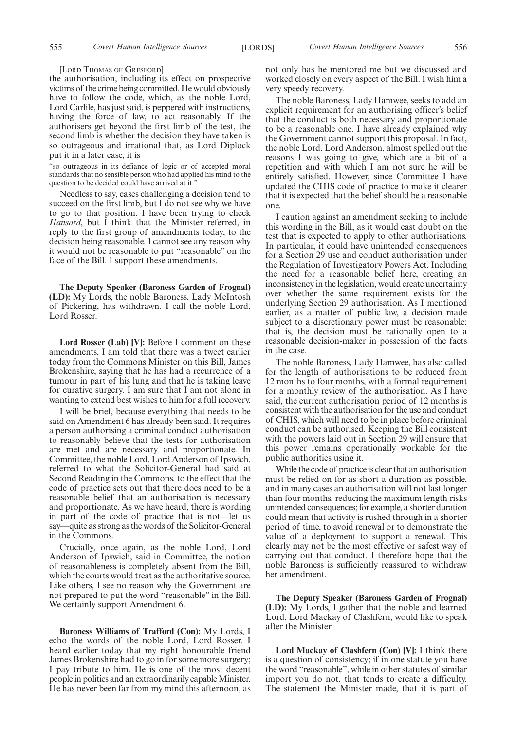[Lord Thomas of Gresford]

the authorisation, including its effect on prospective victims of the crime being committed. He would obviously have to follow the code, which, as the noble Lord, Lord Carlile, has just said, is peppered with instructions, having the force of law, to act reasonably. If the authorisers get beyond the first limb of the test, the second limb is whether the decision they have taken is so outrageous and irrational that, as Lord Diplock put it in a later case, it is

"so outrageous in its defiance of logic or of accepted moral standards that no sensible person who had applied his mind to the question to be decided could have arrived at it."

Needless to say, cases challenging a decision tend to succeed on the first limb, but I do not see why we have to go to that position. I have been trying to check *Hansard*, but I think that the Minister referred, in reply to the first group of amendments today, to the decision being reasonable. I cannot see any reason why it would not be reasonable to put "reasonable" on the face of the Bill. I support these amendments.

**The Deputy Speaker (Baroness Garden of Frognal) (LD):** My Lords, the noble Baroness, Lady McIntosh of Pickering, has withdrawn. I call the noble Lord, Lord Rosser.

**Lord Rosser (Lab) [V]:** Before I comment on these amendments, I am told that there was a tweet earlier today from the Commons Minister on this Bill, James Brokenshire, saying that he has had a recurrence of a tumour in part of his lung and that he is taking leave for curative surgery. I am sure that I am not alone in wanting to extend best wishes to him for a full recovery.

I will be brief, because everything that needs to be said on Amendment 6 has already been said. It requires a person authorising a criminal conduct authorisation to reasonably believe that the tests for authorisation are met and are necessary and proportionate. In Committee, the noble Lord, Lord Anderson of Ipswich, referred to what the Solicitor-General had said at Second Reading in the Commons, to the effect that the code of practice sets out that there does need to be a reasonable belief that an authorisation is necessary and proportionate. As we have heard, there is wording in part of the code of practice that is not—let us say—quite as strong as the words of the Solicitor-General in the Commons.

Crucially, once again, as the noble Lord, Lord Anderson of Ipswich, said in Committee, the notion of reasonableness is completely absent from the Bill, which the courts would treat as the authoritative source. Like others, I see no reason why the Government are not prepared to put the word "reasonable" in the Bill. We certainly support Amendment 6.

**Baroness Williams of Trafford (Con):** My Lords, I echo the words of the noble Lord, Lord Rosser. I heard earlier today that my right honourable friend James Brokenshire had to go in for some more surgery; I pay tribute to him. He is one of the most decent people in politics and an extraordinarily capable Minister. He has never been far from my mind this afternoon, as not only has he mentored me but we discussed and worked closely on every aspect of the Bill. I wish him a very speedy recovery.

The noble Baroness, Lady Hamwee, seeks to add an explicit requirement for an authorising officer's belief that the conduct is both necessary and proportionate to be a reasonable one. I have already explained why the Government cannot support this proposal. In fact, the noble Lord, Lord Anderson, almost spelled out the reasons I was going to give, which are a bit of a repetition and with which I am not sure he will be entirely satisfied. However, since Committee I have updated the CHIS code of practice to make it clearer that it is expected that the belief should be a reasonable one.

I caution against an amendment seeking to include this wording in the Bill, as it would cast doubt on the test that is expected to apply to other authorisations. In particular, it could have unintended consequences for a Section 29 use and conduct authorisation under the Regulation of Investigatory Powers Act. Including the need for a reasonable belief here, creating an inconsistency in the legislation, would create uncertainty over whether the same requirement exists for the underlying Section 29 authorisation. As I mentioned earlier, as a matter of public law, a decision made subject to a discretionary power must be reasonable; that is, the decision must be rationally open to a reasonable decision-maker in possession of the facts in the case.

The noble Baroness, Lady Hamwee, has also called for the length of authorisations to be reduced from 12 months to four months, with a formal requirement for a monthly review of the authorisation. As I have said, the current authorisation period of 12 months is consistent with the authorisation for the use and conduct of CHIS, which will need to be in place before criminal conduct can be authorised. Keeping the Bill consistent with the powers laid out in Section 29 will ensure that this power remains operationally workable for the public authorities using it.

While the code of practice is clear that an authorisation must be relied on for as short a duration as possible, and in many cases an authorisation will not last longer than four months, reducing the maximum length risks unintended consequences; for example, a shorter duration could mean that activity is rushed through in a shorter period of time, to avoid renewal or to demonstrate the value of a deployment to support a renewal. This clearly may not be the most effective or safest way of carrying out that conduct. I therefore hope that the noble Baroness is sufficiently reassured to withdraw her amendment.

**The Deputy Speaker (Baroness Garden of Frognal) (LD):** My Lords, I gather that the noble and learned Lord, Lord Mackay of Clashfern, would like to speak after the Minister.

**Lord Mackay of Clashfern (Con) [V]:** I think there is a question of consistency; if in one statute you have the word "reasonable", while in other statutes of similar import you do not, that tends to create a difficulty. The statement the Minister made, that it is part of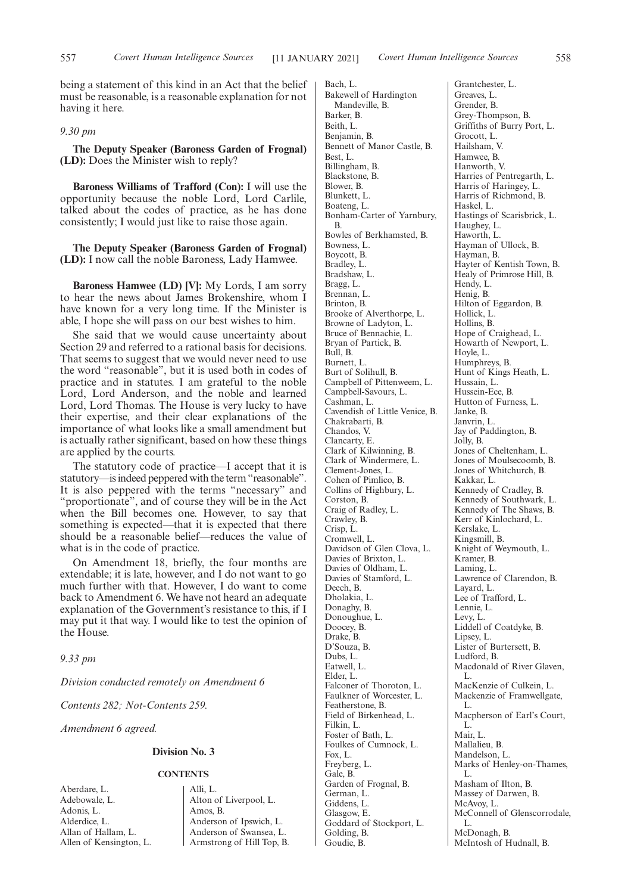being a statement of this kind in an Act that the belief must be reasonable, is a reasonable explanation for not having it here.

*9.30 pm*

**The Deputy Speaker (Baroness Garden of Frognal) (LD):** Does the Minister wish to reply?

**Baroness Williams of Trafford (Con):** I will use the opportunity because the noble Lord, Lord Carlile, talked about the codes of practice, as he has done consistently; I would just like to raise those again.

**The Deputy Speaker (Baroness Garden of Frognal) (LD):** I now call the noble Baroness, Lady Hamwee.

**Baroness Hamwee (LD) [V]:** My Lords, I am sorry to hear the news about James Brokenshire, whom I have known for a very long time. If the Minister is able, I hope she will pass on our best wishes to him.

She said that we would cause uncertainty about Section 29 and referred to a rational basis for decisions. That seems to suggest that we would never need to use the word "reasonable", but it is used both in codes of practice and in statutes. I am grateful to the noble Lord, Lord Anderson, and the noble and learned Lord, Lord Thomas. The House is very lucky to have their expertise, and their clear explanations of the importance of what looks like a small amendment but is actually rather significant, based on how these things are applied by the courts.

The statutory code of practice—I accept that it is statutory—is indeed peppered with the term "reasonable". It is also peppered with the terms "necessary" and "proportionate", and of course they will be in the Act when the Bill becomes one. However, to say that something is expected—that it is expected that there should be a reasonable belief—reduces the value of what is in the code of practice.

On Amendment 18, briefly, the four months are extendable; it is late, however, and I do not want to go much further with that. However, I do want to come back to Amendment 6. We have not heard an adequate explanation of the Government's resistance to this, if I may put it that way. I would like to test the opinion of the House.

*9.33 pm*

*Division conducted remotely on Amendment 6*

*Contents 282; Not-Contents 259.*

*Amendment 6 agreed.*

## Division No. 3

### CONTENTS

Aberdare, L.
Adebowale, L.
Adonis, L.
Alderdice, L.
Allan of Hallam, L.
Allen of Kensington, L.
Alli, L.
Alton of Liverpool, L.
Amos, B.
Anderson of Ipswich, L.
Anderson of Swansea, L.
Armstrong of Hill Top, B.
Bach, L.
Bakewell of Hardington Mandeville, B.
Barker, B.
Beith, L.
Benjamin, B.
Bennett of Manor Castle, B.
Best, L.
Billingham, B.
Blackstone, B.
Blower, B.
Blunkett, L.
Boateng, L.
Bonham-Carter of Yarnbury, B.
Bowles of Berkhamsted, B.
Bowness, L.
Boycott, B.
Bradley, L.
Bradshaw, L.
Bragg, L.
Brennan, L.
Brinton, B.
Brooke of Alverthorpe, L.
Browne of Ladyton, L.
Bruce of Bennachie, L.
Bryan of Partick, B.
Bull, B.
Burnett, L.
Burt of Solihull, B.
Campbell of Pittenweem, L.
Campbell-Savours, L.
Cashman, L.
Cavendish of Little Venice, B.
Chakrabarti, B.
Chandos, V.
Clancarty, E.
Clark of Kilwinning, B.
Clark of Windermere, L.
Clement-Jones, L.
Cohen of Pimlico, B.
Collins of Highbury, L.
Corston, B.
Craig of Radley, L.
Crawley, B.
Crisp, L.
Cromwell, L.
Davidson of Glen Clova, L.
Davies of Brixton, L.
Davies of Oldham, L.
Davies of Stamford, L.
Deech, B.
Dholakia, L.
Donaghy, B.
Donoughue, L.
Doocey, B.
Drake, B.
D'Souza, B.
Dubs, L.
Eatwell, L.
Elder, L.
Falconer of Thoroton, L.
Faulkner of Worcester, L.
Featherstone, B.
Field of Birkenhead, L.
Filkin, L.
Foster of Bath, L.
Foulkes of Cumnock, L.
Fox, L.
Freyberg, L.
Gale, B.
Garden of Frognal, B.
German, L.
Giddens, L.
Glasgow, E.
Goddard of Stockport, L.
Golding, B.
Goudie, B.
Grantchester, L.
Greaves, L.
Grender, B.
Grey-Thompson, B.
Griffiths of Burry Port, L.
Grocott, L.
Hailsham, V.
Hamwee, B.
Hanworth, V.
Harries of Pentregarth, L.
Harris of Haringey, L.
Harris of Richmond, B.
Haskel, L.
Hastings of Scarisbrick, L.
Haughey, L.
Haworth, L.
Hayman of Ullock, B.
Hayman, B.
Hayter of Kentish Town, B.
Healy of Primrose Hill, B.
Hendy, L.
Henig, B.
Hilton of Eggardon, B.
Hollick, L.
Hollins, B.
Hope of Craighead, L.
Howarth of Newport, L.
Hoyle, L.
Humphreys, B.
Hunt of Kings Heath, L.
Hussain, L.
Hussein-Ece, B.
Hutton of Furness, L.
Janke, B.
Janvrin, L.
Jay of Paddington, B.
Jolly, B.
Jones of Cheltenham, L.
Jones of Moulsecoomb, B.
Jones of Whitchurch, B.
Kakkar, L.
Kennedy of Cradley, B.
Kennedy of Southwark, L.
Kennedy of The Shaws, B.
Kerr of Kinlochard, L.
Kerslake, L.
Kingsmill, B.
Knight of Weymouth, L.
Kramer, B.
Laming, L.
Lawrence of Clarendon, B.
Layard, L.
Lee of Trafford, L.
Lennie, L.
Levy, L.
Liddell of Coatdyke, B.
Lipsey, L.
Lister of Burtersett, B.
Ludford, B.
Macdonald of River Glaven, L.
MacKenzie of Culkein, L.
Mackenzie of Framwellgate, L.
Macpherson of Earl's Court, L.
Mair, L.
Mallalieu, B.
Mandelson, L.
Marks of Henley-on-Thames, L.
Masham of Ilton, B.
Massey of Darwen, B.
McAvoy, L.
McConnell of Glenscorrodale, L.
McDonagh, B.
McIntosh of Hudnall, B.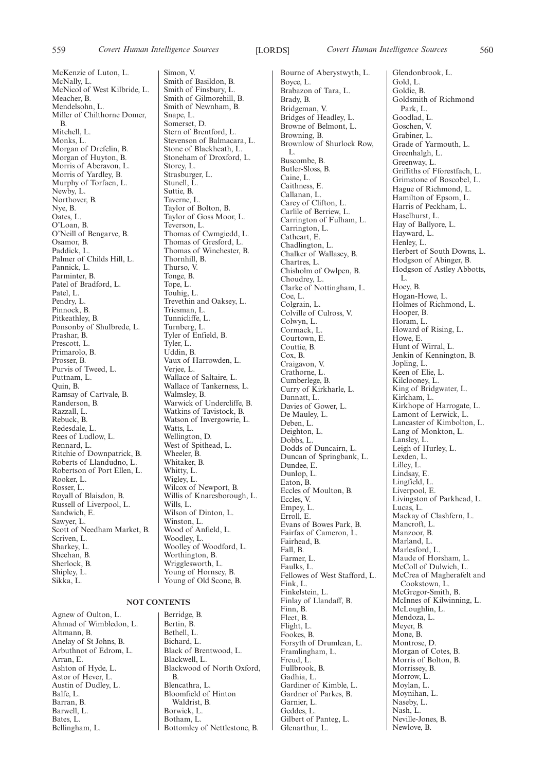McKenzie of Luton, L.
McNally, L.
McNicol of West Kilbride, L.
Meacher, B.
Mendelsohn, L.
Miller of Chilthorne Domer, B.
Mitchell, L.
Monks, L.
Morgan of Drefelin, B.
Morgan of Huyton, B.
Morris of Aberavon, L.
Morris of Yardley, B.
Murphy of Torfaen, L.
Newby, L.
Northover, B.
Nye, B.
Oates, L.
O'Loan, B.
O'Neill of Bengarve, B.
Osamor, B.
Paddick, L.
Palmer of Childs Hill, L.
Pannick, L.
Parminter, B.
Patel of Bradford, L.
Patel, L.
Pendry, L.
Pinnock, B.
Pitkeathley, B.
Ponsonby of Shulbrede, L.
Prashar, B.
Prescott, L.
Primarolo, B.
Prosser, B.
Purvis of Tweed, L.
Puttnam, L.
Quin, B.
Ramsay of Cartvale, B.
Randerson, B.
Razzall, L.
Rebuck, B.
Redesdale, L.
Rees of Ludlow, L.
Rennard, L.
Ritchie of Downpatrick, B.
Roberts of Llandudno, L.
Robertson of Port Ellen, L.
Rooker, L.
Rosser, L.
Royall of Blaisdon, B.
Russell of Liverpool, L.
Sandwich, E.
Sawyer, L.
Scott of Needham Market, B.
Scriven, L.
Sharkey, L.
Sheehan, B.
Sherlock, B.
Shipley, L.
Sikka, L.
Simon, V.
Smith of Basildon, B.
Smith of Finsbury, L.
Smith of Gilmorehill, B.
Smith of Newnham, B.
Snape, L.
Somerset, D.
Stern of Brentford, L.
Stevenson of Balmacara, L.
Stone of Blackheath, L.
Stoneham of Droxford, L.
Storey, L.
Strasburger, L.
Stunell, L.
Suttie, B.
Taverne, L.
Taylor of Bolton, B.
Taylor of Goss Moor, L.
Teverson, L.
Thomas of Cwmgiedd, L.
Thomas of Gresford, L.
Thomas of Winchester, B.
Thornhill, B.
Thurso, V.
Tonge, B.
Tope, L.
Touhig, L.
Trevethin and Oaksey, L.
Triesman, L.
Tunnicliffe, L.
Turnberg, L.
Tyler of Enfield, B.
Tyler, L.
Uddin, B.
Vaux of Harrowden, L.
Verjee, L.
Wallace of Saltaire, L.
Wallace of Tankerness, L.
Walmsley, B.
Warwick of Undercliffe, B.
Watkins of Tavistock, B.
Watson of Invergowrie, L.
Watts, L.
Wellington, D.
West of Spithead, L.
Wheeler, B.
Whitaker, B.
Whitty, L.
Wigley, L.
Wilcox of Newport, B.
Willis of Knaresborough, L.
Wills, L.
Wilson of Dinton, L.
Winston, L.
Wood of Anfield, L.
Woodley, L.
Woolley of Woodford, L.
Worthington, B.
Wrigglesworth, L.
Young of Hornsey, B.
Young of Old Scone, B.

## NOT CONTENTS

Agnew of Oulton, L.
Ahmad of Wimbledon, L.
Altmann, B.
Anelay of St Johns, B.
Arbuthnot of Edrom, L.
Arran, E.
Ashton of Hyde, L.
Astor of Hever, L.
Austin of Dudley, L.
Balfe, L.
Barran, B.
Barwell, L.
Bates, L.
Bellingham, L.
Berridge, B.
Bertin, B.
Bethell, L.
Bichard, L.
Black of Brentwood, L.
Blackwell, L.
Blackwood of North Oxford, B.
Blencathra, L.
Bloomfield of Hinton Waldrist, B.
Borwick, L.
Botham, L.
Bottomley of Nettlestone, B.
Bourne of Aberystwyth, L.
Boyce, L.
Brabazon of Tara, L.
Brady, B.
Bridgeman, V.
Bridges of Headley, L.
Browne of Belmont, L.
Browning, B.
Brownlow of Shurlock Row, L.
Buscombe, B.
Butler-Sloss, B.
Caine, L.
Caithness, E.
Callanan, L.
Carey of Clifton, L.
Carlile of Berriew, L.
Carrington of Fulham, L.
Carrington, L.
Cathcart, E.
Chadlington, L.
Chalker of Wallasey, B.
Chartres, L.
Chisholm of Owlpen, B.
Choudrey, L.
Clarke of Nottingham, L.
Coe, L.
Colgrain, L.
Colville of Culross, V.
Colwyn, L.
Cormack, L.
Courtown, E.
Couttie, B.
Cox, B.
Craigavon, V.
Crathorne, L.
Cumberlege, B.
Curry of Kirkharle, L.
Dannatt, L.
Davies of Gower, L.
De Mauley, L.
Deben, L.
Deighton, L.
Dobbs, L.
Dodds of Duncairn, L.
Duncan of Springbank, L.
Dundee, E.
Dunlop, L.
Eaton, B.
Eccles of Moulton, B.
Eccles, V.
Empey, L.
Erroll, E.
Evans of Bowes Park, B.
Fairfax of Cameron, L.
Fairhead, B.
Fall, B.
Farmer, L.
Faulks, L.
Fellowes of West Stafford, L.
Fink, L.
Finkelstein, L.
Finlay of Llandaff, B.
Finn, B.
Fleet, B.
Flight, L.
Fookes, B.
Forsyth of Drumlean, L.
Framlingham, L.
Freud, L.
Fullbrook, B.
Gadhia, L.
Gardiner of Kimble, L.
Gardner of Parkes, B.
Garnier, L.
Geddes, L.
Gilbert of Panteg, L.
Glenarthur, L.
Glendonbrook, L.
Gold, L.
Goldie, B.
Goldsmith of Richmond Park, L.
Goodlad, L.
Goschen, V.
Grabiner, L.
Grade of Yarmouth, L.
Greenhalgh, L.
Greenway, L.
Griffiths of Fforestfach, L.
Grimstone of Boscobel, L.
Hague of Richmond, L.
Hamilton of Epsom, L.
Harris of Peckham, L.
Haselhurst, L.
Hay of Ballyore, L.
Hayward, L.
Henley, L.
Herbert of South Downs, L.
Hodgson of Abinger, B.
Hodgson of Astley Abbotts, L.
Hoey, B.
Hogan-Howe, L.
Holmes of Richmond, L.
Hooper, B.
Horam, L.
Howard of Rising, L.
Howe, E.
Hunt of Wirral, L.
Jenkin of Kennington, B.
Jopling, L.
Keen of Elie, L.
Kilclooney, L.
King of Bridgwater, L.
Kirkham, L.
Kirkhope of Harrogate, L.
Lamont of Lerwick, L.
Lancaster of Kimbolton, L.
Lang of Monkton, L.
Lansley, L.
Leigh of Hurley, L.
Lexden, L.
Lilley, L.
Lindsay, E.
Lingfield, L.
Liverpool, E.
Livingston of Parkhead, L.
Lucas, L.
Mackay of Clashfern, L.
Mancroft, L.
Manzoor, B.
Marland, L.
Marlesford, L.
Maude of Horsham, L.
McColl of Dulwich, L.
McCrea of Magherafelt and Cookstown, L.
McGregor-Smith, B.
McInnes of Kilwinning, L.
McLoughlin, L.
Mendoza, L.
Meyer, B.
Mone, B.
Montrose, D.
Morgan of Cotes, B.
Morris of Bolton, B.
Morrissey, B.
Morrow, L.
Moylan, L.
Moynihan, L.
Naseby, L.
Nash, L.
Neville-Jones, B.
Newlove, B.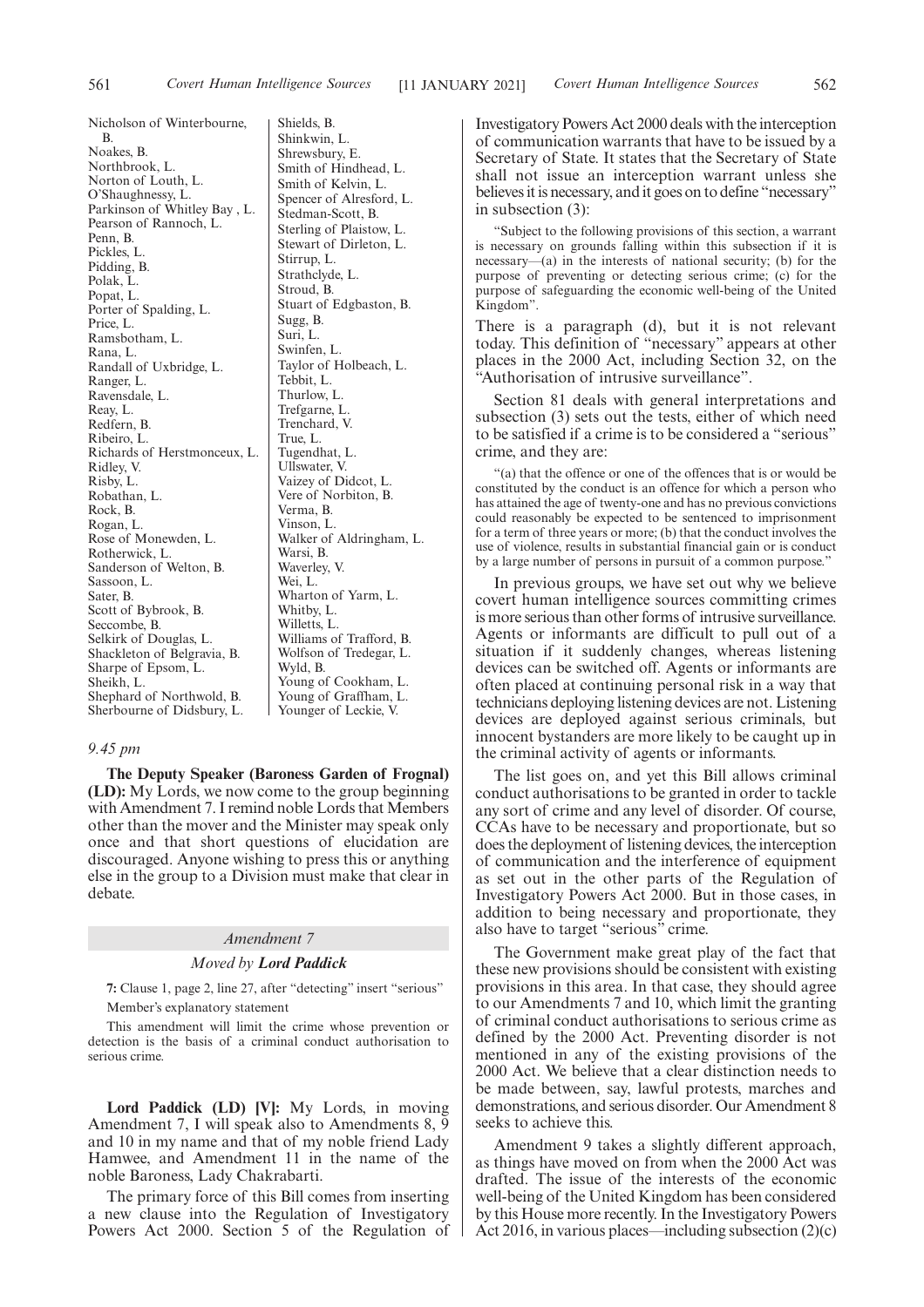Nicholson of Winterbourne, B.
Noakes, B.
Northbrook, L.
Norton of Louth, L.
O'Shaughnessy, L.
Parkinson of Whitley Bay , L.
Pearson of Rannoch, L.
Penn, B.
Pickles, L.
Pidding, B.
Polak, L.
Popat, L.
Porter of Spalding, L.
Price, L.
Ramsbotham, L.
Rana, L.
Randall of Uxbridge, L.
Ranger, L.
Ravensdale, L.
Reay, L.
Redfern, B.
Ribeiro, L.
Richards of Herstmonceux, L.
Ridley, V.
Risby, L.
Robathan, L.
Rock, B.
Rogan, L.
Rose of Monewden, L.
Rotherwick, L.
Sanderson of Welton, B.
Sassoon, L.
Sater, B.
Scott of Bybrook, B.
Seccombe, B.
Selkirk of Douglas, L.
Shackleton of Belgravia, B.
Sharpe of Epsom, L.
Sheikh, L.
Shephard of Northwold, B.
Sherbourne of Didsbury, L.
Shields, B.
Shinkwin, L.
Shrewsbury, E.
Smith of Hindhead, L.
Smith of Kelvin, L.
Spencer of Alresford, L.
Stedman-Scott, B.
Sterling of Plaistow, L.
Stewart of Dirleton, L.
Stirrup, L.
Strathclyde, L.
Stroud, B.
Stuart of Edgbaston, B.
Sugg, B.
Suri, L.
Swinfen, L.
Taylor of Holbeach, L.
Tebbit, L.
Thurlow, L.
Trefgarne, L.
Trenchard, V.
True, L.
Tugendhat, L.
Ullswater, V.
Vaizey of Didcot, L.
Vere of Norbiton, B.
Verma, B.
Vinson, L.
Walker of Aldringham, L.
Warsi, B.
Waverley, V.
Wei, L.
Wharton of Yarm, L.
Whitby, L.
Willetts, L.
Williams of Trafford, B.
Wolfson of Tredegar, L.
Wyld, B.
Young of Cookham, L.
Young of Graffham, L.
Younger of Leckie, V.

*9.45 pm*

**The Deputy Speaker (Baroness Garden of Frognal) (LD):** My Lords, we now come to the group beginning with Amendment 7. I remind noble Lords that Members other than the mover and the Minister may speak only once and that short questions of elucidation are discouraged. Anyone wishing to press this or anything else in the group to a Division must make that clear in debate.

*Amendment 7*

*Moved by **Lord Paddick***

**7:** Clause 1, page 2, line 27, after "detecting" insert "serious"

Member's explanatory statement

This amendment will limit the crime whose prevention or detection is the basis of a criminal conduct authorisation to serious crime.

**Lord Paddick (LD) [V]:** My Lords, in moving Amendment 7, I will speak also to Amendments 8, 9 and 10 in my name and that of my noble friend Lady Hamwee, and Amendment 11 in the name of the noble Baroness, Lady Chakrabarti.

The primary force of this Bill comes from inserting a new clause into the Regulation of Investigatory Powers Act 2000. Section 5 of the Regulation of Investigatory Powers Act 2000 deals with the interception of communication warrants that have to be issued by a Secretary of State. It states that the Secretary of State shall not issue an interception warrant unless she believes it is necessary, and it goes on to define "necessary" in subsection (3):

"Subject to the following provisions of this section, a warrant is necessary on grounds falling within this subsection if it is necessary—(a) in the interests of national security; (b) for the purpose of preventing or detecting serious crime; (c) for the purpose of safeguarding the economic well-being of the United Kingdom".

There is a paragraph (d), but it is not relevant today. This definition of "necessary" appears at other places in the 2000 Act, including Section 32, on the "Authorisation of intrusive surveillance".

Section 81 deals with general interpretations and subsection (3) sets out the tests, either of which need to be satisfied if a crime is to be considered a "serious" crime, and they are:

"(a) that the offence or one of the offences that is or would be constituted by the conduct is an offence for which a person who has attained the age of twenty-one and has no previous convictions could reasonably be expected to be sentenced to imprisonment for a term of three years or more; (b) that the conduct involves the use of violence, results in substantial financial gain or is conduct by a large number of persons in pursuit of a common purpose."

In previous groups, we have set out why we believe covert human intelligence sources committing crimes is more serious than other forms of intrusive surveillance. Agents or informants are difficult to pull out of a situation if it suddenly changes, whereas listening devices can be switched off. Agents or informants are often placed at continuing personal risk in a way that technicians deploying listening devices are not. Listening devices are deployed against serious criminals, but innocent bystanders are more likely to be caught up in the criminal activity of agents or informants.

The list goes on, and yet this Bill allows criminal conduct authorisations to be granted in order to tackle any sort of crime and any level of disorder. Of course, CCAs have to be necessary and proportionate, but so does the deployment of listening devices, the interception of communication and the interference of equipment as set out in the other parts of the Regulation of Investigatory Powers Act 2000. But in those cases, in addition to being necessary and proportionate, they also have to target "serious" crime.

The Government make great play of the fact that these new provisions should be consistent with existing provisions in this area. In that case, they should agree to our Amendments 7 and 10, which limit the granting of criminal conduct authorisations to serious crime as defined by the 2000 Act. Preventing disorder is not mentioned in any of the existing provisions of the 2000 Act. We believe that a clear distinction needs to be made between, say, lawful protests, marches and demonstrations, and serious disorder. Our Amendment 8 seeks to achieve this.

Amendment 9 takes a slightly different approach, as things have moved on from when the 2000 Act was drafted. The issue of the interests of the economic well-being of the United Kingdom has been considered by this House more recently. In the Investigatory Powers Act 2016, in various places—including subsection (2)(c)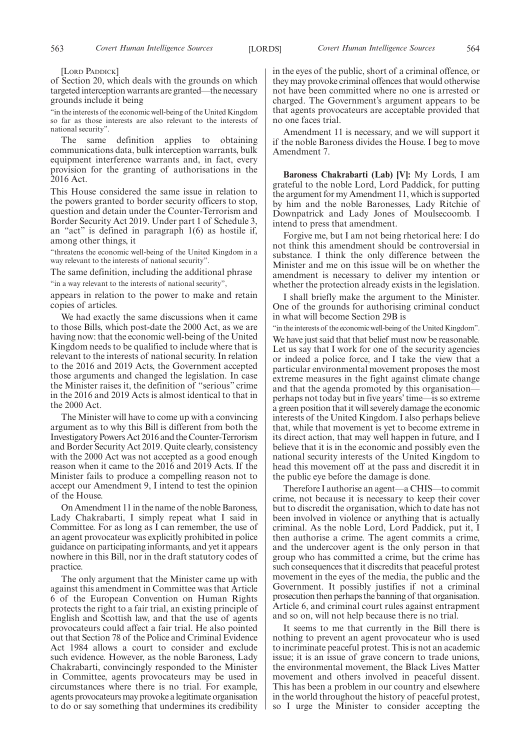[LORD PADDICK]

of Section 20, which deals with the grounds on which targeted interception warrants are granted—the necessary grounds include it being

"in the interests of the economic well-being of the United Kingdom so far as those interests are also relevant to the interests of national security".

The same definition applies to obtaining communications data, bulk interception warrants, bulk equipment interference warrants and, in fact, every provision for the granting of authorisations in the 2016 Act.

This House considered the same issue in relation to the powers granted to border security officers to stop, question and detain under the Counter-Terrorism and Border Security Act 2019. Under part 1 of Schedule 3, an "act" is defined in paragraph 1(6) as hostile if, among other things, it

"threatens the economic well-being of the United Kingdom in a way relevant to the interests of national security".

The same definition, including the additional phrase

"in a way relevant to the interests of national security",

appears in relation to the power to make and retain copies of articles.

We had exactly the same discussions when it came to those Bills, which post-date the 2000 Act, as we are having now: that the economic well-being of the United Kingdom needs to be qualified to include where that is relevant to the interests of national security. In relation to the 2016 and 2019 Acts, the Government accepted those arguments and changed the legislation. In case the Minister raises it, the definition of "serious" crime in the 2016 and 2019 Acts is almost identical to that in the 2000 Act.

The Minister will have to come up with a convincing argument as to why this Bill is different from both the Investigatory Powers Act 2016 and the Counter-Terrorism and Border Security Act 2019. Quite clearly, consistency with the 2000 Act was not accepted as a good enough reason when it came to the 2016 and 2019 Acts. If the Minister fails to produce a compelling reason not to accept our Amendment 9, I intend to test the opinion of the House.

On Amendment 11 in the name of the noble Baroness, Lady Chakrabarti, I simply repeat what I said in Committee. For as long as I can remember, the use of an agent provocateur was explicitly prohibited in police guidance on participating informants, and yet it appears nowhere in this Bill, nor in the draft statutory codes of practice.

The only argument that the Minister came up with against this amendment in Committee was that Article 6 of the European Convention on Human Rights protects the right to a fair trial, an existing principle of English and Scottish law, and that the use of agents provocateurs could affect a fair trial. He also pointed out that Section 78 of the Police and Criminal Evidence Act 1984 allows a court to consider and exclude such evidence. However, as the noble Baroness, Lady Chakrabarti, convincingly responded to the Minister in Committee, agents provocateurs may be used in circumstances where there is no trial. For example, agents provocateurs may provoke a legitimate organisation to do or say something that undermines its credibility in the eyes of the public, short of a criminal offence, or they may provoke criminal offences that would otherwise not have been committed where no one is arrested or charged. The Government's argument appears to be that agents provocateurs are acceptable provided that no one faces trial.

Amendment 11 is necessary, and we will support it if the noble Baroness divides the House. I beg to move Amendment 7.

**Baroness Chakrabarti (Lab) [V]:** My Lords, I am grateful to the noble Lord, Lord Paddick, for putting the argument for my Amendment 11, which is supported by him and the noble Baronesses, Lady Ritchie of Downpatrick and Lady Jones of Moulsecoomb. I intend to press that amendment.

Forgive me, but I am not being rhetorical here: I do not think this amendment should be controversial in substance. I think the only difference between the Minister and me on this issue will be on whether the amendment is necessary to deliver my intention or whether the protection already exists in the legislation.

I shall briefly make the argument to the Minister. One of the grounds for authorising criminal conduct in what will become Section 29B is

"in the interests of the economic well-being of the United Kingdom".

We have just said that that belief must now be reasonable. Let us say that I work for one of the security agencies or indeed a police force, and I take the view that a particular environmental movement proposes the most extreme measures in the fight against climate change and that the agenda promoted by this organisation—perhaps not today but in five years' time—is so extreme a green position that it will severely damage the economic interests of the United Kingdom. I also perhaps believe that, while that movement is yet to become extreme in its direct action, that may well happen in future, and I believe that it is in the economic and possibly even the national security interests of the United Kingdom to head this movement off at the pass and discredit it in the public eye before the damage is done.

Therefore I authorise an agent—a CHIS—to commit crime, not because it is necessary to keep their cover but to discredit the organisation, which to date has not been involved in violence or anything that is actually criminal. As the noble Lord, Lord Paddick, put it, I then authorise a crime. The agent commits a crime, and the undercover agent is the only person in that group who has committed a crime, but the crime has such consequences that it discredits that peaceful protest movement in the eyes of the media, the public and the Government. It possibly justifies if not a criminal prosecution then perhaps the banning of that organisation. Article 6, and criminal court rules against entrapment and so on, will not help because there is no trial.

It seems to me that currently in the Bill there is nothing to prevent an agent provocateur who is used to incriminate peaceful protest. This is not an academic issue; it is an issue of grave concern to trade unions, the environmental movement, the Black Lives Matter movement and others involved in peaceful dissent. This has been a problem in our country and elsewhere in the world throughout the history of peaceful protest, so I urge the Minister to consider accepting the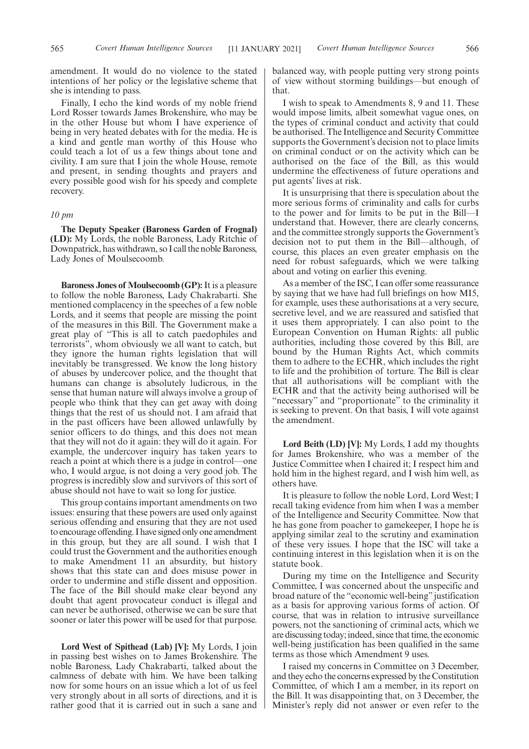amendment. It would do no violence to the stated intentions of her policy or the legislative scheme that she is intending to pass.

Finally, I echo the kind words of my noble friend Lord Rosser towards James Brokenshire, who may be in the other House but whom I have experience of being in very heated debates with for the media. He is a kind and gentle man worthy of this House who could teach a lot of us a few things about tone and civility. I am sure that I join the whole House, remote and present, in sending thoughts and prayers and every possible good wish for his speedy and complete recovery.

*10 pm*

**The Deputy Speaker (Baroness Garden of Frognal) (LD):** My Lords, the noble Baroness, Lady Ritchie of Downpatrick, has withdrawn, so I call the noble Baroness, Lady Jones of Moulsecoomb.

**Baroness Jones of Moulsecoomb (GP):** It is a pleasure to follow the noble Baroness, Lady Chakrabarti. She mentioned complacency in the speeches of a few noble Lords, and it seems that people are missing the point of the measures in this Bill. The Government make a great play of "This is all to catch paedophiles and terrorists", whom obviously we all want to catch, but they ignore the human rights legislation that will inevitably be transgressed. We know the long history of abuses by undercover police, and the thought that humans can change is absolutely ludicrous, in the sense that human nature will always involve a group of people who think that they can get away with doing things that the rest of us should not. I am afraid that in the past officers have been allowed unlawfully by senior officers to do things, and this does not mean that they will not do it again: they will do it again. For example, the undercover inquiry has taken years to reach a point at which there is a judge in control—one who, I would argue, is not doing a very good job. The progress is incredibly slow and survivors of this sort of abuse should not have to wait so long for justice.

This group contains important amendments on two issues: ensuring that these powers are used only against serious offending and ensuring that they are not used to encourage offending. I have signed only one amendment in this group, but they are all sound. I wish that I could trust the Government and the authorities enough to make Amendment 11 an absurdity, but history shows that this state can and does misuse power in order to undermine and stifle dissent and opposition. The face of the Bill should make clear beyond any doubt that agent provocateur conduct is illegal and can never be authorised, otherwise we can be sure that sooner or later this power will be used for that purpose.

**Lord West of Spithead (Lab) [V]:** My Lords, I join in passing best wishes on to James Brokenshire. The noble Baroness, Lady Chakrabarti, talked about the calmness of debate with him. We have been talking now for some hours on an issue which a lot of us feel very strongly about in all sorts of directions, and it is rather good that it is carried out in such a sane and balanced way, with people putting very strong points of view without storming buildings—but enough of that.

I wish to speak to Amendments 8, 9 and 11. These would impose limits, albeit somewhat vague ones, on the types of criminal conduct and activity that could be authorised. The Intelligence and Security Committee supports the Government's decision not to place limits on criminal conduct or on the activity which can be authorised on the face of the Bill, as this would undermine the effectiveness of future operations and put agents' lives at risk.

It is unsurprising that there is speculation about the more serious forms of criminality and calls for curbs to the power and for limits to be put in the Bill—I understand that. However, there are clearly concerns, and the committee strongly supports the Government's decision not to put them in the Bill—although, of course, this places an even greater emphasis on the need for robust safeguards, which we were talking about and voting on earlier this evening.

As a member of the ISC, I can offer some reassurance by saying that we have had full briefings on how MI5, for example, uses these authorisations at a very secure, secretive level, and we are reassured and satisfied that it uses them appropriately. I can also point to the European Convention on Human Rights: all public authorities, including those covered by this Bill, are bound by the Human Rights Act, which commits them to adhere to the ECHR, which includes the right to life and the prohibition of torture. The Bill is clear that all authorisations will be compliant with the ECHR and that the activity being authorised will be "necessary" and "proportionate" to the criminality it is seeking to prevent. On that basis, I will vote against the amendment.

**Lord Beith (LD) [V]:** My Lords, I add my thoughts for James Brokenshire, who was a member of the Justice Committee when I chaired it; I respect him and hold him in the highest regard, and I wish him well, as others have.

It is pleasure to follow the noble Lord, Lord West; I recall taking evidence from him when I was a member of the Intelligence and Security Committee. Now that he has gone from poacher to gamekeeper, I hope he is applying similar zeal to the scrutiny and examination of these very issues. I hope that the ISC will take a continuing interest in this legislation when it is on the statute book.

During my time on the Intelligence and Security Committee, I was concerned about the unspecific and broad nature of the "economic well-being" justification as a basis for approving various forms of action. Of course, that was in relation to intrusive surveillance powers, not the sanctioning of criminal acts, which we are discussing today; indeed, since that time, the economic well-being justification has been qualified in the same terms as those which Amendment 9 uses.

I raised my concerns in Committee on 3 December, and they echo the concerns expressed by the Constitution Committee, of which I am a member, in its report on the Bill. It was disappointing that, on 3 December, the Minister's reply did not answer or even refer to the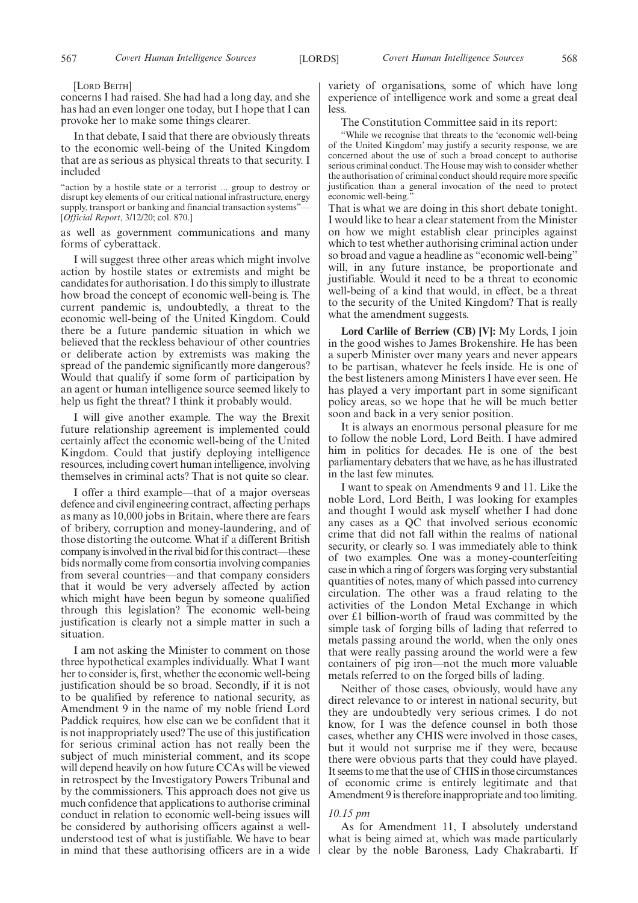[Lord Beith]

concerns I had raised. She had had a long day, and she has had an even longer one today, but I hope that I can provoke her to make some things clearer.

In that debate, I said that there are obviously threats to the economic well-being of the United Kingdom that are as serious as physical threats to that security. I included

"action by a hostile state or a terrorist ... group to destroy or disrupt key elements of our critical national infrastructure, energy supply, transport or banking and financial transaction systems"—[*Official Report*, 3/12/20; col. 870.]

as well as government communications and many forms of cyberattack.

I will suggest three other areas which might involve action by hostile states or extremists and might be candidates for authorisation. I do this simply to illustrate how broad the concept of economic well-being is. The current pandemic is, undoubtedly, a threat to the economic well-being of the United Kingdom. Could there be a future pandemic situation in which we believed that the reckless behaviour of other countries or deliberate action by extremists was making the spread of the pandemic significantly more dangerous? Would that qualify if some form of participation by an agent or human intelligence source seemed likely to help us fight the threat? I think it probably would.

I will give another example. The way the Brexit future relationship agreement is implemented could certainly affect the economic well-being of the United Kingdom. Could that justify deploying intelligence resources, including covert human intelligence, involving themselves in criminal acts? That is not quite so clear.

I offer a third example—that of a major overseas defence and civil engineering contract, affecting perhaps as many as 10,000 jobs in Britain, where there are fears of bribery, corruption and money-laundering, and of those distorting the outcome. What if a different British company is involved in the rival bid for this contract—these bids normally come from consortia involving companies from several countries—and that company considers that it would be very adversely affected by action which might have been begun by someone qualified through this legislation? The economic well-being justification is clearly not a simple matter in such a situation.

I am not asking the Minister to comment on those three hypothetical examples individually. What I want her to consider is, first, whether the economic well-being justification should be so broad. Secondly, if it is not to be qualified by reference to national security, as Amendment 9 in the name of my noble friend Lord Paddick requires, how else can we be confident that it is not inappropriately used? The use of this justification for serious criminal action has not really been the subject of much ministerial comment, and its scope will depend heavily on how future CCAs will be viewed in retrospect by the Investigatory Powers Tribunal and by the commissioners. This approach does not give us much confidence that applications to authorise criminal conduct in relation to economic well-being issues will be considered by authorising officers against a well-understood test of what is justifiable. We have to bear in mind that these authorising officers are in a wide variety of organisations, some of which have long experience of intelligence work and some a great deal less.

The Constitution Committee said in its report:

"While we recognise that threats to the 'economic well-being of the United Kingdom' may justify a security response, we are concerned about the use of such a broad concept to authorise serious criminal conduct. The House may wish to consider whether the authorisation of criminal conduct should require more specific justification than a general invocation of the need to protect economic well-being."

That is what we are doing in this short debate tonight. I would like to hear a clear statement from the Minister on how we might establish clear principles against which to test whether authorising criminal action under so broad and vague a headline as "economic well-being" will, in any future instance, be proportionate and justifiable. Would it need to be a threat to economic well-being of a kind that would, in effect, be a threat to the security of the United Kingdom? That is really what the amendment suggests.

**Lord Carlile of Berriew (CB) [V]:** My Lords, I join in the good wishes to James Brokenshire. He has been a superb Minister over many years and never appears to be partisan, whatever he feels inside. He is one of the best listeners among Ministers I have ever seen. He has played a very important part in some significant policy areas, so we hope that he will be much better soon and back in a very senior position.

It is always an enormous personal pleasure for me to follow the noble Lord, Lord Beith. I have admired him in politics for decades. He is one of the best parliamentary debaters that we have, as he has illustrated in the last few minutes.

I want to speak on Amendments 9 and 11. Like the noble Lord, Lord Beith, I was looking for examples and thought I would ask myself whether I had done any cases as a QC that involved serious economic crime that did not fall within the realms of national security, or clearly so. I was immediately able to think of two examples. One was a money-counterfeiting case in which a ring of forgers was forging very substantial quantities of notes, many of which passed into currency circulation. The other was a fraud relating to the activities of the London Metal Exchange in which over £1 billion-worth of fraud was committed by the simple task of forging bills of lading that referred to metals passing around the world, when the only ones that were really passing around the world were a few containers of pig iron—not the much more valuable metals referred to on the forged bills of lading.

Neither of those cases, obviously, would have any direct relevance to or interest in national security, but they are undoubtedly very serious crimes. I do not know, for I was the defence counsel in both those cases, whether any CHIS were involved in those cases, but it would not surprise me if they were, because there were obvious parts that they could have played. It seems to me that the use of CHIS in those circumstances of economic crime is entirely legitimate and that Amendment 9 is therefore inappropriate and too limiting.

*10.15 pm*

As for Amendment 11, I absolutely understand what is being aimed at, which was made particularly clear by the noble Baroness, Lady Chakrabarti. If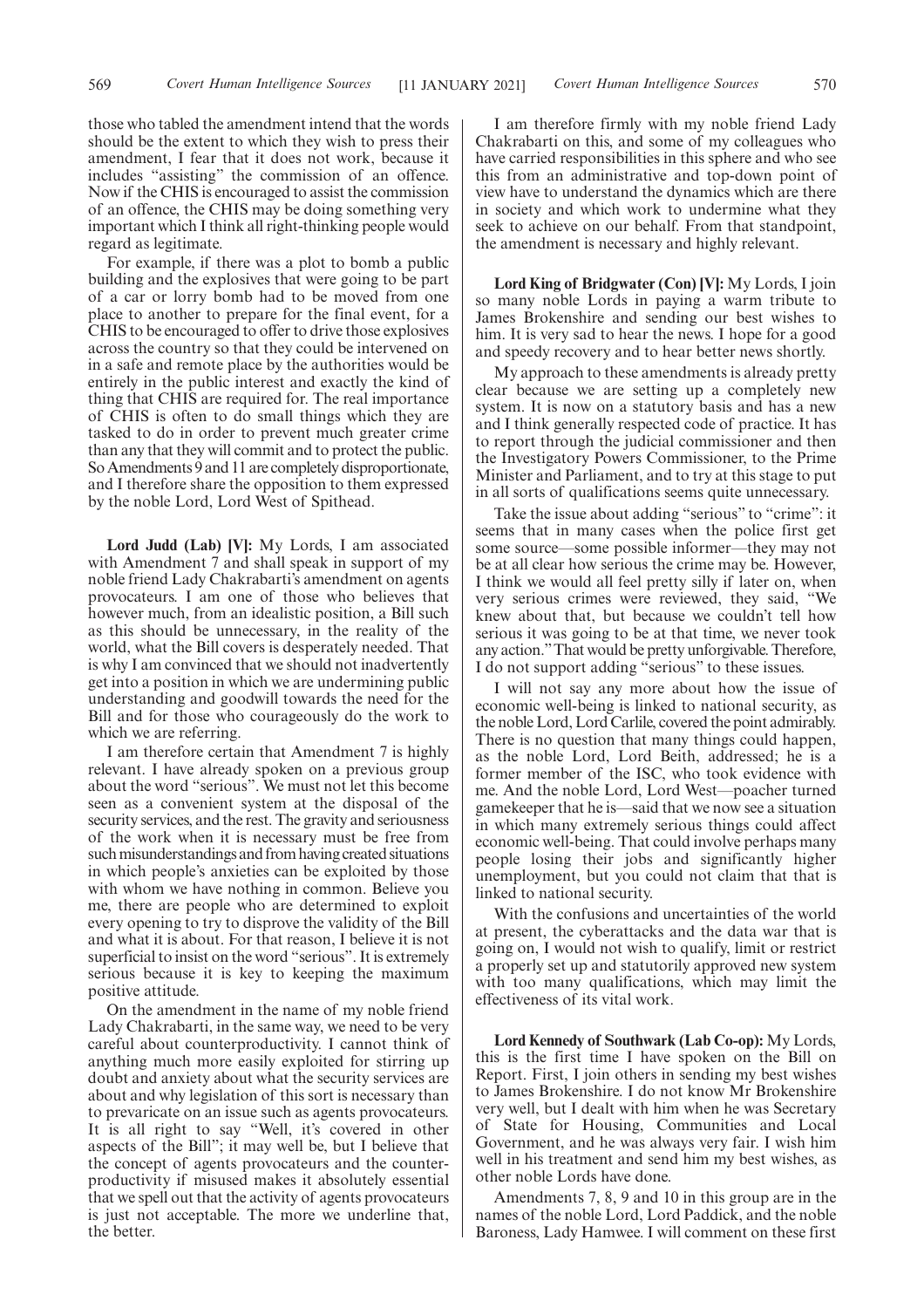those who tabled the amendment intend that the words should be the extent to which they wish to press their amendment, I fear that it does not work, because it includes "assisting" the commission of an offence. Now if the CHIS is encouraged to assist the commission of an offence, the CHIS may be doing something very important which I think all right-thinking people would regard as legitimate.

For example, if there was a plot to bomb a public building and the explosives that were going to be part of a car or lorry bomb had to be moved from one place to another to prepare for the final event, for a CHIS to be encouraged to offer to drive those explosives across the country so that they could be intervened on in a safe and remote place by the authorities would be entirely in the public interest and exactly the kind of thing that CHIS are required for. The real importance of CHIS is often to do small things which they are tasked to do in order to prevent much greater crime than any that they will commit and to protect the public. So Amendments 9 and 11 are completely disproportionate, and I therefore share the opposition to them expressed by the noble Lord, Lord West of Spithead.

**Lord Judd (Lab) [V]:** My Lords, I am associated with Amendment 7 and shall speak in support of my noble friend Lady Chakrabarti's amendment on agents provocateurs. I am one of those who believes that however much, from an idealistic position, a Bill such as this should be unnecessary, in the reality of the world, what the Bill covers is desperately needed. That is why I am convinced that we should not inadvertently get into a position in which we are undermining public understanding and goodwill towards the need for the Bill and for those who courageously do the work to which we are referring.

I am therefore certain that Amendment 7 is highly relevant. I have already spoken on a previous group about the word "serious". We must not let this become seen as a convenient system at the disposal of the security services, and the rest. The gravity and seriousness of the work when it is necessary must be free from such misunderstandings and from having created situations in which people's anxieties can be exploited by those with whom we have nothing in common. Believe you me, there are people who are determined to exploit every opening to try to disprove the validity of the Bill and what it is about. For that reason, I believe it is not superficial to insist on the word "serious". It is extremely serious because it is key to keeping the maximum positive attitude.

On the amendment in the name of my noble friend Lady Chakrabarti, in the same way, we need to be very careful about counterproductivity. I cannot think of anything much more easily exploited for stirring up doubt and anxiety about what the security services are about and why legislation of this sort is necessary than to prevaricate on an issue such as agents provocateurs. It is all right to say "Well, it's covered in other aspects of the Bill"; it may well be, but I believe that the concept of agents provocateurs and the counter-productivity if misused makes it absolutely essential that we spell out that the activity of agents provocateurs is just not acceptable. The more we underline that, the better.

I am therefore firmly with my noble friend Lady Chakrabarti on this, and some of my colleagues who have carried responsibilities in this sphere and who see this from an administrative and top-down point of view have to understand the dynamics which are there in society and which work to undermine what they seek to achieve on our behalf. From that standpoint, the amendment is necessary and highly relevant.

**Lord King of Bridgwater (Con) [V]:** My Lords, I join so many noble Lords in paying a warm tribute to James Brokenshire and sending our best wishes to him. It is very sad to hear the news. I hope for a good and speedy recovery and to hear better news shortly.

My approach to these amendments is already pretty clear because we are setting up a completely new system. It is now on a statutory basis and has a new and I think generally respected code of practice. It has to report through the judicial commissioner and then the Investigatory Powers Commissioner, to the Prime Minister and Parliament, and to try at this stage to put in all sorts of qualifications seems quite unnecessary.

Take the issue about adding "serious" to "crime": it seems that in many cases when the police first get some source—some possible informer—they may not be at all clear how serious the crime may be. However, I think we would all feel pretty silly if later on, when very serious crimes were reviewed, they said, "We knew about that, but because we couldn't tell how serious it was going to be at that time, we never took any action." That would be pretty unforgivable. Therefore, I do not support adding "serious" to these issues.

I will not say any more about how the issue of economic well-being is linked to national security, as the noble Lord, Lord Carlile, covered the point admirably. There is no question that many things could happen, as the noble Lord, Lord Beith, addressed; he is a former member of the ISC, who took evidence with me. And the noble Lord, Lord West—poacher turned gamekeeper that he is—said that we now see a situation in which many extremely serious things could affect economic well-being. That could involve perhaps many people losing their jobs and significantly higher unemployment, but you could not claim that that is linked to national security.

With the confusions and uncertainties of the world at present, the cyberattacks and the data war that is going on, I would not wish to qualify, limit or restrict a properly set up and statutorily approved new system with too many qualifications, which may limit the effectiveness of its vital work.

**Lord Kennedy of Southwark (Lab Co-op):** My Lords, this is the first time I have spoken on the Bill on Report. First, I join others in sending my best wishes to James Brokenshire. I do not know Mr Brokenshire very well, but I dealt with him when he was Secretary of State for Housing, Communities and Local Government, and he was always very fair. I wish him well in his treatment and send him my best wishes, as other noble Lords have done.

Amendments 7, 8, 9 and 10 in this group are in the names of the noble Lord, Lord Paddick, and the noble Baroness, Lady Hamwee. I will comment on these first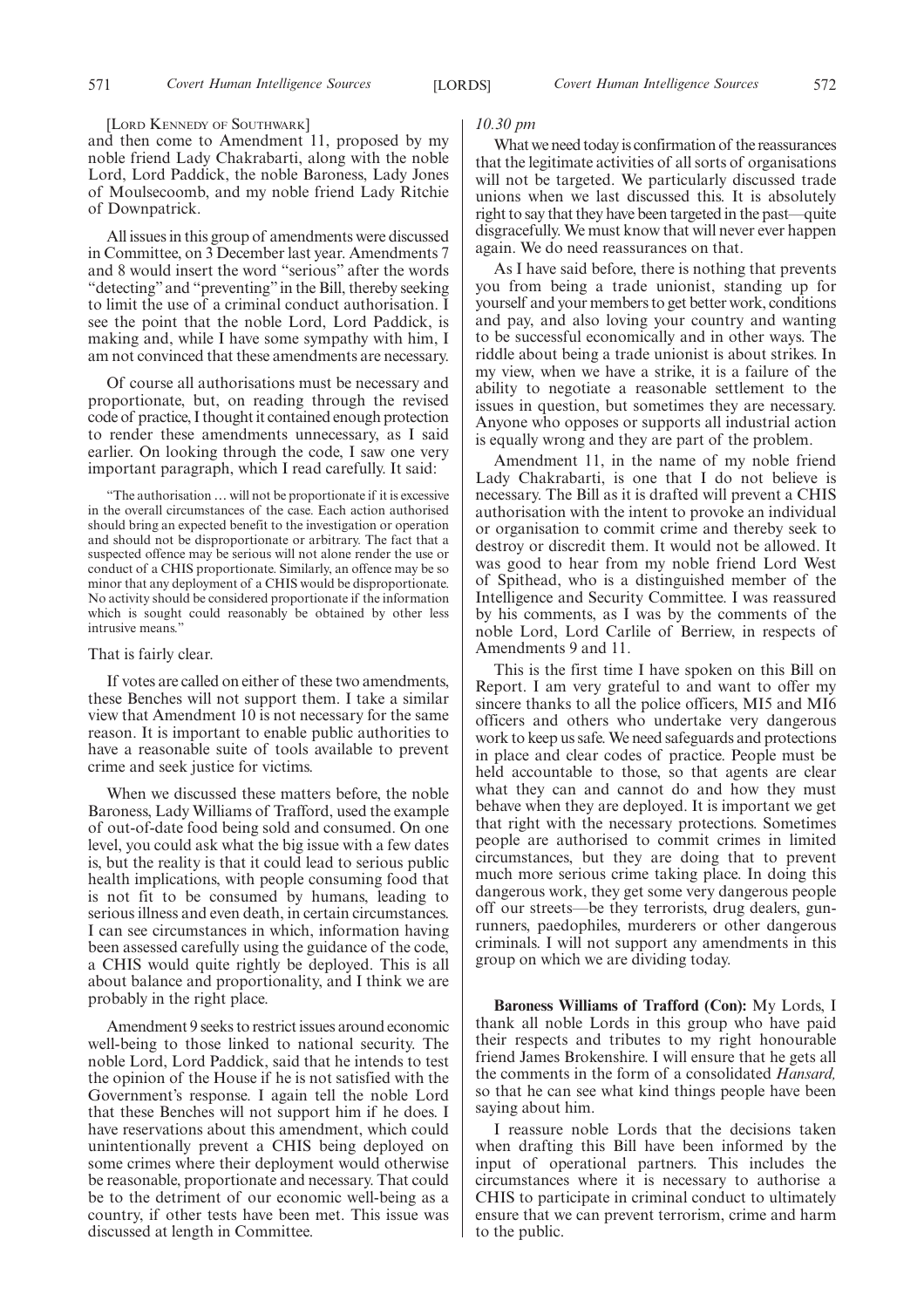[LORD KENNEDY OF SOUTHWARK]

and then come to Amendment 11, proposed by my noble friend Lady Chakrabarti, along with the noble Lord, Lord Paddick, the noble Baroness, Lady Jones of Moulsecoomb, and my noble friend Lady Ritchie of Downpatrick.

All issues in this group of amendments were discussed in Committee, on 3 December last year. Amendments 7 and 8 would insert the word "serious" after the words "detecting" and "preventing" in the Bill, thereby seeking to limit the use of a criminal conduct authorisation. I see the point that the noble Lord, Lord Paddick, is making and, while I have some sympathy with him, I am not convinced that these amendments are necessary.

Of course all authorisations must be necessary and proportionate, but, on reading through the revised code of practice, I thought it contained enough protection to render these amendments unnecessary, as I said earlier. On looking through the code, I saw one very important paragraph, which I read carefully. It said:

> "The authorisation … will not be proportionate if it is excessive in the overall circumstances of the case. Each action authorised should bring an expected benefit to the investigation or operation and should not be disproportionate or arbitrary. The fact that a suspected offence may be serious will not alone render the use or conduct of a CHIS proportionate. Similarly, an offence may be so minor that any deployment of a CHIS would be disproportionate. No activity should be considered proportionate if the information which is sought could reasonably be obtained by other less intrusive means."

That is fairly clear.

If votes are called on either of these two amendments, these Benches will not support them. I take a similar view that Amendment 10 is not necessary for the same reason. It is important to enable public authorities to have a reasonable suite of tools available to prevent crime and seek justice for victims.

When we discussed these matters before, the noble Baroness, Lady Williams of Trafford, used the example of out-of-date food being sold and consumed. On one level, you could ask what the big issue with a few dates is, but the reality is that it could lead to serious public health implications, with people consuming food that is not fit to be consumed by humans, leading to serious illness and even death, in certain circumstances. I can see circumstances in which, information having been assessed carefully using the guidance of the code, a CHIS would quite rightly be deployed. This is all about balance and proportionality, and I think we are probably in the right place.

Amendment 9 seeks to restrict issues around economic well-being to those linked to national security. The noble Lord, Lord Paddick, said that he intends to test the opinion of the House if he is not satisfied with the Government's response. I again tell the noble Lord that these Benches will not support him if he does. I have reservations about this amendment, which could unintentionally prevent a CHIS being deployed on some crimes where their deployment would otherwise be reasonable, proportionate and necessary. That could be to the detriment of our economic well-being as a country, if other tests have been met. This issue was discussed at length in Committee.

*10.30 pm*

What we need today is confirmation of the reassurances that the legitimate activities of all sorts of organisations will not be targeted. We particularly discussed trade unions when we last discussed this. It is absolutely right to say that they have been targeted in the past—quite disgracefully. We must know that will never ever happen again. We do need reassurances on that.

As I have said before, there is nothing that prevents you from being a trade unionist, standing up for yourself and your members to get better work, conditions and pay, and also loving your country and wanting to be successful economically and in other ways. The riddle about being a trade unionist is about strikes. In my view, when we have a strike, it is a failure of the ability to negotiate a reasonable settlement to the issues in question, but sometimes they are necessary. Anyone who opposes or supports all industrial action is equally wrong and they are part of the problem.

Amendment 11, in the name of my noble friend Lady Chakrabarti, is one that I do not believe is necessary. The Bill as it is drafted will prevent a CHIS authorisation with the intent to provoke an individual or organisation to commit crime and thereby seek to destroy or discredit them. It would not be allowed. It was good to hear from my noble friend Lord West of Spithead, who is a distinguished member of the Intelligence and Security Committee. I was reassured by his comments, as I was by the comments of the noble Lord, Lord Carlile of Berriew, in respects of Amendments 9 and 11.

This is the first time I have spoken on this Bill on Report. I am very grateful to and want to offer my sincere thanks to all the police officers, MI5 and MI6 officers and others who undertake very dangerous work to keep us safe. We need safeguards and protections in place and clear codes of practice. People must be held accountable to those, so that agents are clear what they can and cannot do and how they must behave when they are deployed. It is important we get that right with the necessary protections. Sometimes people are authorised to commit crimes in limited circumstances, but they are doing that to prevent much more serious crime taking place. In doing this dangerous work, they get some very dangerous people off our streets—be they terrorists, drug dealers, gun-runners, paedophiles, murderers or other dangerous criminals. I will not support any amendments in this group on which we are dividing today.

**Baroness Williams of Trafford (Con):** My Lords, I thank all noble Lords in this group who have paid their respects and tributes to my right honourable friend James Brokenshire. I will ensure that he gets all the comments in the form of a consolidated *Hansard,* so that he can see what kind things people have been saying about him.

I reassure noble Lords that the decisions taken when drafting this Bill have been informed by the input of operational partners. This includes the circumstances where it is necessary to authorise a CHIS to participate in criminal conduct to ultimately ensure that we can prevent terrorism, crime and harm to the public.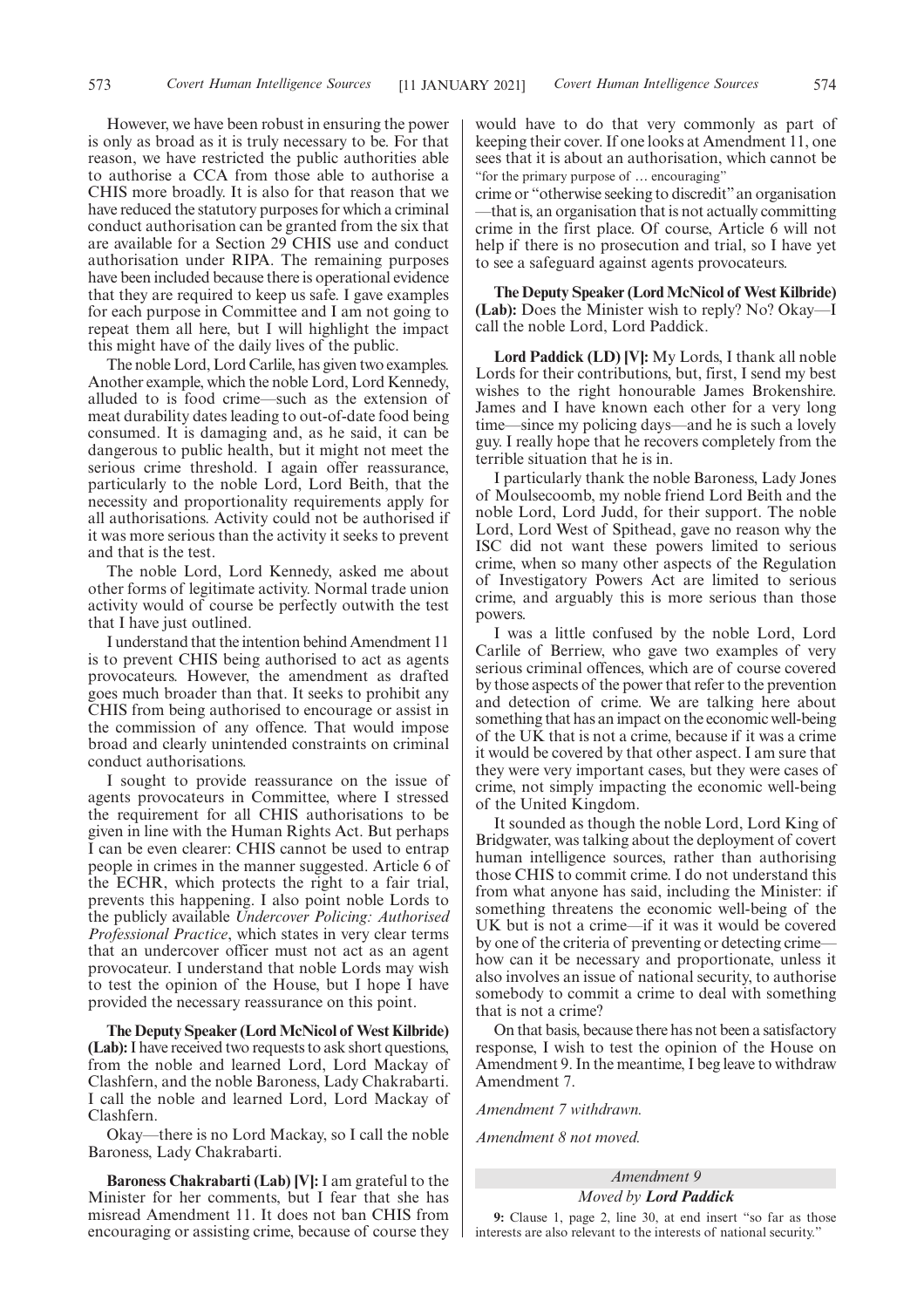However, we have been robust in ensuring the power is only as broad as it is truly necessary to be. For that reason, we have restricted the public authorities able to authorise a CCA from those able to authorise a CHIS more broadly. It is also for that reason that we have reduced the statutory purposes for which a criminal conduct authorisation can be granted from the six that are available for a Section 29 CHIS use and conduct authorisation under RIPA. The remaining purposes have been included because there is operational evidence that they are required to keep us safe. I gave examples for each purpose in Committee and I am not going to repeat them all here, but I will highlight the impact this might have of the daily lives of the public.

The noble Lord, Lord Carlile, has given two examples. Another example, which the noble Lord, Lord Kennedy, alluded to is food crime—such as the extension of meat durability dates leading to out-of-date food being consumed. It is damaging and, as he said, it can be dangerous to public health, but it might not meet the serious crime threshold. I again offer reassurance, particularly to the noble Lord, Lord Beith, that the necessity and proportionality requirements apply for all authorisations. Activity could not be authorised if it was more serious than the activity it seeks to prevent and that is the test.

The noble Lord, Lord Kennedy, asked me about other forms of legitimate activity. Normal trade union activity would of course be perfectly outwith the test that I have just outlined.

I understand that the intention behind Amendment 11 is to prevent CHIS being authorised to act as agents provocateurs. However, the amendment as drafted goes much broader than that. It seeks to prohibit any CHIS from being authorised to encourage or assist in the commission of any offence. That would impose broad and clearly unintended constraints on criminal conduct authorisations.

I sought to provide reassurance on the issue of agents provocateurs in Committee, where I stressed the requirement for all CHIS authorisations to be given in line with the Human Rights Act. But perhaps I can be even clearer: CHIS cannot be used to entrap people in crimes in the manner suggested. Article 6 of the ECHR, which protects the right to a fair trial, prevents this happening. I also point noble Lords to the publicly available *Undercover Policing: Authorised Professional Practice*, which states in very clear terms that an undercover officer must not act as an agent provocateur. I understand that noble Lords may wish to test the opinion of the House, but I hope I have provided the necessary reassurance on this point.

**The Deputy Speaker (Lord McNicol of West Kilbride) (Lab):** I have received two requests to ask short questions, from the noble and learned Lord, Lord Mackay of Clashfern, and the noble Baroness, Lady Chakrabarti. I call the noble and learned Lord, Lord Mackay of Clashfern.

Okay—there is no Lord Mackay, so I call the noble Baroness, Lady Chakrabarti.

**Baroness Chakrabarti (Lab) [V]:** I am grateful to the Minister for her comments, but I fear that she has misread Amendment 11. It does not ban CHIS from encouraging or assisting crime, because of course they would have to do that very commonly as part of keeping their cover. If one looks at Amendment 11, one sees that it is about an authorisation, which cannot be "for the primary purpose of … encouraging"

crime or "otherwise seeking to discredit" an organisation —that is, an organisation that is not actually committing crime in the first place. Of course, Article 6 will not help if there is no prosecution and trial, so I have yet to see a safeguard against agents provocateurs.

**The Deputy Speaker (Lord McNicol of West Kilbride) (Lab):** Does the Minister wish to reply? No? Okay—I call the noble Lord, Lord Paddick.

**Lord Paddick (LD) [V]:** My Lords, I thank all noble Lords for their contributions, but, first, I send my best wishes to the right honourable James Brokenshire. James and I have known each other for a very long time—since my policing days—and he is such a lovely guy. I really hope that he recovers completely from the terrible situation that he is in.

I particularly thank the noble Baroness, Lady Jones of Moulsecoomb, my noble friend Lord Beith and the noble Lord, Lord Judd, for their support. The noble Lord, Lord West of Spithead, gave no reason why the ISC did not want these powers limited to serious crime, when so many other aspects of the Regulation of Investigatory Powers Act are limited to serious crime, and arguably this is more serious than those powers.

I was a little confused by the noble Lord, Lord Carlile of Berriew, who gave two examples of very serious criminal offences, which are of course covered by those aspects of the power that refer to the prevention and detection of crime. We are talking here about something that has an impact on the economic well-being of the UK that is not a crime, because if it was a crime it would be covered by that other aspect. I am sure that they were very important cases, but they were cases of crime, not simply impacting the economic well-being of the United Kingdom.

It sounded as though the noble Lord, Lord King of Bridgwater, was talking about the deployment of covert human intelligence sources, rather than authorising those CHIS to commit crime. I do not understand this from what anyone has said, including the Minister: if something threatens the economic well-being of the UK but is not a crime—if it was it would be covered by one of the criteria of preventing or detecting crime—how can it be necessary and proportionate, unless it also involves an issue of national security, to authorise somebody to commit a crime to deal with something that is not a crime?

On that basis, because there has not been a satisfactory response, I wish to test the opinion of the House on Amendment 9. In the meantime, I beg leave to withdraw Amendment 7.

*Amendment 7 withdrawn.*

*Amendment 8 not moved.*

*Amendment 9*

*Moved by **Lord Paddick***

**9:** Clause 1, page 2, line 30, at end insert "so far as those interests are also relevant to the interests of national security."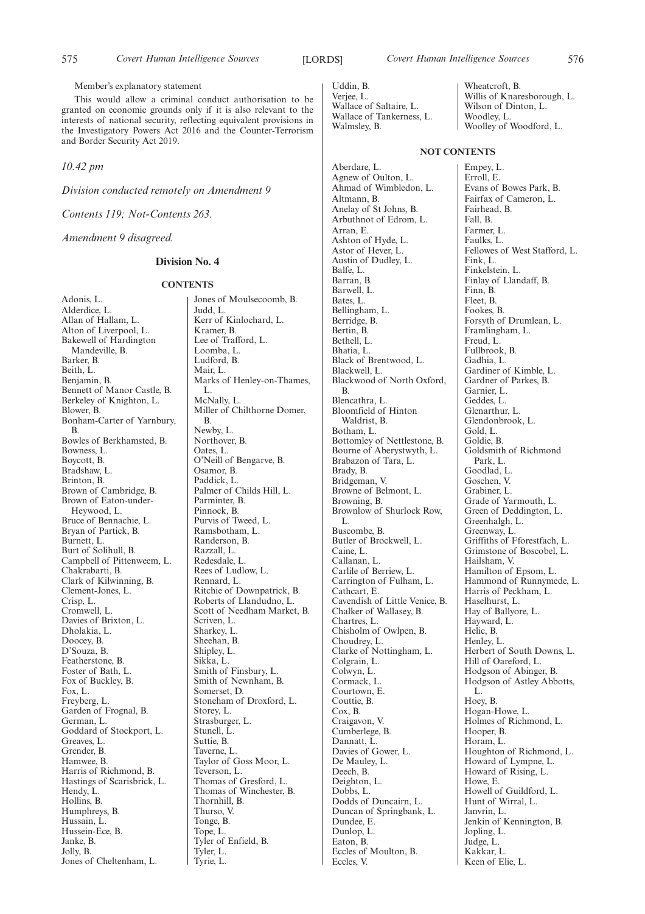Member's explanatory statement

This would allow a criminal conduct authorisation to be granted on economic grounds only if it is also relevant to the interests of national security, reflecting equivalent provisions in the Investigatory Powers Act 2016 and the Counter-Terrorism and Border Security Act 2019.

*10.42 pm*

*Division conducted remotely on Amendment 9*

*Contents 119; Not-Contents 263.*

*Amendment 9 disagreed.*

## Division No. 4

### CONTENTS

Adonis, L.
Alderdice, L.
Allan of Hallam, L.
Alton of Liverpool, L.
Bakewell of Hardington Mandeville, B.
Barker, B.
Beith, L.
Benjamin, B.
Bennett of Manor Castle, B.
Berkeley of Knighton, L.
Blower, B.
Bonham-Carter of Yarnbury, B.
Bowles of Berkhamsted, B.
Bowness, L.
Boycott, B.
Bradshaw, L.
Brinton, B.
Brown of Cambridge, B.
Brown of Eaton-under-Heywood, L.
Bruce of Bennachie, L.
Bryan of Partick, B.
Burnett, L.
Burt of Solihull, B.
Campbell of Pittenweem, L.
Chakrabarti, B.
Clark of Kilwinning, B.
Clement-Jones, L.
Crisp, L.
Cromwell, L.
Davies of Brixton, L.
Dholakia, L.
Doocey, B.
D'Souza, B.
Featherstone, B.
Foster of Bath, L.
Fox of Buckley, B.
Fox, L.
Freyberg, L.
Garden of Frognal, B.
German, L.
Goddard of Stockport, L.
Greaves, L.
Grender, B.
Hamwee, B.
Harris of Richmond, B.
Hastings of Scarisbrick, L.
Hendy, L.
Hollins, B.
Humphreys, B.
Hussain, L.
Hussein-Ece, B.
Janke, B.
Jolly, B.
Jones of Cheltenham, L.
Jones of Moulsecoomb, B.
Judd, L.
Kerr of Kinlochard, L.
Kramer, B.
Lee of Trafford, L.
Loomba, L.
Ludford, B.
Mair, L.
Marks of Henley-on-Thames, L.
McNally, L.
Miller of Chilthorne Domer, B.
Newby, L.
Northover, B.
Oates, L.
O'Neill of Bengarve, B.
Osamor, B.
Paddick, L.
Palmer of Childs Hill, L.
Parminter, B.
Pinnock, B.
Purvis of Tweed, L.
Ramsbotham, L.
Randerson, B.
Razzall, L.
Redesdale, L.
Rees of Ludlow, L.
Rennard, L.
Ritchie of Downpatrick, B.
Roberts of Llandudno, L.
Scott of Needham Market, B.
Scriven, L.
Sharkey, L.
Sheehan, B.
Shipley, L.
Sikka, L.
Smith of Finsbury, L.
Smith of Newnham, B.
Somerset, D.
Stoneham of Droxford, L.
Storey, L.
Strasburger, L.
Stunell, L.
Suttie, B.
Taverne, L.
Taylor of Goss Moor, L.
Teverson, L.
Thomas of Gresford, L.
Thomas of Winchester, B.
Thornhill, B.
Thurso, V.
Tonge, B.
Tope, L.
Tyler of Enfield, B.
Tyler, L.
Tyrie, L.
Uddin, B.
Verjee, L.
Wallace of Saltaire, L.
Wallace of Tankerness, L.
Walmsley, B.
Wheatcroft, B.
Willis of Knaresborough, L.
Wilson of Dinton, L.
Woodley, L.
Woolley of Woodford, L.

### NOT CONTENTS

Aberdare, L.
Agnew of Oulton, L.
Ahmad of Wimbledon, L.
Altmann, B.
Anelay of St Johns, B.
Arbuthnot of Edrom, L.
Arran, E.
Ashton of Hyde, L.
Astor of Hever, L.
Austin of Dudley, L.
Balfe, L.
Barran, B.
Barwell, L.
Bates, L.
Bellingham, L.
Berridge, B.
Bertin, B.
Bethell, L.
Bhatia, L.
Black of Brentwood, L.
Blackwell, L.
Blackwood of North Oxford, B.
Blencathra, L.
Bloomfield of Hinton Waldrist, B.
Botham, L.
Bottomley of Nettlestone, B.
Bourne of Aberystwyth, L.
Brabazon of Tara, L.
Brady, B.
Bridgeman, V.
Browne of Belmont, L.
Browning, B.
Brownlow of Shurlock Row, L.
Buscombe, B.
Butler of Brockwell, L.
Caine, L.
Callanan, L.
Carlile of Berriew, L.
Carrington of Fulham, L.
Cathcart, E.
Cavendish of Little Venice, B.
Chalker of Wallasey, B.
Chartres, L.
Chisholm of Owlpen, B.
Choudrey, L.
Clarke of Nottingham, L.
Colgrain, L.
Colwyn, L.
Cormack, L.
Courtown, E.
Couttie, B.
Cox, B.
Craigavon, V.
Cumberlege, B.
Dannatt, L.
Davies of Gower, L.
De Mauley, L.
Deech, B.
Deighton, L.
Dobbs, L.
Dodds of Duncairn, L.
Duncan of Springbank, L.
Dundee, E.
Dunlop, L.
Eaton, B.
Eccles of Moulton, B.
Eccles, V.
Empey, L.
Erroll, E.
Evans of Bowes Park, B.
Fairfax of Cameron, L.
Fairhead, B.
Fall, B.
Farmer, L.
Faulks, L.
Fellowes of West Stafford, L.
Fink, L.
Finkelstein, L.
Finlay of Llandaff, B.
Finn, B.
Fleet, B.
Fookes, B.
Forsyth of Drumlean, L.
Framlingham, L.
Freud, L.
Fullbrook, B.
Gadhia, L.
Gardiner of Kimble, L.
Gardner of Parkes, B.
Garnier, L.
Geddes, L.
Glenarthur, L.
Glendonbrook, L.
Gold, L.
Goldie, B.
Goldsmith of Richmond Park, L.
Goodlad, L.
Goschen, V.
Grabiner, L.
Grade of Yarmouth, L.
Green of Deddington, L.
Greenhalgh, L.
Greenway, L.
Griffiths of Fforestfach, L.
Grimstone of Boscobel, L.
Hailsham, V.
Hamilton of Epsom, L.
Hammond of Runnymede, L.
Harris of Peckham, L.
Haselhurst, L.
Hay of Ballyore, L.
Hayward, L.
Helic, B.
Henley, L.
Herbert of South Downs, L.
Hill of Oareford, L.
Hodgson of Abinger, B.
Hodgson of Astley Abbotts, L.
Hoey, B.
Hogan-Howe, L.
Holmes of Richmond, L.
Hooper, B.
Horam, L.
Houghton of Richmond, L.
Howard of Lympne, L.
Howard of Rising, L.
Howe, E.
Howell of Guildford, L.
Hunt of Wirral, L.
Janvrin, L.
Jenkin of Kennington, B.
Jopling, L.
Judge, L.
Kakkar, L.
Keen of Elie, L.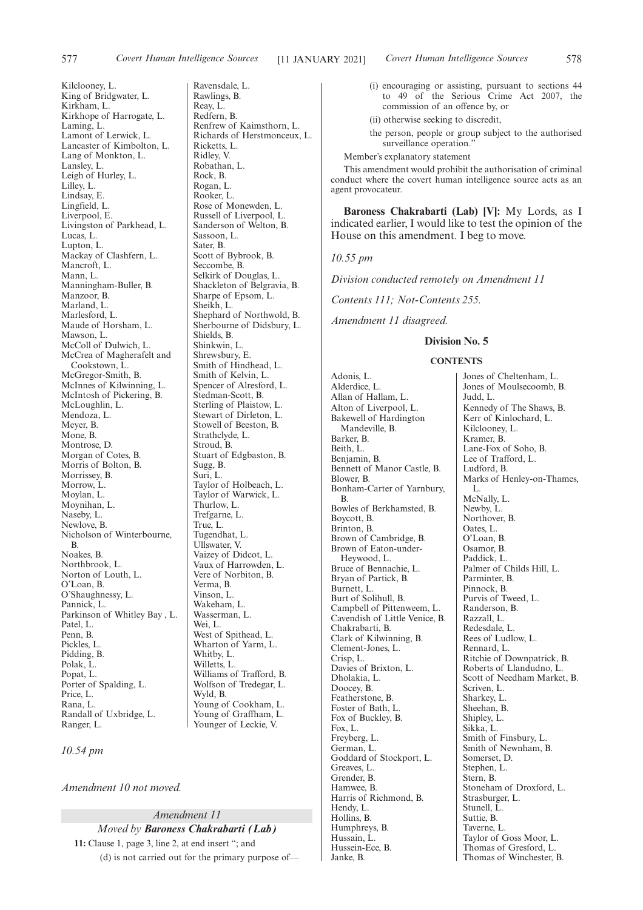Kilclooney, L.
King of Bridgwater, L.
Kirkham, L.
Kirkhope of Harrogate, L.
Laming, L.
Lamont of Lerwick, L.
Lancaster of Kimbolton, L.
Lang of Monkton, L.
Lansley, L.
Leigh of Hurley, L.
Lilley, L.
Lindsay, E.
Lingfield, L.
Liverpool, E.
Livingston of Parkhead, L.
Lucas, L.
Lupton, L.
Mackay of Clashfern, L.
Mancroft, L.
Mann, L.
Manningham-Buller, B.
Manzoor, B.
Marland, L.
Marlesford, L.
Maude of Horsham, L.
Mawson, L.
McColl of Dulwich, L.
McCrea of Magherafelt and Cookstown, L.
McGregor-Smith, B.
McInnes of Kilwinning, L.
McIntosh of Pickering, B.
McLoughlin, L.
Mendoza, L.
Meyer, B.
Mone, B.
Montrose, D.
Morgan of Cotes, B.
Morris of Bolton, B.
Morrissey, B.
Morrow, L.
Moylan, L.
Moynihan, L.
Naseby, L.
Newlove, B.
Nicholson of Winterbourne, B.
Noakes, B.
Northbrook, L.
Norton of Louth, L.
O'Loan, B.
O'Shaughnessy, L.
Pannick, L.
Parkinson of Whitley Bay , L.
Patel, L.
Penn, B.
Pickles, L.
Pidding, B.
Polak, L.
Popat, L.
Porter of Spalding, L.
Price, L.
Rana, L.
Randall of Uxbridge, L.
Ranger, L.
Ravensdale, L.
Rawlings, B.
Reay, L.
Redfern, B.
Renfrew of Kaimsthorn, L.
Richards of Herstmonceux, L.
Ricketts, L.
Ridley, V.
Robathan, L.
Rock, B.
Rogan, L.
Rooker, L.
Rose of Monewden, L.
Russell of Liverpool, L.
Sanderson of Welton, B.
Sassoon, L.
Sater, B.
Scott of Bybrook, B.
Seccombe, B.
Selkirk of Douglas, L.
Shackleton of Belgravia, B.
Sharpe of Epsom, L.
Sheikh, L.
Shephard of Northwold, B.
Sherbourne of Didsbury, L.
Shields, B.
Shinkwin, L.
Shrewsbury, E.
Smith of Hindhead, L.
Smith of Kelvin, L.
Spencer of Alresford, L.
Stedman-Scott, B.
Sterling of Plaistow, L.
Stewart of Dirleton, L.
Stowell of Beeston, B.
Strathclyde, L.
Stroud, B.
Stuart of Edgbaston, B.
Sugg, B.
Suri, L.
Taylor of Holbeach, L.
Taylor of Warwick, L.
Thurlow, L.
Trefgarne, L.
True, L.
Tugendhat, L.
Ullswater, V.
Vaizey of Didcot, L.
Vaux of Harrowden, L.
Vere of Norbiton, B.
Verma, B.
Vinson, L.
Wakeham, L.
Wasserman, L.
Wei, L.
West of Spithead, L.
Wharton of Yarm, L.
Whitby, L.
Willetts, L.
Williams of Trafford, B.
Wolfson of Tredegar, L.
Wyld, B.
Young of Cookham, L.
Young of Graffham, L.
Younger of Leckie, V.

*10.54 pm*

*Amendment 10 not moved.*

*Amendment 11*

*Moved by* ***Baroness Chakrabarti (Lab)***

**11:** Clause 1, page 3, line 2, at end insert "; and

(d) is not carried out for the primary purpose of—

(i) encouraging or assisting, pursuant to sections 44 to 49 of the Serious Crime Act 2007, the commission of an offence by, or

(ii) otherwise seeking to discredit,

the person, people or group subject to the authorised surveillance operation."

Member's explanatory statement

This amendment would prohibit the authorisation of criminal conduct where the covert human intelligence source acts as an agent provocateur.

**Baroness Chakrabarti (Lab) [V]:** My Lords, as I indicated earlier, I would like to test the opinion of the House on this amendment. I beg to move.

*10.55 pm*

*Division conducted remotely on Amendment 11*

*Contents 111; Not-Contents 255.*

*Amendment 11 disagreed.*

## Division No. 5

### CONTENTS

Adonis, L.
Alderdice, L.
Allan of Hallam, L.
Alton of Liverpool, L.
Bakewell of Hardington Mandeville, B.
Barker, B.
Beith, L.
Benjamin, B.
Bennett of Manor Castle, B.
Blower, B.
Bonham-Carter of Yarnbury, B.
Bowles of Berkhamsted, B.
Boycott, B.
Brinton, B.
Brown of Cambridge, B.
Brown of Eaton-under-Heywood, L.
Bruce of Bennachie, L.
Bryan of Partick, B.
Burnett, L.
Burt of Solihull, B.
Campbell of Pittenweem, L.
Cavendish of Little Venice, B.
Chakrabarti, B.
Clark of Kilwinning, B.
Clement-Jones, L.
Crisp, L.
Davies of Brixton, L.
Dholakia, L.
Doocey, B.
Featherstone, B.
Foster of Bath, L.
Fox of Buckley, B.
Fox, L.
Freyberg, L.
German, L.
Goddard of Stockport, L.
Greaves, L.
Grender, B.
Hamwee, B.
Harris of Richmond, B.
Hendy, L.
Hollins, B.
Humphreys, B.
Hussain, L.
Hussein-Ece, B.
Janke, B.
Jones of Cheltenham, L.
Jones of Moulsecoomb, B.
Judd, L.
Kennedy of The Shaws, B.
Kerr of Kinlochard, L.
Kilclooney, L.
Kramer, B.
Lane-Fox of Soho, B.
Lee of Trafford, L.
Ludford, B.
Marks of Henley-on-Thames, L.
McNally, L.
Newby, L.
Northover, B.
Oates, L.
O'Loan, B.
Osamor, B.
Paddick, L.
Palmer of Childs Hill, L.
Parminter, B.
Pinnock, B.
Purvis of Tweed, L.
Randerson, B.
Razzall, L.
Redesdale, L.
Rees of Ludlow, L.
Rennard, L.
Ritchie of Downpatrick, B.
Roberts of Llandudno, L.
Scott of Needham Market, B.
Scriven, L.
Sharkey, L.
Sheehan, B.
Shipley, L.
Sikka, L.
Smith of Finsbury, L.
Smith of Newnham, B.
Somerset, D.
Stephen, L.
Stern, B.
Stoneham of Droxford, L.
Strasburger, L.
Stunell, L.
Suttie, B.
Taverne, L.
Taylor of Goss Moor, L.
Thomas of Gresford, L.
Thomas of Winchester, B.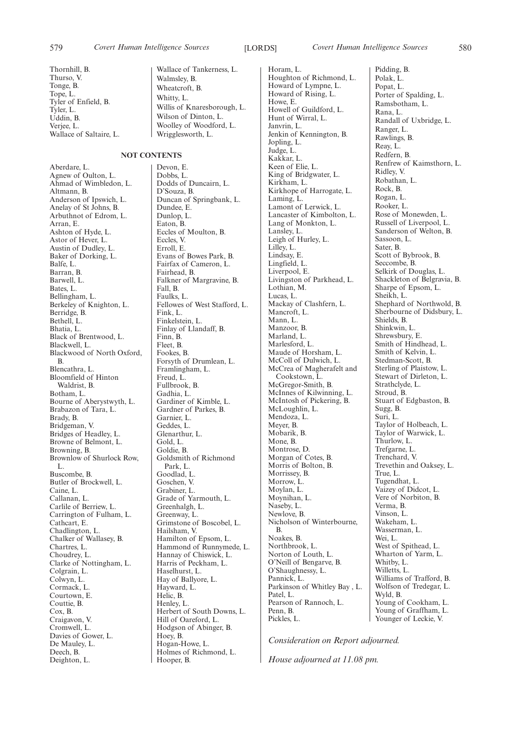Thornhill, B.
Thurso, V.
Tonge, B.
Tope, L.
Tyler of Enfield, B.
Tyler, L.
Uddin, B.
Verjee, L.
Wallace of Saltaire, L.
Wallace of Tankerness, L.
Walmsley, B.
Wheatcroft, B.
Whitty, L.
Willis of Knaresborough, L.
Wilson of Dinton, L.
Woolley of Woodford, L.
Wrigglesworth, L.

## NOT CONTENTS

Aberdare, L.
Agnew of Oulton, L.
Ahmad of Wimbledon, L.
Altmann, B.
Anderson of Ipswich, L.
Anelay of St Johns, B.
Arbuthnot of Edrom, L.
Arran, E.
Ashton of Hyde, L.
Astor of Hever, L.
Austin of Dudley, L.
Baker of Dorking, L.
Balfe, L.
Barran, B.
Barwell, L.
Bates, L.
Bellingham, L.
Berkeley of Knighton, L.
Berridge, B.
Bethell, L.
Bhatia, L.
Black of Brentwood, L.
Blackwell, L.
Blackwood of North Oxford, B.
Blencathra, L.
Bloomfield of Hinton Waldrist, B.
Botham, L.
Bourne of Aberystwyth, L.
Brabazon of Tara, L.
Brady, B.
Bridgeman, V.
Bridges of Headley, L.
Browne of Belmont, L.
Browning, B.
Brownlow of Shurlock Row, L.
Buscombe, B.
Butler of Brockwell, L.
Caine, L.
Callanan, L.
Carlile of Berriew, L.
Carrington of Fulham, L.
Cathcart, E.
Chadlington, L.
Chalker of Wallasey, B.
Chartres, L.
Choudrey, L.
Clarke of Nottingham, L.
Colgrain, L.
Colwyn, L.
Cormack, L.
Courtown, E.
Couttie, B.
Cox, B.
Craigavon, V.
Cromwell, L.
Davies of Gower, L.
De Mauley, L.
Deech, B.
Deighton, L.
Devon, E.
Dobbs, L.
Dodds of Duncairn, L.
D'Souza, B.
Duncan of Springbank, L.
Dundee, E.
Dunlop, L.
Eaton, B.
Eccles of Moulton, B.
Eccles, V.
Erroll, E.
Evans of Bowes Park, B.
Fairfax of Cameron, L.
Fairhead, B.
Falkner of Margravine, B.
Fall, B.
Faulks, L.
Fellowes of West Stafford, L.
Fink, L.
Finkelstein, L.
Finlay of Llandaff, B.
Finn, B.
Fleet, B.
Fookes, B.
Forsyth of Drumlean, L.
Framlingham, L.
Freud, L.
Fullbrook, B.
Gadhia, L.
Gardiner of Kimble, L.
Gardner of Parkes, B.
Garnier, L.
Geddes, L.
Glenarthur, L.
Gold, L.
Goldie, B.
Goldsmith of Richmond Park, L.
Goodlad, L.
Goschen, V.
Grabiner, L.
Grade of Yarmouth, L.
Greenhalgh, L.
Greenway, L.
Grimstone of Boscobel, L.
Hailsham, V.
Hamilton of Epsom, L.
Hammond of Runnymede, L.
Hannay of Chiswick, L.
Harris of Peckham, L.
Haselhurst, L.
Hay of Ballyore, L.
Hayward, L.
Helic, B.
Henley, L.
Herbert of South Downs, L.
Hill of Oareford, L.
Hodgson of Abinger, B.
Hoey, B.
Hogan-Howe, L.
Holmes of Richmond, L.
Hooper, B.
Horam, L.
Houghton of Richmond, L.
Howard of Lympne, L.
Howard of Rising, L.
Howe, E.
Howell of Guildford, L.
Hunt of Wirral, L.
Janvrin, L.
Jenkin of Kennington, B.
Jopling, L.
Judge, L.
Kakkar, L.
Keen of Elie, L.
King of Bridgwater, L.
Kirkham, L.
Kirkhope of Harrogate, L.
Laming, L.
Lamont of Lerwick, L.
Lancaster of Kimbolton, L.
Lang of Monkton, L.
Lansley, L.
Leigh of Hurley, L.
Lilley, L.
Lindsay, E.
Lingfield, L.
Liverpool, E.
Livingston of Parkhead, L.
Lothian, M.
Lucas, L.
Mackay of Clashfern, L.
Mancroft, L.
Mann, L.
Manzoor, B.
Marland, L.
Marlesford, L.
Maude of Horsham, L.
McColl of Dulwich, L.
McCrea of Magherafelt and Cookstown, L.
McGregor-Smith, B.
McInnes of Kilwinning, L.
McIntosh of Pickering, B.
McLoughlin, L.
Mendoza, L.
Meyer, B.
Mobarik, B.
Mone, B.
Montrose, D.
Morgan of Cotes, B.
Morris of Bolton, B.
Morrissey, B.
Morrow, L.
Moylan, L.
Moynihan, L.
Naseby, L.
Newlove, B.
Nicholson of Winterbourne, B.
Noakes, B.
Northbrook, L.
Norton of Louth, L.
O'Neill of Bengarve, B.
O'Shaughnessy, L.
Pannick, L.
Parkinson of Whitley Bay , L.
Patel, L.
Pearson of Rannoch, L.
Penn, B.
Pickles, L.
Pidding, B.
Polak, L.
Popat, L.
Porter of Spalding, L.
Ramsbotham, L.
Rana, L.
Randall of Uxbridge, L.
Ranger, L.
Rawlings, B.
Reay, L.
Redfern, B.
Renfrew of Kaimsthorn, L.
Ridley, V.
Robathan, L.
Rock, B.
Rogan, L.
Rooker, L.
Rose of Monewden, L.
Russell of Liverpool, L.
Sanderson of Welton, B.
Sassoon, L.
Sater, B.
Scott of Bybrook, B.
Seccombe, B.
Selkirk of Douglas, L.
Shackleton of Belgravia, B.
Sharpe of Epsom, L.
Sheikh, L.
Shephard of Northwold, B.
Sherbourne of Didsbury, L.
Shields, B.
Shinkwin, L.
Shrewsbury, E.
Smith of Hindhead, L.
Smith of Kelvin, L.
Stedman-Scott, B.
Sterling of Plaistow, L.
Stewart of Dirleton, L.
Strathclyde, L.
Stroud, B.
Stuart of Edgbaston, B.
Sugg, B.
Suri, L.
Taylor of Holbeach, L.
Taylor of Warwick, L.
Thurlow, L.
Trefgarne, L.
Trenchard, V.
Trevethin and Oaksey, L.
True, L.
Tugendhat, L.
Vaizey of Didcot, L.
Vere of Norbiton, B.
Verma, B.
Vinson, L.
Wakeham, L.
Wasserman, L.
Wei, L.
West of Spithead, L.
Wharton of Yarm, L.
Whitby, L.
Willetts, L.
Williams of Trafford, B.
Wolfson of Tredegar, L.
Wyld, B.
Young of Cookham, L.
Young of Graffham, L.
Younger of Leckie, V.

*Consideration on Report adjourned.*

*House adjourned at 11.08 pm.*